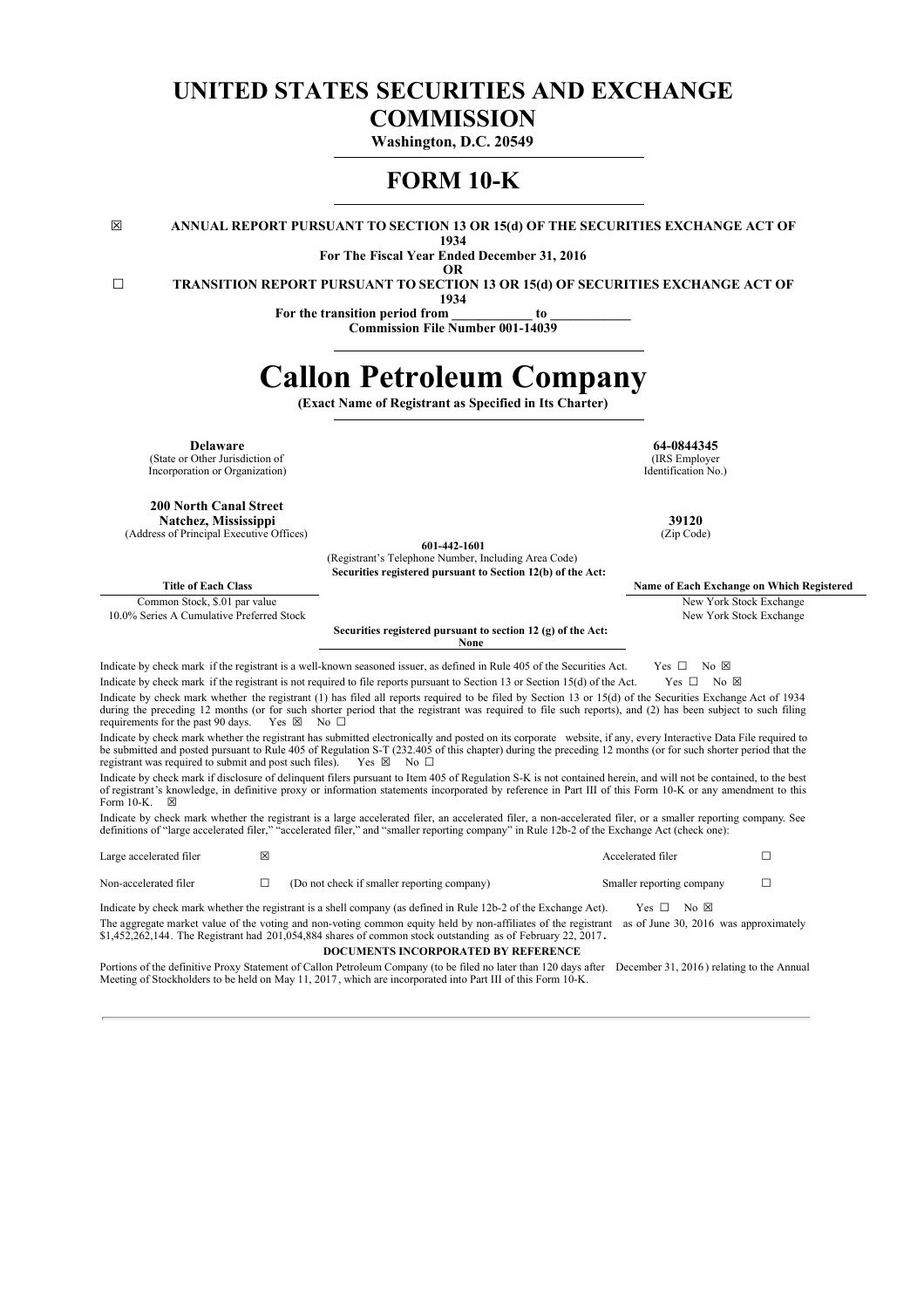# UNITED STATES SECURITIES AND EXCHANGE COMMISSION

**Washington, D.C. 20549**

## FORM 10-K

☒ **ANNUAL REPORT PURSUANT TO SECTION 13 OR 15(d) OF THE SECURITIES EXCHANGE ACT OF 1934**

**For The Fiscal Year Ended December 31, 2016**

**OR**

☐ **TRANSITION REPORT PURSUANT TO SECTION 13 OR 15(d) OF SECURITIES EXCHANGE ACT OF 1934**

**For the transition period from \_\_\_\_\_\_\_\_\_\_\_\_ to \_\_\_\_\_\_\_\_\_\_\_\_**

**Commission File Number 001-14039**

# Callon Petroleum Company

**(Exact Name of Registrant as Specified in Its Charter)**

| | |
|---|---|
| **Delaware**<br>(State or Other Jurisdiction of Incorporation or Organization) | **64-0844345**<br>(IRS Employer Identification No.) |
| **200 North Canal Street**<br>**Natchez, Mississippi**<br>(Address of Principal Executive Offices) | **39120**<br>(Zip Code) |

**601-442-1601**
(Registrant's Telephone Number, Including Area Code)

**Securities registered pursuant to Section 12(b) of the Act:**

| Title of Each Class | Name of Each Exchange on Which Registered |
|---|---|
| Common Stock, $.01 par value | New York Stock Exchange |
| 10.0% Series A Cumulative Preferred Stock | New York Stock Exchange |

**Securities registered pursuant to section 12 (g) of the Act:**
**None**

Indicate by check mark if the registrant is a well-known seasoned issuer, as defined in Rule 405 of the Securities Act. Yes ☐ No ☒

Indicate by check mark if the registrant is not required to file reports pursuant to Section 13 or Section 15(d) of the Act. Yes ☐ No ☒

Indicate by check mark whether the registrant (1) has filed all reports required to be filed by Section 13 or 15(d) of the Securities Exchange Act of 1934 during the preceding 12 months (or for such shorter period that the registrant was required to file such reports), and (2) has been subject to such filing requirements for the past 90 days. Yes ☒ No ☐

Indicate by check mark whether the registrant has submitted electronically and posted on its corporate website, if any, every Interactive Data File required to be submitted and posted pursuant to Rule 405 of Regulation S-T (232.405 of this chapter) during the preceding 12 months (or for such shorter period that the registrant was required to submit and post such files). Yes ☒ No ☐

Indicate by check mark if disclosure of delinquent filers pursuant to Item 405 of Regulation S-K is not contained herein, and will not be contained, to the best of registrant's knowledge, in definitive proxy or information statements incorporated by reference in Part III of this Form 10-K or any amendment to this Form 10-K. ☒

Indicate by check mark whether the registrant is a large accelerated filer, an accelerated filer, a non-accelerated filer, or a smaller reporting company. See definitions of "large accelerated filer," "accelerated filer," and "smaller reporting company" in Rule 12b-2 of the Exchange Act (check one):

| | | | | |
|---|---|---|---|---|
| Large accelerated filer | ☒ | | Accelerated filer | ☐ |
| Non-accelerated filer | ☐ | (Do not check if smaller reporting company) | Smaller reporting company | ☐ |

Indicate by check mark whether the registrant is a shell company (as defined in Rule 12b-2 of the Exchange Act). Yes ☐ No ☒

The aggregate market value of the voting and non-voting common equity held by non-affiliates of the registrant as of June 30, 2016 was approximately $1,452,262,144. The Registrant had 201,054,884 shares of common stock outstanding as of February 22, 2017.

**DOCUMENTS INCORPORATED BY REFERENCE**

Portions of the definitive Proxy Statement of Callon Petroleum Company (to be filed no later than 120 days after December 31, 2016) relating to the Annual Meeting of Stockholders to be held on May 11, 2017, which are incorporated into Part III of this Form 10-K.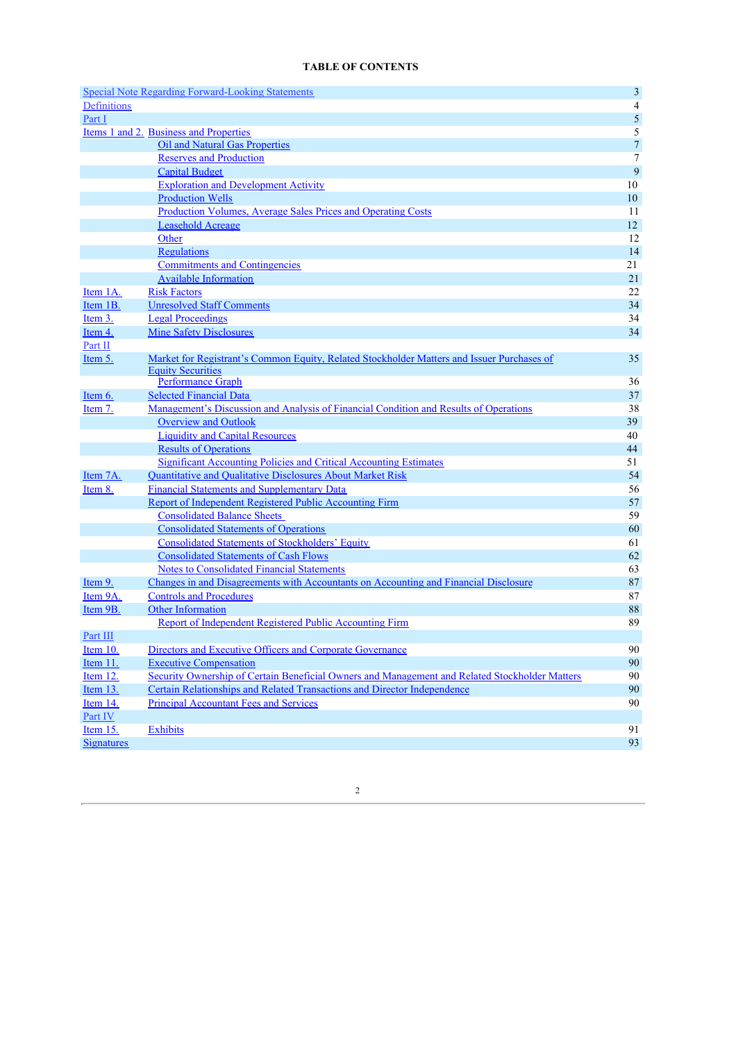# TABLE OF CONTENTS

| | | |
|---|---|---|
| Special Note Regarding Forward-Looking Statements | | 3 |
| Definitions | | 4 |
| Part I | | 5 |
| Items 1 and 2. | Business and Properties | 5 |
| | Oil and Natural Gas Properties | 7 |
| | Reserves and Production | 7 |
| | Capital Budget | 9 |
| | Exploration and Development Activity | 10 |
| | Production Wells | 10 |
| | Production Volumes, Average Sales Prices and Operating Costs | 11 |
| | Leasehold Acreage | 12 |
| | Other | 12 |
| | Regulations | 14 |
| | Commitments and Contingencies | 21 |
| | Available Information | 21 |
| Item 1A. | Risk Factors | 22 |
| Item 1B. | Unresolved Staff Comments | 34 |
| Item 3. | Legal Proceedings | 34 |
| Item 4. | Mine Safety Disclosures | 34 |
| Part II | | |
| Item 5. | Market for Registrant's Common Equity, Related Stockholder Matters and Issuer Purchases of Equity Securities | 35 |
| | Performance Graph | 36 |
| Item 6. | Selected Financial Data | 37 |
| Item 7. | Management's Discussion and Analysis of Financial Condition and Results of Operations | 38 |
| | Overview and Outlook | 39 |
| | Liquidity and Capital Resources | 40 |
| | Results of Operations | 44 |
| | Significant Accounting Policies and Critical Accounting Estimates | 51 |
| Item 7A. | Quantitative and Qualitative Disclosures About Market Risk | 54 |
| Item 8. | Financial Statements and Supplementary Data | 56 |
| | Report of Independent Registered Public Accounting Firm | 57 |
| | Consolidated Balance Sheets | 59 |
| | Consolidated Statements of Operations | 60 |
| | Consolidated Statements of Stockholders' Equity | 61 |
| | Consolidated Statements of Cash Flows | 62 |
| | Notes to Consolidated Financial Statements | 63 |
| Item 9. | Changes in and Disagreements with Accountants on Accounting and Financial Disclosure | 87 |
| Item 9A. | Controls and Procedures | 87 |
| Item 9B. | Other Information | 88 |
| | Report of Independent Registered Public Accounting Firm | 89 |
| Part III | | |
| Item 10. | Directors and Executive Officers and Corporate Governance | 90 |
| Item 11. | Executive Compensation | 90 |
| Item 12. | Security Ownership of Certain Beneficial Owners and Management and Related Stockholder Matters | 90 |
| Item 13. | Certain Relationships and Related Transactions and Director Independence | 90 |
| Item 14. | Principal Accountant Fees and Services | 90 |
| Part IV | | |
| Item 15. | Exhibits | 91 |
| Signatures | | 93 |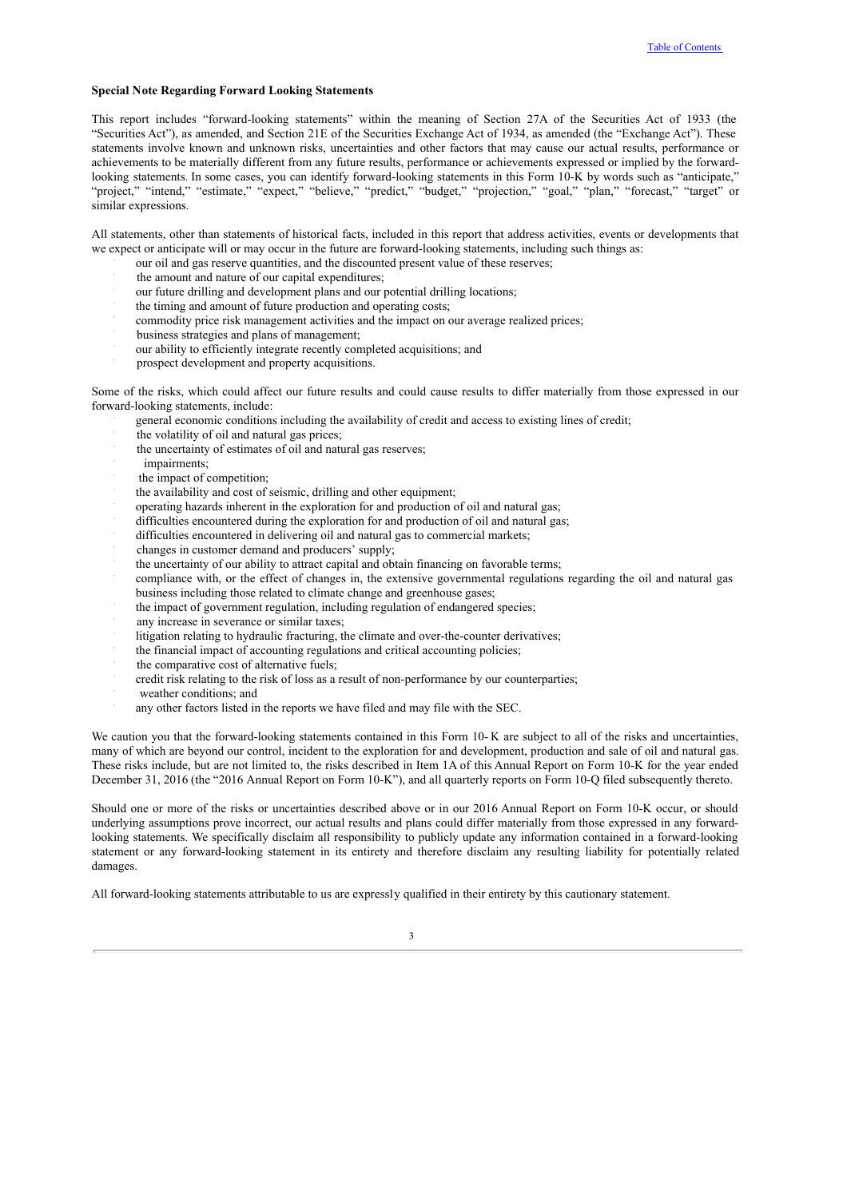**Special Note Regarding Forward Looking Statements**

This report includes "forward-looking statements" within the meaning of Section 27A of the Securities Act of 1933 (the "Securities Act"), as amended, and Section 21E of the Securities Exchange Act of 1934, as amended (the "Exchange Act"). These statements involve known and unknown risks, uncertainties and other factors that may cause our actual results, performance or achievements to be materially different from any future results, performance or achievements expressed or implied by the forward-looking statements. In some cases, you can identify forward-looking statements in this Form 10-K by words such as "anticipate," "project," "intend," "estimate," "expect," "believe," "predict," "budget," "projection," "goal," "plan," "forecast," "target" or similar expressions.

All statements, other than statements of historical facts, included in this report that address activities, events or developments that we expect or anticipate will or may occur in the future are forward-looking statements, including such things as:

- our oil and gas reserve quantities, and the discounted present value of these reserves;
- the amount and nature of our capital expenditures;
- our future drilling and development plans and our potential drilling locations;
- the timing and amount of future production and operating costs;
- commodity price risk management activities and the impact on our average realized prices;
- business strategies and plans of management;
- our ability to efficiently integrate recently completed acquisitions; and
- prospect development and property acquisitions.

Some of the risks, which could affect our future results and could cause results to differ materially from those expressed in our forward-looking statements, include:

- general economic conditions including the availability of credit and access to existing lines of credit;
- the volatility of oil and natural gas prices;
- the uncertainty of estimates of oil and natural gas reserves;
- impairments;
- the impact of competition;
- the availability and cost of seismic, drilling and other equipment;
- operating hazards inherent in the exploration for and production of oil and natural gas;
- difficulties encountered during the exploration for and production of oil and natural gas;
- difficulties encountered in delivering oil and natural gas to commercial markets;
- changes in customer demand and producers' supply;
- the uncertainty of our ability to attract capital and obtain financing on favorable terms;
- compliance with, or the effect of changes in, the extensive governmental regulations regarding the oil and natural gas business including those related to climate change and greenhouse gases;
- the impact of government regulation, including regulation of endangered species;
- any increase in severance or similar taxes;
- litigation relating to hydraulic fracturing, the climate and over-the-counter derivatives;
- the financial impact of accounting regulations and critical accounting policies;
- the comparative cost of alternative fuels;
- credit risk relating to the risk of loss as a result of non-performance by our counterparties;
- weather conditions; and
- any other factors listed in the reports we have filed and may file with the SEC.

We caution you that the forward-looking statements contained in this Form 10- K are subject to all of the risks and uncertainties, many of which are beyond our control, incident to the exploration for and development, production and sale of oil and natural gas. These risks include, but are not limited to, the risks described in Item 1A of this Annual Report on Form 10-K for the year ended December 31, 2016 (the "2016 Annual Report on Form 10-K"), and all quarterly reports on Form 10-Q filed subsequently thereto.

Should one or more of the risks or uncertainties described above or in our 2016 Annual Report on Form 10-K occur, or should underlying assumptions prove incorrect, our actual results and plans could differ materially from those expressed in any forward-looking statements. We specifically disclaim all responsibility to publicly update any information contained in a forward-looking statement or any forward-looking statement in its entirety and therefore disclaim any resulting liability for potentially related damages.

All forward-looking statements attributable to us are expressly qualified in their entirety by this cautionary statement.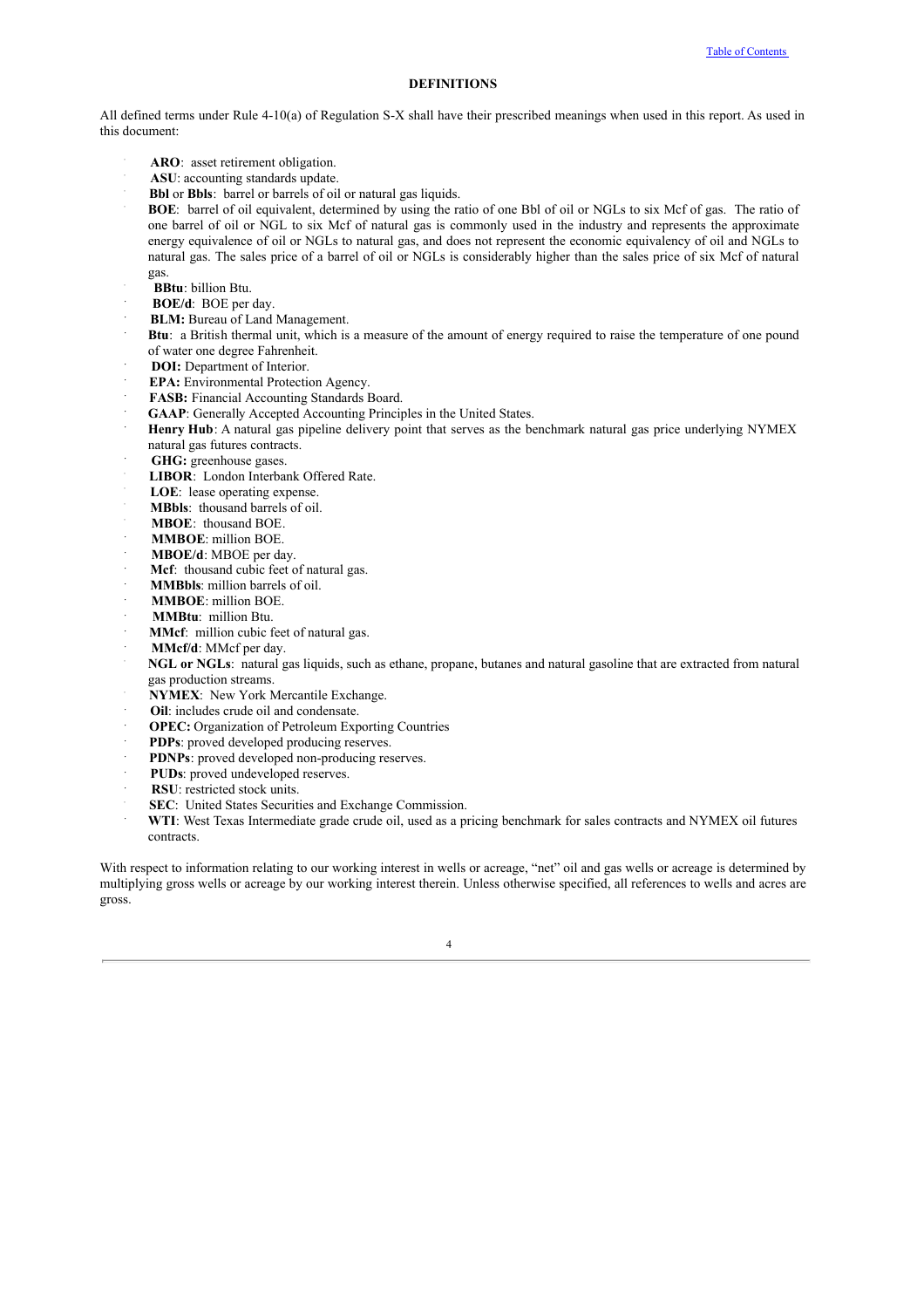## DEFINITIONS

All defined terms under Rule 4-10(a) of Regulation S-X shall have their prescribed meanings when used in this report. As used in this document:

- **ARO**: asset retirement obligation.
- **ASU**: accounting standards update.
- **Bbl** or **Bbls**: barrel or barrels of oil or natural gas liquids.
- **BOE**: barrel of oil equivalent, determined by using the ratio of one Bbl of oil or NGLs to six Mcf of gas. The ratio of one barrel of oil or NGL to six Mcf of natural gas is commonly used in the industry and represents the approximate energy equivalence of oil or NGLs to natural gas, and does not represent the economic equivalency of oil and NGLs to natural gas. The sales price of a barrel of oil or NGLs is considerably higher than the sales price of six Mcf of natural gas.
- **BBtu**: billion Btu.
- **BOE/d**: BOE per day.
- **BLM:** Bureau of Land Management.
- **Btu**: a British thermal unit, which is a measure of the amount of energy required to raise the temperature of one pound of water one degree Fahrenheit.
- **DOI:** Department of Interior.
- **EPA:** Environmental Protection Agency.
- **FASB:** Financial Accounting Standards Board.
- **GAAP**: Generally Accepted Accounting Principles in the United States.
- **Henry Hub**: A natural gas pipeline delivery point that serves as the benchmark natural gas price underlying NYMEX natural gas futures contracts.
- **GHG:** greenhouse gases.
- **LIBOR**: London Interbank Offered Rate.
- **LOE**: lease operating expense.
- **MBbls**: thousand barrels of oil.
- **MBOE**: thousand BOE.
- **MMBOE**: million BOE.
- **MBOE/d**: MBOE per day.
- **Mcf**: thousand cubic feet of natural gas.
- **MMBbls**: million barrels of oil.
- **MMBOE**: million BOE.
- **MMBtu**: million Btu.
- **MMcf**: million cubic feet of natural gas.
- **MMcf/d**: MMcf per day.
- **NGL or NGLs**: natural gas liquids, such as ethane, propane, butanes and natural gasoline that are extracted from natural gas production streams.
- **NYMEX**: New York Mercantile Exchange.
- **Oil**: includes crude oil and condensate.
- **OPEC:** Organization of Petroleum Exporting Countries
- **PDPs**: proved developed producing reserves.
- **PDNPs**: proved developed non-producing reserves.
- **PUDs**: proved undeveloped reserves.
- **RSU**: restricted stock units.
- **SEC**: United States Securities and Exchange Commission.
- **WTI**: West Texas Intermediate grade crude oil, used as a pricing benchmark for sales contracts and NYMEX oil futures contracts.

With respect to information relating to our working interest in wells or acreage, "net" oil and gas wells or acreage is determined by multiplying gross wells or acreage by our working interest therein. Unless otherwise specified, all references to wells and acres are gross.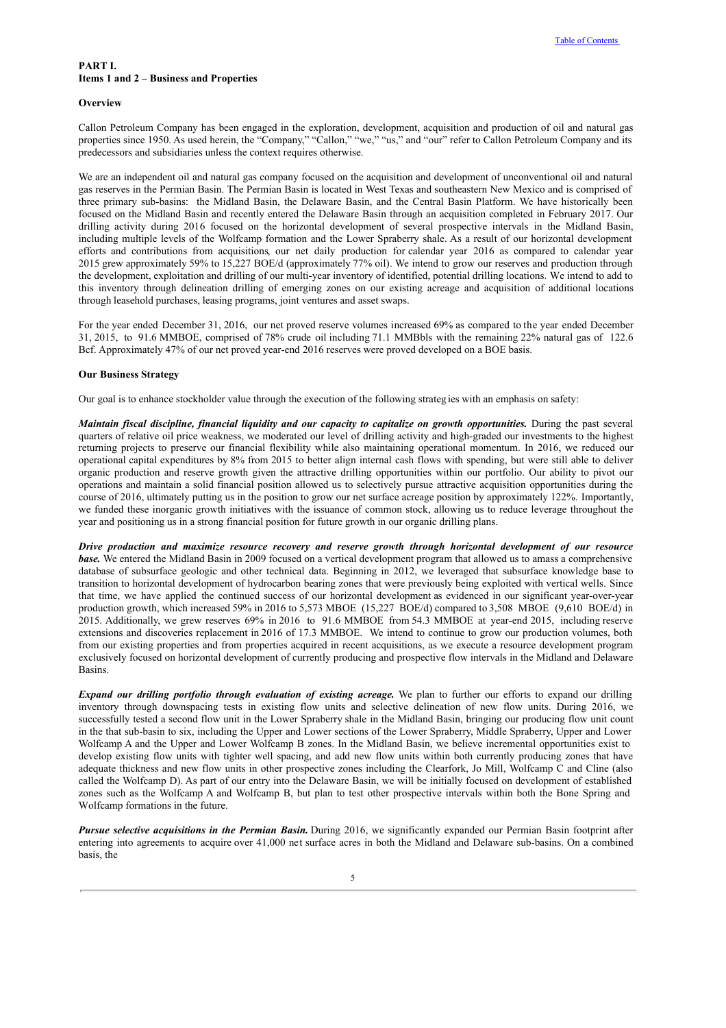**PART I.**
**Items 1 and 2 – Business and Properties**

**Overview**

Callon Petroleum Company has been engaged in the exploration, development, acquisition and production of oil and natural gas properties since 1950. As used herein, the "Company," "Callon," "we," "us," and "our" refer to Callon Petroleum Company and its predecessors and subsidiaries unless the context requires otherwise.

We are an independent oil and natural gas company focused on the acquisition and development of unconventional oil and natural gas reserves in the Permian Basin. The Permian Basin is located in West Texas and southeastern New Mexico and is comprised of three primary sub-basins: the Midland Basin, the Delaware Basin, and the Central Basin Platform. We have historically been focused on the Midland Basin and recently entered the Delaware Basin through an acquisition completed in February 2017. Our drilling activity during 2016 focused on the horizontal development of several prospective intervals in the Midland Basin, including multiple levels of the Wolfcamp formation and the Lower Spraberry shale. As a result of our horizontal development efforts and contributions from acquisitions, our net daily production for calendar year 2016 as compared to calendar year 2015 grew approximately 59% to 15,227 BOE/d (approximately 77% oil). We intend to grow our reserves and production through the development, exploitation and drilling of our multi-year inventory of identified, potential drilling locations. We intend to add to this inventory through delineation drilling of emerging zones on our existing acreage and acquisition of additional locations through leasehold purchases, leasing programs, joint ventures and asset swaps.

For the year ended December 31, 2016, our net proved reserve volumes increased 69% as compared to the year ended December 31, 2015, to 91.6 MMBOE, comprised of 78% crude oil including 71.1 MMBbls with the remaining 22% natural gas of 122.6 Bcf. Approximately 47% of our net proved year-end 2016 reserves were proved developed on a BOE basis.

**Our Business Strategy**

Our goal is to enhance stockholder value through the execution of the following strategies with an emphasis on safety:

***Maintain fiscal discipline, financial liquidity and our capacity to capitalize on growth opportunities.*** During the past several quarters of relative oil price weakness, we moderated our level of drilling activity and high-graded our investments to the highest returning projects to preserve our financial flexibility while also maintaining operational momentum. In 2016, we reduced our operational capital expenditures by 8% from 2015 to better align internal cash flows with spending, but were still able to deliver organic production and reserve growth given the attractive drilling opportunities within our portfolio. Our ability to pivot our operations and maintain a solid financial position allowed us to selectively pursue attractive acquisition opportunities during the course of 2016, ultimately putting us in the position to grow our net surface acreage position by approximately 122%. Importantly, we funded these inorganic growth initiatives with the issuance of common stock, allowing us to reduce leverage throughout the year and positioning us in a strong financial position for future growth in our organic drilling plans.

***Drive production and maximize resource recovery and reserve growth through horizontal development of our resource base.*** We entered the Midland Basin in 2009 focused on a vertical development program that allowed us to amass a comprehensive database of subsurface geologic and other technical data. Beginning in 2012, we leveraged that subsurface knowledge base to transition to horizontal development of hydrocarbon bearing zones that were previously being exploited with vertical wells. Since that time, we have applied the continued success of our horizontal development as evidenced in our significant year-over-year production growth, which increased 59% in 2016 to 5,573 MBOE (15,227 BOE/d) compared to 3,508 MBOE (9,610 BOE/d) in 2015. Additionally, we grew reserves 69% in 2016 to 91.6 MMBOE from 54.3 MMBOE at year-end 2015, including reserve extensions and discoveries replacement in 2016 of 17.3 MMBOE. We intend to continue to grow our production volumes, both from our existing properties and from properties acquired in recent acquisitions, as we execute a resource development program exclusively focused on horizontal development of currently producing and prospective flow intervals in the Midland and Delaware Basins.

***Expand our drilling portfolio through evaluation of existing acreage.*** We plan to further our efforts to expand our drilling inventory through downspacing tests in existing flow units and selective delineation of new flow units. During 2016, we successfully tested a second flow unit in the Lower Spraberry shale in the Midland Basin, bringing our producing flow unit count in the that sub-basin to six, including the Upper and Lower sections of the Lower Spraberry, Middle Spraberry, Upper and Lower Wolfcamp A and the Upper and Lower Wolfcamp B zones. In the Midland Basin, we believe incremental opportunities exist to develop existing flow units with tighter well spacing, and add new flow units within both currently producing zones that have adequate thickness and new flow units in other prospective zones including the Clearfork, Jo Mill, Wolfcamp C and Cline (also called the Wolfcamp D). As part of our entry into the Delaware Basin, we will be initially focused on development of established zones such as the Wolfcamp A and Wolfcamp B, but plan to test other prospective intervals within both the Bone Spring and Wolfcamp formations in the future.

***Pursue selective acquisitions in the Permian Basin.*** During 2016, we significantly expanded our Permian Basin footprint after entering into agreements to acquire over 41,000 net surface acres in both the Midland and Delaware sub-basins. On a combined basis, the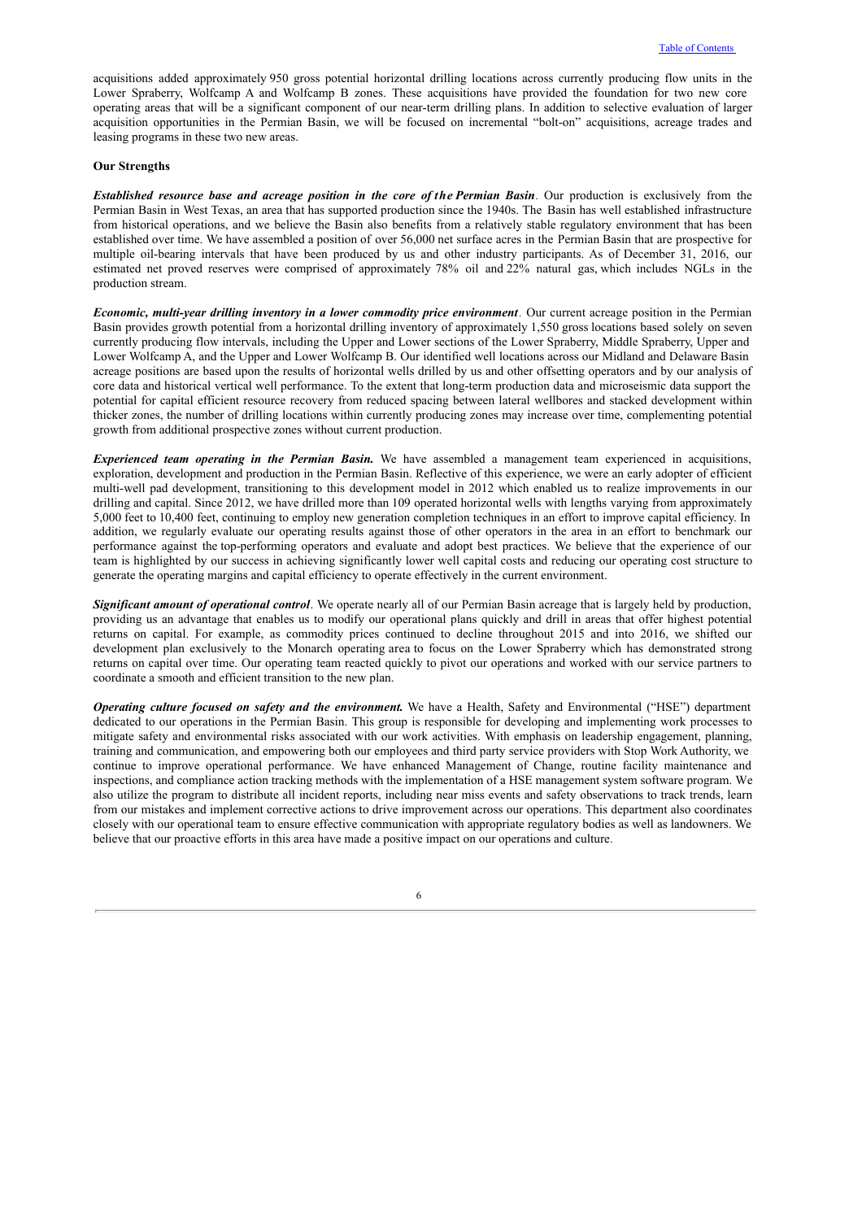acquisitions added approximately 950 gross potential horizontal drilling locations across currently producing flow units in the Lower Spraberry, Wolfcamp A and Wolfcamp B zones. These acquisitions have provided the foundation for two new core operating areas that will be a significant component of our near-term drilling plans. In addition to selective evaluation of larger acquisition opportunities in the Permian Basin, we will be focused on incremental "bolt-on" acquisitions, acreage trades and leasing programs in these two new areas.

**Our Strengths**

***Established resource base and acreage position in the core of the Permian Basin***. Our production is exclusively from the Permian Basin in West Texas, an area that has supported production since the 1940s. The Basin has well established infrastructure from historical operations, and we believe the Basin also benefits from a relatively stable regulatory environment that has been established over time. We have assembled a position of over 56,000 net surface acres in the Permian Basin that are prospective for multiple oil-bearing intervals that have been produced by us and other industry participants. As of December 31, 2016, our estimated net proved reserves were comprised of approximately 78% oil and 22% natural gas, which includes NGLs in the production stream.

***Economic, multi-year drilling inventory in a lower commodity price environment***. Our current acreage position in the Permian Basin provides growth potential from a horizontal drilling inventory of approximately 1,550 gross locations based solely on seven currently producing flow intervals, including the Upper and Lower sections of the Lower Spraberry, Middle Spraberry, Upper and Lower Wolfcamp A, and the Upper and Lower Wolfcamp B. Our identified well locations across our Midland and Delaware Basin acreage positions are based upon the results of horizontal wells drilled by us and other offsetting operators and by our analysis of core data and historical vertical well performance. To the extent that long-term production data and microseismic data support the potential for capital efficient resource recovery from reduced spacing between lateral wellbores and stacked development within thicker zones, the number of drilling locations within currently producing zones may increase over time, complementing potential growth from additional prospective zones without current production.

***Experienced team operating in the Permian Basin.*** We have assembled a management team experienced in acquisitions, exploration, development and production in the Permian Basin. Reflective of this experience, we were an early adopter of efficient multi-well pad development, transitioning to this development model in 2012 which enabled us to realize improvements in our drilling and capital. Since 2012, we have drilled more than 109 operated horizontal wells with lengths varying from approximately 5,000 feet to 10,400 feet, continuing to employ new generation completion techniques in an effort to improve capital efficiency. In addition, we regularly evaluate our operating results against those of other operators in the area in an effort to benchmark our performance against the top-performing operators and evaluate and adopt best practices. We believe that the experience of our team is highlighted by our success in achieving significantly lower well capital costs and reducing our operating cost structure to generate the operating margins and capital efficiency to operate effectively in the current environment.

***Significant amount of operational control***. We operate nearly all of our Permian Basin acreage that is largely held by production, providing us an advantage that enables us to modify our operational plans quickly and drill in areas that offer highest potential returns on capital. For example, as commodity prices continued to decline throughout 2015 and into 2016, we shifted our development plan exclusively to the Monarch operating area to focus on the Lower Spraberry which has demonstrated strong returns on capital over time. Our operating team reacted quickly to pivot our operations and worked with our service partners to coordinate a smooth and efficient transition to the new plan.

***Operating culture focused on safety and the environment.*** We have a Health, Safety and Environmental ("HSE") department dedicated to our operations in the Permian Basin. This group is responsible for developing and implementing work processes to mitigate safety and environmental risks associated with our work activities. With emphasis on leadership engagement, planning, training and communication, and empowering both our employees and third party service providers with Stop Work Authority, we continue to improve operational performance. We have enhanced Management of Change, routine facility maintenance and inspections, and compliance action tracking methods with the implementation of a HSE management system software program. We also utilize the program to distribute all incident reports, including near miss events and safety observations to track trends, learn from our mistakes and implement corrective actions to drive improvement across our operations. This department also coordinates closely with our operational team to ensure effective communication with appropriate regulatory bodies as well as landowners. We believe that our proactive efforts in this area have made a positive impact on our operations and culture.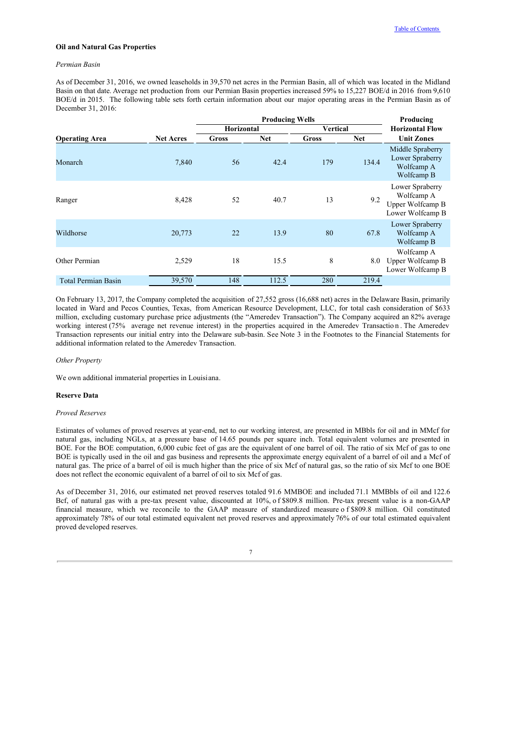**Oil and Natural Gas Properties**

*Permian Basin*

As of December 31, 2016, we owned leaseholds in 39,570 net acres in the Permian Basin, all of which was located in the Midland Basin on that date. Average net production from our Permian Basin properties increased 59% to 15,227 BOE/d in 2016 from 9,610 BOE/d in 2015. The following table sets forth certain information about our major operating areas in the Permian Basin as of December 31, 2016:

| | | Producing Wells | | | | Producing |
|---|---|---|---|---|---|---|
| | | Horizontal | | Vertical | | Horizontal Flow |
| Operating Area | Net Acres | Gross | Net | Gross | Net | Unit Zones |
| Monarch | 7,840 | 56 | 42.4 | 179 | 134.4 | Middle Spraberry Lower Spraberry Wolfcamp A Wolfcamp B |
| Ranger | 8,428 | 52 | 40.7 | 13 | 9.2 | Lower Spraberry Wolfcamp A Upper Wolfcamp B Lower Wolfcamp B |
| Wildhorse | 20,773 | 22 | 13.9 | 80 | 67.8 | Lower Spraberry Wolfcamp A Wolfcamp B |
| Other Permian | 2,529 | 18 | 15.5 | 8 | 8.0 | Wolfcamp A Upper Wolfcamp B Lower Wolfcamp B |
| Total Permian Basin | 39,570 | 148 | 112.5 | 280 | 219.4 | |

On February 13, 2017, the Company completed the acquisition of 27,552 gross (16,688 net) acres in the Delaware Basin, primarily located in Ward and Pecos Counties, Texas, from American Resource Development, LLC, for total cash consideration of $633 million, excluding customary purchase price adjustments (the "Ameredev Transaction"). The Company acquired an 82% average working interest (75% average net revenue interest) in the properties acquired in the Ameredev Transaction. The Ameredev Transaction represents our initial entry into the Delaware sub-basin. See Note 3 in the Footnotes to the Financial Statements for additional information related to the Ameredev Transaction.

*Other Property*

We own additional immaterial properties in Louisiana.

**Reserve Data**

*Proved Reserves*

Estimates of volumes of proved reserves at year-end, net to our working interest, are presented in MBbls for oil and in MMcf for natural gas, including NGLs, at a pressure base of 14.65 pounds per square inch. Total equivalent volumes are presented in BOE. For the BOE computation, 6,000 cubic feet of gas are the equivalent of one barrel of oil. The ratio of six Mcf of gas to one BOE is typically used in the oil and gas business and represents the approximate energy equivalent of a barrel of oil and a Mcf of natural gas. The price of a barrel of oil is much higher than the price of six Mcf of natural gas, so the ratio of six Mcf to one BOE does not reflect the economic equivalent of a barrel of oil to six Mcf of gas.

As of December 31, 2016, our estimated net proved reserves totaled 91.6 MMBOE and included 71.1 MMBbls of oil and 122.6 Bcf, of natural gas with a pre-tax present value, discounted at 10%, of $809.8 million. Pre-tax present value is a non-GAAP financial measure, which we reconcile to the GAAP measure of standardized measure of $809.8 million. Oil constituted approximately 78% of our total estimated equivalent net proved reserves and approximately 76% of our total estimated equivalent proved developed reserves.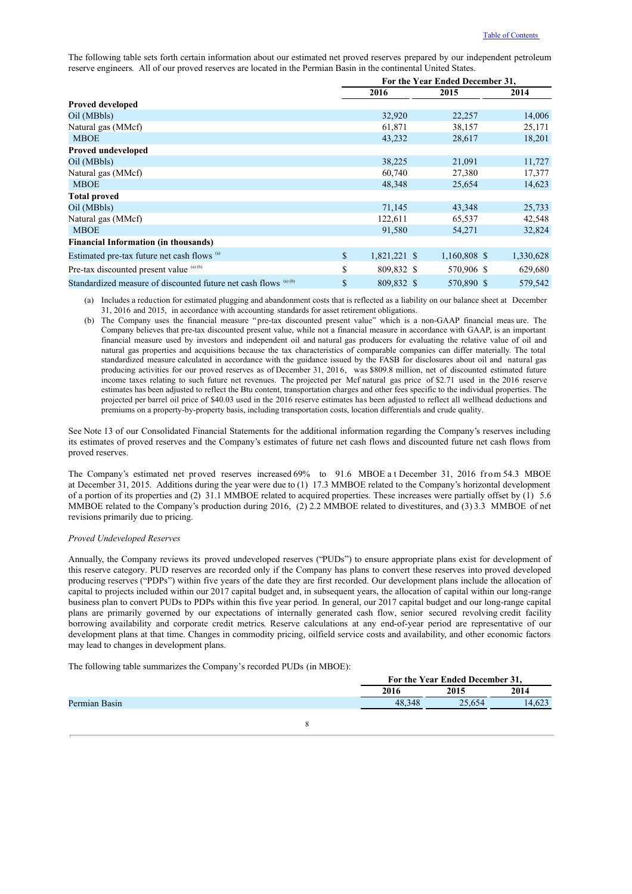The following table sets forth certain information about our estimated net proved reserves prepared by our independent petroleum reserve engineers. All of our proved reserves are located in the Permian Basin in the continental United States.

| | For the Year Ended December 31, | | |
|---|---|---|---|
| | 2016 | 2015 | 2014 |
| **Proved developed** | | | |
| Oil (MBbls) | 32,920 | 22,257 | 14,006 |
| Natural gas (MMcf) | 61,871 | 38,157 | 25,171 |
| MBOE | 43,232 | 28,617 | 18,201 |
| **Proved undeveloped** | | | |
| Oil (MBbls) | 38,225 | 21,091 | 11,727 |
| Natural gas (MMcf) | 60,740 | 27,380 | 17,377 |
| MBOE | 48,348 | 25,654 | 14,623 |
| **Total proved** | | | |
| Oil (MBbls) | 71,145 | 43,348 | 25,733 |
| Natural gas (MMcf) | 122,611 | 65,537 | 42,548 |
| MBOE | 91,580 | 54,271 | 32,824 |
| **Financial Information (in thousands)** | | | |
| Estimated pre-tax future net cash flows [(a)] | $ 1,821,221 | $ 1,160,808 | $ 1,330,628 |
| Pre-tax discounted present value [(a) (b)] | $ 809,832 | $ 570,906 | $ 629,680 |
| Standardized measure of discounted future net cash flows [(a) (b)] | $ 809,832 | $ 570,890 | $ 579,542 |

(a) Includes a reduction for estimated plugging and abandonment costs that is reflected as a liability on our balance sheet at December 31, 2016 and 2015, in accordance with accounting standards for asset retirement obligations.

(b) The Company uses the financial measure "pre-tax discounted present value" which is a non-GAAP financial measure. The Company believes that pre-tax discounted present value, while not a financial measure in accordance with GAAP, is an important financial measure used by investors and independent oil and natural gas producers for evaluating the relative value of oil and natural gas properties and acquisitions because the tax characteristics of comparable companies can differ materially. The total standardized measure calculated in accordance with the guidance issued by the FASB for disclosures about oil and natural gas producing activities for our proved reserves as of December 31, 2016, was $809.8 million, net of discounted estimated future income taxes relating to such future net revenues. The projected per Mcf natural gas price of $2.71 used in the 2016 reserve estimates has been adjusted to reflect the Btu content, transportation charges and other fees specific to the individual properties. The projected per barrel oil price of $40.03 used in the 2016 reserve estimates has been adjusted to reflect all wellhead deductions and premiums on a property-by-property basis, including transportation costs, location differentials and crude quality.

See Note 13 of our Consolidated Financial Statements for the additional information regarding the Company's reserves including its estimates of proved reserves and the Company's estimates of future net cash flows and discounted future net cash flows from proved reserves.

The Company's estimated net proved reserves increased 69% to 91.6 MBOE at December 31, 2016 from 54.3 MBOE at December 31, 2015. Additions during the year were due to (1) 17.3 MMBOE related to the Company's horizontal development of a portion of its properties and (2) 31.1 MMBOE related to acquired properties. These increases were partially offset by (1) 5.6 MMBOE related to the Company's production during 2016, (2) 2.2 MMBOE related to divestitures, and (3) 3.3 MMBOE of net revisions primarily due to pricing.

*Proved Undeveloped Reserves*

Annually, the Company reviews its proved undeveloped reserves ("PUDs") to ensure appropriate plans exist for development of this reserve category. PUD reserves are recorded only if the Company has plans to convert these reserves into proved developed producing reserves ("PDPs") within five years of the date they are first recorded. Our development plans include the allocation of capital to projects included within our 2017 capital budget and, in subsequent years, the allocation of capital within our long-range business plan to convert PUDs to PDPs within this five year period. In general, our 2017 capital budget and our long-range capital plans are primarily governed by our expectations of internally generated cash flow, senior secured revolving credit facility borrowing availability and corporate credit metrics. Reserve calculations at any end-of-year period are representative of our development plans at that time. Changes in commodity pricing, oilfield service costs and availability, and other economic factors may lead to changes in development plans.

The following table summarizes the Company's recorded PUDs (in MBOE):

| | For the Year Ended December 31, | | |
|---|---|---|---|
| | 2016 | 2015 | 2014 |
| Permian Basin | 48,348 | 25,654 | 14,623 |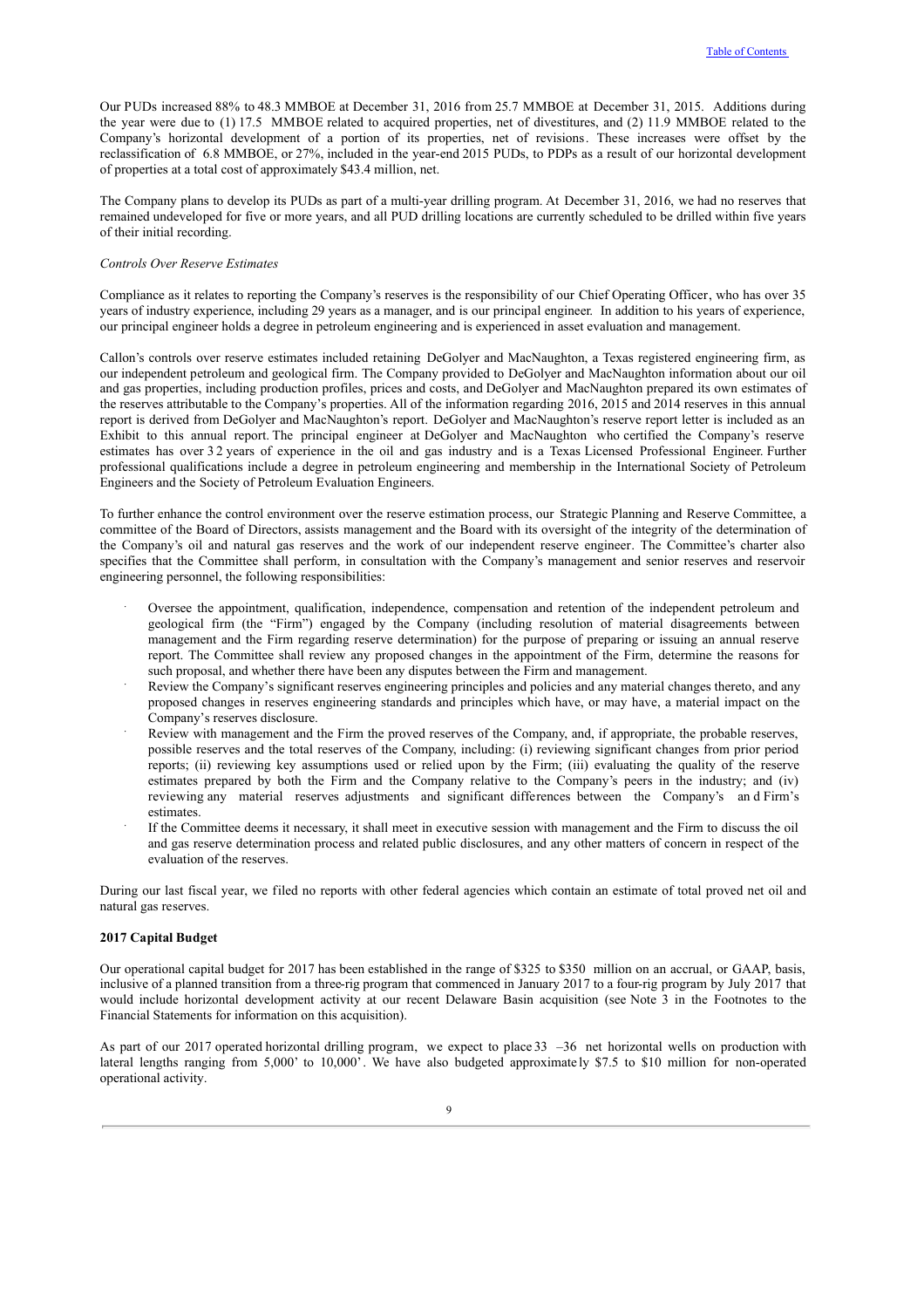Our PUDs increased 88% to 48.3 MMBOE at December 31, 2016 from 25.7 MMBOE at December 31, 2015. Additions during the year were due to (1) 17.5 MMBOE related to acquired properties, net of divestitures, and (2) 11.9 MMBOE related to the Company's horizontal development of a portion of its properties, net of revisions. These increases were offset by the reclassification of 6.8 MMBOE, or 27%, included in the year-end 2015 PUDs, to PDPs as a result of our horizontal development of properties at a total cost of approximately $43.4 million, net.

The Company plans to develop its PUDs as part of a multi-year drilling program. At December 31, 2016, we had no reserves that remained undeveloped for five or more years, and all PUD drilling locations are currently scheduled to be drilled within five years of their initial recording.

*Controls Over Reserve Estimates*

Compliance as it relates to reporting the Company's reserves is the responsibility of our Chief Operating Officer, who has over 35 years of industry experience, including 29 years as a manager, and is our principal engineer. In addition to his years of experience, our principal engineer holds a degree in petroleum engineering and is experienced in asset evaluation and management.

Callon's controls over reserve estimates included retaining DeGolyer and MacNaughton, a Texas registered engineering firm, as our independent petroleum and geological firm. The Company provided to DeGolyer and MacNaughton information about our oil and gas properties, including production profiles, prices and costs, and DeGolyer and MacNaughton prepared its own estimates of the reserves attributable to the Company's properties. All of the information regarding 2016, 2015 and 2014 reserves in this annual report is derived from DeGolyer and MacNaughton's report. DeGolyer and MacNaughton's reserve report letter is included as an Exhibit to this annual report. The principal engineer at DeGolyer and MacNaughton who certified the Company's reserve estimates has over 32 years of experience in the oil and gas industry and is a Texas Licensed Professional Engineer. Further professional qualifications include a degree in petroleum engineering and membership in the International Society of Petroleum Engineers and the Society of Petroleum Evaluation Engineers.

To further enhance the control environment over the reserve estimation process, our Strategic Planning and Reserve Committee, a committee of the Board of Directors, assists management and the Board with its oversight of the integrity of the determination of the Company's oil and natural gas reserves and the work of our independent reserve engineer. The Committee's charter also specifies that the Committee shall perform, in consultation with the Company's management and senior reserves and reservoir engineering personnel, the following responsibilities:

- Oversee the appointment, qualification, independence, compensation and retention of the independent petroleum and geological firm (the "Firm") engaged by the Company (including resolution of material disagreements between management and the Firm regarding reserve determination) for the purpose of preparing or issuing an annual reserve report. The Committee shall review any proposed changes in the appointment of the Firm, determine the reasons for such proposal, and whether there have been any disputes between the Firm and management.
- Review the Company's significant reserves engineering principles and policies and any material changes thereto, and any proposed changes in reserves engineering standards and principles which have, or may have, a material impact on the Company's reserves disclosure.
- Review with management and the Firm the proved reserves of the Company, and, if appropriate, the probable reserves, possible reserves and the total reserves of the Company, including: (i) reviewing significant changes from prior period reports; (ii) reviewing key assumptions used or relied upon by the Firm; (iii) evaluating the quality of the reserve estimates prepared by both the Firm and the Company relative to the Company's peers in the industry; and (iv) reviewing any material reserves adjustments and significant differences between the Company's and Firm's estimates.
- If the Committee deems it necessary, it shall meet in executive session with management and the Firm to discuss the oil and gas reserve determination process and related public disclosures, and any other matters of concern in respect of the evaluation of the reserves.

During our last fiscal year, we filed no reports with other federal agencies which contain an estimate of total proved net oil and natural gas reserves.

**2017 Capital Budget**

Our operational capital budget for 2017 has been established in the range of $325 to $350 million on an accrual, or GAAP, basis, inclusive of a planned transition from a three-rig program that commenced in January 2017 to a four-rig program by July 2017 that would include horizontal development activity at our recent Delaware Basin acquisition (see Note 3 in the Footnotes to the Financial Statements for information on this acquisition).

As part of our 2017 operated horizontal drilling program, we expect to place 33 –36 net horizontal wells on production with lateral lengths ranging from 5,000' to 10,000'. We have also budgeted approximately $7.5 to $10 million for non-operated operational activity.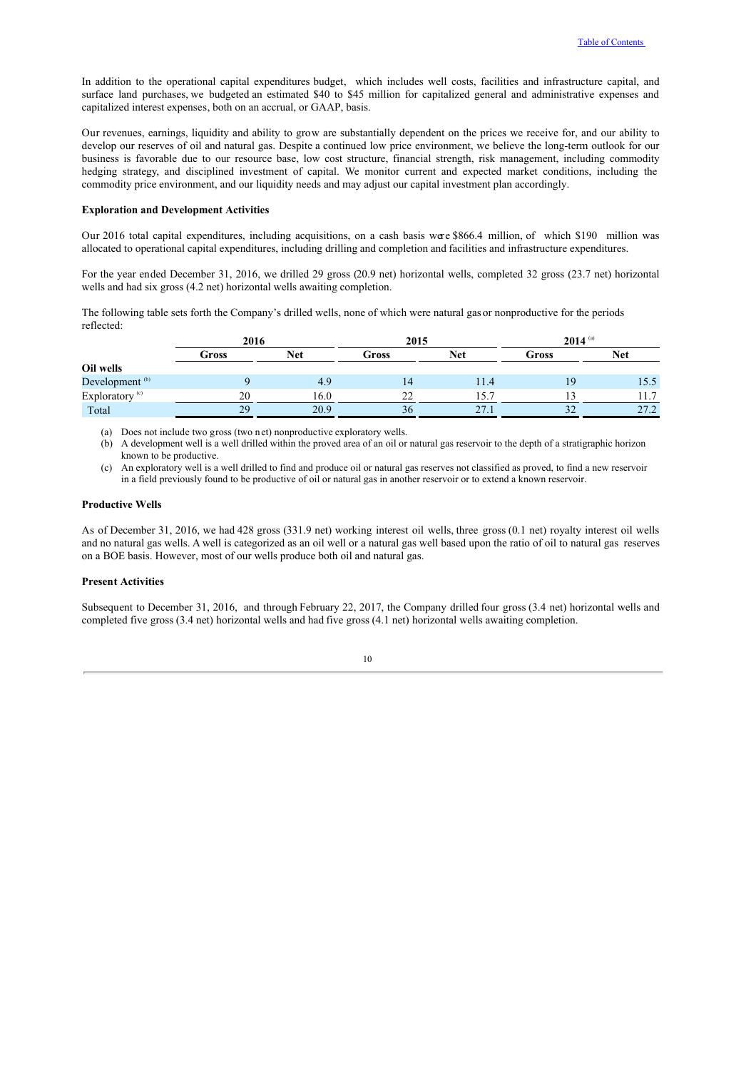In addition to the operational capital expenditures budget, which includes well costs, facilities and infrastructure capital, and surface land purchases, we budgeted an estimated $40 to $45 million for capitalized general and administrative expenses and capitalized interest expenses, both on an accrual, or GAAP, basis.

Our revenues, earnings, liquidity and ability to grow are substantially dependent on the prices we receive for, and our ability to develop our reserves of oil and natural gas. Despite a continued low price environment, we believe the long-term outlook for our business is favorable due to our resource base, low cost structure, financial strength, risk management, including commodity hedging strategy, and disciplined investment of capital. We monitor current and expected market conditions, including the commodity price environment, and our liquidity needs and may adjust our capital investment plan accordingly.

**Exploration and Development Activities**

Our 2016 total capital expenditures, including acquisitions, on a cash basis were $866.4 million, of which $190 million was allocated to operational capital expenditures, including drilling and completion and facilities and infrastructure expenditures.

For the year ended December 31, 2016, we drilled 29 gross (20.9 net) horizontal wells, completed 32 gross (23.7 net) horizontal wells and had six gross (4.2 net) horizontal wells awaiting completion.

The following table sets forth the Company's drilled wells, none of which were natural gas or nonproductive for the periods reflected:

| | 2016 | | 2015 | | 2014 [(a)] | |
|---|---|---|---|---|---|---|
| | Gross | Net | Gross | Net | Gross | Net |
| **Oil wells** | | | | | | |
| Development [(b)] | 9 | 4.9 | 14 | 11.4 | 19 | 15.5 |
| Exploratory [(c)] | 20 | 16.0 | 22 | 15.7 | 13 | 11.7 |
| Total | 29 | 20.9 | 36 | 27.1 | 32 | 27.2 |

(a) Does not include two gross (two net) nonproductive exploratory wells.

(b) A development well is a well drilled within the proved area of an oil or natural gas reservoir to the depth of a stratigraphic horizon known to be productive.

(c) An exploratory well is a well drilled to find and produce oil or natural gas reserves not classified as proved, to find a new reservoir in a field previously found to be productive of oil or natural gas in another reservoir or to extend a known reservoir.

**Productive Wells**

As of December 31, 2016, we had 428 gross (331.9 net) working interest oil wells, three gross (0.1 net) royalty interest oil wells and no natural gas wells. A well is categorized as an oil well or a natural gas well based upon the ratio of oil to natural gas reserves on a BOE basis. However, most of our wells produce both oil and natural gas.

**Present Activities**

Subsequent to December 31, 2016, and through February 22, 2017, the Company drilled four gross (3.4 net) horizontal wells and completed five gross (3.4 net) horizontal wells and had five gross (4.1 net) horizontal wells awaiting completion.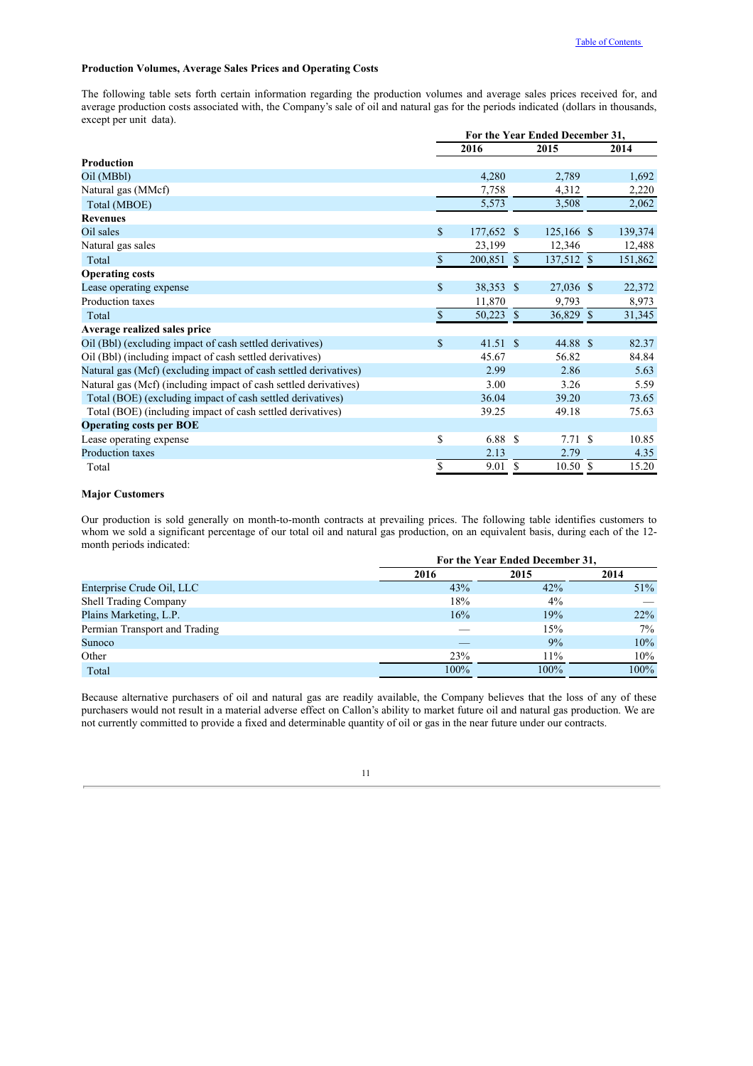### Production Volumes, Average Sales Prices and Operating Costs

The following table sets forth certain information regarding the production volumes and average sales prices received for, and average production costs associated with, the Company's sale of oil and natural gas for the periods indicated (dollars in thousands, except per unit data).

| | For the Year Ended December 31, | | |
|---|---|---|---|
| | 2016 | 2015 | 2014 |
| **Production** | | | |
| Oil (MBbl) | 4,280 | 2,789 | 1,692 |
| Natural gas (MMcf) | 7,758 | 4,312 | 2,220 |
| Total (MBOE) | 5,573 | 3,508 | 2,062 |
| **Revenues** | | | |
| Oil sales | $ 177,652 | $ 125,166 | $ 139,374 |
| Natural gas sales | 23,199 | 12,346 | 12,488 |
| Total | $ 200,851 | $ 137,512 | $ 151,862 |
| **Operating costs** | | | |
| Lease operating expense | $ 38,353 | $ 27,036 | $ 22,372 |
| Production taxes | 11,870 | 9,793 | 8,973 |
| Total | $ 50,223 | $ 36,829 | $ 31,345 |
| **Average realized sales price** | | | |
| Oil (Bbl) (excluding impact of cash settled derivatives) | $ 41.51 | $ 44.88 | $ 82.37 |
| Oil (Bbl) (including impact of cash settled derivatives) | 45.67 | 56.82 | 84.84 |
| Natural gas (Mcf) (excluding impact of cash settled derivatives) | 2.99 | 2.86 | 5.63 |
| Natural gas (Mcf) (including impact of cash settled derivatives) | 3.00 | 3.26 | 5.59 |
| Total (BOE) (excluding impact of cash settled derivatives) | 36.04 | 39.20 | 73.65 |
| Total (BOE) (including impact of cash settled derivatives) | 39.25 | 49.18 | 75.63 |
| **Operating costs per BOE** | | | |
| Lease operating expense | $ 6.88 | $ 7.71 | $ 10.85 |
| Production taxes | 2.13 | 2.79 | 4.35 |
| Total | $ 9.01 | $ 10.50 | $ 15.20 |

### Major Customers

Our production is sold generally on month-to-month contracts at prevailing prices. The following table identifies customers to whom we sold a significant percentage of our total oil and natural gas production, on an equivalent basis, during each of the 12-month periods indicated:

| | For the Year Ended December 31, | | |
|---|---|---|---|
| | 2016 | 2015 | 2014 |
| Enterprise Crude Oil, LLC | 43% | 42% | 51% |
| Shell Trading Company | 18% | 4% | — |
| Plains Marketing, L.P. | 16% | 19% | 22% |
| Permian Transport and Trading | — | 15% | 7% |
| Sunoco | — | 9% | 10% |
| Other | 23% | 11% | 10% |
| Total | 100% | 100% | 100% |

Because alternative purchasers of oil and natural gas are readily available, the Company believes that the loss of any of these purchasers would not result in a material adverse effect on Callon's ability to market future oil and natural gas production. We are not currently committed to provide a fixed and determinable quantity of oil or gas in the near future under our contracts.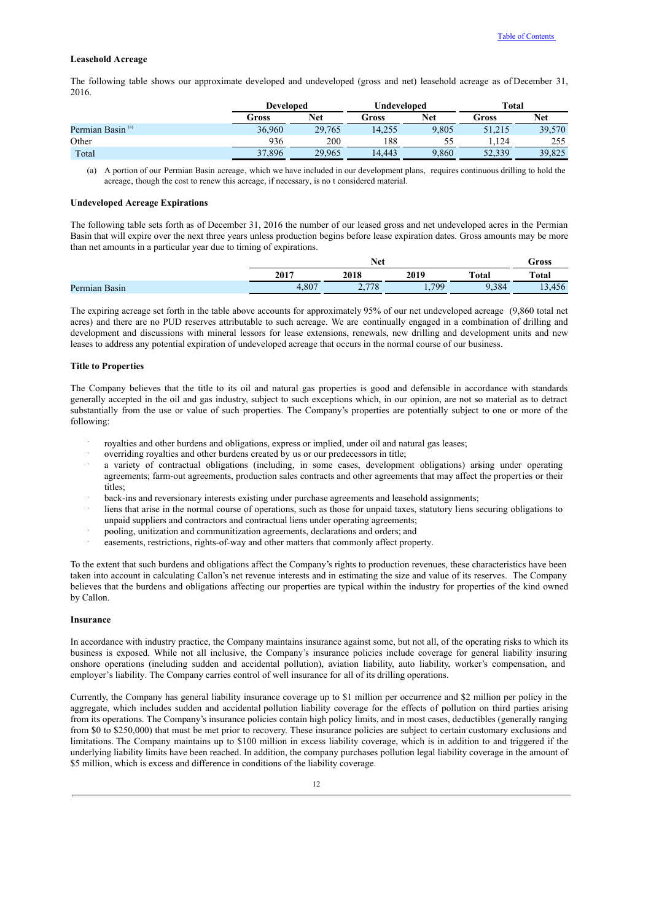**Leasehold Acreage**

The following table shows our approximate developed and undeveloped (gross and net) leasehold acreage as of December 31, 2016.

| | Developed | | Undeveloped | | Total | |
|---|---|---|---|---|---|---|
| | Gross | Net | Gross | Net | Gross | Net |
| Permian Basin [(a)] | 36,960 | 29,765 | 14,255 | 9,805 | 51,215 | 39,570 |
| Other | 936 | 200 | 188 | 55 | 1,124 | 255 |
| Total | 37,896 | 29,965 | 14,443 | 9,860 | 52,339 | 39,825 |

(a) A portion of our Permian Basin acreage, which we have included in our development plans, requires continuous drilling to hold the acreage, though the cost to renew this acreage, if necessary, is no t considered material.

**Undeveloped Acreage Expirations**

The following table sets forth as of December 31, 2016 the number of our leased gross and net undeveloped acres in the Permian Basin that will expire over the next three years unless production begins before lease expiration dates. Gross amounts may be more than net amounts in a particular year due to timing of expirations.

| | Net | | | | Gross |
|---|---|---|---|---|---|
| | 2017 | 2018 | 2019 | Total | Total |
| Permian Basin | 4,807 | 2,778 | 1,799 | 9,384 | 13,456 |

The expiring acreage set forth in the table above accounts for approximately 95% of our net undeveloped acreage (9,860 total net acres) and there are no PUD reserves attributable to such acreage. We are continually engaged in a combination of drilling and development and discussions with mineral lessors for lease extensions, renewals, new drilling and development units and new leases to address any potential expiration of undeveloped acreage that occurs in the normal course of our business.

**Title to Properties**

The Company believes that the title to its oil and natural gas properties is good and defensible in accordance with standards generally accepted in the oil and gas industry, subject to such exceptions which, in our opinion, are not so material as to detract substantially from the use or value of such properties. The Company's properties are potentially subject to one or more of the following:

- royalties and other burdens and obligations, express or implied, under oil and natural gas leases;
- overriding royalties and other burdens created by us or our predecessors in title;
- a variety of contractual obligations (including, in some cases, development obligations) arising under operating agreements; farm-out agreements, production sales contracts and other agreements that may affect the properties or their titles;
- back-ins and reversionary interests existing under purchase agreements and leasehold assignments;
- liens that arise in the normal course of operations, such as those for unpaid taxes, statutory liens securing obligations to unpaid suppliers and contractors and contractual liens under operating agreements;
- pooling, unitization and communitization agreements, declarations and orders; and
- easements, restrictions, rights-of-way and other matters that commonly affect property.

To the extent that such burdens and obligations affect the Company's rights to production revenues, these characteristics have been taken into account in calculating Callon's net revenue interests and in estimating the size and value of its reserves. The Company believes that the burdens and obligations affecting our properties are typical within the industry for properties of the kind owned by Callon.

**Insurance**

In accordance with industry practice, the Company maintains insurance against some, but not all, of the operating risks to which its business is exposed. While not all inclusive, the Company's insurance policies include coverage for general liability insuring onshore operations (including sudden and accidental pollution), aviation liability, auto liability, worker's compensation, and employer's liability. The Company carries control of well insurance for all of its drilling operations.

Currently, the Company has general liability insurance coverage up to $1 million per occurrence and $2 million per policy in the aggregate, which includes sudden and accidental pollution liability coverage for the effects of pollution on third parties arising from its operations. The Company's insurance policies contain high policy limits, and in most cases, deductibles (generally ranging from $0 to $250,000) that must be met prior to recovery. These insurance policies are subject to certain customary exclusions and limitations. The Company maintains up to $100 million in excess liability coverage, which is in addition to and triggered if the underlying liability limits have been reached. In addition, the company purchases pollution legal liability coverage in the amount of $5 million, which is excess and difference in conditions of the liability coverage.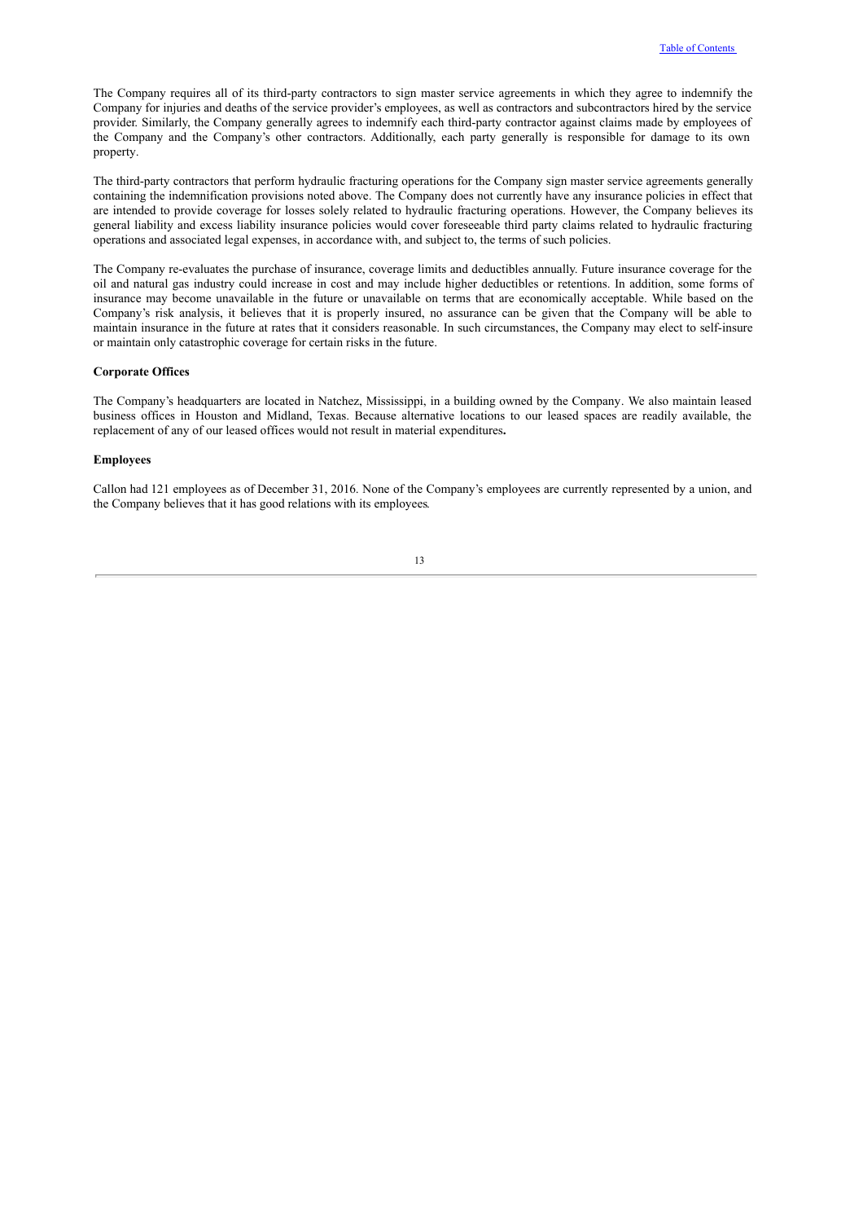The Company requires all of its third-party contractors to sign master service agreements in which they agree to indemnify the Company for injuries and deaths of the service provider's employees, as well as contractors and subcontractors hired by the service provider. Similarly, the Company generally agrees to indemnify each third-party contractor against claims made by employees of the Company and the Company's other contractors. Additionally, each party generally is responsible for damage to its own property.

The third-party contractors that perform hydraulic fracturing operations for the Company sign master service agreements generally containing the indemnification provisions noted above. The Company does not currently have any insurance policies in effect that are intended to provide coverage for losses solely related to hydraulic fracturing operations. However, the Company believes its general liability and excess liability insurance policies would cover foreseeable third party claims related to hydraulic fracturing operations and associated legal expenses, in accordance with, and subject to, the terms of such policies.

The Company re-evaluates the purchase of insurance, coverage limits and deductibles annually. Future insurance coverage for the oil and natural gas industry could increase in cost and may include higher deductibles or retentions. In addition, some forms of insurance may become unavailable in the future or unavailable on terms that are economically acceptable. While based on the Company's risk analysis, it believes that it is properly insured, no assurance can be given that the Company will be able to maintain insurance in the future at rates that it considers reasonable. In such circumstances, the Company may elect to self-insure or maintain only catastrophic coverage for certain risks in the future.

**Corporate Offices**

The Company's headquarters are located in Natchez, Mississippi, in a building owned by the Company. We also maintain leased business offices in Houston and Midland, Texas. Because alternative locations to our leased spaces are readily available, the replacement of any of our leased offices would not result in material expenditures**.**

**Employees**

Callon had 121 employees as of December 31, 2016. None of the Company's employees are currently represented by a union, and the Company believes that it has good relations with its employees.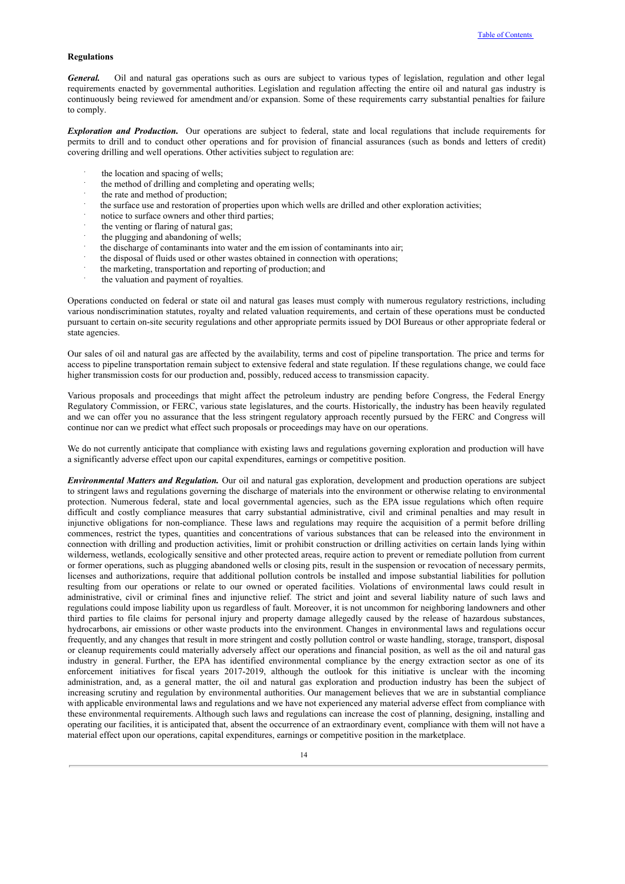**Regulations**

***General.*** Oil and natural gas operations such as ours are subject to various types of legislation, regulation and other legal requirements enacted by governmental authorities. Legislation and regulation affecting the entire oil and natural gas industry is continuously being reviewed for amendment and/or expansion. Some of these requirements carry substantial penalties for failure to comply.

***Exploration and Production.*** Our operations are subject to federal, state and local regulations that include requirements for permits to drill and to conduct other operations and for provision of financial assurances (such as bonds and letters of credit) covering drilling and well operations. Other activities subject to regulation are:

- the location and spacing of wells;
- the method of drilling and completing and operating wells;
- the rate and method of production;
- the surface use and restoration of properties upon which wells are drilled and other exploration activities;
- notice to surface owners and other third parties;
- the venting or flaring of natural gas;
- the plugging and abandoning of wells;
- the discharge of contaminants into water and the emission of contaminants into air;
- the disposal of fluids used or other wastes obtained in connection with operations;
- the marketing, transportation and reporting of production; and
- the valuation and payment of royalties.

Operations conducted on federal or state oil and natural gas leases must comply with numerous regulatory restrictions, including various nondiscrimination statutes, royalty and related valuation requirements, and certain of these operations must be conducted pursuant to certain on-site security regulations and other appropriate permits issued by DOI Bureaus or other appropriate federal or state agencies.

Our sales of oil and natural gas are affected by the availability, terms and cost of pipeline transportation. The price and terms for access to pipeline transportation remain subject to extensive federal and state regulation. If these regulations change, we could face higher transmission costs for our production and, possibly, reduced access to transmission capacity.

Various proposals and proceedings that might affect the petroleum industry are pending before Congress, the Federal Energy Regulatory Commission, or FERC, various state legislatures, and the courts. Historically, the industry has been heavily regulated and we can offer you no assurance that the less stringent regulatory approach recently pursued by the FERC and Congress will continue nor can we predict what effect such proposals or proceedings may have on our operations.

We do not currently anticipate that compliance with existing laws and regulations governing exploration and production will have a significantly adverse effect upon our capital expenditures, earnings or competitive position.

***Environmental Matters and Regulation.*** Our oil and natural gas exploration, development and production operations are subject to stringent laws and regulations governing the discharge of materials into the environment or otherwise relating to environmental protection. Numerous federal, state and local governmental agencies, such as the EPA issue regulations which often require difficult and costly compliance measures that carry substantial administrative, civil and criminal penalties and may result in injunctive obligations for non-compliance. These laws and regulations may require the acquisition of a permit before drilling commences, restrict the types, quantities and concentrations of various substances that can be released into the environment in connection with drilling and production activities, limit or prohibit construction or drilling activities on certain lands lying within wilderness, wetlands, ecologically sensitive and other protected areas, require action to prevent or remediate pollution from current or former operations, such as plugging abandoned wells or closing pits, result in the suspension or revocation of necessary permits, licenses and authorizations, require that additional pollution controls be installed and impose substantial liabilities for pollution resulting from our operations or relate to our owned or operated facilities. Violations of environmental laws could result in administrative, civil or criminal fines and injunctive relief. The strict and joint and several liability nature of such laws and regulations could impose liability upon us regardless of fault. Moreover, it is not uncommon for neighboring landowners and other third parties to file claims for personal injury and property damage allegedly caused by the release of hazardous substances, hydrocarbons, air emissions or other waste products into the environment. Changes in environmental laws and regulations occur frequently, and any changes that result in more stringent and costly pollution control or waste handling, storage, transport, disposal or cleanup requirements could materially adversely affect our operations and financial position, as well as the oil and natural gas industry in general. Further, the EPA has identified environmental compliance by the energy extraction sector as one of its enforcement initiatives for fiscal years 2017-2019, although the outlook for this initiative is unclear with the incoming administration, and, as a general matter, the oil and natural gas exploration and production industry has been the subject of increasing scrutiny and regulation by environmental authorities. Our management believes that we are in substantial compliance with applicable environmental laws and regulations and we have not experienced any material adverse effect from compliance with these environmental requirements. Although such laws and regulations can increase the cost of planning, designing, installing and operating our facilities, it is anticipated that, absent the occurrence of an extraordinary event, compliance with them will not have a material effect upon our operations, capital expenditures, earnings or competitive position in the marketplace.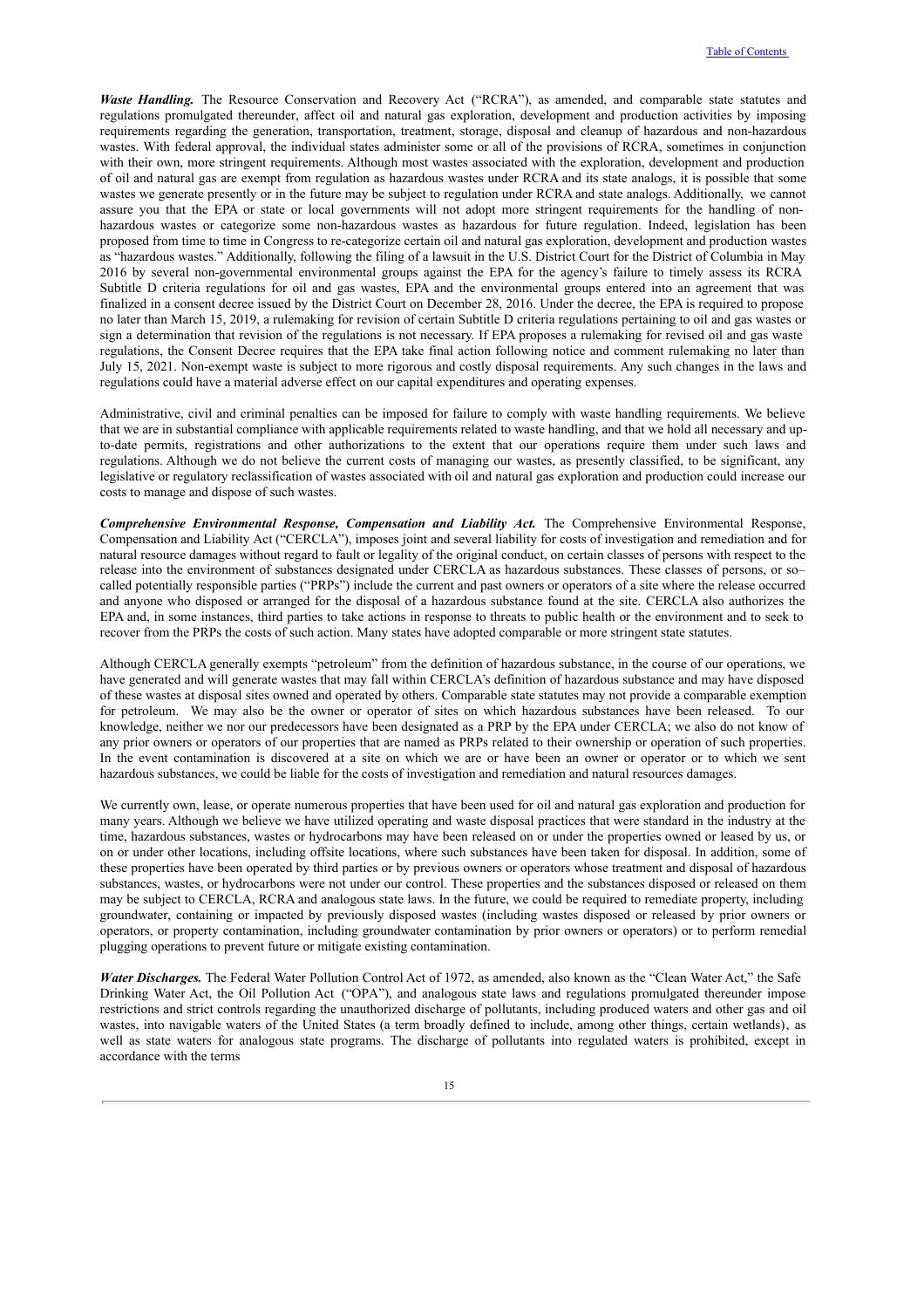***Waste Handling.*** The Resource Conservation and Recovery Act ("RCRA"), as amended, and comparable state statutes and regulations promulgated thereunder, affect oil and natural gas exploration, development and production activities by imposing requirements regarding the generation, transportation, treatment, storage, disposal and cleanup of hazardous and non-hazardous wastes. With federal approval, the individual states administer some or all of the provisions of RCRA, sometimes in conjunction with their own, more stringent requirements. Although most wastes associated with the exploration, development and production of oil and natural gas are exempt from regulation as hazardous wastes under RCRA and its state analogs, it is possible that some wastes we generate presently or in the future may be subject to regulation under RCRA and state analogs. Additionally, we cannot assure you that the EPA or state or local governments will not adopt more stringent requirements for the handling of non-hazardous wastes or categorize some non-hazardous wastes as hazardous for future regulation. Indeed, legislation has been proposed from time to time in Congress to re-categorize certain oil and natural gas exploration, development and production wastes as "hazardous wastes." Additionally, following the filing of a lawsuit in the U.S. District Court for the District of Columbia in May 2016 by several non-governmental environmental groups against the EPA for the agency's failure to timely assess its RCRA Subtitle D criteria regulations for oil and gas wastes, EPA and the environmental groups entered into an agreement that was finalized in a consent decree issued by the District Court on December 28, 2016. Under the decree, the EPA is required to propose no later than March 15, 2019, a rulemaking for revision of certain Subtitle D criteria regulations pertaining to oil and gas wastes or sign a determination that revision of the regulations is not necessary. If EPA proposes a rulemaking for revised oil and gas waste regulations, the Consent Decree requires that the EPA take final action following notice and comment rulemaking no later than July 15, 2021. Non-exempt waste is subject to more rigorous and costly disposal requirements. Any such changes in the laws and regulations could have a material adverse effect on our capital expenditures and operating expenses.

Administrative, civil and criminal penalties can be imposed for failure to comply with waste handling requirements. We believe that we are in substantial compliance with applicable requirements related to waste handling, and that we hold all necessary and up-to-date permits, registrations and other authorizations to the extent that our operations require them under such laws and regulations. Although we do not believe the current costs of managing our wastes, as presently classified, to be significant, any legislative or regulatory reclassification of wastes associated with oil and natural gas exploration and production could increase our costs to manage and dispose of such wastes.

***Comprehensive Environmental Response, Compensation and Liability Act.*** The Comprehensive Environmental Response, Compensation and Liability Act ("CERCLA"), imposes joint and several liability for costs of investigation and remediation and for natural resource damages without regard to fault or legality of the original conduct, on certain classes of persons with respect to the release into the environment of substances designated under CERCLA as hazardous substances. These classes of persons, or so–called potentially responsible parties ("PRPs") include the current and past owners or operators of a site where the release occurred and anyone who disposed or arranged for the disposal of a hazardous substance found at the site. CERCLA also authorizes the EPA and, in some instances, third parties to take actions in response to threats to public health or the environment and to seek to recover from the PRPs the costs of such action. Many states have adopted comparable or more stringent state statutes.

Although CERCLA generally exempts "petroleum" from the definition of hazardous substance, in the course of our operations, we have generated and will generate wastes that may fall within CERCLA's definition of hazardous substance and may have disposed of these wastes at disposal sites owned and operated by others. Comparable state statutes may not provide a comparable exemption for petroleum. We may also be the owner or operator of sites on which hazardous substances have been released. To our knowledge, neither we nor our predecessors have been designated as a PRP by the EPA under CERCLA; we also do not know of any prior owners or operators of our properties that are named as PRPs related to their ownership or operation of such properties. In the event contamination is discovered at a site on which we are or have been an owner or operator or to which we sent hazardous substances, we could be liable for the costs of investigation and remediation and natural resources damages.

We currently own, lease, or operate numerous properties that have been used for oil and natural gas exploration and production for many years. Although we believe we have utilized operating and waste disposal practices that were standard in the industry at the time, hazardous substances, wastes or hydrocarbons may have been released on or under the properties owned or leased by us, or on or under other locations, including offsite locations, where such substances have been taken for disposal. In addition, some of these properties have been operated by third parties or by previous owners or operators whose treatment and disposal of hazardous substances, wastes, or hydrocarbons were not under our control. These properties and the substances disposed or released on them may be subject to CERCLA, RCRA and analogous state laws. In the future, we could be required to remediate property, including groundwater, containing or impacted by previously disposed wastes (including wastes disposed or released by prior owners or operators, or property contamination, including groundwater contamination by prior owners or operators) or to perform remedial plugging operations to prevent future or mitigate existing contamination.

***Water Discharges.*** The Federal Water Pollution Control Act of 1972, as amended, also known as the "Clean Water Act," the Safe Drinking Water Act, the Oil Pollution Act ("OPA"), and analogous state laws and regulations promulgated thereunder impose restrictions and strict controls regarding the unauthorized discharge of pollutants, including produced waters and other gas and oil wastes, into navigable waters of the United States (a term broadly defined to include, among other things, certain wetlands), as well as state waters for analogous state programs. The discharge of pollutants into regulated waters is prohibited, except in accordance with the terms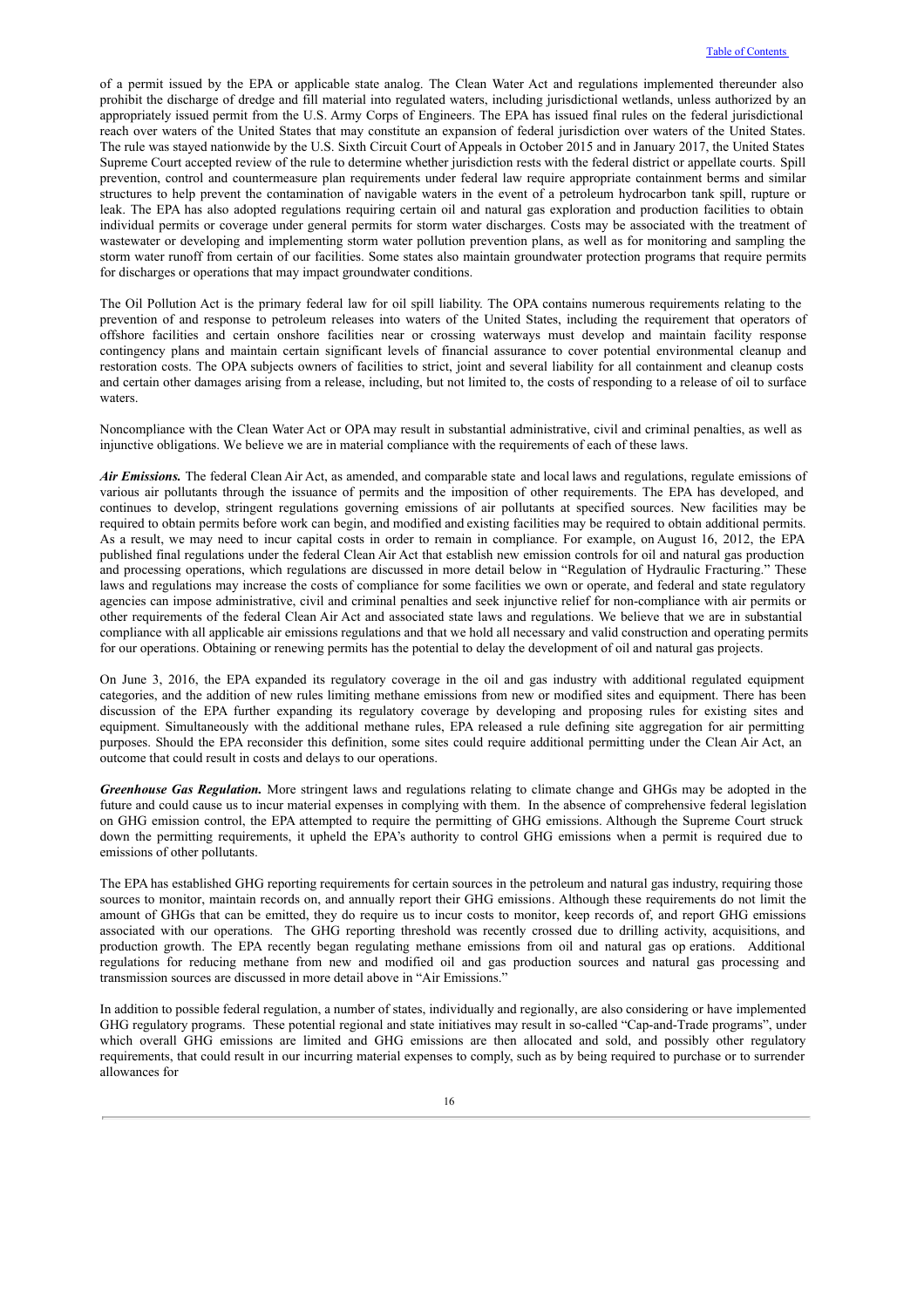of a permit issued by the EPA or applicable state analog. The Clean Water Act and regulations implemented thereunder also prohibit the discharge of dredge and fill material into regulated waters, including jurisdictional wetlands, unless authorized by an appropriately issued permit from the U.S. Army Corps of Engineers. The EPA has issued final rules on the federal jurisdictional reach over waters of the United States that may constitute an expansion of federal jurisdiction over waters of the United States. The rule was stayed nationwide by the U.S. Sixth Circuit Court of Appeals in October 2015 and in January 2017, the United States Supreme Court accepted review of the rule to determine whether jurisdiction rests with the federal district or appellate courts. Spill prevention, control and countermeasure plan requirements under federal law require appropriate containment berms and similar structures to help prevent the contamination of navigable waters in the event of a petroleum hydrocarbon tank spill, rupture or leak. The EPA has also adopted regulations requiring certain oil and natural gas exploration and production facilities to obtain individual permits or coverage under general permits for storm water discharges. Costs may be associated with the treatment of wastewater or developing and implementing storm water pollution prevention plans, as well as for monitoring and sampling the storm water runoff from certain of our facilities. Some states also maintain groundwater protection programs that require permits for discharges or operations that may impact groundwater conditions.

The Oil Pollution Act is the primary federal law for oil spill liability. The OPA contains numerous requirements relating to the prevention of and response to petroleum releases into waters of the United States, including the requirement that operators of offshore facilities and certain onshore facilities near or crossing waterways must develop and maintain facility response contingency plans and maintain certain significant levels of financial assurance to cover potential environmental cleanup and restoration costs. The OPA subjects owners of facilities to strict, joint and several liability for all containment and cleanup costs and certain other damages arising from a release, including, but not limited to, the costs of responding to a release of oil to surface waters.

Noncompliance with the Clean Water Act or OPA may result in substantial administrative, civil and criminal penalties, as well as injunctive obligations. We believe we are in material compliance with the requirements of each of these laws.

***Air Emissions.*** The federal Clean Air Act, as amended, and comparable state and local laws and regulations, regulate emissions of various air pollutants through the issuance of permits and the imposition of other requirements. The EPA has developed, and continues to develop, stringent regulations governing emissions of air pollutants at specified sources. New facilities may be required to obtain permits before work can begin, and modified and existing facilities may be required to obtain additional permits. As a result, we may need to incur capital costs in order to remain in compliance. For example, on August 16, 2012, the EPA published final regulations under the federal Clean Air Act that establish new emission controls for oil and natural gas production and processing operations, which regulations are discussed in more detail below in "Regulation of Hydraulic Fracturing." These laws and regulations may increase the costs of compliance for some facilities we own or operate, and federal and state regulatory agencies can impose administrative, civil and criminal penalties and seek injunctive relief for non-compliance with air permits or other requirements of the federal Clean Air Act and associated state laws and regulations. We believe that we are in substantial compliance with all applicable air emissions regulations and that we hold all necessary and valid construction and operating permits for our operations. Obtaining or renewing permits has the potential to delay the development of oil and natural gas projects.

On June 3, 2016, the EPA expanded its regulatory coverage in the oil and gas industry with additional regulated equipment categories, and the addition of new rules limiting methane emissions from new or modified sites and equipment. There has been discussion of the EPA further expanding its regulatory coverage by developing and proposing rules for existing sites and equipment. Simultaneously with the additional methane rules, EPA released a rule defining site aggregation for air permitting purposes. Should the EPA reconsider this definition, some sites could require additional permitting under the Clean Air Act, an outcome that could result in costs and delays to our operations.

***Greenhouse Gas Regulation.*** More stringent laws and regulations relating to climate change and GHGs may be adopted in the future and could cause us to incur material expenses in complying with them. In the absence of comprehensive federal legislation on GHG emission control, the EPA attempted to require the permitting of GHG emissions. Although the Supreme Court struck down the permitting requirements, it upheld the EPA's authority to control GHG emissions when a permit is required due to emissions of other pollutants.

The EPA has established GHG reporting requirements for certain sources in the petroleum and natural gas industry, requiring those sources to monitor, maintain records on, and annually report their GHG emissions. Although these requirements do not limit the amount of GHGs that can be emitted, they do require us to incur costs to monitor, keep records of, and report GHG emissions associated with our operations. The GHG reporting threshold was recently crossed due to drilling activity, acquisitions, and production growth. The EPA recently began regulating methane emissions from oil and natural gas op erations. Additional regulations for reducing methane from new and modified oil and gas production sources and natural gas processing and transmission sources are discussed in more detail above in "Air Emissions."

In addition to possible federal regulation, a number of states, individually and regionally, are also considering or have implemented GHG regulatory programs. These potential regional and state initiatives may result in so-called "Cap-and-Trade programs", under which overall GHG emissions are limited and GHG emissions are then allocated and sold, and possibly other regulatory requirements, that could result in our incurring material expenses to comply, such as by being required to purchase or to surrender allowances for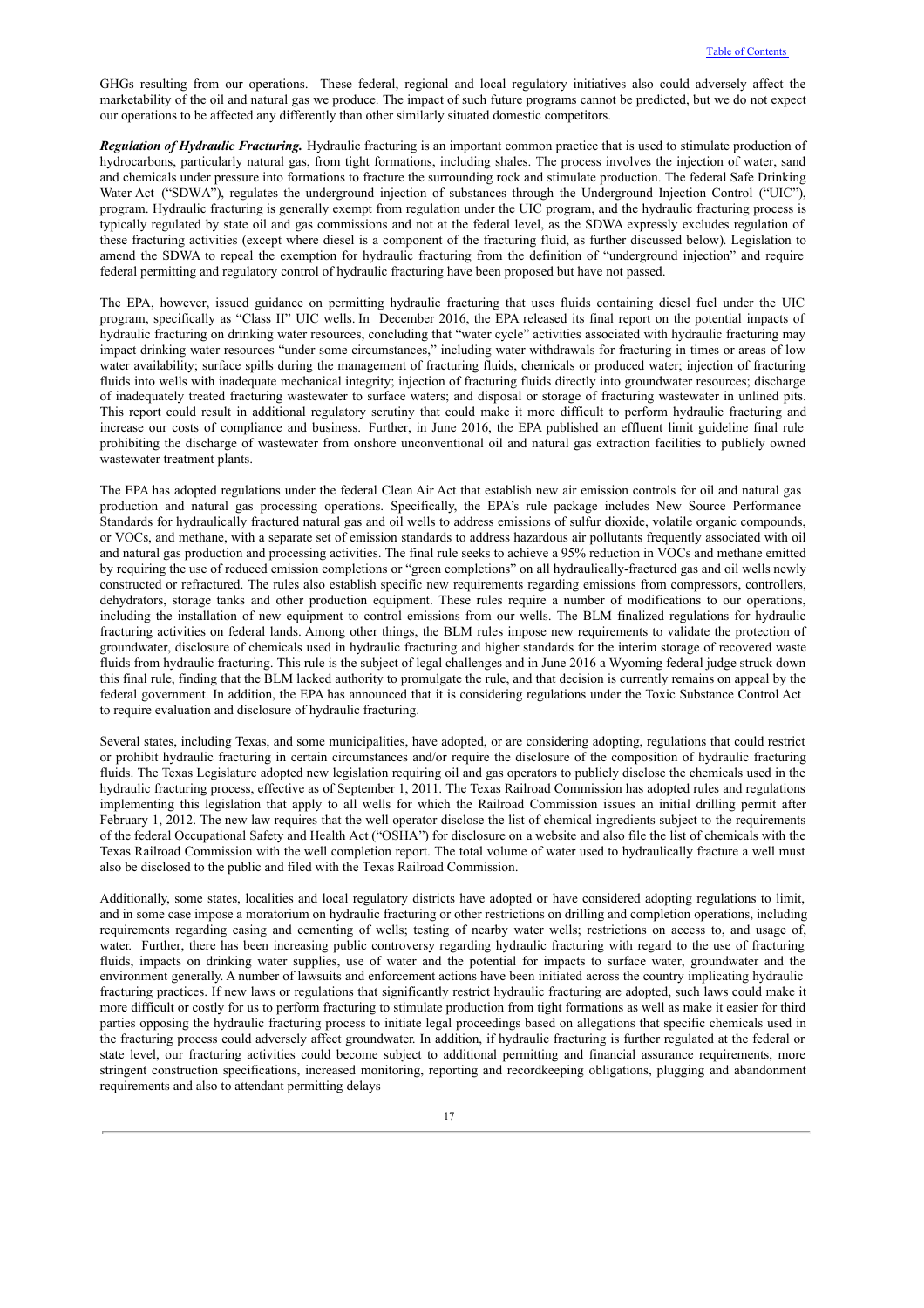GHGs resulting from our operations. These federal, regional and local regulatory initiatives also could adversely affect the marketability of the oil and natural gas we produce. The impact of such future programs cannot be predicted, but we do not expect our operations to be affected any differently than other similarly situated domestic competitors.

***Regulation of Hydraulic Fracturing.*** Hydraulic fracturing is an important common practice that is used to stimulate production of hydrocarbons, particularly natural gas, from tight formations, including shales. The process involves the injection of water, sand and chemicals under pressure into formations to fracture the surrounding rock and stimulate production. The federal Safe Drinking Water Act ("SDWA"), regulates the underground injection of substances through the Underground Injection Control ("UIC"), program. Hydraulic fracturing is generally exempt from regulation under the UIC program, and the hydraulic fracturing process is typically regulated by state oil and gas commissions and not at the federal level, as the SDWA expressly excludes regulation of these fracturing activities (except where diesel is a component of the fracturing fluid, as further discussed below). Legislation to amend the SDWA to repeal the exemption for hydraulic fracturing from the definition of "underground injection" and require federal permitting and regulatory control of hydraulic fracturing have been proposed but have not passed.

The EPA, however, issued guidance on permitting hydraulic fracturing that uses fluids containing diesel fuel under the UIC program, specifically as "Class II" UIC wells. In December 2016, the EPA released its final report on the potential impacts of hydraulic fracturing on drinking water resources, concluding that "water cycle" activities associated with hydraulic fracturing may impact drinking water resources "under some circumstances," including water withdrawals for fracturing in times or areas of low water availability; surface spills during the management of fracturing fluids, chemicals or produced water; injection of fracturing fluids into wells with inadequate mechanical integrity; injection of fracturing fluids directly into groundwater resources; discharge of inadequately treated fracturing wastewater to surface waters; and disposal or storage of fracturing wastewater in unlined pits. This report could result in additional regulatory scrutiny that could make it more difficult to perform hydraulic fracturing and increase our costs of compliance and business. Further, in June 2016, the EPA published an effluent limit guideline final rule prohibiting the discharge of wastewater from onshore unconventional oil and natural gas extraction facilities to publicly owned wastewater treatment plants.

The EPA has adopted regulations under the federal Clean Air Act that establish new air emission controls for oil and natural gas production and natural gas processing operations. Specifically, the EPA's rule package includes New Source Performance Standards for hydraulically fractured natural gas and oil wells to address emissions of sulfur dioxide, volatile organic compounds, or VOCs, and methane, with a separate set of emission standards to address hazardous air pollutants frequently associated with oil and natural gas production and processing activities. The final rule seeks to achieve a 95% reduction in VOCs and methane emitted by requiring the use of reduced emission completions or "green completions" on all hydraulically-fractured gas and oil wells newly constructed or refractured. The rules also establish specific new requirements regarding emissions from compressors, controllers, dehydrators, storage tanks and other production equipment. These rules require a number of modifications to our operations, including the installation of new equipment to control emissions from our wells. The BLM finalized regulations for hydraulic fracturing activities on federal lands. Among other things, the BLM rules impose new requirements to validate the protection of groundwater, disclosure of chemicals used in hydraulic fracturing and higher standards for the interim storage of recovered waste fluids from hydraulic fracturing. This rule is the subject of legal challenges and in June 2016 a Wyoming federal judge struck down this final rule, finding that the BLM lacked authority to promulgate the rule, and that decision is currently remains on appeal by the federal government. In addition, the EPA has announced that it is considering regulations under the Toxic Substance Control Act to require evaluation and disclosure of hydraulic fracturing.

Several states, including Texas, and some municipalities, have adopted, or are considering adopting, regulations that could restrict or prohibit hydraulic fracturing in certain circumstances and/or require the disclosure of the composition of hydraulic fracturing fluids. The Texas Legislature adopted new legislation requiring oil and gas operators to publicly disclose the chemicals used in the hydraulic fracturing process, effective as of September 1, 2011. The Texas Railroad Commission has adopted rules and regulations implementing this legislation that apply to all wells for which the Railroad Commission issues an initial drilling permit after February 1, 2012. The new law requires that the well operator disclose the list of chemical ingredients subject to the requirements of the federal Occupational Safety and Health Act ("OSHA") for disclosure on a website and also file the list of chemicals with the Texas Railroad Commission with the well completion report. The total volume of water used to hydraulically fracture a well must also be disclosed to the public and filed with the Texas Railroad Commission.

Additionally, some states, localities and local regulatory districts have adopted or have considered adopting regulations to limit, and in some case impose a moratorium on hydraulic fracturing or other restrictions on drilling and completion operations, including requirements regarding casing and cementing of wells; testing of nearby water wells; restrictions on access to, and usage of, water. Further, there has been increasing public controversy regarding hydraulic fracturing with regard to the use of fracturing fluids, impacts on drinking water supplies, use of water and the potential for impacts to surface water, groundwater and the environment generally. A number of lawsuits and enforcement actions have been initiated across the country implicating hydraulic fracturing practices. If new laws or regulations that significantly restrict hydraulic fracturing are adopted, such laws could make it more difficult or costly for us to perform fracturing to stimulate production from tight formations as well as make it easier for third parties opposing the hydraulic fracturing process to initiate legal proceedings based on allegations that specific chemicals used in the fracturing process could adversely affect groundwater. In addition, if hydraulic fracturing is further regulated at the federal or state level, our fracturing activities could become subject to additional permitting and financial assurance requirements, more stringent construction specifications, increased monitoring, reporting and recordkeeping obligations, plugging and abandonment requirements and also to attendant permitting delays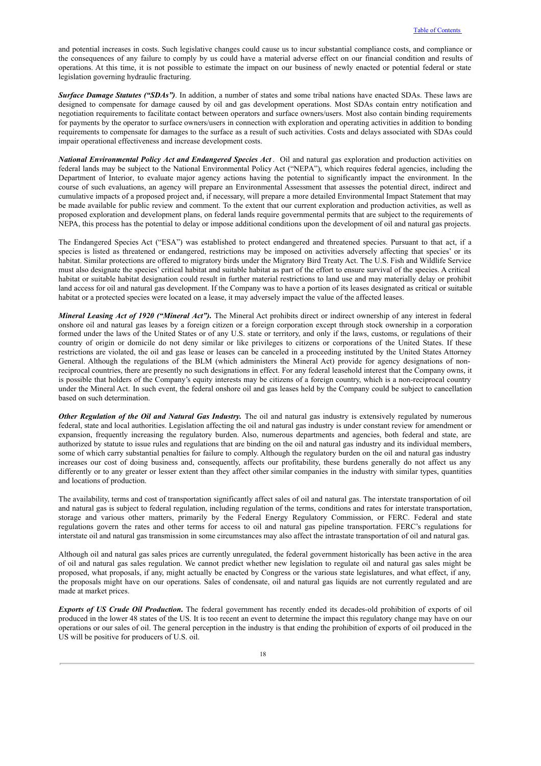and potential increases in costs. Such legislative changes could cause us to incur substantial compliance costs, and compliance or the consequences of any failure to comply by us could have a material adverse effect on our financial condition and results of operations. At this time, it is not possible to estimate the impact on our business of newly enacted or potential federal or state legislation governing hydraulic fracturing.

***Surface Damage Statutes ("SDAs")***. In addition, a number of states and some tribal nations have enacted SDAs. These laws are designed to compensate for damage caused by oil and gas development operations. Most SDAs contain entry notification and negotiation requirements to facilitate contact between operators and surface owners/users. Most also contain binding requirements for payments by the operator to surface owners/users in connection with exploration and operating activities in addition to bonding requirements to compensate for damages to the surface as a result of such activities. Costs and delays associated with SDAs could impair operational effectiveness and increase development costs.

***National Environmental Policy Act and Endangered Species Act***. Oil and natural gas exploration and production activities on federal lands may be subject to the National Environmental Policy Act ("NEPA"), which requires federal agencies, including the Department of Interior, to evaluate major agency actions having the potential to significantly impact the environment. In the course of such evaluations, an agency will prepare an Environmental Assessment that assesses the potential direct, indirect and cumulative impacts of a proposed project and, if necessary, will prepare a more detailed Environmental Impact Statement that may be made available for public review and comment. To the extent that our current exploration and production activities, as well as proposed exploration and development plans, on federal lands require governmental permits that are subject to the requirements of NEPA, this process has the potential to delay or impose additional conditions upon the development of oil and natural gas projects.

The Endangered Species Act ("ESA") was established to protect endangered and threatened species. Pursuant to that act, if a species is listed as threatened or endangered, restrictions may be imposed on activities adversely affecting that species' or its habitat. Similar protections are offered to migratory birds under the Migratory Bird Treaty Act. The U.S. Fish and Wildlife Service must also designate the species' critical habitat and suitable habitat as part of the effort to ensure survival of the species. A critical habitat or suitable habitat designation could result in further material restrictions to land use and may materially delay or prohibit land access for oil and natural gas development. If the Company was to have a portion of its leases designated as critical or suitable habitat or a protected species were located on a lease, it may adversely impact the value of the affected leases.

***Mineral Leasing Act of 1920 ("Mineral Act").*** The Mineral Act prohibits direct or indirect ownership of any interest in federal onshore oil and natural gas leases by a foreign citizen or a foreign corporation except through stock ownership in a corporation formed under the laws of the United States or of any U.S. state or territory, and only if the laws, customs, or regulations of their country of origin or domicile do not deny similar or like privileges to citizens or corporations of the United States. If these restrictions are violated, the oil and gas lease or leases can be canceled in a proceeding instituted by the United States Attorney General. Although the regulations of the BLM (which administers the Mineral Act) provide for agency designations of non-reciprocal countries, there are presently no such designations in effect. For any federal leasehold interest that the Company owns, it is possible that holders of the Company's equity interests may be citizens of a foreign country, which is a non-reciprocal country under the Mineral Act. In such event, the federal onshore oil and gas leases held by the Company could be subject to cancellation based on such determination.

***Other Regulation of the Oil and Natural Gas Industry.*** The oil and natural gas industry is extensively regulated by numerous federal, state and local authorities. Legislation affecting the oil and natural gas industry is under constant review for amendment or expansion, frequently increasing the regulatory burden. Also, numerous departments and agencies, both federal and state, are authorized by statute to issue rules and regulations that are binding on the oil and natural gas industry and its individual members, some of which carry substantial penalties for failure to comply. Although the regulatory burden on the oil and natural gas industry increases our cost of doing business and, consequently, affects our profitability, these burdens generally do not affect us any differently or to any greater or lesser extent than they affect other similar companies in the industry with similar types, quantities and locations of production.

The availability, terms and cost of transportation significantly affect sales of oil and natural gas. The interstate transportation of oil and natural gas is subject to federal regulation, including regulation of the terms, conditions and rates for interstate transportation, storage and various other matters, primarily by the Federal Energy Regulatory Commission, or FERC. Federal and state regulations govern the rates and other terms for access to oil and natural gas pipeline transportation. FERC's regulations for interstate oil and natural gas transmission in some circumstances may also affect the intrastate transportation of oil and natural gas.

Although oil and natural gas sales prices are currently unregulated, the federal government historically has been active in the area of oil and natural gas sales regulation. We cannot predict whether new legislation to regulate oil and natural gas sales might be proposed, what proposals, if any, might actually be enacted by Congress or the various state legislatures, and what effect, if any, the proposals might have on our operations. Sales of condensate, oil and natural gas liquids are not currently regulated and are made at market prices.

***Exports of US Crude Oil Production.*** The federal government has recently ended its decades-old prohibition of exports of oil produced in the lower 48 states of the US. It is too recent an event to determine the impact this regulatory change may have on our operations or our sales of oil. The general perception in the industry is that ending the prohibition of exports of oil produced in the US will be positive for producers of U.S. oil.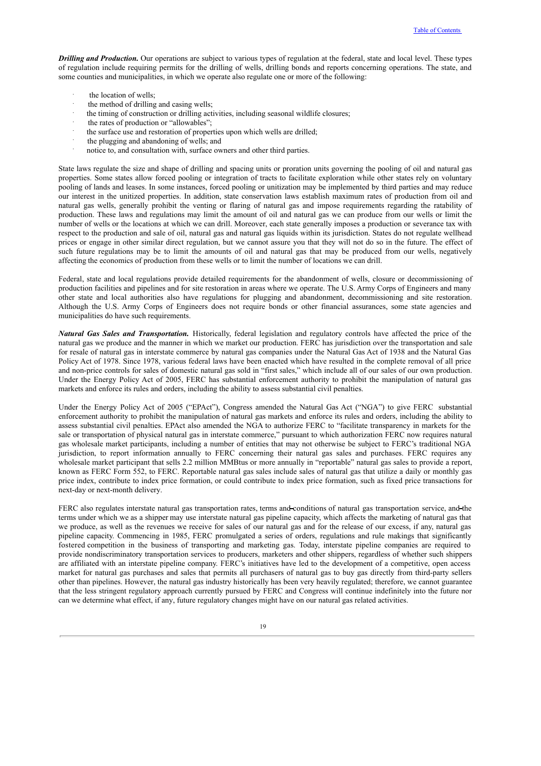***Drilling and Production.*** Our operations are subject to various types of regulation at the federal, state and local level. These types of regulation include requiring permits for the drilling of wells, drilling bonds and reports concerning operations. The state, and some counties and municipalities, in which we operate also regulate one or more of the following:

- the location of wells;
- the method of drilling and casing wells;
- the timing of construction or drilling activities, including seasonal wildlife closures;
- the rates of production or "allowables";
- the surface use and restoration of properties upon which wells are drilled;
- the plugging and abandoning of wells; and
- notice to, and consultation with, surface owners and other third parties.

State laws regulate the size and shape of drilling and spacing units or proration units governing the pooling of oil and natural gas properties. Some states allow forced pooling or integration of tracts to facilitate exploration while other states rely on voluntary pooling of lands and leases. In some instances, forced pooling or unitization may be implemented by third parties and may reduce our interest in the unitized properties. In addition, state conservation laws establish maximum rates of production from oil and natural gas wells, generally prohibit the venting or flaring of natural gas and impose requirements regarding the ratability of production. These laws and regulations may limit the amount of oil and natural gas we can produce from our wells or limit the number of wells or the locations at which we can drill. Moreover, each state generally imposes a production or severance tax with respect to the production and sale of oil, natural gas and natural gas liquids within its jurisdiction. States do not regulate wellhead prices or engage in other similar direct regulation, but we cannot assure you that they will not do so in the future. The effect of such future regulations may be to limit the amounts of oil and natural gas that may be produced from our wells, negatively affecting the economics of production from these wells or to limit the number of locations we can drill.

Federal, state and local regulations provide detailed requirements for the abandonment of wells, closure or decommissioning of production facilities and pipelines and for site restoration in areas where we operate. The U.S. Army Corps of Engineers and many other state and local authorities also have regulations for plugging and abandonment, decommissioning and site restoration. Although the U.S. Army Corps of Engineers does not require bonds or other financial assurances, some state agencies and municipalities do have such requirements.

***Natural Gas Sales and Transportation.*** Historically, federal legislation and regulatory controls have affected the price of the natural gas we produce and the manner in which we market our production. FERC has jurisdiction over the transportation and sale for resale of natural gas in interstate commerce by natural gas companies under the Natural Gas Act of 1938 and the Natural Gas Policy Act of 1978. Since 1978, various federal laws have been enacted which have resulted in the complete removal of all price and non-price controls for sales of domestic natural gas sold in "first sales," which include all of our sales of our own production. Under the Energy Policy Act of 2005, FERC has substantial enforcement authority to prohibit the manipulation of natural gas markets and enforce its rules and orders, including the ability to assess substantial civil penalties.

Under the Energy Policy Act of 2005 ("EPAct"), Congress amended the Natural Gas Act ("NGA") to give FERC substantial enforcement authority to prohibit the manipulation of natural gas markets and enforce its rules and orders, including the ability to assess substantial civil penalties. EPAct also amended the NGA to authorize FERC to "facilitate transparency in markets for the sale or transportation of physical natural gas in interstate commerce," pursuant to which authorization FERC now requires natural gas wholesale market participants, including a number of entities that may not otherwise be subject to FERC's traditional NGA jurisdiction, to report information annually to FERC concerning their natural gas sales and purchases. FERC requires any wholesale market participant that sells 2.2 million MMBtus or more annually in "reportable" natural gas sales to provide a report, known as FERC Form 552, to FERC. Reportable natural gas sales include sales of natural gas that utilize a daily or monthly gas price index, contribute to index price formation, or could contribute to index price formation, such as fixed price transactions for next-day or next-month delivery.

FERC also regulates interstate natural gas transportation rates, terms and conditions of natural gas transportation service, and the terms under which we as a shipper may use interstate natural gas pipeline capacity, which affects the marketing of natural gas that we produce, as well as the revenues we receive for sales of our natural gas and for the release of our excess, if any, natural gas pipeline capacity. Commencing in 1985, FERC promulgated a series of orders, regulations and rule makings that significantly fostered competition in the business of transporting and marketing gas. Today, interstate pipeline companies are required to provide nondiscriminatory transportation services to producers, marketers and other shippers, regardless of whether such shippers are affiliated with an interstate pipeline company. FERC's initiatives have led to the development of a competitive, open access market for natural gas purchases and sales that permits all purchasers of natural gas to buy gas directly from third-party sellers other than pipelines. However, the natural gas industry historically has been very heavily regulated; therefore, we cannot guarantee that the less stringent regulatory approach currently pursued by FERC and Congress will continue indefinitely into the future nor can we determine what effect, if any, future regulatory changes might have on our natural gas related activities.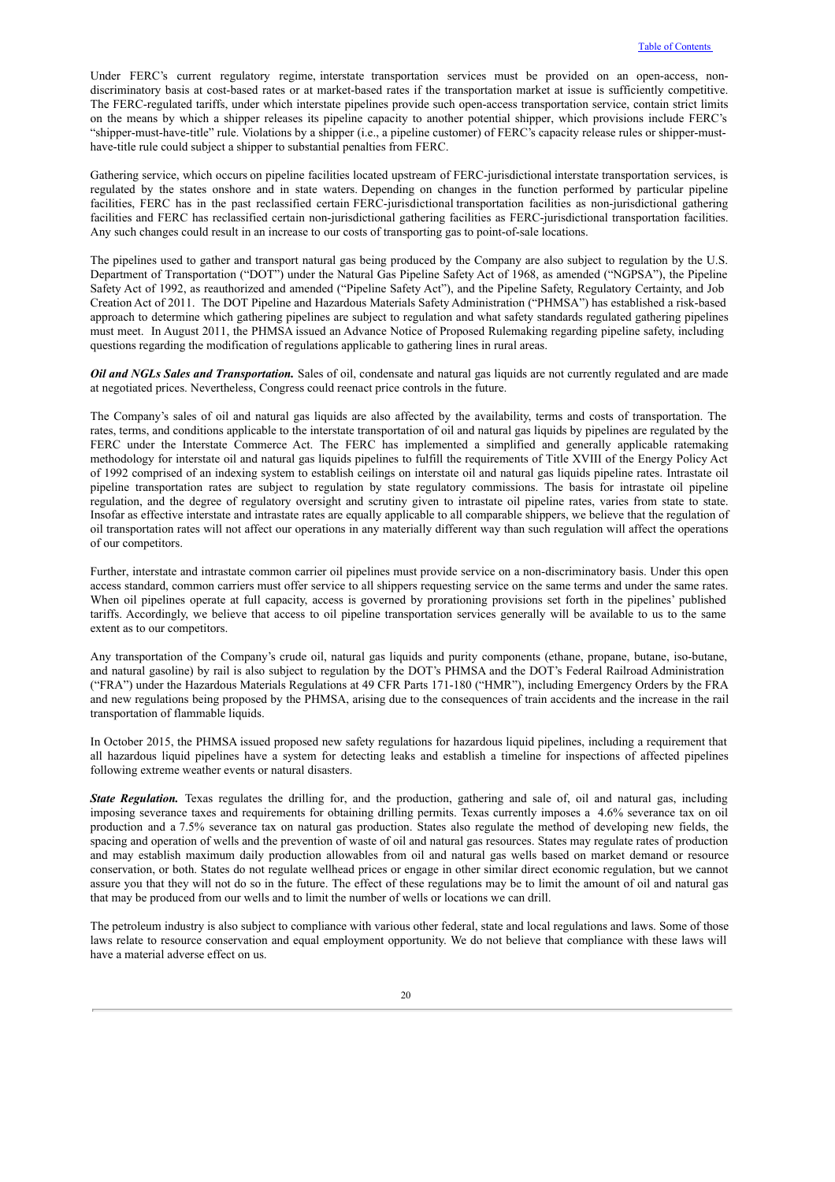Under FERC's current regulatory regime, interstate transportation services must be provided on an open-access, non-discriminatory basis at cost-based rates or at market-based rates if the transportation market at issue is sufficiently competitive. The FERC-regulated tariffs, under which interstate pipelines provide such open-access transportation service, contain strict limits on the means by which a shipper releases its pipeline capacity to another potential shipper, which provisions include FERC's "shipper-must-have-title" rule. Violations by a shipper (i.e., a pipeline customer) of FERC's capacity release rules or shipper-must-have-title rule could subject a shipper to substantial penalties from FERC.

Gathering service, which occurs on pipeline facilities located upstream of FERC-jurisdictional interstate transportation services, is regulated by the states onshore and in state waters. Depending on changes in the function performed by particular pipeline facilities, FERC has in the past reclassified certain FERC-jurisdictional transportation facilities as non-jurisdictional gathering facilities and FERC has reclassified certain non-jurisdictional gathering facilities as FERC-jurisdictional transportation facilities. Any such changes could result in an increase to our costs of transporting gas to point-of-sale locations.

The pipelines used to gather and transport natural gas being produced by the Company are also subject to regulation by the U.S. Department of Transportation ("DOT") under the Natural Gas Pipeline Safety Act of 1968, as amended ("NGPSA"), the Pipeline Safety Act of 1992, as reauthorized and amended ("Pipeline Safety Act"), and the Pipeline Safety, Regulatory Certainty, and Job Creation Act of 2011. The DOT Pipeline and Hazardous Materials Safety Administration ("PHMSA") has established a risk-based approach to determine which gathering pipelines are subject to regulation and what safety standards regulated gathering pipelines must meet. In August 2011, the PHMSA issued an Advance Notice of Proposed Rulemaking regarding pipeline safety, including questions regarding the modification of regulations applicable to gathering lines in rural areas.

***Oil and NGLs Sales and Transportation.*** Sales of oil, condensate and natural gas liquids are not currently regulated and are made at negotiated prices. Nevertheless, Congress could reenact price controls in the future.

The Company's sales of oil and natural gas liquids are also affected by the availability, terms and costs of transportation. The rates, terms, and conditions applicable to the interstate transportation of oil and natural gas liquids by pipelines are regulated by the FERC under the Interstate Commerce Act. The FERC has implemented a simplified and generally applicable ratemaking methodology for interstate oil and natural gas liquids pipelines to fulfill the requirements of Title XVIII of the Energy Policy Act of 1992 comprised of an indexing system to establish ceilings on interstate oil and natural gas liquids pipeline rates. Intrastate oil pipeline transportation rates are subject to regulation by state regulatory commissions. The basis for intrastate oil pipeline regulation, and the degree of regulatory oversight and scrutiny given to intrastate oil pipeline rates, varies from state to state. Insofar as effective interstate and intrastate rates are equally applicable to all comparable shippers, we believe that the regulation of oil transportation rates will not affect our operations in any materially different way than such regulation will affect the operations of our competitors.

Further, interstate and intrastate common carrier oil pipelines must provide service on a non-discriminatory basis. Under this open access standard, common carriers must offer service to all shippers requesting service on the same terms and under the same rates. When oil pipelines operate at full capacity, access is governed by prorationing provisions set forth in the pipelines' published tariffs. Accordingly, we believe that access to oil pipeline transportation services generally will be available to us to the same extent as to our competitors.

Any transportation of the Company's crude oil, natural gas liquids and purity components (ethane, propane, butane, iso-butane, and natural gasoline) by rail is also subject to regulation by the DOT's PHMSA and the DOT's Federal Railroad Administration ("FRA") under the Hazardous Materials Regulations at 49 CFR Parts 171-180 ("HMR"), including Emergency Orders by the FRA and new regulations being proposed by the PHMSA, arising due to the consequences of train accidents and the increase in the rail transportation of flammable liquids.

In October 2015, the PHMSA issued proposed new safety regulations for hazardous liquid pipelines, including a requirement that all hazardous liquid pipelines have a system for detecting leaks and establish a timeline for inspections of affected pipelines following extreme weather events or natural disasters.

***State Regulation.*** Texas regulates the drilling for, and the production, gathering and sale of, oil and natural gas, including imposing severance taxes and requirements for obtaining drilling permits. Texas currently imposes a 4.6% severance tax on oil production and a 7.5% severance tax on natural gas production. States also regulate the method of developing new fields, the spacing and operation of wells and the prevention of waste of oil and natural gas resources. States may regulate rates of production and may establish maximum daily production allowables from oil and natural gas wells based on market demand or resource conservation, or both. States do not regulate wellhead prices or engage in other similar direct economic regulation, but we cannot assure you that they will not do so in the future. The effect of these regulations may be to limit the amount of oil and natural gas that may be produced from our wells and to limit the number of wells or locations we can drill.

The petroleum industry is also subject to compliance with various other federal, state and local regulations and laws. Some of those laws relate to resource conservation and equal employment opportunity. We do not believe that compliance with these laws will have a material adverse effect on us.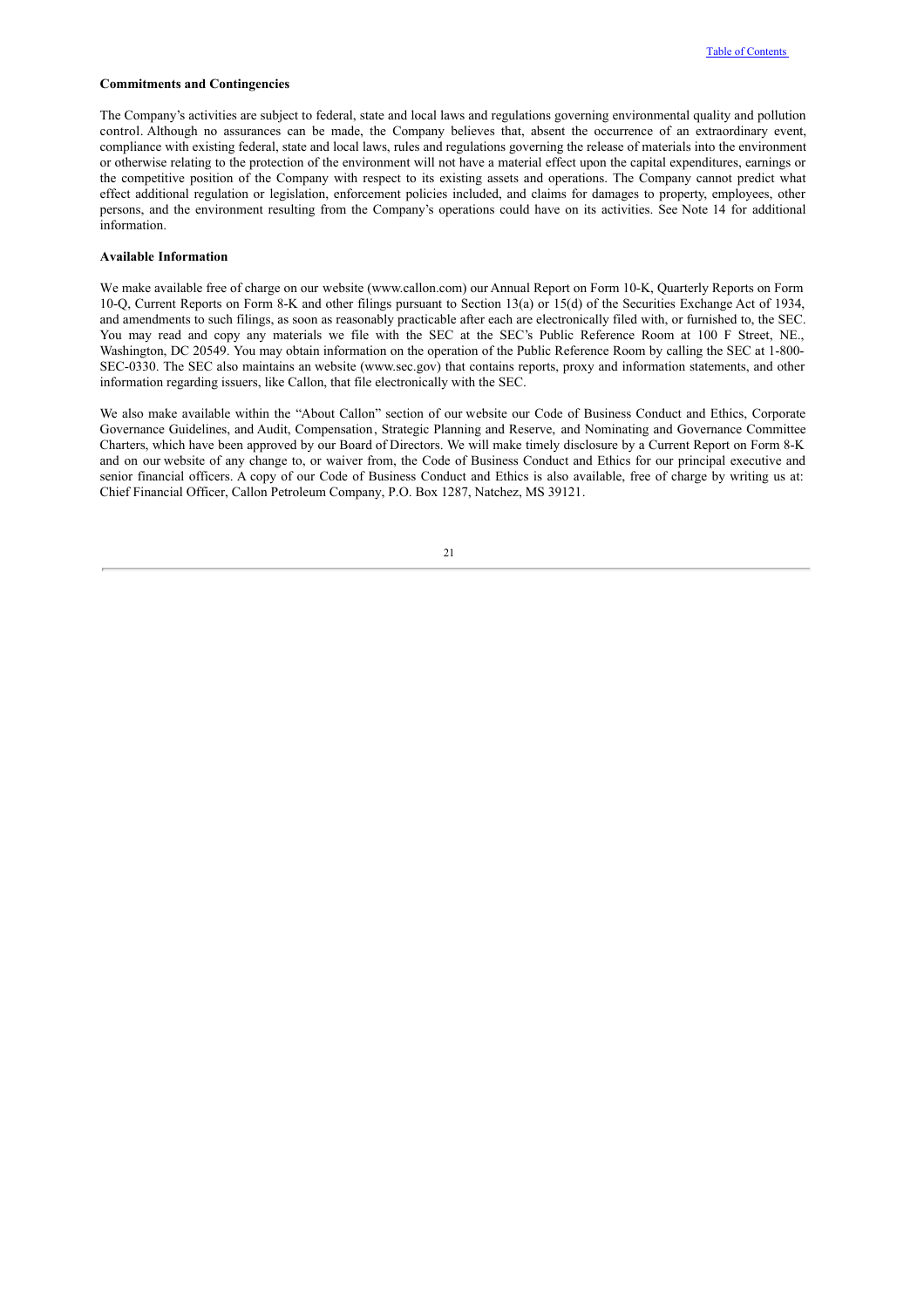**Commitments and Contingencies**

The Company's activities are subject to federal, state and local laws and regulations governing environmental quality and pollution control. Although no assurances can be made, the Company believes that, absent the occurrence of an extraordinary event, compliance with existing federal, state and local laws, rules and regulations governing the release of materials into the environment or otherwise relating to the protection of the environment will not have a material effect upon the capital expenditures, earnings or the competitive position of the Company with respect to its existing assets and operations. The Company cannot predict what effect additional regulation or legislation, enforcement policies included, and claims for damages to property, employees, other persons, and the environment resulting from the Company's operations could have on its activities. See Note 14 for additional information.

**Available Information**

We make available free of charge on our website (www.callon.com) our Annual Report on Form 10-K, Quarterly Reports on Form 10-Q, Current Reports on Form 8-K and other filings pursuant to Section 13(a) or 15(d) of the Securities Exchange Act of 1934, and amendments to such filings, as soon as reasonably practicable after each are electronically filed with, or furnished to, the SEC. You may read and copy any materials we file with the SEC at the SEC's Public Reference Room at 100 F Street, NE., Washington, DC 20549. You may obtain information on the operation of the Public Reference Room by calling the SEC at 1-800-SEC-0330. The SEC also maintains an website (www.sec.gov) that contains reports, proxy and information statements, and other information regarding issuers, like Callon, that file electronically with the SEC.

We also make available within the "About Callon" section of our website our Code of Business Conduct and Ethics, Corporate Governance Guidelines, and Audit, Compensation, Strategic Planning and Reserve, and Nominating and Governance Committee Charters, which have been approved by our Board of Directors. We will make timely disclosure by a Current Report on Form 8-K and on our website of any change to, or waiver from, the Code of Business Conduct and Ethics for our principal executive and senior financial officers. A copy of our Code of Business Conduct and Ethics is also available, free of charge by writing us at: Chief Financial Officer, Callon Petroleum Company, P.O. Box 1287, Natchez, MS 39121.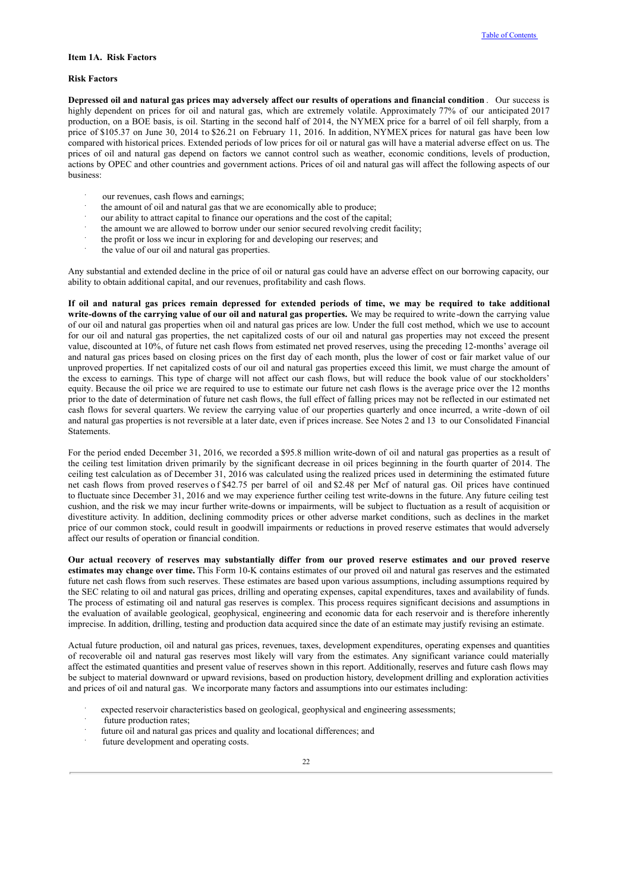### Item 1A. Risk Factors

#### Risk Factors

**Depressed oil and natural gas prices may adversely affect our results of operations and financial condition**. Our success is highly dependent on prices for oil and natural gas, which are extremely volatile. Approximately 77% of our anticipated 2017 production, on a BOE basis, is oil. Starting in the second half of 2014, the NYMEX price for a barrel of oil fell sharply, from a price of $105.37 on June 30, 2014 to $26.21 on February 11, 2016. In addition, NYMEX prices for natural gas have been low compared with historical prices. Extended periods of low prices for oil or natural gas will have a material adverse effect on us. The prices of oil and natural gas depend on factors we cannot control such as weather, economic conditions, levels of production, actions by OPEC and other countries and government actions. Prices of oil and natural gas will affect the following aspects of our business:

- our revenues, cash flows and earnings;
- the amount of oil and natural gas that we are economically able to produce;
- our ability to attract capital to finance our operations and the cost of the capital;
- the amount we are allowed to borrow under our senior secured revolving credit facility;
- the profit or loss we incur in exploring for and developing our reserves; and
- the value of our oil and natural gas properties.

Any substantial and extended decline in the price of oil or natural gas could have an adverse effect on our borrowing capacity, our ability to obtain additional capital, and our revenues, profitability and cash flows.

**If oil and natural gas prices remain depressed for extended periods of time, we may be required to take additional write-downs of the carrying value of our oil and natural gas properties.** We may be required to write-down the carrying value of our oil and natural gas properties when oil and natural gas prices are low. Under the full cost method, which we use to account for our oil and natural gas properties, the net capitalized costs of our oil and natural gas properties may not exceed the present value, discounted at 10%, of future net cash flows from estimated net proved reserves, using the preceding 12-months' average oil and natural gas prices based on closing prices on the first day of each month, plus the lower of cost or fair market value of our unproved properties. If net capitalized costs of our oil and natural gas properties exceed this limit, we must charge the amount of the excess to earnings. This type of charge will not affect our cash flows, but will reduce the book value of our stockholders' equity. Because the oil price we are required to use to estimate our future net cash flows is the average price over the 12 months prior to the date of determination of future net cash flows, the full effect of falling prices may not be reflected in our estimated net cash flows for several quarters. We review the carrying value of our properties quarterly and once incurred, a write-down of oil and natural gas properties is not reversible at a later date, even if prices increase. See Notes 2 and 13 to our Consolidated Financial Statements.

For the period ended December 31, 2016, we recorded a $95.8 million write-down of oil and natural gas properties as a result of the ceiling test limitation driven primarily by the significant decrease in oil prices beginning in the fourth quarter of 2014. The ceiling test calculation as of December 31, 2016 was calculated using the realized prices used in determining the estimated future net cash flows from proved reserves of $42.75 per barrel of oil and $2.48 per Mcf of natural gas. Oil prices have continued to fluctuate since December 31, 2016 and we may experience further ceiling test write-downs in the future. Any future ceiling test cushion, and the risk we may incur further write-downs or impairments, will be subject to fluctuation as a result of acquisition or divestiture activity. In addition, declining commodity prices or other adverse market conditions, such as declines in the market price of our common stock, could result in goodwill impairments or reductions in proved reserve estimates that would adversely affect our results of operation or financial condition.

**Our actual recovery of reserves may substantially differ from our proved reserve estimates and our proved reserve estimates may change over time.** This Form 10-K contains estimates of our proved oil and natural gas reserves and the estimated future net cash flows from such reserves. These estimates are based upon various assumptions, including assumptions required by the SEC relating to oil and natural gas prices, drilling and operating expenses, capital expenditures, taxes and availability of funds. The process of estimating oil and natural gas reserves is complex. This process requires significant decisions and assumptions in the evaluation of available geological, geophysical, engineering and economic data for each reservoir and is therefore inherently imprecise. In addition, drilling, testing and production data acquired since the date of an estimate may justify revising an estimate.

Actual future production, oil and natural gas prices, revenues, taxes, development expenditures, operating expenses and quantities of recoverable oil and natural gas reserves most likely will vary from the estimates. Any significant variance could materially affect the estimated quantities and present value of reserves shown in this report. Additionally, reserves and future cash flows may be subject to material downward or upward revisions, based on production history, development drilling and exploration activities and prices of oil and natural gas. We incorporate many factors and assumptions into our estimates including:

- expected reservoir characteristics based on geological, geophysical and engineering assessments;
- future production rates;
- future oil and natural gas prices and quality and locational differences; and
- future development and operating costs.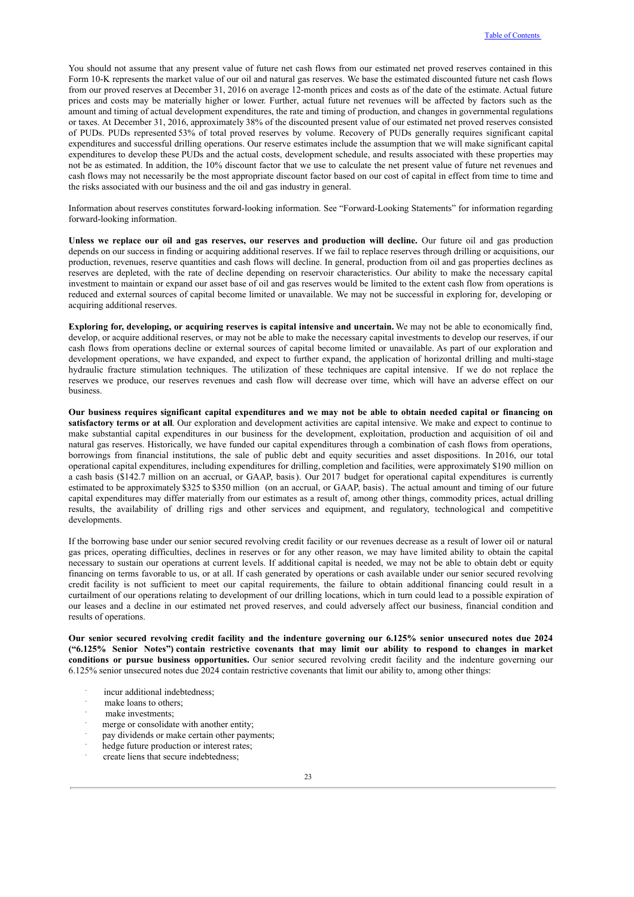You should not assume that any present value of future net cash flows from our estimated net proved reserves contained in this Form 10-K represents the market value of our oil and natural gas reserves. We base the estimated discounted future net cash flows from our proved reserves at December 31, 2016 on average 12-month prices and costs as of the date of the estimate. Actual future prices and costs may be materially higher or lower. Further, actual future net revenues will be affected by factors such as the amount and timing of actual development expenditures, the rate and timing of production, and changes in governmental regulations or taxes. At December 31, 2016, approximately 38% of the discounted present value of our estimated net proved reserves consisted of PUDs. PUDs represented 53% of total proved reserves by volume. Recovery of PUDs generally requires significant capital expenditures and successful drilling operations. Our reserve estimates include the assumption that we will make significant capital expenditures to develop these PUDs and the actual costs, development schedule, and results associated with these properties may not be as estimated. In addition, the 10% discount factor that we use to calculate the net present value of future net revenues and cash flows may not necessarily be the most appropriate discount factor based on our cost of capital in effect from time to time and the risks associated with our business and the oil and gas industry in general.

Information about reserves constitutes forward-looking information. See "Forward-Looking Statements" for information regarding forward-looking information.

**Unless we replace our oil and gas reserves, our reserves and production will decline.** Our future oil and gas production depends on our success in finding or acquiring additional reserves. If we fail to replace reserves through drilling or acquisitions, our production, revenues, reserve quantities and cash flows will decline. In general, production from oil and gas properties declines as reserves are depleted, with the rate of decline depending on reservoir characteristics. Our ability to make the necessary capital investment to maintain or expand our asset base of oil and gas reserves would be limited to the extent cash flow from operations is reduced and external sources of capital become limited or unavailable. We may not be successful in exploring for, developing or acquiring additional reserves.

**Exploring for, developing, or acquiring reserves is capital intensive and uncertain.** We may not be able to economically find, develop, or acquire additional reserves, or may not be able to make the necessary capital investments to develop our reserves, if our cash flows from operations decline or external sources of capital become limited or unavailable. As part of our exploration and development operations, we have expanded, and expect to further expand, the application of horizontal drilling and multi-stage hydraulic fracture stimulation techniques. The utilization of these techniques are capital intensive. If we do not replace the reserves we produce, our reserves revenues and cash flow will decrease over time, which will have an adverse effect on our business.

**Our business requires significant capital expenditures and we may not be able to obtain needed capital or financing on satisfactory terms or at all**. Our exploration and development activities are capital intensive. We make and expect to continue to make substantial capital expenditures in our business for the development, exploitation, production and acquisition of oil and natural gas reserves. Historically, we have funded our capital expenditures through a combination of cash flows from operations, borrowings from financial institutions, the sale of public debt and equity securities and asset dispositions. In 2016, our total operational capital expenditures, including expenditures for drilling, completion and facilities, were approximately $190 million on a cash basis ($142.7 million on an accrual, or GAAP, basis). Our 2017 budget for operational capital expenditures is currently estimated to be approximately $325 to $350 million (on an accrual, or GAAP, basis). The actual amount and timing of our future capital expenditures may differ materially from our estimates as a result of, among other things, commodity prices, actual drilling results, the availability of drilling rigs and other services and equipment, and regulatory, technological and competitive developments.

If the borrowing base under our senior secured revolving credit facility or our revenues decrease as a result of lower oil or natural gas prices, operating difficulties, declines in reserves or for any other reason, we may have limited ability to obtain the capital necessary to sustain our operations at current levels. If additional capital is needed, we may not be able to obtain debt or equity financing on terms favorable to us, or at all. If cash generated by operations or cash available under our senior secured revolving credit facility is not sufficient to meet our capital requirements, the failure to obtain additional financing could result in a curtailment of our operations relating to development of our drilling locations, which in turn could lead to a possible expiration of our leases and a decline in our estimated net proved reserves, and could adversely affect our business, financial condition and results of operations.

**Our senior secured revolving credit facility and the indenture governing our 6.125% senior unsecured notes due 2024 ("6.125% Senior Notes") contain restrictive covenants that may limit our ability to respond to changes in market conditions or pursue business opportunities.** Our senior secured revolving credit facility and the indenture governing our 6.125% senior unsecured notes due 2024 contain restrictive covenants that limit our ability to, among other things:

- incur additional indebtedness;
- make loans to others;
- make investments;
- merge or consolidate with another entity;
- pay dividends or make certain other payments;
- hedge future production or interest rates;
- create liens that secure indebtedness;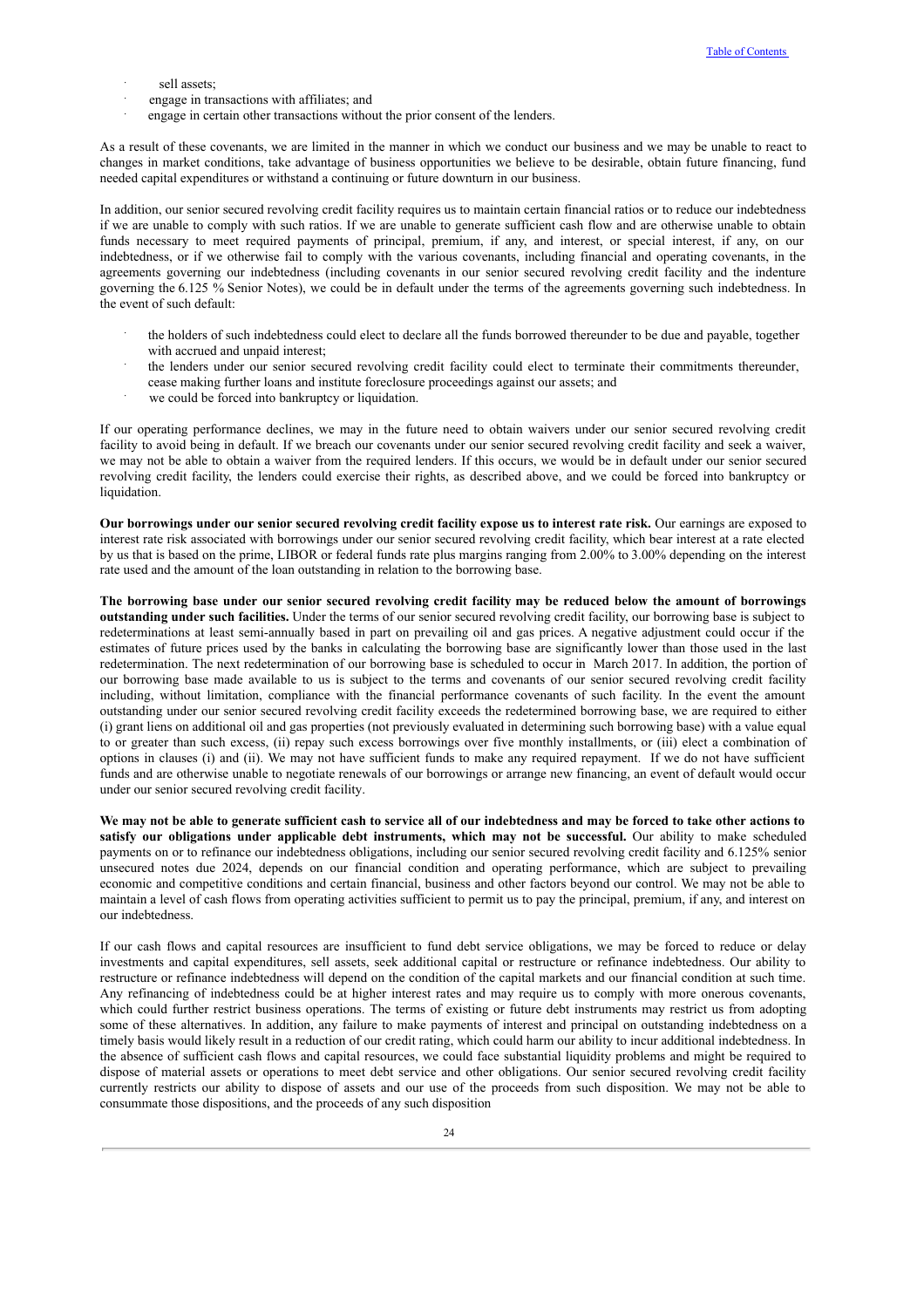- sell assets;
- engage in transactions with affiliates; and
- engage in certain other transactions without the prior consent of the lenders.

As a result of these covenants, we are limited in the manner in which we conduct our business and we may be unable to react to changes in market conditions, take advantage of business opportunities we believe to be desirable, obtain future financing, fund needed capital expenditures or withstand a continuing or future downturn in our business.

In addition, our senior secured revolving credit facility requires us to maintain certain financial ratios or to reduce our indebtedness if we are unable to comply with such ratios. If we are unable to generate sufficient cash flow and are otherwise unable to obtain funds necessary to meet required payments of principal, premium, if any, and interest, or special interest, if any, on our indebtedness, or if we otherwise fail to comply with the various covenants, including financial and operating covenants, in the agreements governing our indebtedness (including covenants in our senior secured revolving credit facility and the indenture governing the 6.125 % Senior Notes), we could be in default under the terms of the agreements governing such indebtedness. In the event of such default:

- the holders of such indebtedness could elect to declare all the funds borrowed thereunder to be due and payable, together with accrued and unpaid interest;
- the lenders under our senior secured revolving credit facility could elect to terminate their commitments thereunder, cease making further loans and institute foreclosure proceedings against our assets; and
- we could be forced into bankruptcy or liquidation.

If our operating performance declines, we may in the future need to obtain waivers under our senior secured revolving credit facility to avoid being in default. If we breach our covenants under our senior secured revolving credit facility and seek a waiver, we may not be able to obtain a waiver from the required lenders. If this occurs, we would be in default under our senior secured revolving credit facility, the lenders could exercise their rights, as described above, and we could be forced into bankruptcy or liquidation.

**Our borrowings under our senior secured revolving credit facility expose us to interest rate risk.** Our earnings are exposed to interest rate risk associated with borrowings under our senior secured revolving credit facility, which bear interest at a rate elected by us that is based on the prime, LIBOR or federal funds rate plus margins ranging from 2.00% to 3.00% depending on the interest rate used and the amount of the loan outstanding in relation to the borrowing base.

**The borrowing base under our senior secured revolving credit facility may be reduced below the amount of borrowings outstanding under such facilities.** Under the terms of our senior secured revolving credit facility, our borrowing base is subject to redeterminations at least semi-annually based in part on prevailing oil and gas prices. A negative adjustment could occur if the estimates of future prices used by the banks in calculating the borrowing base are significantly lower than those used in the last redetermination. The next redetermination of our borrowing base is scheduled to occur in March 2017. In addition, the portion of our borrowing base made available to us is subject to the terms and covenants of our senior secured revolving credit facility including, without limitation, compliance with the financial performance covenants of such facility. In the event the amount outstanding under our senior secured revolving credit facility exceeds the redetermined borrowing base, we are required to either (i) grant liens on additional oil and gas properties (not previously evaluated in determining such borrowing base) with a value equal to or greater than such excess, (ii) repay such excess borrowings over five monthly installments, or (iii) elect a combination of options in clauses (i) and (ii). We may not have sufficient funds to make any required repayment. If we do not have sufficient funds and are otherwise unable to negotiate renewals of our borrowings or arrange new financing, an event of default would occur under our senior secured revolving credit facility.

**We may not be able to generate sufficient cash to service all of our indebtedness and may be forced to take other actions to satisfy our obligations under applicable debt instruments, which may not be successful.** Our ability to make scheduled payments on or to refinance our indebtedness obligations, including our senior secured revolving credit facility and 6.125% senior unsecured notes due 2024, depends on our financial condition and operating performance, which are subject to prevailing economic and competitive conditions and certain financial, business and other factors beyond our control. We may not be able to maintain a level of cash flows from operating activities sufficient to permit us to pay the principal, premium, if any, and interest on our indebtedness.

If our cash flows and capital resources are insufficient to fund debt service obligations, we may be forced to reduce or delay investments and capital expenditures, sell assets, seek additional capital or restructure or refinance indebtedness. Our ability to restructure or refinance indebtedness will depend on the condition of the capital markets and our financial condition at such time. Any refinancing of indebtedness could be at higher interest rates and may require us to comply with more onerous covenants, which could further restrict business operations. The terms of existing or future debt instruments may restrict us from adopting some of these alternatives. In addition, any failure to make payments of interest and principal on outstanding indebtedness on a timely basis would likely result in a reduction of our credit rating, which could harm our ability to incur additional indebtedness. In the absence of sufficient cash flows and capital resources, we could face substantial liquidity problems and might be required to dispose of material assets or operations to meet debt service and other obligations. Our senior secured revolving credit facility currently restricts our ability to dispose of assets and our use of the proceeds from such disposition. We may not be able to consummate those dispositions, and the proceeds of any such disposition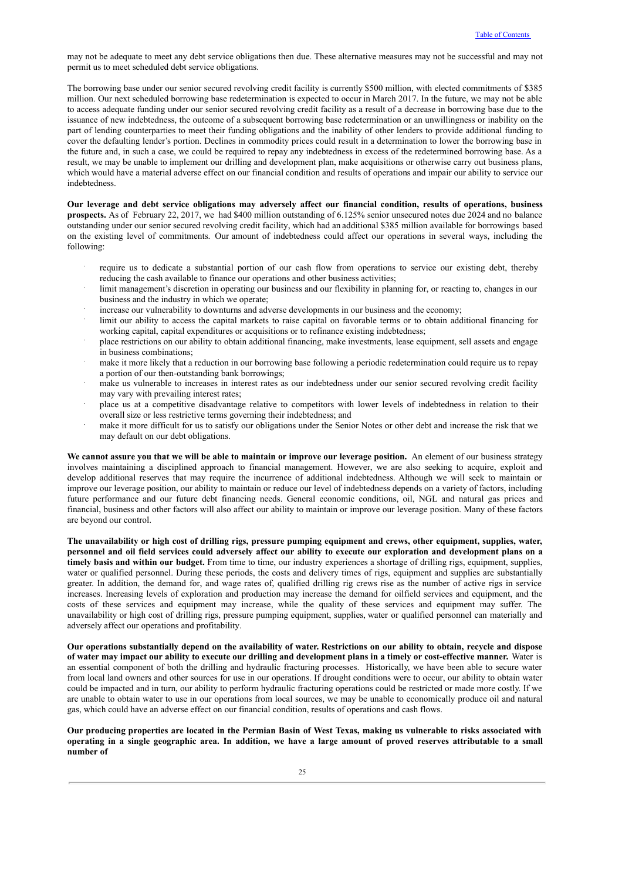may not be adequate to meet any debt service obligations then due. These alternative measures may not be successful and may not permit us to meet scheduled debt service obligations.

The borrowing base under our senior secured revolving credit facility is currently $500 million, with elected commitments of $385 million. Our next scheduled borrowing base redetermination is expected to occur in March 2017. In the future, we may not be able to access adequate funding under our senior secured revolving credit facility as a result of a decrease in borrowing base due to the issuance of new indebtedness, the outcome of a subsequent borrowing base redetermination or an unwillingness or inability on the part of lending counterparties to meet their funding obligations and the inability of other lenders to provide additional funding to cover the defaulting lender's portion. Declines in commodity prices could result in a determination to lower the borrowing base in the future and, in such a case, we could be required to repay any indebtedness in excess of the redetermined borrowing base. As a result, we may be unable to implement our drilling and development plan, make acquisitions or otherwise carry out business plans, which would have a material adverse effect on our financial condition and results of operations and impair our ability to service our indebtedness.

**Our leverage and debt service obligations may adversely affect our financial condition, results of operations, business prospects.** As of February 22, 2017, we had $400 million outstanding of 6.125% senior unsecured notes due 2024 and no balance outstanding under our senior secured revolving credit facility, which had an additional $385 million available for borrowings based on the existing level of commitments. Our amount of indebtedness could affect our operations in several ways, including the following:

- require us to dedicate a substantial portion of our cash flow from operations to service our existing debt, thereby reducing the cash available to finance our operations and other business activities;
- limit management's discretion in operating our business and our flexibility in planning for, or reacting to, changes in our business and the industry in which we operate;
- increase our vulnerability to downturns and adverse developments in our business and the economy;
- limit our ability to access the capital markets to raise capital on favorable terms or to obtain additional financing for working capital, capital expenditures or acquisitions or to refinance existing indebtedness;
- place restrictions on our ability to obtain additional financing, make investments, lease equipment, sell assets and engage in business combinations;
- make it more likely that a reduction in our borrowing base following a periodic redetermination could require us to repay a portion of our then-outstanding bank borrowings;
- make us vulnerable to increases in interest rates as our indebtedness under our senior secured revolving credit facility may vary with prevailing interest rates;
- place us at a competitive disadvantage relative to competitors with lower levels of indebtedness in relation to their overall size or less restrictive terms governing their indebtedness; and
- make it more difficult for us to satisfy our obligations under the Senior Notes or other debt and increase the risk that we may default on our debt obligations.

**We cannot assure you that we will be able to maintain or improve our leverage position.** An element of our business strategy involves maintaining a disciplined approach to financial management. However, we are also seeking to acquire, exploit and develop additional reserves that may require the incurrence of additional indebtedness. Although we will seek to maintain or improve our leverage position, our ability to maintain or reduce our level of indebtedness depends on a variety of factors, including future performance and our future debt financing needs. General economic conditions, oil, NGL and natural gas prices and financial, business and other factors will also affect our ability to maintain or improve our leverage position. Many of these factors are beyond our control.

**The unavailability or high cost of drilling rigs, pressure pumping equipment and crews, other equipment, supplies, water, personnel and oil field services could adversely affect our ability to execute our exploration and development plans on a timely basis and within our budget.** From time to time, our industry experiences a shortage of drilling rigs, equipment, supplies, water or qualified personnel. During these periods, the costs and delivery times of rigs, equipment and supplies are substantially greater. In addition, the demand for, and wage rates of, qualified drilling rig crews rise as the number of active rigs in service increases. Increasing levels of exploration and production may increase the demand for oilfield services and equipment, and the costs of these services and equipment may increase, while the quality of these services and equipment may suffer. The unavailability or high cost of drilling rigs, pressure pumping equipment, supplies, water or qualified personnel can materially and adversely affect our operations and profitability.

**Our operations substantially depend on the availability of water. Restrictions on our ability to obtain, recycle and dispose of water may impact our ability to execute our drilling and development plans in a timely or cost-effective manner.** Water is an essential component of both the drilling and hydraulic fracturing processes. Historically, we have been able to secure water from local land owners and other sources for use in our operations. If drought conditions were to occur, our ability to obtain water could be impacted and in turn, our ability to perform hydraulic fracturing operations could be restricted or made more costly. If we are unable to obtain water to use in our operations from local sources, we may be unable to economically produce oil and natural gas, which could have an adverse effect on our financial condition, results of operations and cash flows.

**Our producing properties are located in the Permian Basin of West Texas, making us vulnerable to risks associated with operating in a single geographic area. In addition, we have a large amount of proved reserves attributable to a small number of**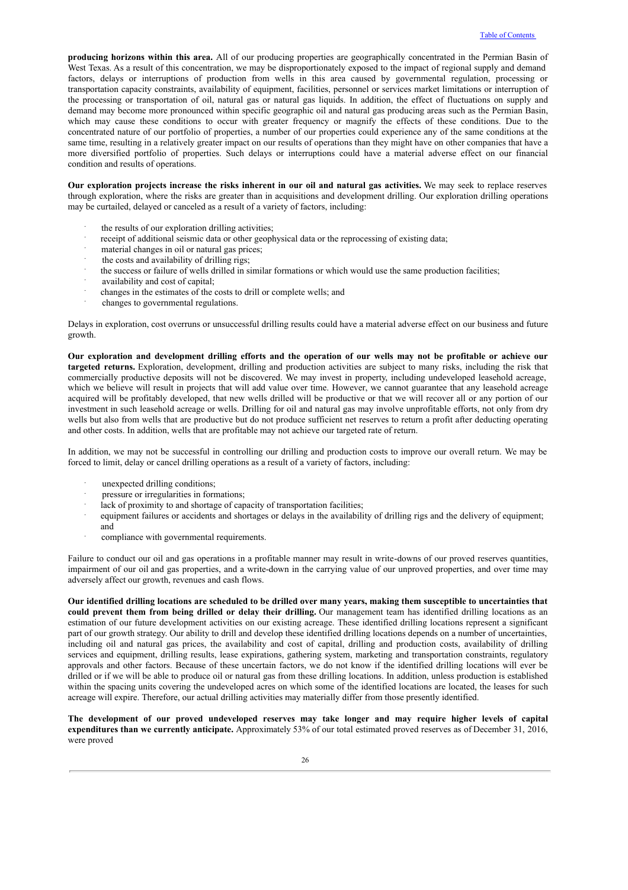**producing horizons within this area.** All of our producing properties are geographically concentrated in the Permian Basin of West Texas. As a result of this concentration, we may be disproportionately exposed to the impact of regional supply and demand factors, delays or interruptions of production from wells in this area caused by governmental regulation, processing or transportation capacity constraints, availability of equipment, facilities, personnel or services market limitations or interruption of the processing or transportation of oil, natural gas or natural gas liquids. In addition, the effect of fluctuations on supply and demand may become more pronounced within specific geographic oil and natural gas producing areas such as the Permian Basin, which may cause these conditions to occur with greater frequency or magnify the effects of these conditions. Due to the concentrated nature of our portfolio of properties, a number of our properties could experience any of the same conditions at the same time, resulting in a relatively greater impact on our results of operations than they might have on other companies that have a more diversified portfolio of properties. Such delays or interruptions could have a material adverse effect on our financial condition and results of operations.

**Our exploration projects increase the risks inherent in our oil and natural gas activities.** We may seek to replace reserves through exploration, where the risks are greater than in acquisitions and development drilling. Our exploration drilling operations may be curtailed, delayed or canceled as a result of a variety of factors, including:

- the results of our exploration drilling activities;
- receipt of additional seismic data or other geophysical data or the reprocessing of existing data;
- material changes in oil or natural gas prices;
- the costs and availability of drilling rigs;
- the success or failure of wells drilled in similar formations or which would use the same production facilities;
- availability and cost of capital;
- changes in the estimates of the costs to drill or complete wells; and
- changes to governmental regulations.

Delays in exploration, cost overruns or unsuccessful drilling results could have a material adverse effect on our business and future growth.

**Our exploration and development drilling efforts and the operation of our wells may not be profitable or achieve our targeted returns.** Exploration, development, drilling and production activities are subject to many risks, including the risk that commercially productive deposits will not be discovered. We may invest in property, including undeveloped leasehold acreage, which we believe will result in projects that will add value over time. However, we cannot guarantee that any leasehold acreage acquired will be profitably developed, that new wells drilled will be productive or that we will recover all or any portion of our investment in such leasehold acreage or wells. Drilling for oil and natural gas may involve unprofitable efforts, not only from dry wells but also from wells that are productive but do not produce sufficient net reserves to return a profit after deducting operating and other costs. In addition, wells that are profitable may not achieve our targeted rate of return.

In addition, we may not be successful in controlling our drilling and production costs to improve our overall return. We may be forced to limit, delay or cancel drilling operations as a result of a variety of factors, including:

- unexpected drilling conditions;
- pressure or irregularities in formations;
- lack of proximity to and shortage of capacity of transportation facilities;
- equipment failures or accidents and shortages or delays in the availability of drilling rigs and the delivery of equipment; and
- compliance with governmental requirements.

Failure to conduct our oil and gas operations in a profitable manner may result in write-downs of our proved reserves quantities, impairment of our oil and gas properties, and a write-down in the carrying value of our unproved properties, and over time may adversely affect our growth, revenues and cash flows.

**Our identified drilling locations are scheduled to be drilled over many years, making them susceptible to uncertainties that could prevent them from being drilled or delay their drilling.** Our management team has identified drilling locations as an estimation of our future development activities on our existing acreage. These identified drilling locations represent a significant part of our growth strategy. Our ability to drill and develop these identified drilling locations depends on a number of uncertainties, including oil and natural gas prices, the availability and cost of capital, drilling and production costs, availability of drilling services and equipment, drilling results, lease expirations, gathering system, marketing and transportation constraints, regulatory approvals and other factors. Because of these uncertain factors, we do not know if the identified drilling locations will ever be drilled or if we will be able to produce oil or natural gas from these drilling locations. In addition, unless production is established within the spacing units covering the undeveloped acres on which some of the identified locations are located, the leases for such acreage will expire. Therefore, our actual drilling activities may materially differ from those presently identified.

**The development of our proved undeveloped reserves may take longer and may require higher levels of capital expenditures than we currently anticipate.** Approximately 53% of our total estimated proved reserves as of December 31, 2016, were proved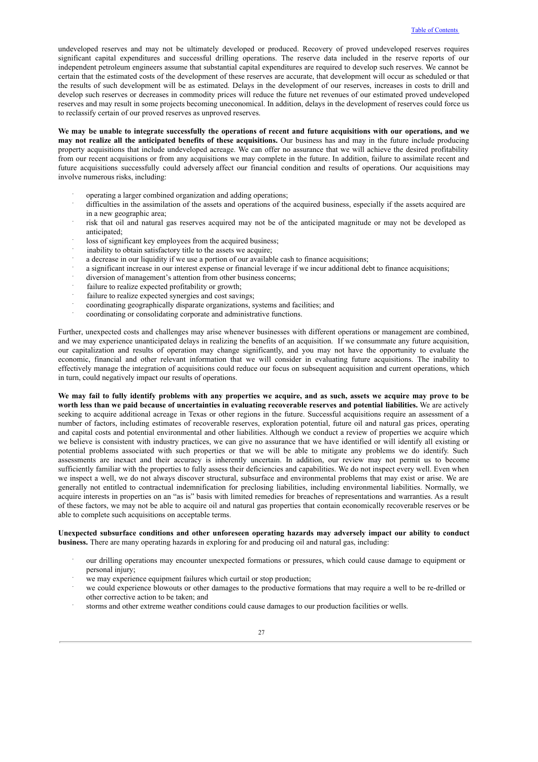undeveloped reserves and may not be ultimately developed or produced. Recovery of proved undeveloped reserves requires significant capital expenditures and successful drilling operations. The reserve data included in the reserve reports of our independent petroleum engineers assume that substantial capital expenditures are required to develop such reserves. We cannot be certain that the estimated costs of the development of these reserves are accurate, that development will occur as scheduled or that the results of such development will be as estimated. Delays in the development of our reserves, increases in costs to drill and develop such reserves or decreases in commodity prices will reduce the future net revenues of our estimated proved undeveloped reserves and may result in some projects becoming uneconomical. In addition, delays in the development of reserves could force us to reclassify certain of our proved reserves as unproved reserves.

**We may be unable to integrate successfully the operations of recent and future acquisitions with our operations, and we may not realize all the anticipated benefits of these acquisitions.** Our business has and may in the future include producing property acquisitions that include undeveloped acreage. We can offer no assurance that we will achieve the desired profitability from our recent acquisitions or from any acquisitions we may complete in the future. In addition, failure to assimilate recent and future acquisitions successfully could adversely affect our financial condition and results of operations. Our acquisitions may involve numerous risks, including:

- operating a larger combined organization and adding operations;
- difficulties in the assimilation of the assets and operations of the acquired business, especially if the assets acquired are in a new geographic area;
- risk that oil and natural gas reserves acquired may not be of the anticipated magnitude or may not be developed as anticipated;
- loss of significant key employees from the acquired business;
- inability to obtain satisfactory title to the assets we acquire;
- a decrease in our liquidity if we use a portion of our available cash to finance acquisitions;
- a significant increase in our interest expense or financial leverage if we incur additional debt to finance acquisitions;
- diversion of management's attention from other business concerns;
- failure to realize expected profitability or growth;
- failure to realize expected synergies and cost savings;
- coordinating geographically disparate organizations, systems and facilities; and
- coordinating or consolidating corporate and administrative functions.

Further, unexpected costs and challenges may arise whenever businesses with different operations or management are combined, and we may experience unanticipated delays in realizing the benefits of an acquisition. If we consummate any future acquisition, our capitalization and results of operation may change significantly, and you may not have the opportunity to evaluate the economic, financial and other relevant information that we will consider in evaluating future acquisitions. The inability to effectively manage the integration of acquisitions could reduce our focus on subsequent acquisition and current operations, which in turn, could negatively impact our results of operations.

**We may fail to fully identify problems with any properties we acquire, and as such, assets we acquire may prove to be worth less than we paid because of uncertainties in evaluating recoverable reserves and potential liabilities.** We are actively seeking to acquire additional acreage in Texas or other regions in the future. Successful acquisitions require an assessment of a number of factors, including estimates of recoverable reserves, exploration potential, future oil and natural gas prices, operating and capital costs and potential environmental and other liabilities. Although we conduct a review of properties we acquire which we believe is consistent with industry practices, we can give no assurance that we have identified or will identify all existing or potential problems associated with such properties or that we will be able to mitigate any problems we do identify. Such assessments are inexact and their accuracy is inherently uncertain. In addition, our review may not permit us to become sufficiently familiar with the properties to fully assess their deficiencies and capabilities. We do not inspect every well. Even when we inspect a well, we do not always discover structural, subsurface and environmental problems that may exist or arise. We are generally not entitled to contractual indemnification for preclosing liabilities, including environmental liabilities. Normally, we acquire interests in properties on an "as is" basis with limited remedies for breaches of representations and warranties. As a result of these factors, we may not be able to acquire oil and natural gas properties that contain economically recoverable reserves or be able to complete such acquisitions on acceptable terms.

**Unexpected subsurface conditions and other unforeseen operating hazards may adversely impact our ability to conduct business.** There are many operating hazards in exploring for and producing oil and natural gas, including:

- our drilling operations may encounter unexpected formations or pressures, which could cause damage to equipment or personal injury;
- we may experience equipment failures which curtail or stop production;
- we could experience blowouts or other damages to the productive formations that may require a well to be re-drilled or other corrective action to be taken; and
- storms and other extreme weather conditions could cause damages to our production facilities or wells.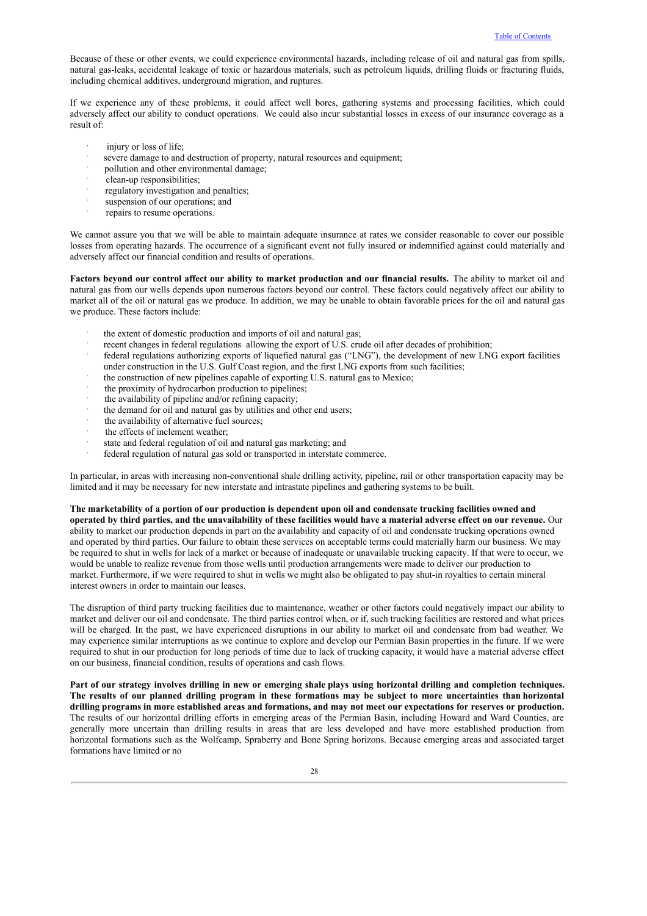Because of these or other events, we could experience environmental hazards, including release of oil and natural gas from spills, natural gas-leaks, accidental leakage of toxic or hazardous materials, such as petroleum liquids, drilling fluids or fracturing fluids, including chemical additives, underground migration, and ruptures.

If we experience any of these problems, it could affect well bores, gathering systems and processing facilities, which could adversely affect our ability to conduct operations. We could also incur substantial losses in excess of our insurance coverage as a result of:

- injury or loss of life;
- severe damage to and destruction of property, natural resources and equipment;
- pollution and other environmental damage;
- clean-up responsibilities;
- regulatory investigation and penalties;
- suspension of our operations; and
- repairs to resume operations.

We cannot assure you that we will be able to maintain adequate insurance at rates we consider reasonable to cover our possible losses from operating hazards. The occurrence of a significant event not fully insured or indemnified against could materially and adversely affect our financial condition and results of operations.

**Factors beyond our control affect our ability to market production and our financial results.** The ability to market oil and natural gas from our wells depends upon numerous factors beyond our control. These factors could negatively affect our ability to market all of the oil or natural gas we produce. In addition, we may be unable to obtain favorable prices for the oil and natural gas we produce. These factors include:

- the extent of domestic production and imports of oil and natural gas;
- recent changes in federal regulations allowing the export of U.S. crude oil after decades of prohibition;
- federal regulations authorizing exports of liquefied natural gas ("LNG"), the development of new LNG export facilities under construction in the U.S. Gulf Coast region, and the first LNG exports from such facilities;
- the construction of new pipelines capable of exporting U.S. natural gas to Mexico;
- the proximity of hydrocarbon production to pipelines;
- the availability of pipeline and/or refining capacity;
- the demand for oil and natural gas by utilities and other end users;
- the availability of alternative fuel sources;
- the effects of inclement weather;
- state and federal regulation of oil and natural gas marketing; and
- federal regulation of natural gas sold or transported in interstate commerce.

In particular, in areas with increasing non-conventional shale drilling activity, pipeline, rail or other transportation capacity may be limited and it may be necessary for new interstate and intrastate pipelines and gathering systems to be built.

**The marketability of a portion of our production is dependent upon oil and condensate trucking facilities owned and operated by third parties, and the unavailability of these facilities would have a material adverse effect on our revenue.** Our ability to market our production depends in part on the availability and capacity of oil and condensate trucking operations owned and operated by third parties. Our failure to obtain these services on acceptable terms could materially harm our business. We may be required to shut in wells for lack of a market or because of inadequate or unavailable trucking capacity. If that were to occur, we would be unable to realize revenue from those wells until production arrangements were made to deliver our production to market. Furthermore, if we were required to shut in wells we might also be obligated to pay shut-in royalties to certain mineral interest owners in order to maintain our leases.

The disruption of third party trucking facilities due to maintenance, weather or other factors could negatively impact our ability to market and deliver our oil and condensate. The third parties control when, or if, such trucking facilities are restored and what prices will be charged. In the past, we have experienced disruptions in our ability to market oil and condensate from bad weather. We may experience similar interruptions as we continue to explore and develop our Permian Basin properties in the future. If we were required to shut in our production for long periods of time due to lack of trucking capacity, it would have a material adverse effect on our business, financial condition, results of operations and cash flows.

**Part of our strategy involves drilling in new or emerging shale plays using horizontal drilling and completion techniques. The results of our planned drilling program in these formations may be subject to more uncertainties than horizontal drilling programs in more established areas and formations, and may not meet our expectations for reserves or production.** The results of our horizontal drilling efforts in emerging areas of the Permian Basin, including Howard and Ward Counties, are generally more uncertain than drilling results in areas that are less developed and have more established production from horizontal formations such as the Wolfcamp, Spraberry and Bone Spring horizons. Because emerging areas and associated target formations have limited or no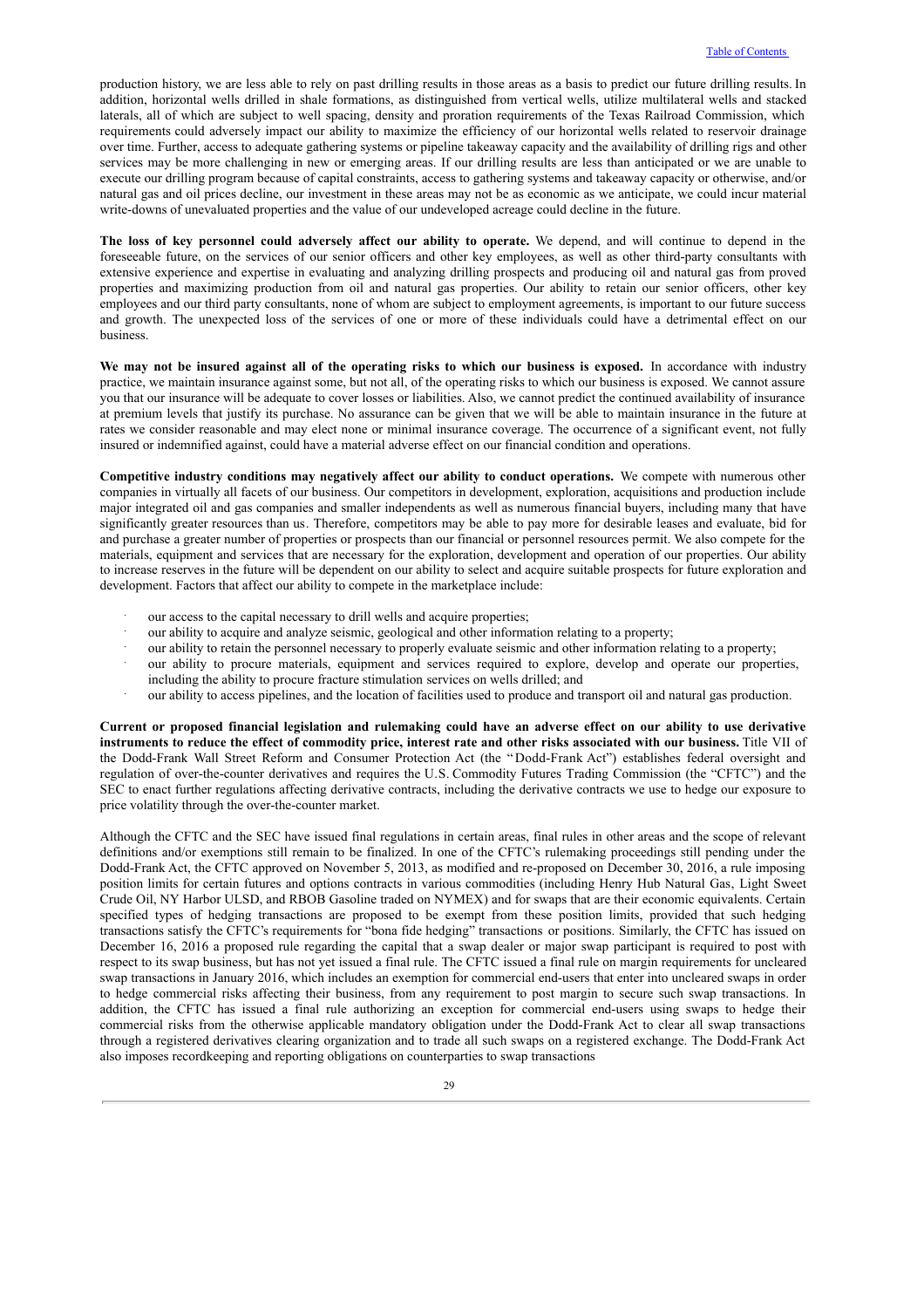production history, we are less able to rely on past drilling results in those areas as a basis to predict our future drilling results. In addition, horizontal wells drilled in shale formations, as distinguished from vertical wells, utilize multilateral wells and stacked laterals, all of which are subject to well spacing, density and proration requirements of the Texas Railroad Commission, which requirements could adversely impact our ability to maximize the efficiency of our horizontal wells related to reservoir drainage over time. Further, access to adequate gathering systems or pipeline takeaway capacity and the availability of drilling rigs and other services may be more challenging in new or emerging areas. If our drilling results are less than anticipated or we are unable to execute our drilling program because of capital constraints, access to gathering systems and takeaway capacity or otherwise, and/or natural gas and oil prices decline, our investment in these areas may not be as economic as we anticipate, we could incur material write-downs of unevaluated properties and the value of our undeveloped acreage could decline in the future.

**The loss of key personnel could adversely affect our ability to operate.** We depend, and will continue to depend in the foreseeable future, on the services of our senior officers and other key employees, as well as other third-party consultants with extensive experience and expertise in evaluating and analyzing drilling prospects and producing oil and natural gas from proved properties and maximizing production from oil and natural gas properties. Our ability to retain our senior officers, other key employees and our third party consultants, none of whom are subject to employment agreements, is important to our future success and growth. The unexpected loss of the services of one or more of these individuals could have a detrimental effect on our business.

**We may not be insured against all of the operating risks to which our business is exposed.** In accordance with industry practice, we maintain insurance against some, but not all, of the operating risks to which our business is exposed. We cannot assure you that our insurance will be adequate to cover losses or liabilities. Also, we cannot predict the continued availability of insurance at premium levels that justify its purchase. No assurance can be given that we will be able to maintain insurance in the future at rates we consider reasonable and may elect none or minimal insurance coverage. The occurrence of a significant event, not fully insured or indemnified against, could have a material adverse effect on our financial condition and operations.

**Competitive industry conditions may negatively affect our ability to conduct operations.** We compete with numerous other companies in virtually all facets of our business. Our competitors in development, exploration, acquisitions and production include major integrated oil and gas companies and smaller independents as well as numerous financial buyers, including many that have significantly greater resources than us. Therefore, competitors may be able to pay more for desirable leases and evaluate, bid for and purchase a greater number of properties or prospects than our financial or personnel resources permit. We also compete for the materials, equipment and services that are necessary for the exploration, development and operation of our properties. Our ability to increase reserves in the future will be dependent on our ability to select and acquire suitable prospects for future exploration and development. Factors that affect our ability to compete in the marketplace include:

- our access to the capital necessary to drill wells and acquire properties;
- our ability to acquire and analyze seismic, geological and other information relating to a property;
- our ability to retain the personnel necessary to properly evaluate seismic and other information relating to a property;
- our ability to procure materials, equipment and services required to explore, develop and operate our properties, including the ability to procure fracture stimulation services on wells drilled; and
- our ability to access pipelines, and the location of facilities used to produce and transport oil and natural gas production.

**Current or proposed financial legislation and rulemaking could have an adverse effect on our ability to use derivative instruments to reduce the effect of commodity price, interest rate and other risks associated with our business.** Title VII of the Dodd-Frank Wall Street Reform and Consumer Protection Act (the "Dodd-Frank Act") establishes federal oversight and regulation of over-the-counter derivatives and requires the U.S. Commodity Futures Trading Commission (the "CFTC") and the SEC to enact further regulations affecting derivative contracts, including the derivative contracts we use to hedge our exposure to price volatility through the over-the-counter market.

Although the CFTC and the SEC have issued final regulations in certain areas, final rules in other areas and the scope of relevant definitions and/or exemptions still remain to be finalized. In one of the CFTC's rulemaking proceedings still pending under the Dodd-Frank Act, the CFTC approved on November 5, 2013, as modified and re-proposed on December 30, 2016, a rule imposing position limits for certain futures and options contracts in various commodities (including Henry Hub Natural Gas, Light Sweet Crude Oil, NY Harbor ULSD, and RBOB Gasoline traded on NYMEX) and for swaps that are their economic equivalents. Certain specified types of hedging transactions are proposed to be exempt from these position limits, provided that such hedging transactions satisfy the CFTC's requirements for "bona fide hedging" transactions or positions. Similarly, the CFTC has issued on December 16, 2016 a proposed rule regarding the capital that a swap dealer or major swap participant is required to post with respect to its swap business, but has not yet issued a final rule. The CFTC issued a final rule on margin requirements for uncleared swap transactions in January 2016, which includes an exemption for commercial end-users that enter into uncleared swaps in order to hedge commercial risks affecting their business, from any requirement to post margin to secure such swap transactions. In addition, the CFTC has issued a final rule authorizing an exception for commercial end-users using swaps to hedge their commercial risks from the otherwise applicable mandatory obligation under the Dodd-Frank Act to clear all swap transactions through a registered derivatives clearing organization and to trade all such swaps on a registered exchange. The Dodd-Frank Act also imposes recordkeeping and reporting obligations on counterparties to swap transactions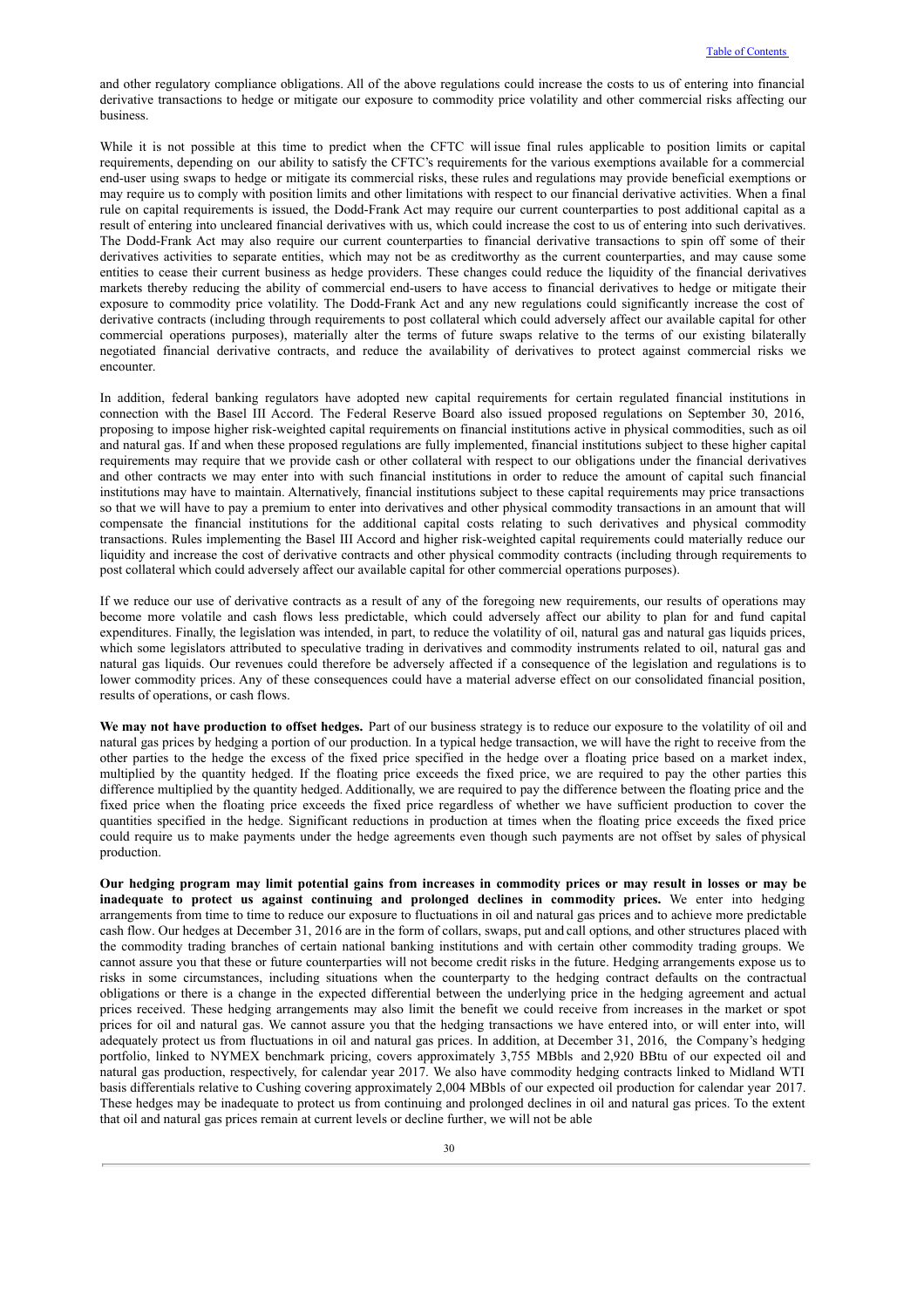and other regulatory compliance obligations. All of the above regulations could increase the costs to us of entering into financial derivative transactions to hedge or mitigate our exposure to commodity price volatility and other commercial risks affecting our business.

While it is not possible at this time to predict when the CFTC will issue final rules applicable to position limits or capital requirements, depending on our ability to satisfy the CFTC's requirements for the various exemptions available for a commercial end-user using swaps to hedge or mitigate its commercial risks, these rules and regulations may provide beneficial exemptions or may require us to comply with position limits and other limitations with respect to our financial derivative activities. When a final rule on capital requirements is issued, the Dodd-Frank Act may require our current counterparties to post additional capital as a result of entering into uncleared financial derivatives with us, which could increase the cost to us of entering into such derivatives. The Dodd-Frank Act may also require our current counterparties to financial derivative transactions to spin off some of their derivatives activities to separate entities, which may not be as creditworthy as the current counterparties, and may cause some entities to cease their current business as hedge providers. These changes could reduce the liquidity of the financial derivatives markets thereby reducing the ability of commercial end-users to have access to financial derivatives to hedge or mitigate their exposure to commodity price volatility. The Dodd-Frank Act and any new regulations could significantly increase the cost of derivative contracts (including through requirements to post collateral which could adversely affect our available capital for other commercial operations purposes), materially alter the terms of future swaps relative to the terms of our existing bilaterally negotiated financial derivative contracts, and reduce the availability of derivatives to protect against commercial risks we encounter.

In addition, federal banking regulators have adopted new capital requirements for certain regulated financial institutions in connection with the Basel III Accord. The Federal Reserve Board also issued proposed regulations on September 30, 2016, proposing to impose higher risk-weighted capital requirements on financial institutions active in physical commodities, such as oil and natural gas. If and when these proposed regulations are fully implemented, financial institutions subject to these higher capital requirements may require that we provide cash or other collateral with respect to our obligations under the financial derivatives and other contracts we may enter into with such financial institutions in order to reduce the amount of capital such financial institutions may have to maintain. Alternatively, financial institutions subject to these capital requirements may price transactions so that we will have to pay a premium to enter into derivatives and other physical commodity transactions in an amount that will compensate the financial institutions for the additional capital costs relating to such derivatives and physical commodity transactions. Rules implementing the Basel III Accord and higher risk-weighted capital requirements could materially reduce our liquidity and increase the cost of derivative contracts and other physical commodity contracts (including through requirements to post collateral which could adversely affect our available capital for other commercial operations purposes).

If we reduce our use of derivative contracts as a result of any of the foregoing new requirements, our results of operations may become more volatile and cash flows less predictable, which could adversely affect our ability to plan for and fund capital expenditures. Finally, the legislation was intended, in part, to reduce the volatility of oil, natural gas and natural gas liquids prices, which some legislators attributed to speculative trading in derivatives and commodity instruments related to oil, natural gas and natural gas liquids. Our revenues could therefore be adversely affected if a consequence of the legislation and regulations is to lower commodity prices. Any of these consequences could have a material adverse effect on our consolidated financial position, results of operations, or cash flows.

**We may not have production to offset hedges.** Part of our business strategy is to reduce our exposure to the volatility of oil and natural gas prices by hedging a portion of our production. In a typical hedge transaction, we will have the right to receive from the other parties to the hedge the excess of the fixed price specified in the hedge over a floating price based on a market index, multiplied by the quantity hedged. If the floating price exceeds the fixed price, we are required to pay the other parties this difference multiplied by the quantity hedged. Additionally, we are required to pay the difference between the floating price and the fixed price when the floating price exceeds the fixed price regardless of whether we have sufficient production to cover the quantities specified in the hedge. Significant reductions in production at times when the floating price exceeds the fixed price could require us to make payments under the hedge agreements even though such payments are not offset by sales of physical production.

**Our hedging program may limit potential gains from increases in commodity prices or may result in losses or may be inadequate to protect us against continuing and prolonged declines in commodity prices.** We enter into hedging arrangements from time to time to reduce our exposure to fluctuations in oil and natural gas prices and to achieve more predictable cash flow. Our hedges at December 31, 2016 are in the form of collars, swaps, put and call options, and other structures placed with the commodity trading branches of certain national banking institutions and with certain other commodity trading groups. We cannot assure you that these or future counterparties will not become credit risks in the future. Hedging arrangements expose us to risks in some circumstances, including situations when the counterparty to the hedging contract defaults on the contractual obligations or there is a change in the expected differential between the underlying price in the hedging agreement and actual prices received. These hedging arrangements may also limit the benefit we could receive from increases in the market or spot prices for oil and natural gas. We cannot assure you that the hedging transactions we have entered into, or will enter into, will adequately protect us from fluctuations in oil and natural gas prices. In addition, at December 31, 2016, the Company's hedging portfolio, linked to NYMEX benchmark pricing, covers approximately 3,755 MBbls and 2,920 BBtu of our expected oil and natural gas production, respectively, for calendar year 2017. We also have commodity hedging contracts linked to Midland WTI basis differentials relative to Cushing covering approximately 2,004 MBbls of our expected oil production for calendar year 2017. These hedges may be inadequate to protect us from continuing and prolonged declines in oil and natural gas prices. To the extent that oil and natural gas prices remain at current levels or decline further, we will not be able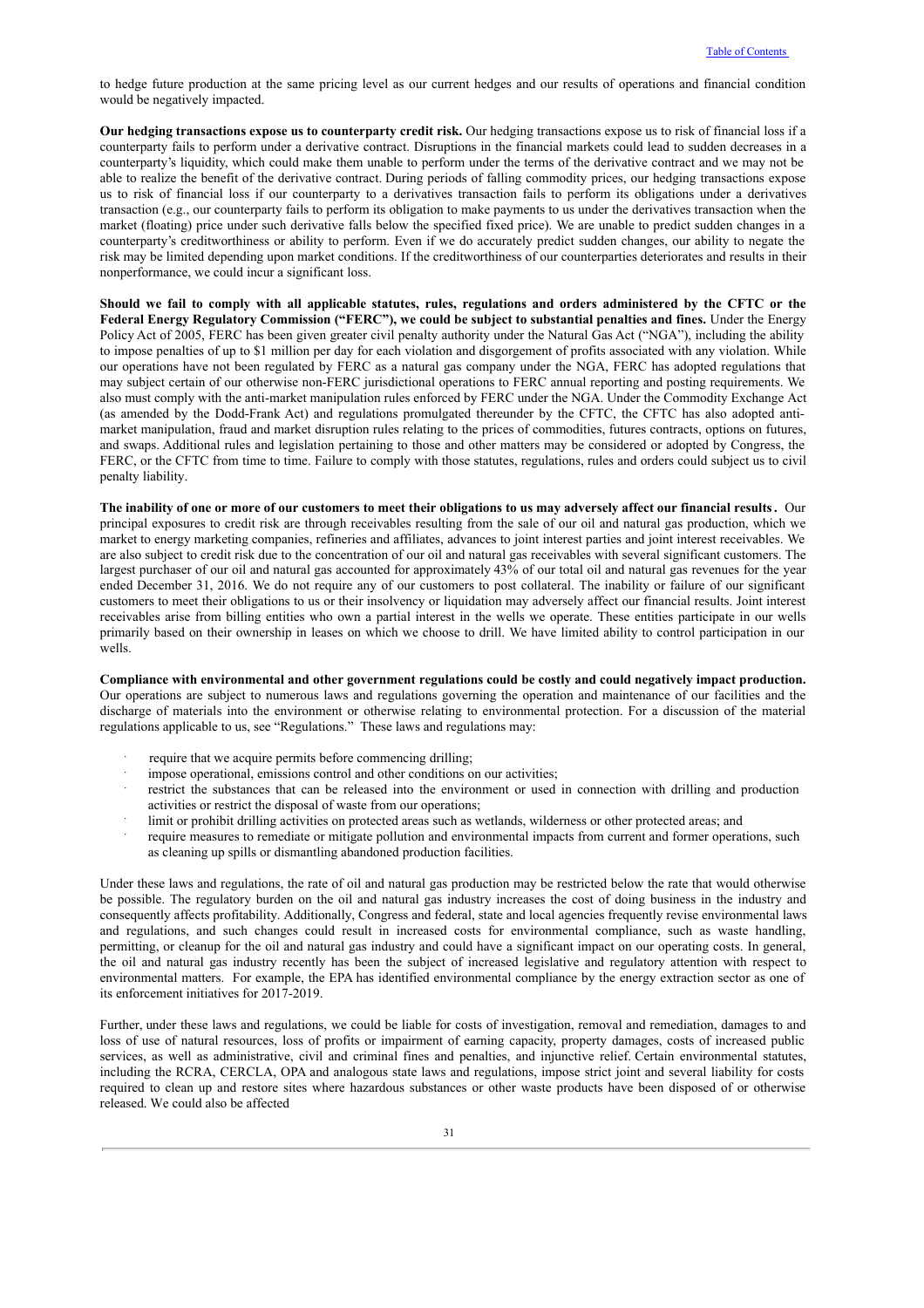to hedge future production at the same pricing level as our current hedges and our results of operations and financial condition would be negatively impacted.

**Our hedging transactions expose us to counterparty credit risk.** Our hedging transactions expose us to risk of financial loss if a counterparty fails to perform under a derivative contract. Disruptions in the financial markets could lead to sudden decreases in a counterparty's liquidity, which could make them unable to perform under the terms of the derivative contract and we may not be able to realize the benefit of the derivative contract. During periods of falling commodity prices, our hedging transactions expose us to risk of financial loss if our counterparty to a derivatives transaction fails to perform its obligations under a derivatives transaction (e.g., our counterparty fails to perform its obligation to make payments to us under the derivatives transaction when the market (floating) price under such derivative falls below the specified fixed price). We are unable to predict sudden changes in a counterparty's creditworthiness or ability to perform. Even if we do accurately predict sudden changes, our ability to negate the risk may be limited depending upon market conditions. If the creditworthiness of our counterparties deteriorates and results in their nonperformance, we could incur a significant loss.

**Should we fail to comply with all applicable statutes, rules, regulations and orders administered by the CFTC or the Federal Energy Regulatory Commission ("FERC"), we could be subject to substantial penalties and fines.** Under the Energy Policy Act of 2005, FERC has been given greater civil penalty authority under the Natural Gas Act ("NGA"), including the ability to impose penalties of up to $1 million per day for each violation and disgorgement of profits associated with any violation. While our operations have not been regulated by FERC as a natural gas company under the NGA, FERC has adopted regulations that may subject certain of our otherwise non-FERC jurisdictional operations to FERC annual reporting and posting requirements. We also must comply with the anti-market manipulation rules enforced by FERC under the NGA. Under the Commodity Exchange Act (as amended by the Dodd-Frank Act) and regulations promulgated thereunder by the CFTC, the CFTC has also adopted anti-market manipulation, fraud and market disruption rules relating to the prices of commodities, futures contracts, options on futures, and swaps. Additional rules and legislation pertaining to those and other matters may be considered or adopted by Congress, the FERC, or the CFTC from time to time. Failure to comply with those statutes, regulations, rules and orders could subject us to civil penalty liability.

**The inability of one or more of our customers to meet their obligations to us may adversely affect our financial results.** Our principal exposures to credit risk are through receivables resulting from the sale of our oil and natural gas production, which we market to energy marketing companies, refineries and affiliates, advances to joint interest parties and joint interest receivables. We are also subject to credit risk due to the concentration of our oil and natural gas receivables with several significant customers. The largest purchaser of our oil and natural gas accounted for approximately 43% of our total oil and natural gas revenues for the year ended December 31, 2016. We do not require any of our customers to post collateral. The inability or failure of our significant customers to meet their obligations to us or their insolvency or liquidation may adversely affect our financial results. Joint interest receivables arise from billing entities who own a partial interest in the wells we operate. These entities participate in our wells primarily based on their ownership in leases on which we choose to drill. We have limited ability to control participation in our wells.

**Compliance with environmental and other government regulations could be costly and could negatively impact production.** Our operations are subject to numerous laws and regulations governing the operation and maintenance of our facilities and the discharge of materials into the environment or otherwise relating to environmental protection. For a discussion of the material regulations applicable to us, see "Regulations." These laws and regulations may:

- require that we acquire permits before commencing drilling;
- impose operational, emissions control and other conditions on our activities;
- restrict the substances that can be released into the environment or used in connection with drilling and production activities or restrict the disposal of waste from our operations;
- limit or prohibit drilling activities on protected areas such as wetlands, wilderness or other protected areas; and
- require measures to remediate or mitigate pollution and environmental impacts from current and former operations, such as cleaning up spills or dismantling abandoned production facilities.

Under these laws and regulations, the rate of oil and natural gas production may be restricted below the rate that would otherwise be possible. The regulatory burden on the oil and natural gas industry increases the cost of doing business in the industry and consequently affects profitability. Additionally, Congress and federal, state and local agencies frequently revise environmental laws and regulations, and such changes could result in increased costs for environmental compliance, such as waste handling, permitting, or cleanup for the oil and natural gas industry and could have a significant impact on our operating costs. In general, the oil and natural gas industry recently has been the subject of increased legislative and regulatory attention with respect to environmental matters. For example, the EPA has identified environmental compliance by the energy extraction sector as one of its enforcement initiatives for 2017-2019.

Further, under these laws and regulations, we could be liable for costs of investigation, removal and remediation, damages to and loss of use of natural resources, loss of profits or impairment of earning capacity, property damages, costs of increased public services, as well as administrative, civil and criminal fines and penalties, and injunctive relief. Certain environmental statutes, including the RCRA, CERCLA, OPA and analogous state laws and regulations, impose strict joint and several liability for costs required to clean up and restore sites where hazardous substances or other waste products have been disposed of or otherwise released. We could also be affected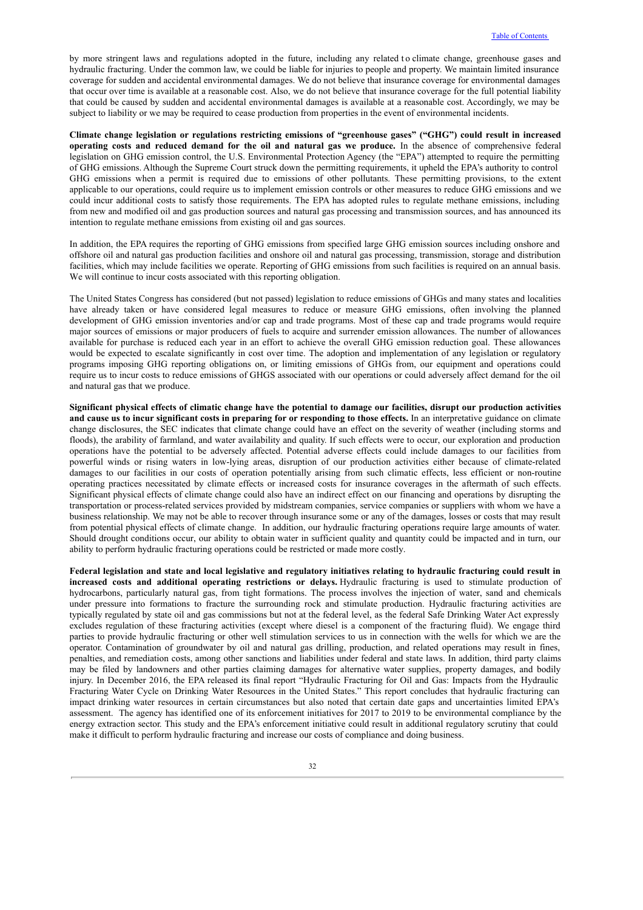by more stringent laws and regulations adopted in the future, including any related to climate change, greenhouse gases and hydraulic fracturing. Under the common law, we could be liable for injuries to people and property. We maintain limited insurance coverage for sudden and accidental environmental damages. We do not believe that insurance coverage for environmental damages that occur over time is available at a reasonable cost. Also, we do not believe that insurance coverage for the full potential liability that could be caused by sudden and accidental environmental damages is available at a reasonable cost. Accordingly, we may be subject to liability or we may be required to cease production from properties in the event of environmental incidents.

**Climate change legislation or regulations restricting emissions of "greenhouse gases" ("GHG") could result in increased operating costs and reduced demand for the oil and natural gas we produce.** In the absence of comprehensive federal legislation on GHG emission control, the U.S. Environmental Protection Agency (the "EPA") attempted to require the permitting of GHG emissions. Although the Supreme Court struck down the permitting requirements, it upheld the EPA's authority to control GHG emissions when a permit is required due to emissions of other pollutants. These permitting provisions, to the extent applicable to our operations, could require us to implement emission controls or other measures to reduce GHG emissions and we could incur additional costs to satisfy those requirements. The EPA has adopted rules to regulate methane emissions, including from new and modified oil and gas production sources and natural gas processing and transmission sources, and has announced its intention to regulate methane emissions from existing oil and gas sources.

In addition, the EPA requires the reporting of GHG emissions from specified large GHG emission sources including onshore and offshore oil and natural gas production facilities and onshore oil and natural gas processing, transmission, storage and distribution facilities, which may include facilities we operate. Reporting of GHG emissions from such facilities is required on an annual basis. We will continue to incur costs associated with this reporting obligation.

The United States Congress has considered (but not passed) legislation to reduce emissions of GHGs and many states and localities have already taken or have considered legal measures to reduce or measure GHG emissions, often involving the planned development of GHG emission inventories and/or cap and trade programs. Most of these cap and trade programs would require major sources of emissions or major producers of fuels to acquire and surrender emission allowances. The number of allowances available for purchase is reduced each year in an effort to achieve the overall GHG emission reduction goal. These allowances would be expected to escalate significantly in cost over time. The adoption and implementation of any legislation or regulatory programs imposing GHG reporting obligations on, or limiting emissions of GHGs from, our equipment and operations could require us to incur costs to reduce emissions of GHGS associated with our operations or could adversely affect demand for the oil and natural gas that we produce.

**Significant physical effects of climatic change have the potential to damage our facilities, disrupt our production activities and cause us to incur significant costs in preparing for or responding to those effects.** In an interpretative guidance on climate change disclosures, the SEC indicates that climate change could have an effect on the severity of weather (including storms and floods), the arability of farmland, and water availability and quality. If such effects were to occur, our exploration and production operations have the potential to be adversely affected. Potential adverse effects could include damages to our facilities from powerful winds or rising waters in low-lying areas, disruption of our production activities either because of climate-related damages to our facilities in our costs of operation potentially arising from such climatic effects, less efficient or non-routine operating practices necessitated by climate effects or increased costs for insurance coverages in the aftermath of such effects. Significant physical effects of climate change could also have an indirect effect on our financing and operations by disrupting the transportation or process-related services provided by midstream companies, service companies or suppliers with whom we have a business relationship. We may not be able to recover through insurance some or any of the damages, losses or costs that may result from potential physical effects of climate change. In addition, our hydraulic fracturing operations require large amounts of water. Should drought conditions occur, our ability to obtain water in sufficient quality and quantity could be impacted and in turn, our ability to perform hydraulic fracturing operations could be restricted or made more costly.

**Federal legislation and state and local legislative and regulatory initiatives relating to hydraulic fracturing could result in increased costs and additional operating restrictions or delays.** Hydraulic fracturing is used to stimulate production of hydrocarbons, particularly natural gas, from tight formations. The process involves the injection of water, sand and chemicals under pressure into formations to fracture the surrounding rock and stimulate production. Hydraulic fracturing activities are typically regulated by state oil and gas commissions but not at the federal level, as the federal Safe Drinking Water Act expressly excludes regulation of these fracturing activities (except where diesel is a component of the fracturing fluid). We engage third parties to provide hydraulic fracturing or other well stimulation services to us in connection with the wells for which we are the operator. Contamination of groundwater by oil and natural gas drilling, production, and related operations may result in fines, penalties, and remediation costs, among other sanctions and liabilities under federal and state laws. In addition, third party claims may be filed by landowners and other parties claiming damages for alternative water supplies, property damages, and bodily injury. In December 2016, the EPA released its final report "Hydraulic Fracturing for Oil and Gas: Impacts from the Hydraulic Fracturing Water Cycle on Drinking Water Resources in the United States." This report concludes that hydraulic fracturing can impact drinking water resources in certain circumstances but also noted that certain date gaps and uncertainties limited EPA's assessment. The agency has identified one of its enforcement initiatives for 2017 to 2019 to be environmental compliance by the energy extraction sector. This study and the EPA's enforcement initiative could result in additional regulatory scrutiny that could make it difficult to perform hydraulic fracturing and increase our costs of compliance and doing business.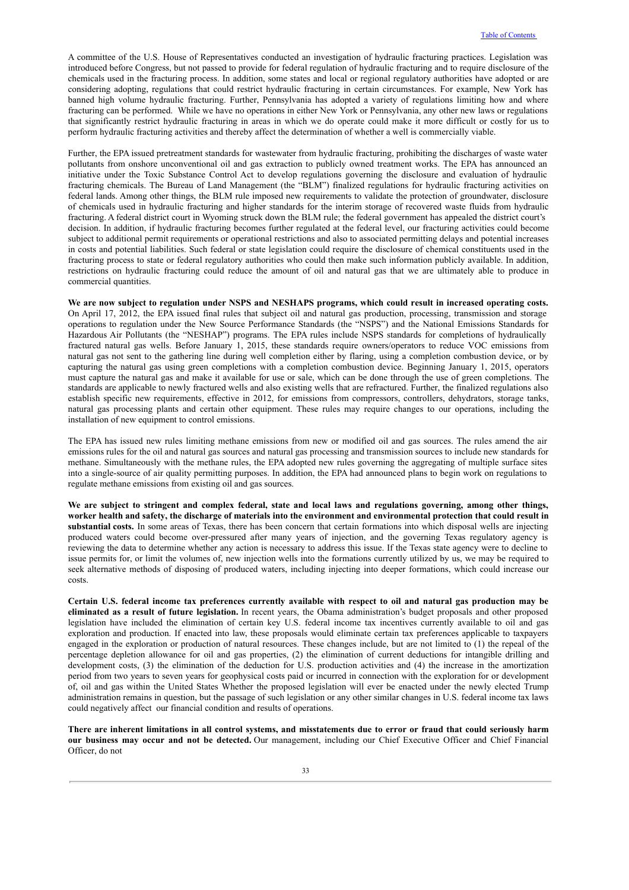A committee of the U.S. House of Representatives conducted an investigation of hydraulic fracturing practices. Legislation was introduced before Congress, but not passed to provide for federal regulation of hydraulic fracturing and to require disclosure of the chemicals used in the fracturing process. In addition, some states and local or regional regulatory authorities have adopted or are considering adopting, regulations that could restrict hydraulic fracturing in certain circumstances. For example, New York has banned high volume hydraulic fracturing. Further, Pennsylvania has adopted a variety of regulations limiting how and where fracturing can be performed. While we have no operations in either New York or Pennsylvania, any other new laws or regulations that significantly restrict hydraulic fracturing in areas in which we do operate could make it more difficult or costly for us to perform hydraulic fracturing activities and thereby affect the determination of whether a well is commercially viable.

Further, the EPA issued pretreatment standards for wastewater from hydraulic fracturing, prohibiting the discharges of waste water pollutants from onshore unconventional oil and gas extraction to publicly owned treatment works. The EPA has announced an initiative under the Toxic Substance Control Act to develop regulations governing the disclosure and evaluation of hydraulic fracturing chemicals. The Bureau of Land Management (the "BLM") finalized regulations for hydraulic fracturing activities on federal lands. Among other things, the BLM rule imposed new requirements to validate the protection of groundwater, disclosure of chemicals used in hydraulic fracturing and higher standards for the interim storage of recovered waste fluids from hydraulic fracturing. A federal district court in Wyoming struck down the BLM rule; the federal government has appealed the district court's decision. In addition, if hydraulic fracturing becomes further regulated at the federal level, our fracturing activities could become subject to additional permit requirements or operational restrictions and also to associated permitting delays and potential increases in costs and potential liabilities. Such federal or state legislation could require the disclosure of chemical constituents used in the fracturing process to state or federal regulatory authorities who could then make such information publicly available. In addition, restrictions on hydraulic fracturing could reduce the amount of oil and natural gas that we are ultimately able to produce in commercial quantities.

**We are now subject to regulation under NSPS and NESHAPS programs, which could result in increased operating costs.** On April 17, 2012, the EPA issued final rules that subject oil and natural gas production, processing, transmission and storage operations to regulation under the New Source Performance Standards (the "NSPS") and the National Emissions Standards for Hazardous Air Pollutants (the "NESHAP") programs. The EPA rules include NSPS standards for completions of hydraulically fractured natural gas wells. Before January 1, 2015, these standards require owners/operators to reduce VOC emissions from natural gas not sent to the gathering line during well completion either by flaring, using a completion combustion device, or by capturing the natural gas using green completions with a completion combustion device. Beginning January 1, 2015, operators must capture the natural gas and make it available for use or sale, which can be done through the use of green completions. The standards are applicable to newly fractured wells and also existing wells that are refractured. Further, the finalized regulations also establish specific new requirements, effective in 2012, for emissions from compressors, controllers, dehydrators, storage tanks, natural gas processing plants and certain other equipment. These rules may require changes to our operations, including the installation of new equipment to control emissions.

The EPA has issued new rules limiting methane emissions from new or modified oil and gas sources. The rules amend the air emissions rules for the oil and natural gas sources and natural gas processing and transmission sources to include new standards for methane. Simultaneously with the methane rules, the EPA adopted new rules governing the aggregating of multiple surface sites into a single-source of air quality permitting purposes. In addition, the EPA had announced plans to begin work on regulations to regulate methane emissions from existing oil and gas sources.

**We are subject to stringent and complex federal, state and local laws and regulations governing, among other things, worker health and safety, the discharge of materials into the environment and environmental protection that could result in substantial costs.** In some areas of Texas, there has been concern that certain formations into which disposal wells are injecting produced waters could become over-pressured after many years of injection, and the governing Texas regulatory agency is reviewing the data to determine whether any action is necessary to address this issue. If the Texas state agency were to decline to issue permits for, or limit the volumes of, new injection wells into the formations currently utilized by us, we may be required to seek alternative methods of disposing of produced waters, including injecting into deeper formations, which could increase our costs.

**Certain U.S. federal income tax preferences currently available with respect to oil and natural gas production may be eliminated as a result of future legislation.** In recent years, the Obama administration's budget proposals and other proposed legislation have included the elimination of certain key U.S. federal income tax incentives currently available to oil and gas exploration and production. If enacted into law, these proposals would eliminate certain tax preferences applicable to taxpayers engaged in the exploration or production of natural resources. These changes include, but are not limited to (1) the repeal of the percentage depletion allowance for oil and gas properties, (2) the elimination of current deductions for intangible drilling and development costs, (3) the elimination of the deduction for U.S. production activities and (4) the increase in the amortization period from two years to seven years for geophysical costs paid or incurred in connection with the exploration for or development of, oil and gas within the United States Whether the proposed legislation will ever be enacted under the newly elected Trump administration remains in question, but the passage of such legislation or any other similar changes in U.S. federal income tax laws could negatively affect our financial condition and results of operations.

**There are inherent limitations in all control systems, and misstatements due to error or fraud that could seriously harm our business may occur and not be detected.** Our management, including our Chief Executive Officer and Chief Financial Officer, do not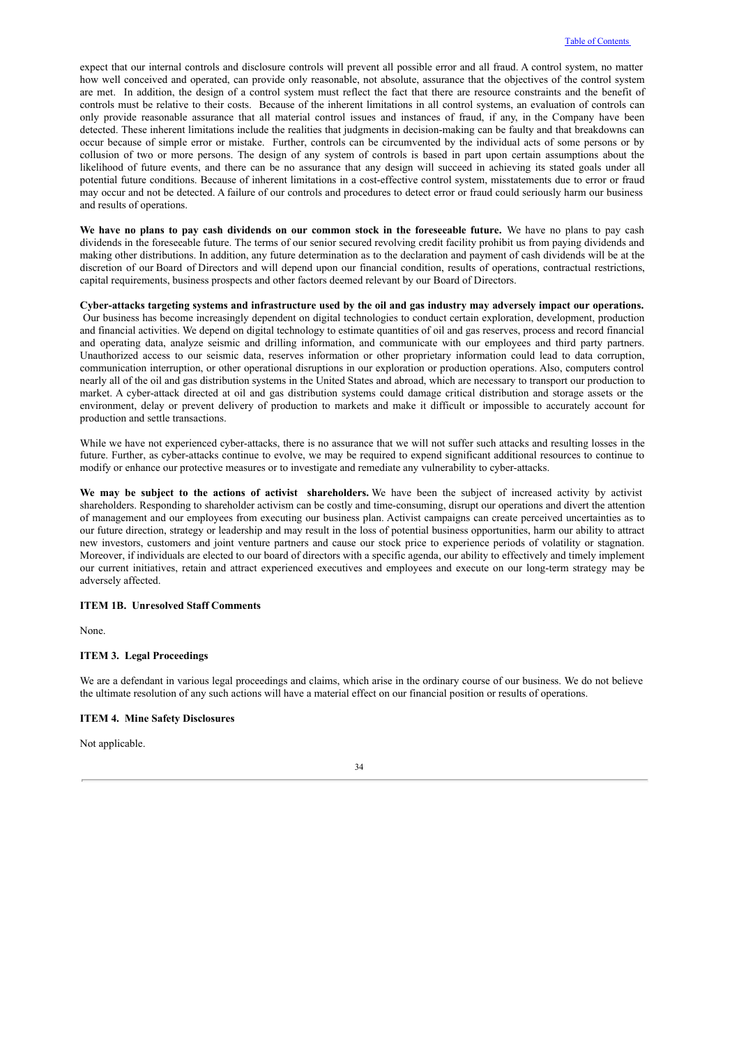expect that our internal controls and disclosure controls will prevent all possible error and all fraud. A control system, no matter how well conceived and operated, can provide only reasonable, not absolute, assurance that the objectives of the control system are met. In addition, the design of a control system must reflect the fact that there are resource constraints and the benefit of controls must be relative to their costs. Because of the inherent limitations in all control systems, an evaluation of controls can only provide reasonable assurance that all material control issues and instances of fraud, if any, in the Company have been detected. These inherent limitations include the realities that judgments in decision-making can be faulty and that breakdowns can occur because of simple error or mistake. Further, controls can be circumvented by the individual acts of some persons or by collusion of two or more persons. The design of any system of controls is based in part upon certain assumptions about the likelihood of future events, and there can be no assurance that any design will succeed in achieving its stated goals under all potential future conditions. Because of inherent limitations in a cost-effective control system, misstatements due to error or fraud may occur and not be detected. A failure of our controls and procedures to detect error or fraud could seriously harm our business and results of operations.

**We have no plans to pay cash dividends on our common stock in the foreseeable future.** We have no plans to pay cash dividends in the foreseeable future. The terms of our senior secured revolving credit facility prohibit us from paying dividends and making other distributions. In addition, any future determination as to the declaration and payment of cash dividends will be at the discretion of our Board of Directors and will depend upon our financial condition, results of operations, contractual restrictions, capital requirements, business prospects and other factors deemed relevant by our Board of Directors.

**Cyber-attacks targeting systems and infrastructure used by the oil and gas industry may adversely impact our operations.** Our business has become increasingly dependent on digital technologies to conduct certain exploration, development, production and financial activities. We depend on digital technology to estimate quantities of oil and gas reserves, process and record financial and operating data, analyze seismic and drilling information, and communicate with our employees and third party partners. Unauthorized access to our seismic data, reserves information or other proprietary information could lead to data corruption, communication interruption, or other operational disruptions in our exploration or production operations. Also, computers control nearly all of the oil and gas distribution systems in the United States and abroad, which are necessary to transport our production to market. A cyber-attack directed at oil and gas distribution systems could damage critical distribution and storage assets or the environment, delay or prevent delivery of production to markets and make it difficult or impossible to accurately account for production and settle transactions.

While we have not experienced cyber-attacks, there is no assurance that we will not suffer such attacks and resulting losses in the future. Further, as cyber-attacks continue to evolve, we may be required to expend significant additional resources to continue to modify or enhance our protective measures or to investigate and remediate any vulnerability to cyber-attacks.

**We may be subject to the actions of activist shareholders.** We have been the subject of increased activity by activist shareholders. Responding to shareholder activism can be costly and time-consuming, disrupt our operations and divert the attention of management and our employees from executing our business plan. Activist campaigns can create perceived uncertainties as to our future direction, strategy or leadership and may result in the loss of potential business opportunities, harm our ability to attract new investors, customers and joint venture partners and cause our stock price to experience periods of volatility or stagnation. Moreover, if individuals are elected to our board of directors with a specific agenda, our ability to effectively and timely implement our current initiatives, retain and attract experienced executives and employees and execute on our long-term strategy may be adversely affected.

### ITEM 1B. Unresolved Staff Comments

None.

### ITEM 3. Legal Proceedings

We are a defendant in various legal proceedings and claims, which arise in the ordinary course of our business. We do not believe the ultimate resolution of any such actions will have a material effect on our financial position or results of operations.

### ITEM 4. Mine Safety Disclosures

Not applicable.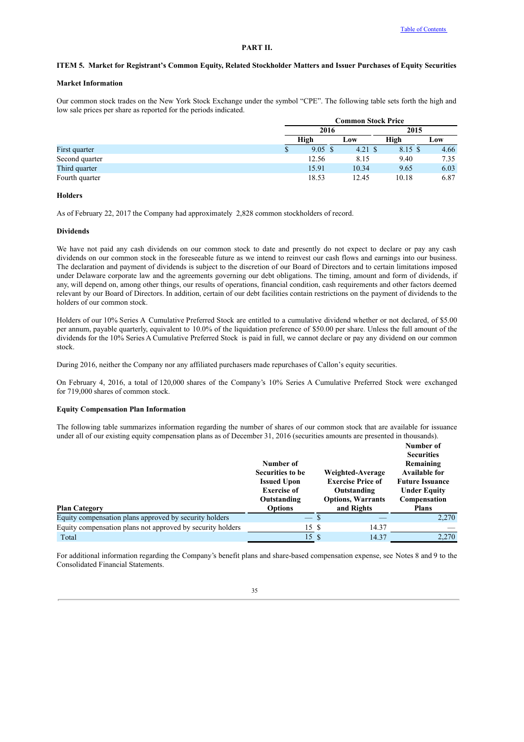## PART II.

### ITEM 5. Market for Registrant's Common Equity, Related Stockholder Matters and Issuer Purchases of Equity Securities

#### Market Information

Our common stock trades on the New York Stock Exchange under the symbol "CPE". The following table sets forth the high and low sale prices per share as reported for the periods indicated.

| | Common Stock Price | | | |
|---|---|---|---|---|
| | 2016 | | 2015 | |
| | High | Low | High | Low |
| First quarter | $ 9.05 | $ 4.21 | $ 8.15 | $ 4.66 |
| Second quarter | 12.56 | 8.15 | 9.40 | 7.35 |
| Third quarter | 15.91 | 10.34 | 9.65 | 6.03 |
| Fourth quarter | 18.53 | 12.45 | 10.18 | 6.87 |

#### Holders

As of February 22, 2017 the Company had approximately 2,828 common stockholders of record.

#### Dividends

We have not paid any cash dividends on our common stock to date and presently do not expect to declare or pay any cash dividends on our common stock in the foreseeable future as we intend to reinvest our cash flows and earnings into our business. The declaration and payment of dividends is subject to the discretion of our Board of Directors and to certain limitations imposed under Delaware corporate law and the agreements governing our debt obligations. The timing, amount and form of dividends, if any, will depend on, among other things, our results of operations, financial condition, cash requirements and other factors deemed relevant by our Board of Directors. In addition, certain of our debt facilities contain restrictions on the payment of dividends to the holders of our common stock.

Holders of our 10% Series A Cumulative Preferred Stock are entitled to a cumulative dividend whether or not declared, of $5.00 per annum, payable quarterly, equivalent to 10.0% of the liquidation preference of $50.00 per share. Unless the full amount of the dividends for the 10% Series A Cumulative Preferred Stock is paid in full, we cannot declare or pay any dividend on our common stock.

During 2016, neither the Company nor any affiliated purchasers made repurchases of Callon's equity securities.

On February 4, 2016, a total of 120,000 shares of the Company's 10% Series A Cumulative Preferred Stock were exchanged for 719,000 shares of common stock.

#### Equity Compensation Plan Information

The following table summarizes information regarding the number of shares of our common stock that are available for issuance under all of our existing equity compensation plans as of December 31, 2016 (securities amounts are presented in thousands).

| Plan Category | Number of Securities to be Issued Upon Exercise of Outstanding Options | Weighted-Average Exercise Price of Outstanding Options, Warrants and Rights | Number of Securities Remaining Available for Future Issuance Under Equity Compensation Plans |
|---|---|---|---|
| Equity compensation plans approved by security holders | — | $ — | 2,270 |
| Equity compensation plans not approved by security holders | 15 | $ 14.37 | — |
| Total | 15 | $ 14.37 | 2,270 |

For additional information regarding the Company's benefit plans and share-based compensation expense, see Notes 8 and 9 to the Consolidated Financial Statements.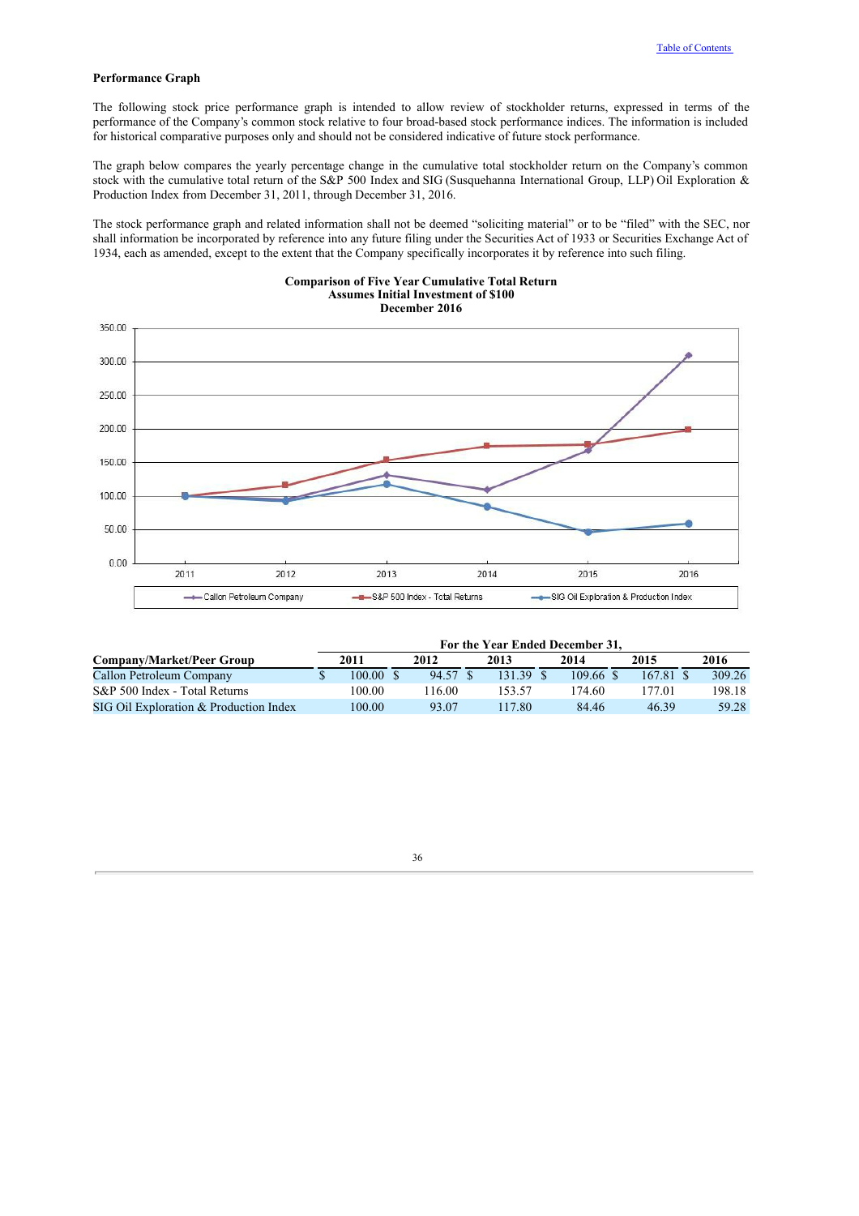**Performance Graph**

The following stock price performance graph is intended to allow review of stockholder returns, expressed in terms of the performance of the Company's common stock relative to four broad-based stock performance indices. The information is included for historical comparative purposes only and should not be considered indicative of future stock performance.

The graph below compares the yearly percentage change in the cumulative total stockholder return on the Company's common stock with the cumulative total return of the S&P 500 Index and SIG (Susquehanna International Group, LLP) Oil Exploration & Production Index from December 31, 2011, through December 31, 2016.

The stock performance graph and related information shall not be deemed "soliciting material" or to be "filed" with the SEC, nor shall information be incorporated by reference into any future filing under the Securities Act of 1933 or Securities Exchange Act of 1934, each as amended, except to the extent that the Company specifically incorporates it by reference into such filing.

**Comparison of Five Year Cumulative Total Return**
**Assumes Initial Investment of $100**
**December 2016**

| Company/Market/Peer Group | For the Year Ended December 31, 2011 | 2012 | 2013 | 2014 | 2015 | 2016 |
|---|---|---|---|---|---|---|
| Callon Petroleum Company | $ 100.00 | $ 94.57 | $ 131.39 | $ 109.66 | $ 167.81 | $ 309.26 |
| S&P 500 Index - Total Returns | 100.00 | 116.00 | 153.57 | 174.60 | 177.01 | 198.18 |
| SIG Oil Exploration & Production Index | 100.00 | 93.07 | 117.80 | 84.46 | 46.39 | 59.28 |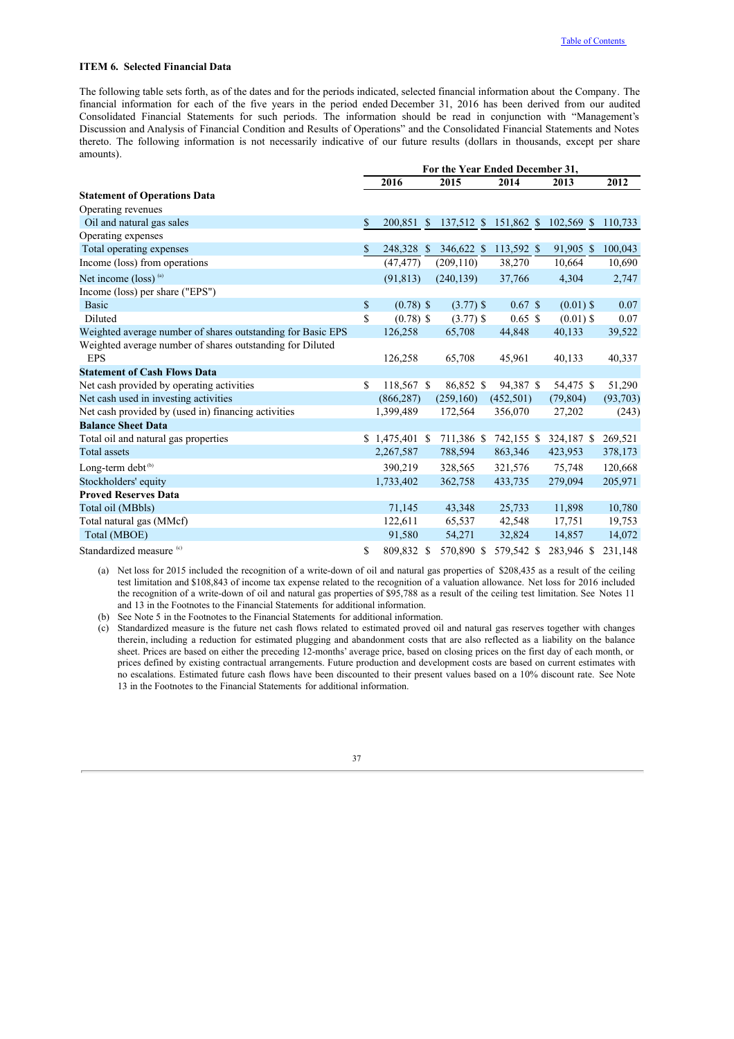## ITEM 6. Selected Financial Data

The following table sets forth, as of the dates and for the periods indicated, selected financial information about the Company. The financial information for each of the five years in the period ended December 31, 2016 has been derived from our audited Consolidated Financial Statements for such periods. The information should be read in conjunction with "Management's Discussion and Analysis of Financial Condition and Results of Operations" and the Consolidated Financial Statements and Notes thereto. The following information is not necessarily indicative of our future results (dollars in thousands, except per share amounts).

| | For the Year Ended December 31, | | | | |
|---|---|---|---|---|---|
| | 2016 | 2015 | 2014 | 2013 | 2012 |
| **Statement of Operations Data** | | | | | |
| Operating revenues | | | | | |
| Oil and natural gas sales | $ 200,851 | $ 137,512 | $ 151,862 | $ 102,569 | $ 110,733 |
| Operating expenses | | | | | |
| Total operating expenses | $ 248,328 | $ 346,622 | $ 113,592 | $ 91,905 | $ 100,043 |
| Income (loss) from operations | (47,477) | (209,110) | 38,270 | 10,664 | 10,690 |
| Net income (loss) [(a)] | (91,813) | (240,139) | 37,766 | 4,304 | 2,747 |
| Income (loss) per share ("EPS") | | | | | |
| Basic | $ (0.78) | $ (3.77) | $ 0.67 | $ (0.01) | $ 0.07 |
| Diluted | $ (0.78) | $ (3.77) | $ 0.65 | $ (0.01) | $ 0.07 |
| Weighted average number of shares outstanding for Basic EPS | 126,258 | 65,708 | 44,848 | 40,133 | 39,522 |
| Weighted average number of shares outstanding for Diluted EPS | 126,258 | 65,708 | 45,961 | 40,133 | 40,337 |
| **Statement of Cash Flows Data** | | | | | |
| Net cash provided by operating activities | $ 118,567 | $ 86,852 | $ 94,387 | $ 54,475 | $ 51,290 |
| Net cash used in investing activities | (866,287) | (259,160) | (452,501) | (79,804) | (93,703) |
| Net cash provided by (used in) financing activities | 1,399,489 | 172,564 | 356,070 | 27,202 | (243) |
| **Balance Sheet Data** | | | | | |
| Total oil and natural gas properties | $ 1,475,401 | $ 711,386 | $ 742,155 | $ 324,187 | $ 269,521 |
| Total assets | 2,267,587 | 788,594 | 863,346 | 423,953 | 378,173 |
| Long-term debt [(b)] | 390,219 | 328,565 | 321,576 | 75,748 | 120,668 |
| Stockholders' equity | 1,733,402 | 362,758 | 433,735 | 279,094 | 205,971 |
| **Proved Reserves Data** | | | | | |
| Total oil (MBbls) | 71,145 | 43,348 | 25,733 | 11,898 | 10,780 |
| Total natural gas (MMcf) | 122,611 | 65,537 | 42,548 | 17,751 | 19,753 |
| Total (MBOE) | 91,580 | 54,271 | 32,824 | 14,857 | 14,072 |
| Standardized measure [(c)] | $ 809,832 | $ 570,890 | $ 579,542 | $ 283,946 | $ 231,148 |

(a) Net loss for 2015 included the recognition of a write-down of oil and natural gas properties of $208,435 as a result of the ceiling test limitation and $108,843 of income tax expense related to the recognition of a valuation allowance. Net loss for 2016 included the recognition of a write-down of oil and natural gas properties of $95,788 as a result of the ceiling test limitation. See Notes 11 and 13 in the Footnotes to the Financial Statements for additional information.

(b) See Note 5 in the Footnotes to the Financial Statements for additional information.

(c) Standardized measure is the future net cash flows related to estimated proved oil and natural gas reserves together with changes therein, including a reduction for estimated plugging and abandonment costs that are also reflected as a liability on the balance sheet. Prices are based on either the preceding 12-months' average price, based on closing prices on the first day of each month, or prices defined by existing contractual arrangements. Future production and development costs are based on current estimates with no escalations. Estimated future cash flows have been discounted to their present values based on a 10% discount rate. See Note 13 in the Footnotes to the Financial Statements for additional information.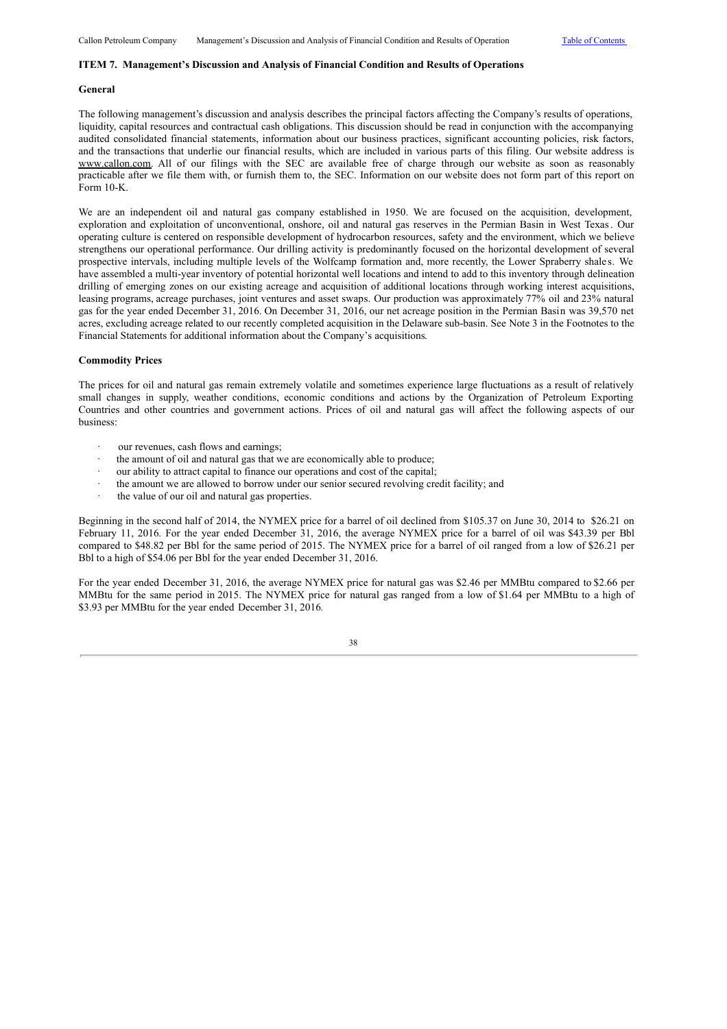## ITEM 7. Management's Discussion and Analysis of Financial Condition and Results of Operations

### General

The following management's discussion and analysis describes the principal factors affecting the Company's results of operations, liquidity, capital resources and contractual cash obligations. This discussion should be read in conjunction with the accompanying audited consolidated financial statements, information about our business practices, significant accounting policies, risk factors, and the transactions that underlie our financial results, which are included in various parts of this filing. Our website address is www.callon.com. All of our filings with the SEC are available free of charge through our website as soon as reasonably practicable after we file them with, or furnish them to, the SEC. Information on our website does not form part of this report on Form 10-K.

We are an independent oil and natural gas company established in 1950. We are focused on the acquisition, development, exploration and exploitation of unconventional, onshore, oil and natural gas reserves in the Permian Basin in West Texas. Our operating culture is centered on responsible development of hydrocarbon resources, safety and the environment, which we believe strengthens our operational performance. Our drilling activity is predominantly focused on the horizontal development of several prospective intervals, including multiple levels of the Wolfcamp formation and, more recently, the Lower Spraberry shales. We have assembled a multi-year inventory of potential horizontal well locations and intend to add to this inventory through delineation drilling of emerging zones on our existing acreage and acquisition of additional locations through working interest acquisitions, leasing programs, acreage purchases, joint ventures and asset swaps. Our production was approximately 77% oil and 23% natural gas for the year ended December 31, 2016. On December 31, 2016, our net acreage position in the Permian Basin was 39,570 net acres, excluding acreage related to our recently completed acquisition in the Delaware sub-basin. See Note 3 in the Footnotes to the Financial Statements for additional information about the Company's acquisitions.

### Commodity Prices

The prices for oil and natural gas remain extremely volatile and sometimes experience large fluctuations as a result of relatively small changes in supply, weather conditions, economic conditions and actions by the Organization of Petroleum Exporting Countries and other countries and government actions. Prices of oil and natural gas will affect the following aspects of our business:

- our revenues, cash flows and earnings;
- the amount of oil and natural gas that we are economically able to produce;
- our ability to attract capital to finance our operations and cost of the capital;
- the amount we are allowed to borrow under our senior secured revolving credit facility; and
- the value of our oil and natural gas properties.

Beginning in the second half of 2014, the NYMEX price for a barrel of oil declined from $105.37 on June 30, 2014 to $26.21 on February 11, 2016. For the year ended December 31, 2016, the average NYMEX price for a barrel of oil was $43.39 per Bbl compared to $48.82 per Bbl for the same period of 2015. The NYMEX price for a barrel of oil ranged from a low of $26.21 per Bbl to a high of $54.06 per Bbl for the year ended December 31, 2016.

For the year ended December 31, 2016, the average NYMEX price for natural gas was $2.46 per MMBtu compared to $2.66 per MMBtu for the same period in 2015. The NYMEX price for natural gas ranged from a low of $1.64 per MMBtu to a high of $3.93 per MMBtu for the year ended December 31, 2016.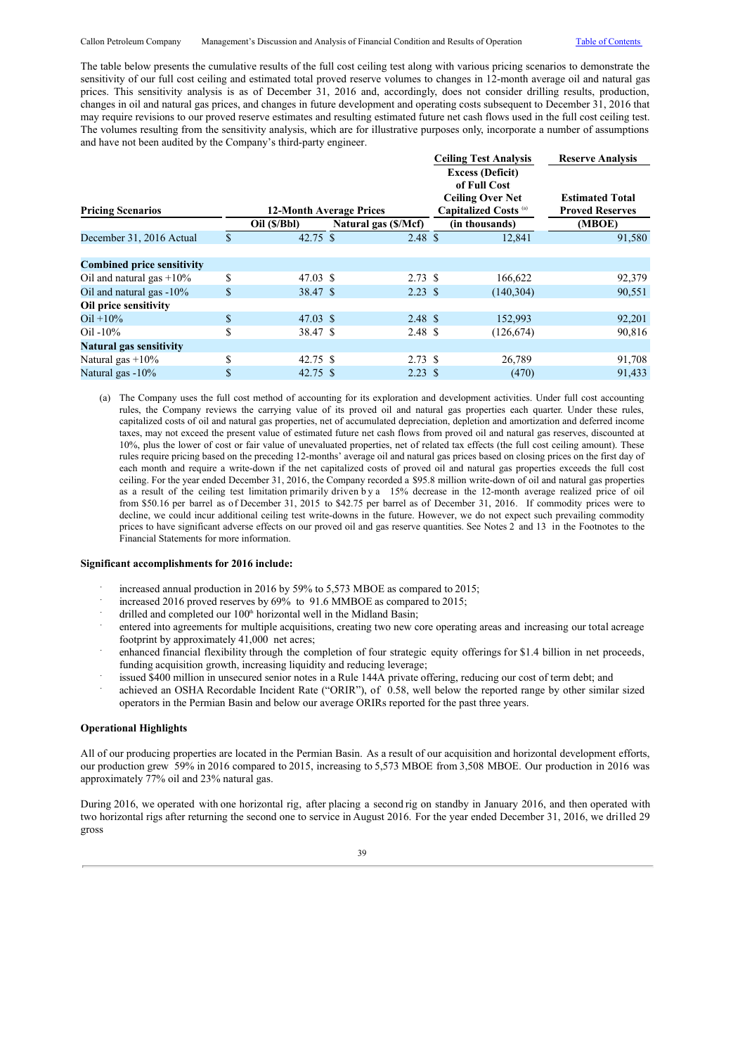The table below presents the cumulative results of the full cost ceiling test along with various pricing scenarios to demonstrate the sensitivity of our full cost ceiling and estimated total proved reserve volumes to changes in 12-month average oil and natural gas prices. This sensitivity analysis is as of December 31, 2016 and, accordingly, does not consider drilling results, production, changes in oil and natural gas prices, and changes in future development and operating costs subsequent to December 31, 2016 that may require revisions to our proved reserve estimates and resulting estimated future net cash flows used in the full cost ceiling test. The volumes resulting from the sensitivity analysis, which are for illustrative purposes only, incorporate a number of assumptions and have not been audited by the Company's third-party engineer.

| | | | Ceiling Test Analysis | Reserve Analysis |
|---|---|---|---|---|
| **Pricing Scenarios** | **12-Month Average Prices** | | **Excess (Deficit) of Full Cost Ceiling Over Net Capitalized Costs** [(a)] | **Estimated Total Proved Reserves** |
| | **Oil ($/Bbl)** | **Natural gas ($/Mcf)** | **(in thousands)** | **(MBOE)** |
| December 31, 2016 Actual | $ 42.75 | $ 2.48 | $ 12,841 | 91,580 |
| **Combined price sensitivity** | | | | |
| Oil and natural gas +10% | $ 47.03 | $ 2.73 | $ 166,622 | 92,379 |
| Oil and natural gas -10% | $ 38.47 | $ 2.23 | $ (140,304) | 90,551 |
| **Oil price sensitivity** | | | | |
| Oil +10% | $ 47.03 | $ 2.48 | $ 152,993 | 92,201 |
| Oil -10% | $ 38.47 | $ 2.48 | $ (126,674) | 90,816 |
| **Natural gas sensitivity** | | | | |
| Natural gas +10% | $ 42.75 | $ 2.73 | $ 26,789 | 91,708 |
| Natural gas -10% | $ 42.75 | $ 2.23 | $ (470) | 91,433 |

(a) The Company uses the full cost method of accounting for its exploration and development activities. Under full cost accounting rules, the Company reviews the carrying value of its proved oil and natural gas properties each quarter. Under these rules, capitalized costs of oil and natural gas properties, net of accumulated depreciation, depletion and amortization and deferred income taxes, may not exceed the present value of estimated future net cash flows from proved oil and natural gas reserves, discounted at 10%, plus the lower of cost or fair value of unevaluated properties, net of related tax effects (the full cost ceiling amount). These rules require pricing based on the preceding 12-months' average oil and natural gas prices based on closing prices on the first day of each month and require a write-down if the net capitalized costs of proved oil and natural gas properties exceeds the full cost ceiling. For the year ended December 31, 2016, the Company recorded a $95.8 million write-down of oil and natural gas properties as a result of the ceiling test limitation primarily driven by a 15% decrease in the 12-month average realized price of oil from $50.16 per barrel as of December 31, 2015 to $42.75 per barrel as of December 31, 2016. If commodity prices were to decline, we could incur additional ceiling test write-downs in the future. However, we do not expect such prevailing commodity prices to have significant adverse effects on our proved oil and gas reserve quantities. See Notes 2 and 13 in the Footnotes to the Financial Statements for more information.

**Significant accomplishments for 2016 include:**

- increased annual production in 2016 by 59% to 5,573 MBOE as compared to 2015;
- increased 2016 proved reserves by 69% to 91.6 MMBOE as compared to 2015;
- drilled and completed our 100th horizontal well in the Midland Basin;
- entered into agreements for multiple acquisitions, creating two new core operating areas and increasing our total acreage footprint by approximately 41,000 net acres;
- enhanced financial flexibility through the completion of four strategic equity offerings for $1.4 billion in net proceeds, funding acquisition growth, increasing liquidity and reducing leverage;
- issued $400 million in unsecured senior notes in a Rule 144A private offering, reducing our cost of term debt; and
- achieved an OSHA Recordable Incident Rate ("ORIR"), of 0.58, well below the reported range by other similar sized operators in the Permian Basin and below our average ORIRs reported for the past three years.

**Operational Highlights**

All of our producing properties are located in the Permian Basin. As a result of our acquisition and horizontal development efforts, our production grew 59% in 2016 compared to 2015, increasing to 5,573 MBOE from 3,508 MBOE. Our production in 2016 was approximately 77% oil and 23% natural gas.

During 2016, we operated with one horizontal rig, after placing a second rig on standby in January 2016, and then operated with two horizontal rigs after returning the second one to service in August 2016. For the year ended December 31, 2016, we drilled 29 gross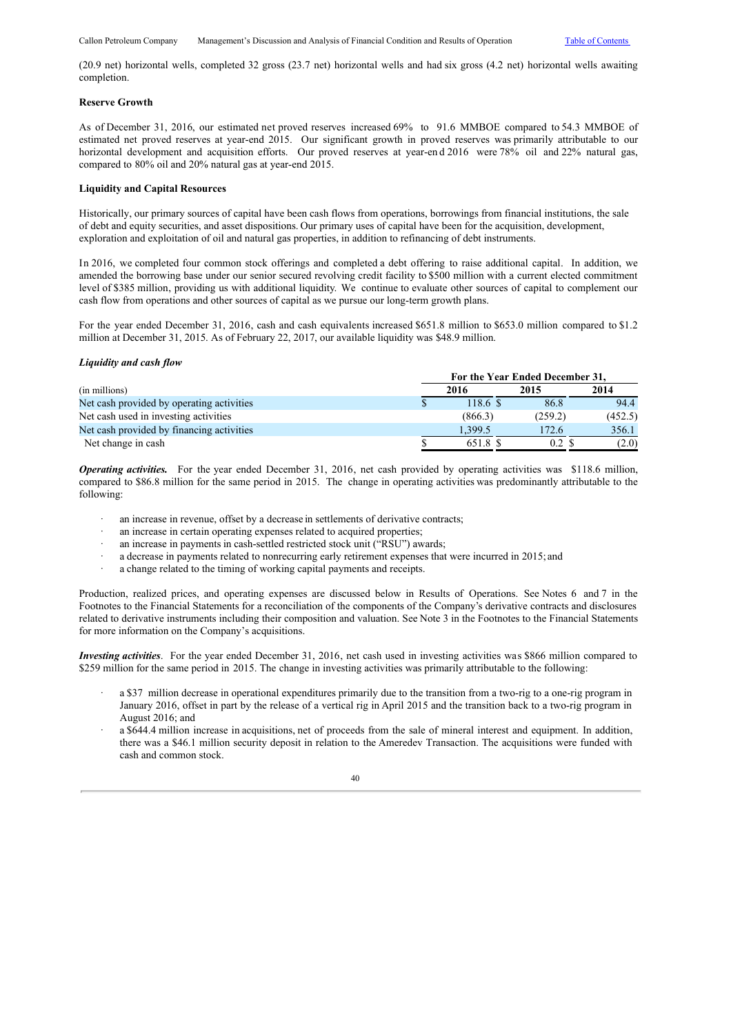(20.9 net) horizontal wells, completed 32 gross (23.7 net) horizontal wells and had six gross (4.2 net) horizontal wells awaiting completion.

**Reserve Growth**

As of December 31, 2016, our estimated net proved reserves increased 69% to 91.6 MMBOE compared to 54.3 MMBOE of estimated net proved reserves at year-end 2015. Our significant growth in proved reserves was primarily attributable to our horizontal development and acquisition efforts. Our proved reserves at year-end 2016 were 78% oil and 22% natural gas, compared to 80% oil and 20% natural gas at year-end 2015.

**Liquidity and Capital Resources**

Historically, our primary sources of capital have been cash flows from operations, borrowings from financial institutions, the sale of debt and equity securities, and asset dispositions. Our primary uses of capital have been for the acquisition, development, exploration and exploitation of oil and natural gas properties, in addition to refinancing of debt instruments.

In 2016, we completed four common stock offerings and completed a debt offering to raise additional capital. In addition, we amended the borrowing base under our senior secured revolving credit facility to $500 million with a current elected commitment level of $385 million, providing us with additional liquidity. We continue to evaluate other sources of capital to complement our cash flow from operations and other sources of capital as we pursue our long-term growth plans.

For the year ended December 31, 2016, cash and cash equivalents increased $651.8 million to $653.0 million compared to $1.2 million at December 31, 2015. As of February 22, 2017, our available liquidity was $48.9 million.

***Liquidity and cash flow***

| | For the Year Ended December 31, | | |
|---|---|---|---|
| (in millions) | 2016 | 2015 | 2014 |
| Net cash provided by operating activities | $ 118.6 | $ 86.8 | 94.4 |
| Net cash used in investing activities | (866.3) | (259.2) | (452.5) |
| Net cash provided by financing activities | 1,399.5 | 172.6 | 356.1 |
| Net change in cash | $ 651.8 | $ 0.2 | $ (2.0) |

***Operating activities.*** For the year ended December 31, 2016, net cash provided by operating activities was $118.6 million, compared to $86.8 million for the same period in 2015. The change in operating activities was predominantly attributable to the following:

- an increase in revenue, offset by a decrease in settlements of derivative contracts;
- an increase in certain operating expenses related to acquired properties;
- an increase in payments in cash-settled restricted stock unit ("RSU") awards;
- a decrease in payments related to nonrecurring early retirement expenses that were incurred in 2015; and
- a change related to the timing of working capital payments and receipts.

Production, realized prices, and operating expenses are discussed below in Results of Operations. See Notes 6 and 7 in the Footnotes to the Financial Statements for a reconciliation of the components of the Company's derivative contracts and disclosures related to derivative instruments including their composition and valuation. See Note 3 in the Footnotes to the Financial Statements for more information on the Company's acquisitions.

***Investing activities***. For the year ended December 31, 2016, net cash used in investing activities was $866 million compared to $259 million for the same period in 2015. The change in investing activities was primarily attributable to the following:

- a $37 million decrease in operational expenditures primarily due to the transition from a two-rig to a one-rig program in January 2016, offset in part by the release of a vertical rig in April 2015 and the transition back to a two-rig program in August 2016; and
- a $644.4 million increase in acquisitions, net of proceeds from the sale of mineral interest and equipment. In addition, there was a $46.1 million security deposit in relation to the Ameredev Transaction. The acquisitions were funded with cash and common stock.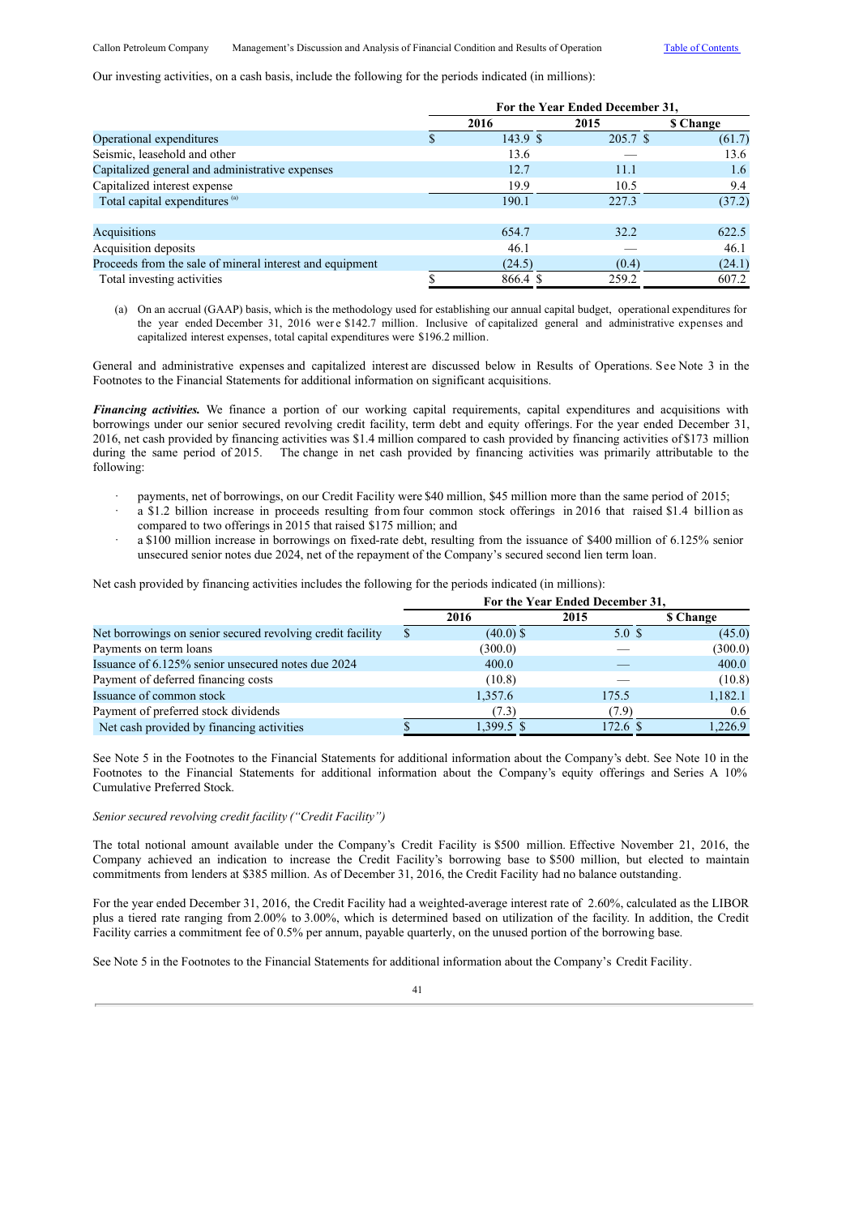Our investing activities, on a cash basis, include the following for the periods indicated (in millions):

| | For the Year Ended December 31, | | |
|---|---|---|---|
| | 2016 | 2015 | $ Change |
| Operational expenditures | $ 143.9 | $ 205.7 | $ (61.7) |
| Seismic, leasehold and other | 13.6 | — | 13.6 |
| Capitalized general and administrative expenses | 12.7 | 11.1 | 1.6 |
| Capitalized interest expense | 19.9 | 10.5 | 9.4 |
| Total capital expenditures [(a)] | 190.1 | 227.3 | (37.2) |
| | | | |
| Acquisitions | 654.7 | 32.2 | 622.5 |
| Acquisition deposits | 46.1 | — | 46.1 |
| Proceeds from the sale of mineral interest and equipment | (24.5) | (0.4) | (24.1) |
| Total investing activities | $ 866.4 | $ 259.2 | 607.2 |

(a) On an accrual (GAAP) basis, which is the methodology used for establishing our annual capital budget, operational expenditures for the year ended December 31, 2016 were $142.7 million. Inclusive of capitalized general and administrative expenses and capitalized interest expenses, total capital expenditures were $196.2 million.

General and administrative expenses and capitalized interest are discussed below in Results of Operations. See Note 3 in the Footnotes to the Financial Statements for additional information on significant acquisitions.

***Financing activities.*** We finance a portion of our working capital requirements, capital expenditures and acquisitions with borrowings under our senior secured revolving credit facility, term debt and equity offerings. For the year ended December 31, 2016, net cash provided by financing activities was $1.4 million compared to cash provided by financing activities of $173 million during the same period of 2015. The change in net cash provided by financing activities was primarily attributable to the following:

- payments, net of borrowings, on our Credit Facility were $40 million, $45 million more than the same period of 2015;
- a $1.2 billion increase in proceeds resulting from four common stock offerings in 2016 that raised $1.4 billion as compared to two offerings in 2015 that raised $175 million; and
- a $100 million increase in borrowings on fixed-rate debt, resulting from the issuance of $400 million of 6.125% senior unsecured senior notes due 2024, net of the repayment of the Company's secured second lien term loan.

Net cash provided by financing activities includes the following for the periods indicated (in millions):

| | For the Year Ended December 31, | | |
|---|---|---|---|
| | 2016 | 2015 | $ Change |
| Net borrowings on senior secured revolving credit facility | $ (40.0) | $ 5.0 | $ (45.0) |
| Payments on term loans | (300.0) | — | (300.0) |
| Issuance of 6.125% senior unsecured notes due 2024 | 400.0 | — | 400.0 |
| Payment of deferred financing costs | (10.8) | — | (10.8) |
| Issuance of common stock | 1,357.6 | 175.5 | 1,182.1 |
| Payment of preferred stock dividends | (7.3) | (7.9) | 0.6 |
| Net cash provided by financing activities | $ 1,399.5 | $ 172.6 | $ 1,226.9 |

See Note 5 in the Footnotes to the Financial Statements for additional information about the Company's debt. See Note 10 in the Footnotes to the Financial Statements for additional information about the Company's equity offerings and Series A 10% Cumulative Preferred Stock.

*Senior secured revolving credit facility ("Credit Facility")*

The total notional amount available under the Company's Credit Facility is $500 million. Effective November 21, 2016, the Company achieved an indication to increase the Credit Facility's borrowing base to $500 million, but elected to maintain commitments from lenders at $385 million. As of December 31, 2016, the Credit Facility had no balance outstanding.

For the year ended December 31, 2016, the Credit Facility had a weighted-average interest rate of 2.60%, calculated as the LIBOR plus a tiered rate ranging from 2.00% to 3.00%, which is determined based on utilization of the facility. In addition, the Credit Facility carries a commitment fee of 0.5% per annum, payable quarterly, on the unused portion of the borrowing base.

See Note 5 in the Footnotes to the Financial Statements for additional information about the Company's Credit Facility.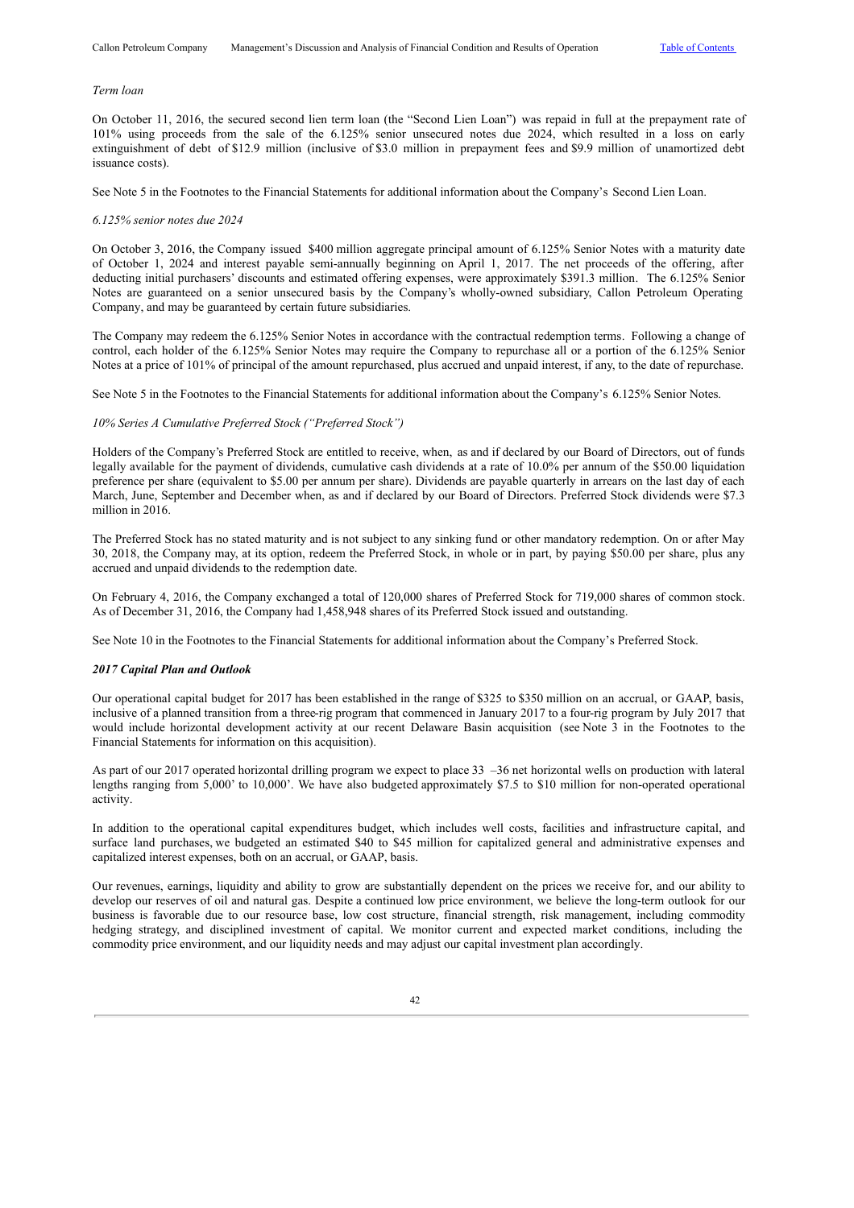*Term loan*

On October 11, 2016, the secured second lien term loan (the "Second Lien Loan") was repaid in full at the prepayment rate of 101% using proceeds from the sale of the 6.125% senior unsecured notes due 2024, which resulted in a loss on early extinguishment of debt of $12.9 million (inclusive of $3.0 million in prepayment fees and $9.9 million of unamortized debt issuance costs).

See Note 5 in the Footnotes to the Financial Statements for additional information about the Company's Second Lien Loan.

*6.125% senior notes due 2024*

On October 3, 2016, the Company issued $400 million aggregate principal amount of 6.125% Senior Notes with a maturity date of October 1, 2024 and interest payable semi-annually beginning on April 1, 2017. The net proceeds of the offering, after deducting initial purchasers' discounts and estimated offering expenses, were approximately $391.3 million. The 6.125% Senior Notes are guaranteed on a senior unsecured basis by the Company's wholly-owned subsidiary, Callon Petroleum Operating Company, and may be guaranteed by certain future subsidiaries.

The Company may redeem the 6.125% Senior Notes in accordance with the contractual redemption terms. Following a change of control, each holder of the 6.125% Senior Notes may require the Company to repurchase all or a portion of the 6.125% Senior Notes at a price of 101% of principal of the amount repurchased, plus accrued and unpaid interest, if any, to the date of repurchase.

See Note 5 in the Footnotes to the Financial Statements for additional information about the Company's 6.125% Senior Notes.

*10% Series A Cumulative Preferred Stock ("Preferred Stock")*

Holders of the Company's Preferred Stock are entitled to receive, when, as and if declared by our Board of Directors, out of funds legally available for the payment of dividends, cumulative cash dividends at a rate of 10.0% per annum of the $50.00 liquidation preference per share (equivalent to $5.00 per annum per share). Dividends are payable quarterly in arrears on the last day of each March, June, September and December when, as and if declared by our Board of Directors. Preferred Stock dividends were $7.3 million in 2016.

The Preferred Stock has no stated maturity and is not subject to any sinking fund or other mandatory redemption. On or after May 30, 2018, the Company may, at its option, redeem the Preferred Stock, in whole or in part, by paying $50.00 per share, plus any accrued and unpaid dividends to the redemption date.

On February 4, 2016, the Company exchanged a total of 120,000 shares of Preferred Stock for 719,000 shares of common stock. As of December 31, 2016, the Company had 1,458,948 shares of its Preferred Stock issued and outstanding.

See Note 10 in the Footnotes to the Financial Statements for additional information about the Company's Preferred Stock.

***2017 Capital Plan and Outlook***

Our operational capital budget for 2017 has been established in the range of $325 to $350 million on an accrual, or GAAP, basis, inclusive of a planned transition from a three-rig program that commenced in January 2017 to a four-rig program by July 2017 that would include horizontal development activity at our recent Delaware Basin acquisition (see Note 3 in the Footnotes to the Financial Statements for information on this acquisition).

As part of our 2017 operated horizontal drilling program we expect to place 33 –36 net horizontal wells on production with lateral lengths ranging from 5,000' to 10,000'. We have also budgeted approximately $7.5 to $10 million for non-operated operational activity.

In addition to the operational capital expenditures budget, which includes well costs, facilities and infrastructure capital, and surface land purchases, we budgeted an estimated $40 to $45 million for capitalized general and administrative expenses and capitalized interest expenses, both on an accrual, or GAAP, basis.

Our revenues, earnings, liquidity and ability to grow are substantially dependent on the prices we receive for, and our ability to develop our reserves of oil and natural gas. Despite a continued low price environment, we believe the long-term outlook for our business is favorable due to our resource base, low cost structure, financial strength, risk management, including commodity hedging strategy, and disciplined investment of capital. We monitor current and expected market conditions, including the commodity price environment, and our liquidity needs and may adjust our capital investment plan accordingly.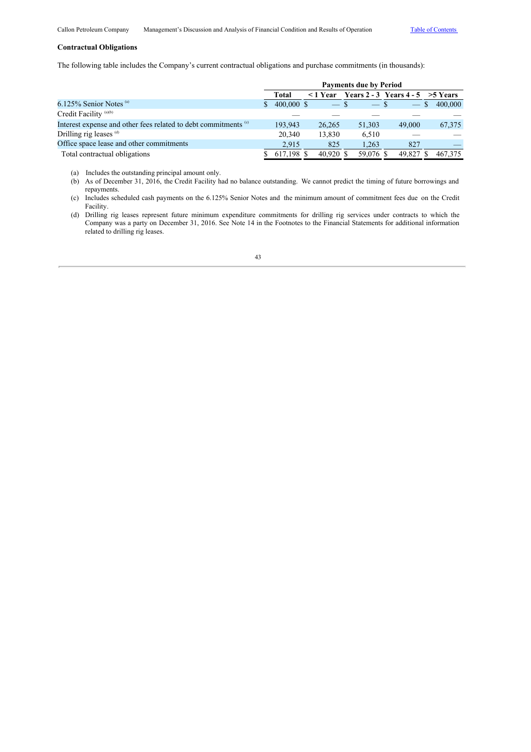**Contractual Obligations**

The following table includes the Company's current contractual obligations and purchase commitments (in thousands):

| | Payments due by Period | | | | |
|---|---|---|---|---|---|
| | Total | < 1 Year | Years 2 - 3 | Years 4 - 5 | >5 Years |
| 6.125% Senior Notes [(a)] | $ 400,000 | $ — | $ — | $ — | $ 400,000 |
| Credit Facility [(a)(b)] | — | — | — | — | — |
| Interest expense and other fees related to debt commitments [(c)] | 193,943 | 26,265 | 51,303 | 49,000 | 67,375 |
| Drilling rig leases [(d)] | 20,340 | 13,830 | 6,510 | — | — |
| Office space lease and other commitments | 2,915 | 825 | 1,263 | 827 | — |
| Total contractual obligations | $ 617,198 | $ 40,920 | $ 59,076 | $ 49,827 | $ 467,375 |

(a) Includes the outstanding principal amount only.

(b) As of December 31, 2016, the Credit Facility had no balance outstanding. We cannot predict the timing of future borrowings and repayments.

(c) Includes scheduled cash payments on the 6.125% Senior Notes and the minimum amount of commitment fees due on the Credit Facility.

(d) Drilling rig leases represent future minimum expenditure commitments for drilling rig services under contracts to which the Company was a party on December 31, 2016. See Note 14 in the Footnotes to the Financial Statements for additional information related to drilling rig leases.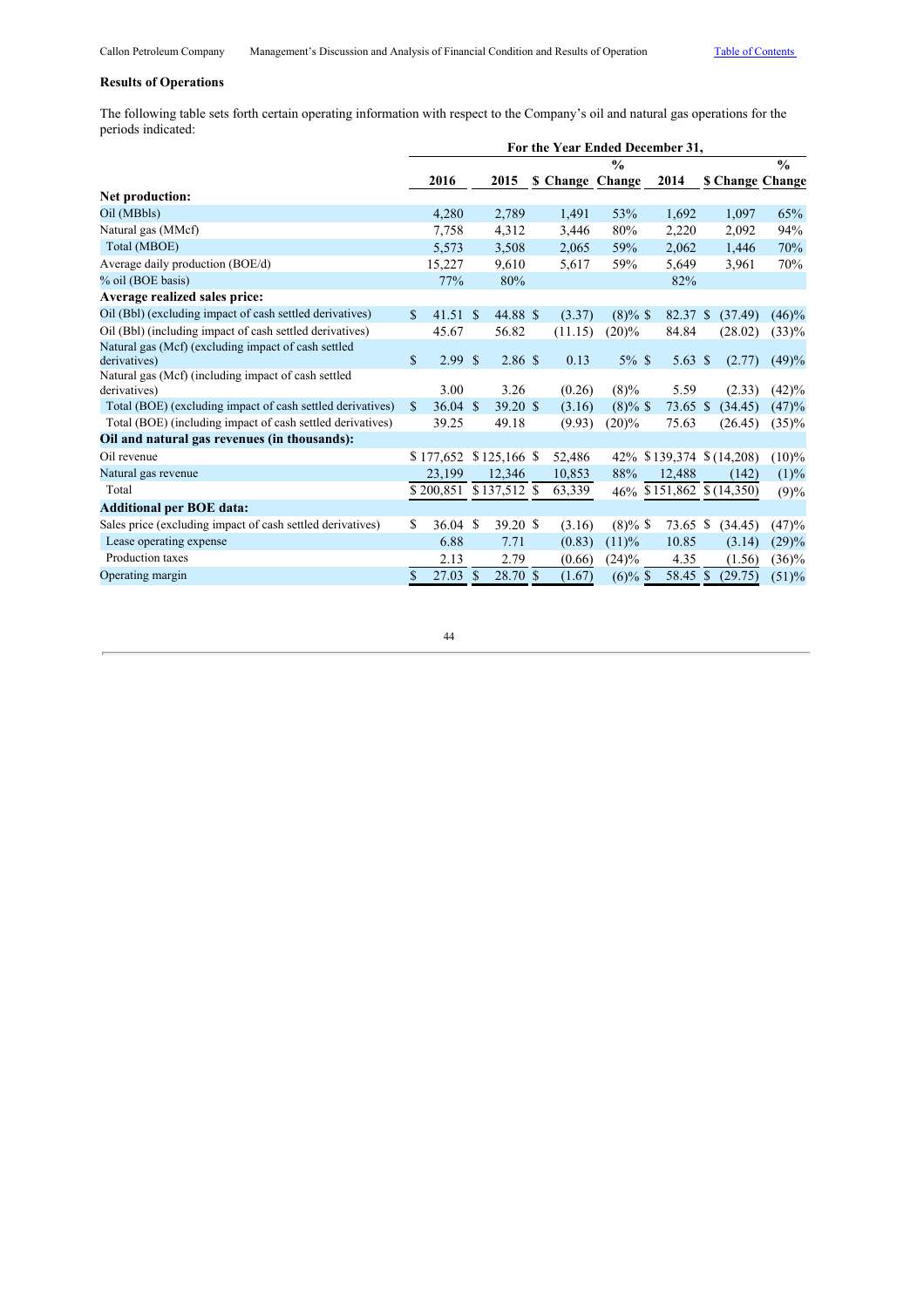## Results of Operations

The following table sets forth certain operating information with respect to the Company's oil and natural gas operations for the periods indicated:

| | For the Year Ended December 31, | | | | | | |
|---|---|---|---|---|---|---|---|
| | 2016 | 2015 | $ Change | % Change | 2014 | $ Change | % Change |
| **Net production:** | | | | | | | |
| Oil (MBbls) | 4,280 | 2,789 | 1,491 | 53% | 1,692 | 1,097 | 65% |
| Natural gas (MMcf) | 7,758 | 4,312 | 3,446 | 80% | 2,220 | 2,092 | 94% |
| Total (MBOE) | 5,573 | 3,508 | 2,065 | 59% | 2,062 | 1,446 | 70% |
| Average daily production (BOE/d) | 15,227 | 9,610 | 5,617 | 59% | 5,649 | 3,961 | 70% |
| % oil (BOE basis) | 77% | 80% | | | 82% | | |
| **Average realized sales price:** | | | | | | | |
| Oil (Bbl) (excluding impact of cash settled derivatives) | $ 41.51 | $ 44.88 | $ (3.37) | (8)% | $ 82.37 | $ (37.49) | (46)% |
| Oil (Bbl) (including impact of cash settled derivatives) | 45.67 | 56.82 | (11.15) | (20)% | 84.84 | (28.02) | (33)% |
| Natural gas (Mcf) (excluding impact of cash settled derivatives) | $ 2.99 | $ 2.86 | $ 0.13 | 5% | $ 5.63 | $ (2.77) | (49)% |
| Natural gas (Mcf) (including impact of cash settled derivatives) | 3.00 | 3.26 | (0.26) | (8)% | 5.59 | (2.33) | (42)% |
| Total (BOE) (excluding impact of cash settled derivatives) | $ 36.04 | $ 39.20 | $ (3.16) | (8)% | $ 73.65 | $ (34.45) | (47)% |
| Total (BOE) (including impact of cash settled derivatives) | 39.25 | 49.18 | (9.93) | (20)% | 75.63 | (26.45) | (35)% |
| **Oil and natural gas revenues (in thousands):** | | | | | | | |
| Oil revenue | $ 177,652 | $ 125,166 | $ 52,486 | 42% | $ 139,374 | $ (14,208) | (10)% |
| Natural gas revenue | 23,199 | 12,346 | 10,853 | 88% | 12,488 | (142) | (1)% |
| Total | $ 200,851 | $ 137,512 | $ 63,339 | 46% | $ 151,862 | $ (14,350) | (9)% |
| **Additional per BOE data:** | | | | | | | |
| Sales price (excluding impact of cash settled derivatives) | $ 36.04 | $ 39.20 | $ (3.16) | (8)% | $ 73.65 | $ (34.45) | (47)% |
| Lease operating expense | 6.88 | 7.71 | (0.83) | (11)% | 10.85 | (3.14) | (29)% |
| Production taxes | 2.13 | 2.79 | (0.66) | (24)% | 4.35 | (1.56) | (36)% |
| Operating margin | $ 27.03 | $ 28.70 | $ (1.67) | (6)% | $ 58.45 | $ (29.75) | (51)% |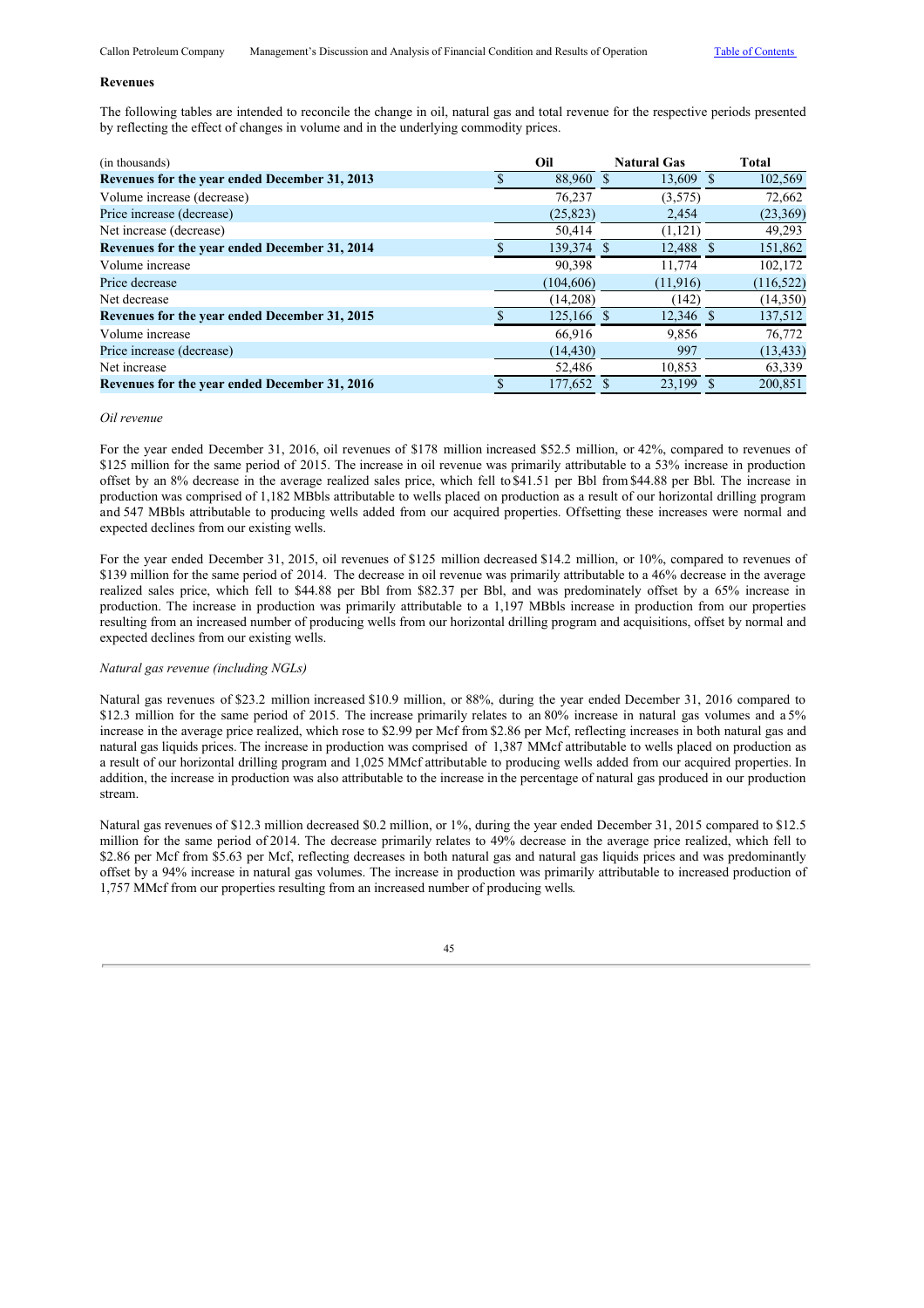### Revenues

The following tables are intended to reconcile the change in oil, natural gas and total revenue for the respective periods presented by reflecting the effect of changes in volume and in the underlying commodity prices.

| (in thousands) | Oil | Natural Gas | Total |
|---|---|---|---|
| **Revenues for the year ended December 31, 2013** | $ 88,960 | $ 13,609 | $ 102,569 |
| Volume increase (decrease) | 76,237 | (3,575) | 72,662 |
| Price increase (decrease) | (25,823) | 2,454 | (23,369) |
| Net increase (decrease) | 50,414 | (1,121) | 49,293 |
| **Revenues for the year ended December 31, 2014** | $ 139,374 | $ 12,488 | $ 151,862 |
| Volume increase | 90,398 | 11,774 | 102,172 |
| Price decrease | (104,606) | (11,916) | (116,522) |
| Net decrease | (14,208) | (142) | (14,350) |
| **Revenues for the year ended December 31, 2015** | $ 125,166 | $ 12,346 | $ 137,512 |
| Volume increase | 66,916 | 9,856 | 76,772 |
| Price increase (decrease) | (14,430) | 997 | (13,433) |
| Net increase | 52,486 | 10,853 | 63,339 |
| **Revenues for the year ended December 31, 2016** | $ 177,652 | $ 23,199 | $ 200,851 |

*Oil revenue*

For the year ended December 31, 2016, oil revenues of $178 million increased $52.5 million, or 42%, compared to revenues of $125 million for the same period of 2015. The increase in oil revenue was primarily attributable to a 53% increase in production offset by an 8% decrease in the average realized sales price, which fell to $41.51 per Bbl from $44.88 per Bbl. The increase in production was comprised of 1,182 MBbls attributable to wells placed on production as a result of our horizontal drilling program and 547 MBbls attributable to producing wells added from our acquired properties. Offsetting these increases were normal and expected declines from our existing wells.

For the year ended December 31, 2015, oil revenues of $125 million decreased $14.2 million, or 10%, compared to revenues of $139 million for the same period of 2014. The decrease in oil revenue was primarily attributable to a 46% decrease in the average realized sales price, which fell to $44.88 per Bbl from $82.37 per Bbl, and was predominately offset by a 65% increase in production. The increase in production was primarily attributable to a 1,197 MBbls increase in production from our properties resulting from an increased number of producing wells from our horizontal drilling program and acquisitions, offset by normal and expected declines from our existing wells.

*Natural gas revenue (including NGLs)*

Natural gas revenues of $23.2 million increased $10.9 million, or 88%, during the year ended December 31, 2016 compared to $12.3 million for the same period of 2015. The increase primarily relates to an 80% increase in natural gas volumes and a 5% increase in the average price realized, which rose to $2.99 per Mcf from $2.86 per Mcf, reflecting increases in both natural gas and natural gas liquids prices. The increase in production was comprised of 1,387 MMcf attributable to wells placed on production as a result of our horizontal drilling program and 1,025 MMcf attributable to producing wells added from our acquired properties. In addition, the increase in production was also attributable to the increase in the percentage of natural gas produced in our production stream.

Natural gas revenues of $12.3 million decreased $0.2 million, or 1%, during the year ended December 31, 2015 compared to $12.5 million for the same period of 2014. The decrease primarily relates to 49% decrease in the average price realized, which fell to $2.86 per Mcf from $5.63 per Mcf, reflecting decreases in both natural gas and natural gas liquids prices and was predominantly offset by a 94% increase in natural gas volumes. The increase in production was primarily attributable to increased production of 1,757 MMcf from our properties resulting from an increased number of producing wells.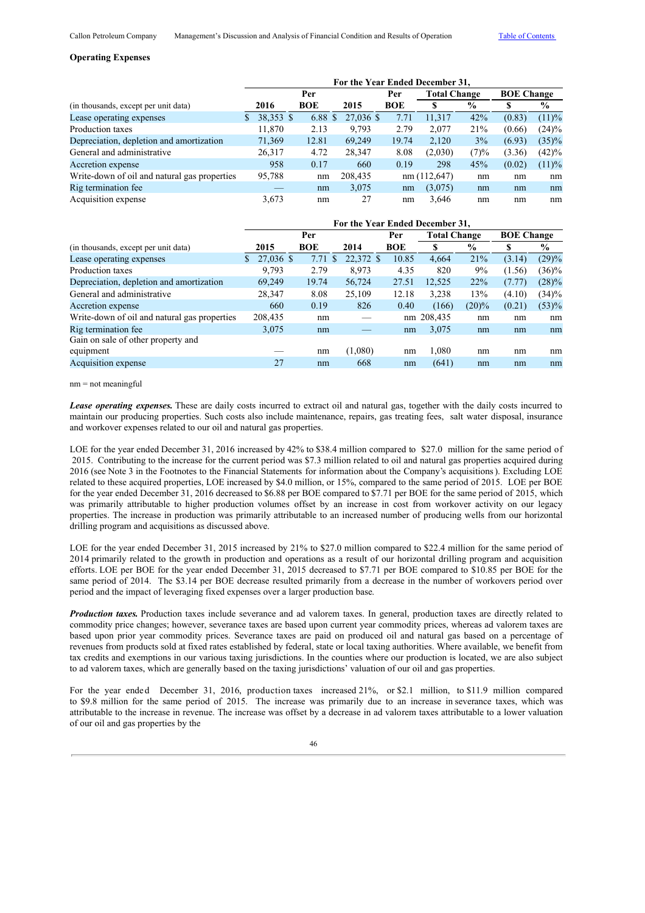### Operating Expenses

| | For the Year Ended December 31, | | | | | | | |
|---|---|---|---|---|---|---|---|---|
| | | Per | | Per | Total Change | | BOE Change | |
| (in thousands, except per unit data) | 2016 | BOE | 2015 | BOE | $ | % | $ | % |
| Lease operating expenses | $ 38,353 | $ 6.88 | $ 27,036 | $ 7.71 | 11,317 | 42% | (0.83) | (11)% |
| Production taxes | 11,870 | 2.13 | 9,793 | 2.79 | 2,077 | 21% | (0.66) | (24)% |
| Depreciation, depletion and amortization | 71,369 | 12.81 | 69,249 | 19.74 | 2,120 | 3% | (6.93) | (35)% |
| General and administrative | 26,317 | 4.72 | 28,347 | 8.08 | (2,030) | (7)% | (3.36) | (42)% |
| Accretion expense | 958 | 0.17 | 660 | 0.19 | 298 | 45% | (0.02) | (11)% |
| Write-down of oil and natural gas properties | 95,788 | nm | 208,435 | nm | (112,647) | nm | nm | nm |
| Rig termination fee | — | nm | 3,075 | nm | (3,075) | nm | nm | nm |
| Acquisition expense | 3,673 | nm | 27 | nm | 3,646 | nm | nm | nm |

| | For the Year Ended December 31, | | | | | | | |
|---|---|---|---|---|---|---|---|---|
| | | Per | | Per | Total Change | | BOE Change | |
| (in thousands, except per unit data) | 2015 | BOE | 2014 | BOE | $ | % | $ | % |
| Lease operating expenses | $ 27,036 | $ 7.71 | $ 22,372 | $ 10.85 | 4,664 | 21% | (3.14) | (29)% |
| Production taxes | 9,793 | 2.79 | 8,973 | 4.35 | 820 | 9% | (1.56) | (36)% |
| Depreciation, depletion and amortization | 69,249 | 19.74 | 56,724 | 27.51 | 12,525 | 22% | (7.77) | (28)% |
| General and administrative | 28,347 | 8.08 | 25,109 | 12.18 | 3,238 | 13% | (4.10) | (34)% |
| Accretion expense | 660 | 0.19 | 826 | 0.40 | (166) | (20)% | (0.21) | (53)% |
| Write-down of oil and natural gas properties | 208,435 | nm | — | nm | 208,435 | nm | nm | nm |
| Rig termination fee | 3,075 | nm | — | nm | 3,075 | nm | nm | nm |
| Gain on sale of other property and equipment | — | nm | (1,080) | nm | 1,080 | nm | nm | nm |
| Acquisition expense | 27 | nm | 668 | nm | (641) | nm | nm | nm |

nm = not meaningful

***Lease operating expenses.*** These are daily costs incurred to extract oil and natural gas, together with the daily costs incurred to maintain our producing properties. Such costs also include maintenance, repairs, gas treating fees, salt water disposal, insurance and workover expenses related to our oil and natural gas properties.

LOE for the year ended December 31, 2016 increased by 42% to $38.4 million compared to $27.0 million for the same period of 2015. Contributing to the increase for the current period was $7.3 million related to oil and natural gas properties acquired during 2016 (see Note 3 in the Footnotes to the Financial Statements for information about the Company's acquisitions). Excluding LOE related to these acquired properties, LOE increased by $4.0 million, or 15%, compared to the same period of 2015. LOE per BOE for the year ended December 31, 2016 decreased to $6.88 per BOE compared to $7.71 per BOE for the same period of 2015, which was primarily attributable to higher production volumes offset by an increase in cost from workover activity on our legacy properties. The increase in production was primarily attributable to an increased number of producing wells from our horizontal drilling program and acquisitions as discussed above.

LOE for the year ended December 31, 2015 increased by 21% to $27.0 million compared to $22.4 million for the same period of 2014 primarily related to the growth in production and operations as a result of our horizontal drilling program and acquisition efforts. LOE per BOE for the year ended December 31, 2015 decreased to $7.71 per BOE compared to $10.85 per BOE for the same period of 2014. The $3.14 per BOE decrease resulted primarily from a decrease in the number of workovers period over period and the impact of leveraging fixed expenses over a larger production base.

***Production taxes.*** Production taxes include severance and ad valorem taxes. In general, production taxes are directly related to commodity price changes; however, severance taxes are based upon current year commodity prices, whereas ad valorem taxes are based upon prior year commodity prices. Severance taxes are paid on produced oil and natural gas based on a percentage of revenues from products sold at fixed rates established by federal, state or local taxing authorities. Where available, we benefit from tax credits and exemptions in our various taxing jurisdictions. In the counties where our production is located, we are also subject to ad valorem taxes, which are generally based on the taxing jurisdictions' valuation of our oil and gas properties.

For the year ended December 31, 2016, production taxes increased 21%, or $2.1 million, to $11.9 million compared to $9.8 million for the same period of 2015. The increase was primarily due to an increase in severance taxes, which was attributable to the increase in revenue. The increase was offset by a decrease in ad valorem taxes attributable to a lower valuation of our oil and gas properties by the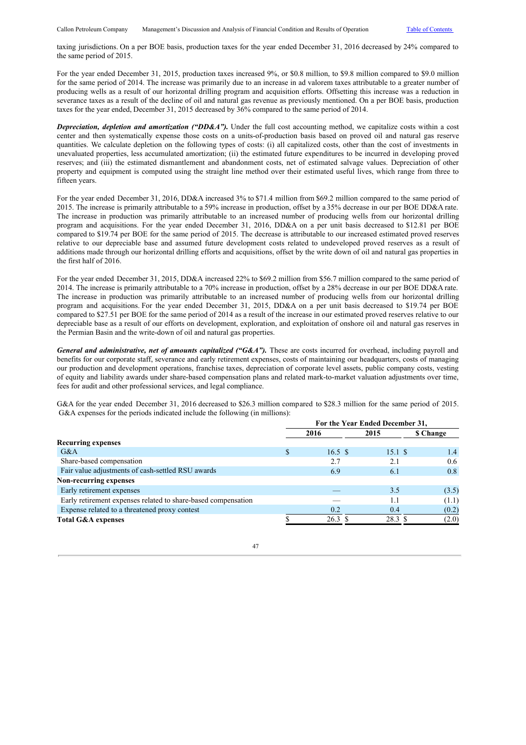taxing jurisdictions. On a per BOE basis, production taxes for the year ended December 31, 2016 decreased by 24% compared to the same period of 2015.

For the year ended December 31, 2015, production taxes increased 9%, or $0.8 million, to $9.8 million compared to $9.0 million for the same period of 2014. The increase was primarily due to an increase in ad valorem taxes attributable to a greater number of producing wells as a result of our horizontal drilling program and acquisition efforts. Offsetting this increase was a reduction in severance taxes as a result of the decline of oil and natural gas revenue as previously mentioned. On a per BOE basis, production taxes for the year ended, December 31, 2015 decreased by 36% compared to the same period of 2014.

***Depreciation, depletion and amortization ("DD&A").*** Under the full cost accounting method, we capitalize costs within a cost center and then systematically expense those costs on a units-of-production basis based on proved oil and natural gas reserve quantities. We calculate depletion on the following types of costs: (i) all capitalized costs, other than the cost of investments in unevaluated properties, less accumulated amortization; (ii) the estimated future expenditures to be incurred in developing proved reserves; and (iii) the estimated dismantlement and abandonment costs, net of estimated salvage values. Depreciation of other property and equipment is computed using the straight line method over their estimated useful lives, which range from three to fifteen years.

For the year ended December 31, 2016, DD&A increased 3% to $71.4 million from $69.2 million compared to the same period of 2015. The increase is primarily attributable to a 59% increase in production, offset by a 35% decrease in our per BOE DD&A rate. The increase in production was primarily attributable to an increased number of producing wells from our horizontal drilling program and acquisitions. For the year ended December 31, 2016, DD&A on a per unit basis decreased to $12.81 per BOE compared to $19.74 per BOE for the same period of 2015. The decrease is attributable to our increased estimated proved reserves relative to our depreciable base and assumed future development costs related to undeveloped proved reserves as a result of additions made through our horizontal drilling efforts and acquisitions, offset by the write down of oil and natural gas properties in the first half of 2016.

For the year ended December 31, 2015, DD&A increased 22% to $69.2 million from $56.7 million compared to the same period of 2014. The increase is primarily attributable to a 70% increase in production, offset by a 28% decrease in our per BOE DD&A rate. The increase in production was primarily attributable to an increased number of producing wells from our horizontal drilling program and acquisitions. For the year ended December 31, 2015, DD&A on a per unit basis decreased to $19.74 per BOE compared to $27.51 per BOE for the same period of 2014 as a result of the increase in our estimated proved reserves relative to our depreciable base as a result of our efforts on development, exploration, and exploitation of onshore oil and natural gas reserves in the Permian Basin and the write-down of oil and natural gas properties.

***General and administrative, net of amounts capitalized ("G&A").*** These are costs incurred for overhead, including payroll and benefits for our corporate staff, severance and early retirement expenses, costs of maintaining our headquarters, costs of managing our production and development operations, franchise taxes, depreciation of corporate level assets, public company costs, vesting of equity and liability awards under share-based compensation plans and related mark-to-market valuation adjustments over time, fees for audit and other professional services, and legal compliance.

G&A for the year ended December 31, 2016 decreased to $26.3 million compared to $28.3 million for the same period of 2015. G&A expenses for the periods indicated include the following (in millions):

| | For the Year Ended December 31, | | |
|---|---|---|---|
| | 2016 | 2015 | $ Change |
| **Recurring expenses** | | | |
| G&A | $ 16.5 | $ 15.1 | $ 1.4 |
| Share-based compensation | 2.7 | 2.1 | 0.6 |
| Fair value adjustments of cash-settled RSU awards | 6.9 | 6.1 | 0.8 |
| **Non-recurring expenses** | | | |
| Early retirement expenses | — | 3.5 | (3.5) |
| Early retirement expenses related to share-based compensation | — | 1.1 | (1.1) |
| Expense related to a threatened proxy contest | 0.2 | 0.4 | (0.2) |
| **Total G&A expenses** | $ 26.3 | $ 28.3 | $ (2.0) |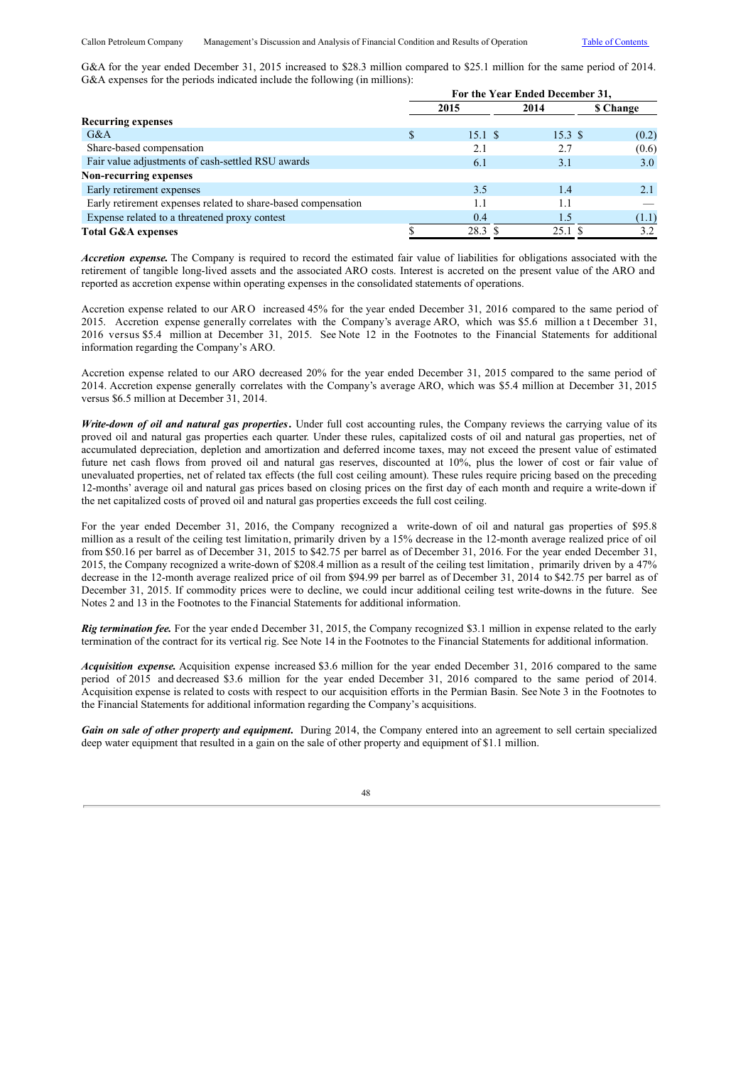G&A for the year ended December 31, 2015 increased to $28.3 million compared to $25.1 million for the same period of 2014. G&A expenses for the periods indicated include the following (in millions):

| | For the Year Ended December 31, | | |
|---|---|---|---|
| | 2015 | 2014 | $ Change |
| **Recurring expenses** | | | |
| G&A | $ 15.1 | $ 15.3 | $ (0.2) |
| Share-based compensation | 2.1 | 2.7 | (0.6) |
| Fair value adjustments of cash-settled RSU awards | 6.1 | 3.1 | 3.0 |
| **Non-recurring expenses** | | | |
| Early retirement expenses | 3.5 | 1.4 | 2.1 |
| Early retirement expenses related to share-based compensation | 1.1 | 1.1 | — |
| Expense related to a threatened proxy contest | 0.4 | 1.5 | (1.1) |
| **Total G&A expenses** | $ 28.3 | $ 25.1 | $ 3.2 |

***Accretion expense.*** The Company is required to record the estimated fair value of liabilities for obligations associated with the retirement of tangible long-lived assets and the associated ARO costs. Interest is accreted on the present value of the ARO and reported as accretion expense within operating expenses in the consolidated statements of operations.

Accretion expense related to our ARO increased 45% for the year ended December 31, 2016 compared to the same period of 2015. Accretion expense generally correlates with the Company's average ARO, which was $5.6 million at December 31, 2016 versus $5.4 million at December 31, 2015. See Note 12 in the Footnotes to the Financial Statements for additional information regarding the Company's ARO.

Accretion expense related to our ARO decreased 20% for the year ended December 31, 2015 compared to the same period of 2014. Accretion expense generally correlates with the Company's average ARO, which was $5.4 million at December 31, 2015 versus $6.5 million at December 31, 2014.

***Write-down of oil and natural gas properties*****.** Under full cost accounting rules, the Company reviews the carrying value of its proved oil and natural gas properties each quarter. Under these rules, capitalized costs of oil and natural gas properties, net of accumulated depreciation, depletion and amortization and deferred income taxes, may not exceed the present value of estimated future net cash flows from proved oil and natural gas reserves, discounted at 10%, plus the lower of cost or fair value of unevaluated properties, net of related tax effects (the full cost ceiling amount). These rules require pricing based on the preceding 12-months' average oil and natural gas prices based on closing prices on the first day of each month and require a write-down if the net capitalized costs of proved oil and natural gas properties exceeds the full cost ceiling.

For the year ended December 31, 2016, the Company recognized a write-down of oil and natural gas properties of $95.8 million as a result of the ceiling test limitation, primarily driven by a 15% decrease in the 12-month average realized price of oil from $50.16 per barrel as of December 31, 2015 to $42.75 per barrel as of December 31, 2016. For the year ended December 31, 2015, the Company recognized a write-down of $208.4 million as a result of the ceiling test limitation, primarily driven by a 47% decrease in the 12-month average realized price of oil from $94.99 per barrel as of December 31, 2014 to $42.75 per barrel as of December 31, 2015. If commodity prices were to decline, we could incur additional ceiling test write-downs in the future. See Notes 2 and 13 in the Footnotes to the Financial Statements for additional information.

***Rig termination fee.*** For the year ended December 31, 2015, the Company recognized $3.1 million in expense related to the early termination of the contract for its vertical rig. See Note 14 in the Footnotes to the Financial Statements for additional information.

***Acquisition expense.*** Acquisition expense increased $3.6 million for the year ended December 31, 2016 compared to the same period of 2015 and decreased $3.6 million for the year ended December 31, 2016 compared to the same period of 2014. Acquisition expense is related to costs with respect to our acquisition efforts in the Permian Basin. See Note 3 in the Footnotes to the Financial Statements for additional information regarding the Company's acquisitions.

***Gain on sale of other property and equipment.*** During 2014, the Company entered into an agreement to sell certain specialized deep water equipment that resulted in a gain on the sale of other property and equipment of $1.1 million.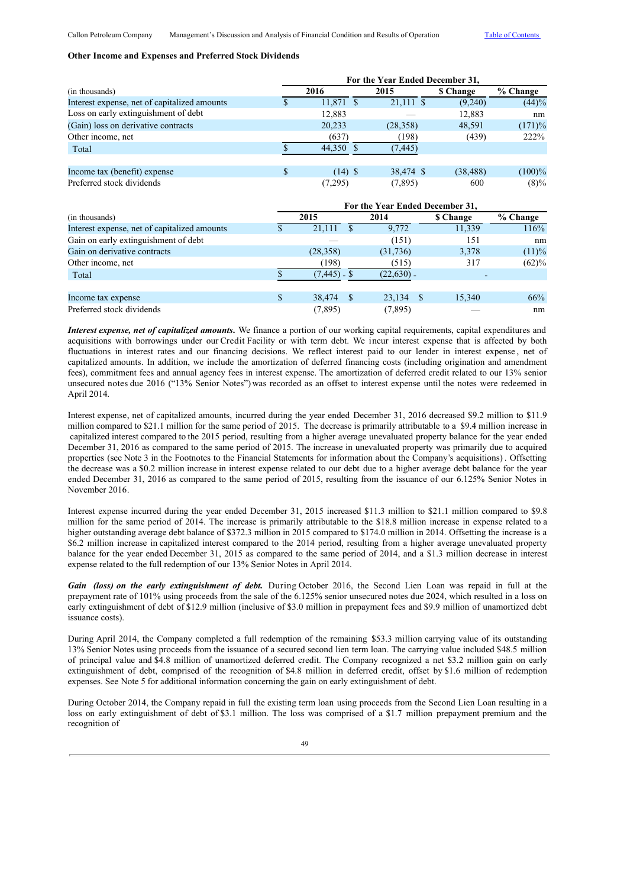### Other Income and Expenses and Preferred Stock Dividends

| (in thousands) | For the Year Ended December 31, 2016 | 2015 | $ Change | % Change |
|---|---|---|---|---|
| Interest expense, net of capitalized amounts | $ 11,871 | $ 21,111 | $ (9,240) | (44)% |
| Loss on early extinguishment of debt | 12,883 | — | 12,883 | nm |
| (Gain) loss on derivative contracts | 20,233 | (28,358) | 48,591 | (171)% |
| Other income, net | (637) | (198) | (439) | 222% |
| Total | $ 44,350 | $ (7,445) | | |
| | | | | |
| Income tax (benefit) expense | $ (14) | $ 38,474 | $ (38,488) | (100)% |
| Preferred stock dividends | (7,295) | (7,895) | 600 | (8)% |

| (in thousands) | For the Year Ended December 31, 2015 | 2014 | $ Change | % Change |
|---|---|---|---|---|
| Interest expense, net of capitalized amounts | $ 21,111 | $ 9,772 | 11,339 | 116% |
| Gain on early extinguishment of debt | — | (151) | 151 | nm |
| Gain on derivative contracts | (28,358) | (31,736) | 3,378 | (11)% |
| Other income, net | (198) | (515) | 317 | (62)% |
| Total | $ (7,445) | $ (22,630) | - | |
| | | | | |
| Income tax expense | $ 38,474 | $ 23,134 | $ 15,340 | 66% |
| Preferred stock dividends | (7,895) | (7,895) | — | nm |

***Interest expense, net of capitalized amounts.*** We finance a portion of our working capital requirements, capital expenditures and acquisitions with borrowings under our Credit Facility or with term debt. We incur interest expense that is affected by both fluctuations in interest rates and our financing decisions. We reflect interest paid to our lender in interest expense, net of capitalized amounts. In addition, we include the amortization of deferred financing costs (including origination and amendment fees), commitment fees and annual agency fees in interest expense. The amortization of deferred credit related to our 13% senior unsecured notes due 2016 ("13% Senior Notes") was recorded as an offset to interest expense until the notes were redeemed in April 2014.

Interest expense, net of capitalized amounts, incurred during the year ended December 31, 2016 decreased $9.2 million to $11.9 million compared to $21.1 million for the same period of 2015. The decrease is primarily attributable to a $9.4 million increase in capitalized interest compared to the 2015 period, resulting from a higher average unevaluated property balance for the year ended December 31, 2016 as compared to the same period of 2015. The increase in unevaluated property was primarily due to acquired properties (see Note 3 in the Footnotes to the Financial Statements for information about the Company's acquisitions). Offsetting the decrease was a $0.2 million increase in interest expense related to our debt due to a higher average debt balance for the year ended December 31, 2016 as compared to the same period of 2015, resulting from the issuance of our 6.125% Senior Notes in November 2016.

Interest expense incurred during the year ended December 31, 2015 increased $11.3 million to $21.1 million compared to $9.8 million for the same period of 2014. The increase is primarily attributable to the $18.8 million increase in expense related to a higher outstanding average debt balance of $372.3 million in 2015 compared to $174.0 million in 2014. Offsetting the increase is a $6.2 million increase in capitalized interest compared to the 2014 period, resulting from a higher average unevaluated property balance for the year ended December 31, 2015 as compared to the same period of 2014, and a $1.3 million decrease in interest expense related to the full redemption of our 13% Senior Notes in April 2014.

***Gain (loss) on the early extinguishment of debt.*** During October 2016, the Second Lien Loan was repaid in full at the prepayment rate of 101% using proceeds from the sale of the 6.125% senior unsecured notes due 2024, which resulted in a loss on early extinguishment of debt of $12.9 million (inclusive of $3.0 million in prepayment fees and $9.9 million of unamortized debt issuance costs).

During April 2014, the Company completed a full redemption of the remaining $53.3 million carrying value of its outstanding 13% Senior Notes using proceeds from the issuance of a secured second lien term loan. The carrying value included $48.5 million of principal value and $4.8 million of unamortized deferred credit. The Company recognized a net $3.2 million gain on early extinguishment of debt, comprised of the recognition of $4.8 million in deferred credit, offset by $1.6 million of redemption expenses. See Note 5 for additional information concerning the gain on early extinguishment of debt.

During October 2014, the Company repaid in full the existing term loan using proceeds from the Second Lien Loan resulting in a loss on early extinguishment of debt of $3.1 million. The loss was comprised of a $1.7 million prepayment premium and the recognition of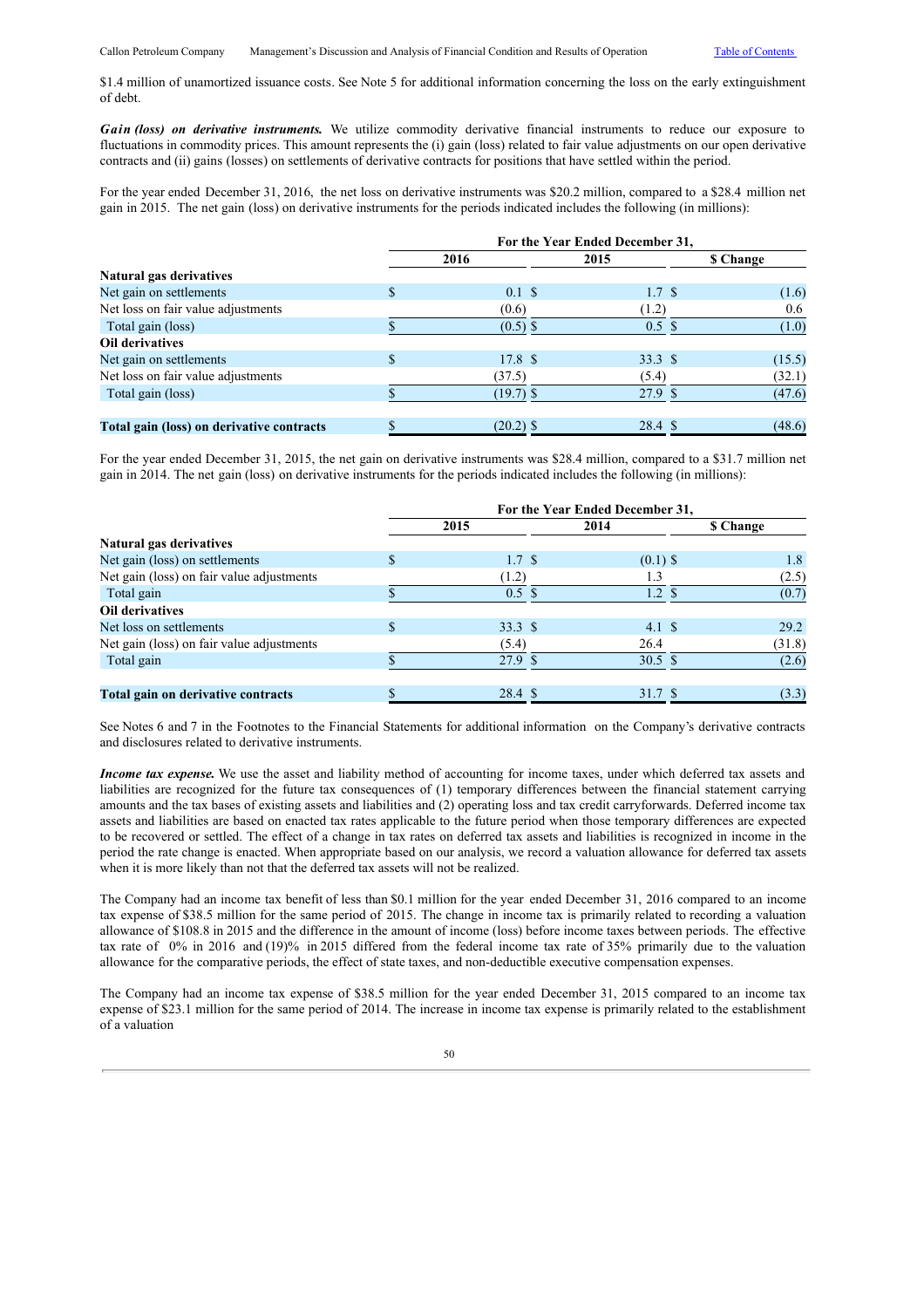$1.4 million of unamortized issuance costs. See Note 5 for additional information concerning the loss on the early extinguishment of debt.

***Gain (loss) on derivative instruments.*** We utilize commodity derivative financial instruments to reduce our exposure to fluctuations in commodity prices. This amount represents the (i) gain (loss) related to fair value adjustments on our open derivative contracts and (ii) gains (losses) on settlements of derivative contracts for positions that have settled within the period.

For the year ended December 31, 2016, the net loss on derivative instruments was $20.2 million, compared to a $28.4 million net gain in 2015. The net gain (loss) on derivative instruments for the periods indicated includes the following (in millions):

| | For the Year Ended December 31, | | |
|---|---|---|---|
| | 2016 | 2015 | $ Change |
| **Natural gas derivatives** | | | |
| Net gain on settlements | $ 0.1 | $ 1.7 | $ (1.6) |
| Net loss on fair value adjustments | (0.6) | (1.2) | 0.6 |
| Total gain (loss) | $ (0.5) | $ 0.5 | $ (1.0) |
| **Oil derivatives** | | | |
| Net gain on settlements | $ 17.8 | $ 33.3 | $ (15.5) |
| Net loss on fair value adjustments | (37.5) | (5.4) | (32.1) |
| Total gain (loss) | $ (19.7) | $ 27.9 | $ (47.6) |
| **Total gain (loss) on derivative contracts** | $ (20.2) | $ 28.4 | $ (48.6) |

For the year ended December 31, 2015, the net gain on derivative instruments was $28.4 million, compared to a $31.7 million net gain in 2014. The net gain (loss) on derivative instruments for the periods indicated includes the following (in millions):

| | For the Year Ended December 31, | | |
|---|---|---|---|
| | 2015 | 2014 | $ Change |
| **Natural gas derivatives** | | | |
| Net gain (loss) on settlements | $ 1.7 | $ (0.1) | $ 1.8 |
| Net gain (loss) on fair value adjustments | (1.2) | 1.3 | (2.5) |
| Total gain | $ 0.5 | $ 1.2 | $ (0.7) |
| **Oil derivatives** | | | |
| Net loss on settlements | $ 33.3 | $ 4.1 | $ 29.2 |
| Net gain (loss) on fair value adjustments | (5.4) | 26.4 | (31.8) |
| Total gain | $ 27.9 | $ 30.5 | $ (2.6) |
| **Total gain on derivative contracts** | $ 28.4 | $ 31.7 | $ (3.3) |

See Notes 6 and 7 in the Footnotes to the Financial Statements for additional information on the Company's derivative contracts and disclosures related to derivative instruments.

***Income tax expense.*** We use the asset and liability method of accounting for income taxes, under which deferred tax assets and liabilities are recognized for the future tax consequences of (1) temporary differences between the financial statement carrying amounts and the tax bases of existing assets and liabilities and (2) operating loss and tax credit carryforwards. Deferred income tax assets and liabilities are based on enacted tax rates applicable to the future period when those temporary differences are expected to be recovered or settled. The effect of a change in tax rates on deferred tax assets and liabilities is recognized in income in the period the rate change is enacted. When appropriate based on our analysis, we record a valuation allowance for deferred tax assets when it is more likely than not that the deferred tax assets will not be realized.

The Company had an income tax benefit of less than $0.1 million for the year ended December 31, 2016 compared to an income tax expense of $38.5 million for the same period of 2015. The change in income tax is primarily related to recording a valuation allowance of $108.8 in 2015 and the difference in the amount of income (loss) before income taxes between periods. The effective tax rate of 0% in 2016 and (19)% in 2015 differed from the federal income tax rate of 35% primarily due to the valuation allowance for the comparative periods, the effect of state taxes, and non-deductible executive compensation expenses.

The Company had an income tax expense of $38.5 million for the year ended December 31, 2015 compared to an income tax expense of $23.1 million for the same period of 2014. The increase in income tax expense is primarily related to the establishment of a valuation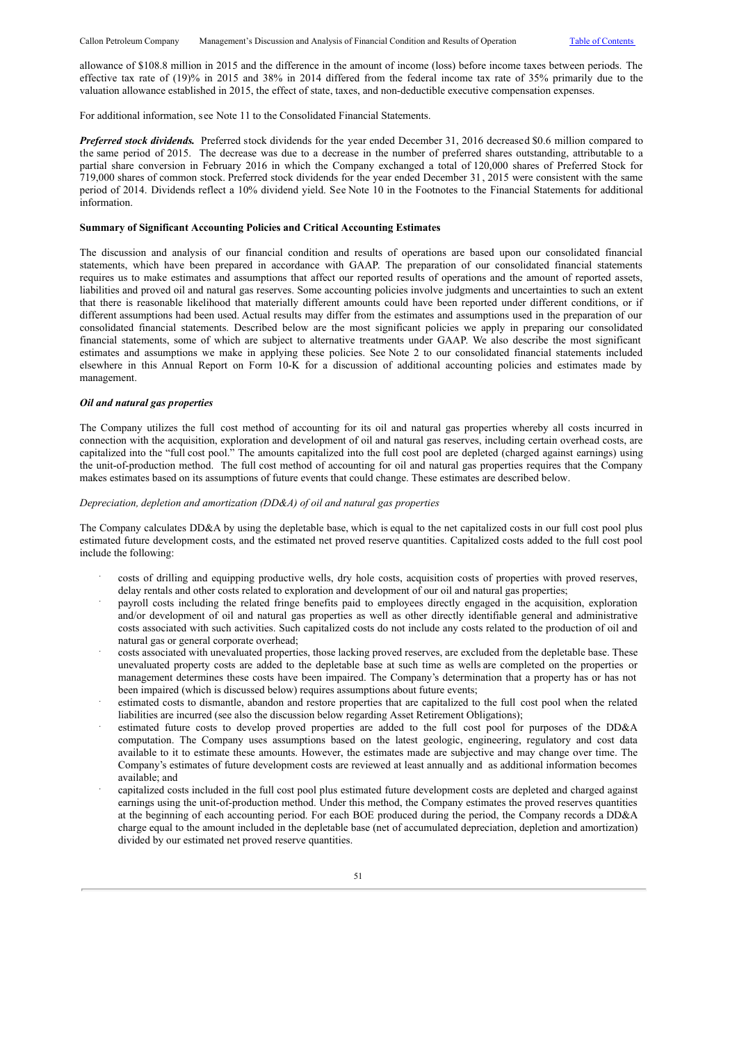allowance of $108.8 million in 2015 and the difference in the amount of income (loss) before income taxes between periods. The effective tax rate of (19)% in 2015 and 38% in 2014 differed from the federal income tax rate of 35% primarily due to the valuation allowance established in 2015, the effect of state, taxes, and non-deductible executive compensation expenses.

For additional information, see Note 11 to the Consolidated Financial Statements.

***Preferred stock dividends.*** Preferred stock dividends for the year ended December 31, 2016 decreased $0.6 million compared to the same period of 2015. The decrease was due to a decrease in the number of preferred shares outstanding, attributable to a partial share conversion in February 2016 in which the Company exchanged a total of 120,000 shares of Preferred Stock for 719,000 shares of common stock. Preferred stock dividends for the year ended December 31, 2015 were consistent with the same period of 2014. Dividends reflect a 10% dividend yield. See Note 10 in the Footnotes to the Financial Statements for additional information.

**Summary of Significant Accounting Policies and Critical Accounting Estimates**

The discussion and analysis of our financial condition and results of operations are based upon our consolidated financial statements, which have been prepared in accordance with GAAP. The preparation of our consolidated financial statements requires us to make estimates and assumptions that affect our reported results of operations and the amount of reported assets, liabilities and proved oil and natural gas reserves. Some accounting policies involve judgments and uncertainties to such an extent that there is reasonable likelihood that materially different amounts could have been reported under different conditions, or if different assumptions had been used. Actual results may differ from the estimates and assumptions used in the preparation of our consolidated financial statements. Described below are the most significant policies we apply in preparing our consolidated financial statements, some of which are subject to alternative treatments under GAAP. We also describe the most significant estimates and assumptions we make in applying these policies. See Note 2 to our consolidated financial statements included elsewhere in this Annual Report on Form 10-K for a discussion of additional accounting policies and estimates made by management.

***Oil and natural gas properties***

The Company utilizes the full cost method of accounting for its oil and natural gas properties whereby all costs incurred in connection with the acquisition, exploration and development of oil and natural gas reserves, including certain overhead costs, are capitalized into the "full cost pool." The amounts capitalized into the full cost pool are depleted (charged against earnings) using the unit-of-production method. The full cost method of accounting for oil and natural gas properties requires that the Company makes estimates based on its assumptions of future events that could change. These estimates are described below.

*Depreciation, depletion and amortization (DD&A) of oil and natural gas properties*

The Company calculates DD&A by using the depletable base, which is equal to the net capitalized costs in our full cost pool plus estimated future development costs, and the estimated net proved reserve quantities. Capitalized costs added to the full cost pool include the following:

- costs of drilling and equipping productive wells, dry hole costs, acquisition costs of properties with proved reserves, delay rentals and other costs related to exploration and development of our oil and natural gas properties;
- payroll costs including the related fringe benefits paid to employees directly engaged in the acquisition, exploration and/or development of oil and natural gas properties as well as other directly identifiable general and administrative costs associated with such activities. Such capitalized costs do not include any costs related to the production of oil and natural gas or general corporate overhead;
- costs associated with unevaluated properties, those lacking proved reserves, are excluded from the depletable base. These unevaluated property costs are added to the depletable base at such time as wells are completed on the properties or management determines these costs have been impaired. The Company's determination that a property has or has not been impaired (which is discussed below) requires assumptions about future events;
- estimated costs to dismantle, abandon and restore properties that are capitalized to the full cost pool when the related liabilities are incurred (see also the discussion below regarding Asset Retirement Obligations);
- estimated future costs to develop proved properties are added to the full cost pool for purposes of the DD&A computation. The Company uses assumptions based on the latest geologic, engineering, regulatory and cost data available to it to estimate these amounts. However, the estimates made are subjective and may change over time. The Company's estimates of future development costs are reviewed at least annually and as additional information becomes available; and
- capitalized costs included in the full cost pool plus estimated future development costs are depleted and charged against earnings using the unit-of-production method. Under this method, the Company estimates the proved reserves quantities at the beginning of each accounting period. For each BOE produced during the period, the Company records a DD&A charge equal to the amount included in the depletable base (net of accumulated depreciation, depletion and amortization) divided by our estimated net proved reserve quantities.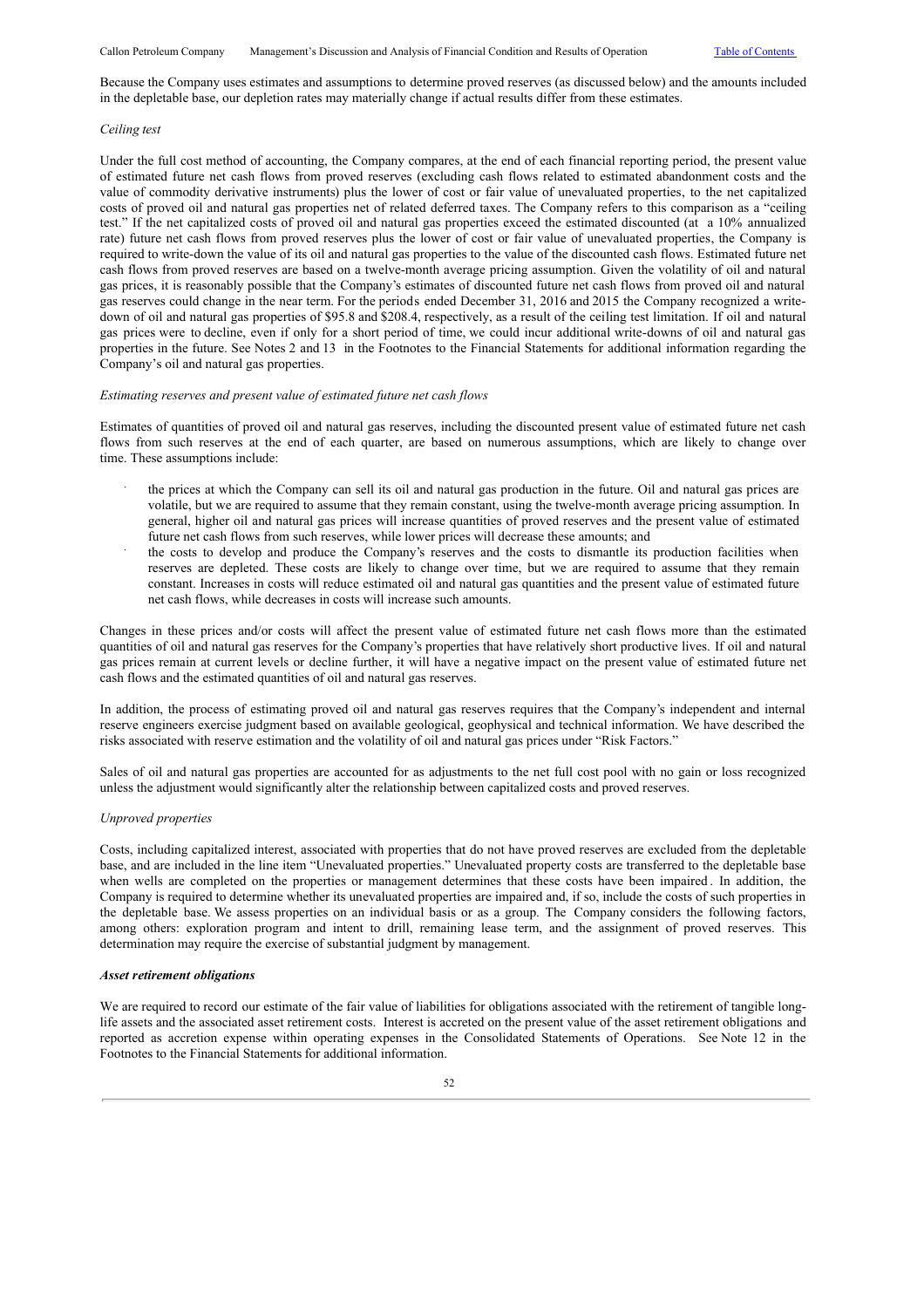Because the Company uses estimates and assumptions to determine proved reserves (as discussed below) and the amounts included in the depletable base, our depletion rates may materially change if actual results differ from these estimates.

*Ceiling test*

Under the full cost method of accounting, the Company compares, at the end of each financial reporting period, the present value of estimated future net cash flows from proved reserves (excluding cash flows related to estimated abandonment costs and the value of commodity derivative instruments) plus the lower of cost or fair value of unevaluated properties, to the net capitalized costs of proved oil and natural gas properties net of related deferred taxes. The Company refers to this comparison as a "ceiling test." If the net capitalized costs of proved oil and natural gas properties exceed the estimated discounted (at a 10% annualized rate) future net cash flows from proved reserves plus the lower of cost or fair value of unevaluated properties, the Company is required to write-down the value of its oil and natural gas properties to the value of the discounted cash flows. Estimated future net cash flows from proved reserves are based on a twelve-month average pricing assumption. Given the volatility of oil and natural gas prices, it is reasonably possible that the Company's estimates of discounted future net cash flows from proved oil and natural gas reserves could change in the near term. For the periods ended December 31, 2016 and 2015 the Company recognized a write-down of oil and natural gas properties of $95.8 and $208.4, respectively, as a result of the ceiling test limitation. If oil and natural gas prices were to decline, even if only for a short period of time, we could incur additional write-downs of oil and natural gas properties in the future. See Notes 2 and 13 in the Footnotes to the Financial Statements for additional information regarding the Company's oil and natural gas properties.

*Estimating reserves and present value of estimated future net cash flows*

Estimates of quantities of proved oil and natural gas reserves, including the discounted present value of estimated future net cash flows from such reserves at the end of each quarter, are based on numerous assumptions, which are likely to change over time. These assumptions include:

- the prices at which the Company can sell its oil and natural gas production in the future. Oil and natural gas prices are volatile, but we are required to assume that they remain constant, using the twelve-month average pricing assumption. In general, higher oil and natural gas prices will increase quantities of proved reserves and the present value of estimated future net cash flows from such reserves, while lower prices will decrease these amounts; and
- the costs to develop and produce the Company's reserves and the costs to dismantle its production facilities when reserves are depleted. These costs are likely to change over time, but we are required to assume that they remain constant. Increases in costs will reduce estimated oil and natural gas quantities and the present value of estimated future net cash flows, while decreases in costs will increase such amounts.

Changes in these prices and/or costs will affect the present value of estimated future net cash flows more than the estimated quantities of oil and natural gas reserves for the Company's properties that have relatively short productive lives. If oil and natural gas prices remain at current levels or decline further, it will have a negative impact on the present value of estimated future net cash flows and the estimated quantities of oil and natural gas reserves.

In addition, the process of estimating proved oil and natural gas reserves requires that the Company's independent and internal reserve engineers exercise judgment based on available geological, geophysical and technical information. We have described the risks associated with reserve estimation and the volatility of oil and natural gas prices under "Risk Factors."

Sales of oil and natural gas properties are accounted for as adjustments to the net full cost pool with no gain or loss recognized unless the adjustment would significantly alter the relationship between capitalized costs and proved reserves.

*Unproved properties*

Costs, including capitalized interest, associated with properties that do not have proved reserves are excluded from the depletable base, and are included in the line item "Unevaluated properties." Unevaluated property costs are transferred to the depletable base when wells are completed on the properties or management determines that these costs have been impaired. In addition, the Company is required to determine whether its unevaluated properties are impaired and, if so, include the costs of such properties in the depletable base. We assess properties on an individual basis or as a group. The Company considers the following factors, among others: exploration program and intent to drill, remaining lease term, and the assignment of proved reserves. This determination may require the exercise of substantial judgment by management.

***Asset retirement obligations***

We are required to record our estimate of the fair value of liabilities for obligations associated with the retirement of tangible long-life assets and the associated asset retirement costs. Interest is accreted on the present value of the asset retirement obligations and reported as accretion expense within operating expenses in the Consolidated Statements of Operations. See Note 12 in the Footnotes to the Financial Statements for additional information.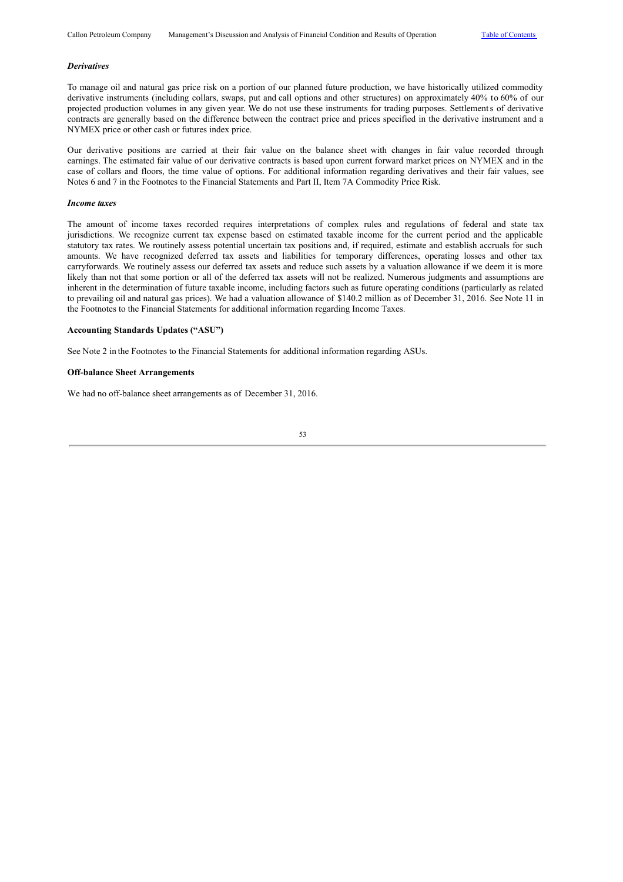***Derivatives***

To manage oil and natural gas price risk on a portion of our planned future production, we have historically utilized commodity derivative instruments (including collars, swaps, put and call options and other structures) on approximately 40% to 60% of our projected production volumes in any given year. We do not use these instruments for trading purposes. Settlements of derivative contracts are generally based on the difference between the contract price and prices specified in the derivative instrument and a NYMEX price or other cash or futures index price.

Our derivative positions are carried at their fair value on the balance sheet with changes in fair value recorded through earnings. The estimated fair value of our derivative contracts is based upon current forward market prices on NYMEX and in the case of collars and floors, the time value of options. For additional information regarding derivatives and their fair values, see Notes 6 and 7 in the Footnotes to the Financial Statements and Part II, Item 7A Commodity Price Risk.

***Income taxes***

The amount of income taxes recorded requires interpretations of complex rules and regulations of federal and state tax jurisdictions. We recognize current tax expense based on estimated taxable income for the current period and the applicable statutory tax rates. We routinely assess potential uncertain tax positions and, if required, estimate and establish accruals for such amounts. We have recognized deferred tax assets and liabilities for temporary differences, operating losses and other tax carryforwards. We routinely assess our deferred tax assets and reduce such assets by a valuation allowance if we deem it is more likely than not that some portion or all of the deferred tax assets will not be realized. Numerous judgments and assumptions are inherent in the determination of future taxable income, including factors such as future operating conditions (particularly as related to prevailing oil and natural gas prices). We had a valuation allowance of $140.2 million as of December 31, 2016. See Note 11 in the Footnotes to the Financial Statements for additional information regarding Income Taxes.

**Accounting Standards Updates ("ASU")**

See Note 2 in the Footnotes to the Financial Statements for additional information regarding ASUs.

**Off-balance Sheet Arrangements**

We had no off-balance sheet arrangements as of December 31, 2016.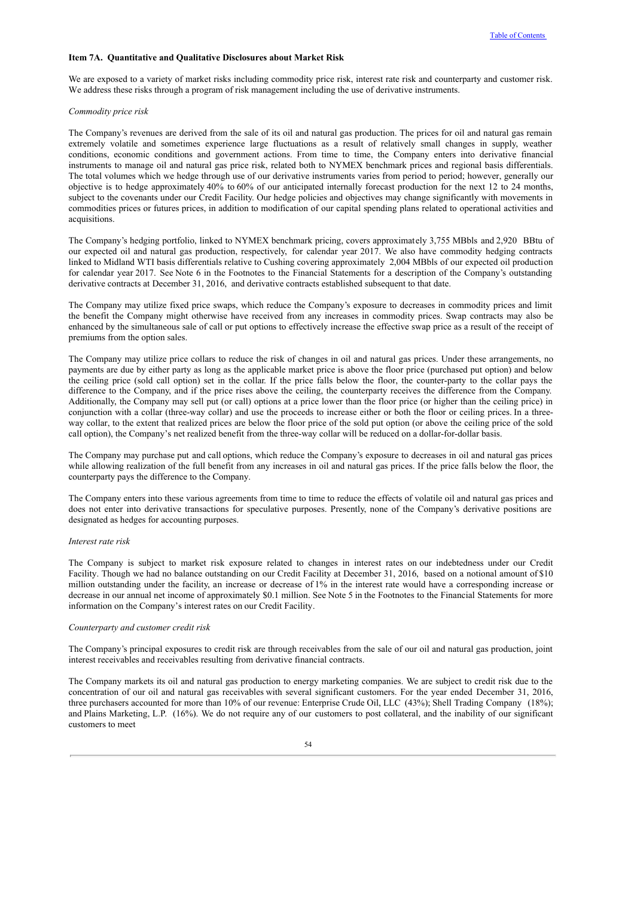### Item 7A. Quantitative and Qualitative Disclosures about Market Risk

We are exposed to a variety of market risks including commodity price risk, interest rate risk and counterparty and customer risk. We address these risks through a program of risk management including the use of derivative instruments.

*Commodity price risk*

The Company's revenues are derived from the sale of its oil and natural gas production. The prices for oil and natural gas remain extremely volatile and sometimes experience large fluctuations as a result of relatively small changes in supply, weather conditions, economic conditions and government actions. From time to time, the Company enters into derivative financial instruments to manage oil and natural gas price risk, related both to NYMEX benchmark prices and regional basis differentials. The total volumes which we hedge through use of our derivative instruments varies from period to period; however, generally our objective is to hedge approximately 40% to 60% of our anticipated internally forecast production for the next 12 to 24 months, subject to the covenants under our Credit Facility. Our hedge policies and objectives may change significantly with movements in commodities prices or futures prices, in addition to modification of our capital spending plans related to operational activities and acquisitions.

The Company's hedging portfolio, linked to NYMEX benchmark pricing, covers approximately 3,755 MBbls and 2,920 BBtu of our expected oil and natural gas production, respectively, for calendar year 2017. We also have commodity hedging contracts linked to Midland WTI basis differentials relative to Cushing covering approximately 2,004 MBbls of our expected oil production for calendar year 2017. See Note 6 in the Footnotes to the Financial Statements for a description of the Company's outstanding derivative contracts at December 31, 2016, and derivative contracts established subsequent to that date.

The Company may utilize fixed price swaps, which reduce the Company's exposure to decreases in commodity prices and limit the benefit the Company might otherwise have received from any increases in commodity prices. Swap contracts may also be enhanced by the simultaneous sale of call or put options to effectively increase the effective swap price as a result of the receipt of premiums from the option sales.

The Company may utilize price collars to reduce the risk of changes in oil and natural gas prices. Under these arrangements, no payments are due by either party as long as the applicable market price is above the floor price (purchased put option) and below the ceiling price (sold call option) set in the collar. If the price falls below the floor, the counter-party to the collar pays the difference to the Company, and if the price rises above the ceiling, the counterparty receives the difference from the Company. Additionally, the Company may sell put (or call) options at a price lower than the floor price (or higher than the ceiling price) in conjunction with a collar (three-way collar) and use the proceeds to increase either or both the floor or ceiling prices. In a three-way collar, to the extent that realized prices are below the floor price of the sold put option (or above the ceiling price of the sold call option), the Company's net realized benefit from the three-way collar will be reduced on a dollar-for-dollar basis.

The Company may purchase put and call options, which reduce the Company's exposure to decreases in oil and natural gas prices while allowing realization of the full benefit from any increases in oil and natural gas prices. If the price falls below the floor, the counterparty pays the difference to the Company.

The Company enters into these various agreements from time to time to reduce the effects of volatile oil and natural gas prices and does not enter into derivative transactions for speculative purposes. Presently, none of the Company's derivative positions are designated as hedges for accounting purposes.

*Interest rate risk*

The Company is subject to market risk exposure related to changes in interest rates on our indebtedness under our Credit Facility. Though we had no balance outstanding on our Credit Facility at December 31, 2016, based on a notional amount of $10 million outstanding under the facility, an increase or decrease of 1% in the interest rate would have a corresponding increase or decrease in our annual net income of approximately $0.1 million. See Note 5 in the Footnotes to the Financial Statements for more information on the Company's interest rates on our Credit Facility.

*Counterparty and customer credit risk*

The Company's principal exposures to credit risk are through receivables from the sale of our oil and natural gas production, joint interest receivables and receivables resulting from derivative financial contracts.

The Company markets its oil and natural gas production to energy marketing companies. We are subject to credit risk due to the concentration of our oil and natural gas receivables with several significant customers. For the year ended December 31, 2016, three purchasers accounted for more than 10% of our revenue: Enterprise Crude Oil, LLC (43%); Shell Trading Company (18%); and Plains Marketing, L.P. (16%). We do not require any of our customers to post collateral, and the inability of our significant customers to meet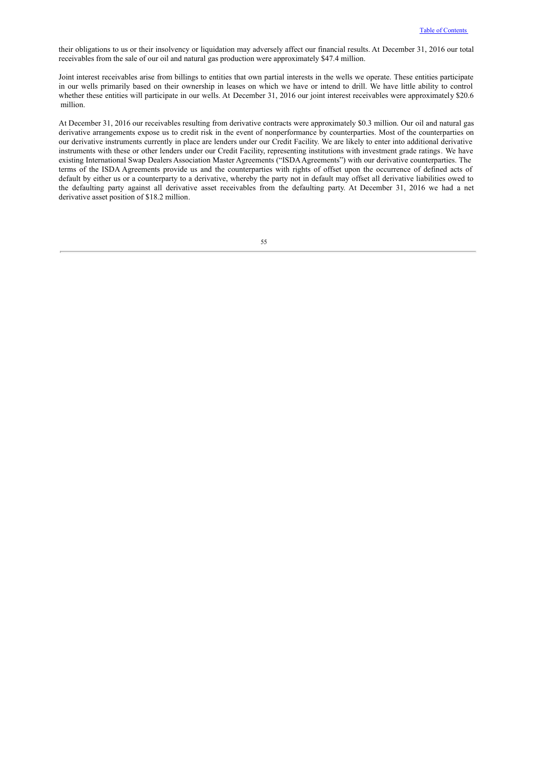their obligations to us or their insolvency or liquidation may adversely affect our financial results. At December 31, 2016 our total receivables from the sale of our oil and natural gas production were approximately $47.4 million.

Joint interest receivables arise from billings to entities that own partial interests in the wells we operate. These entities participate in our wells primarily based on their ownership in leases on which we have or intend to drill. We have little ability to control whether these entities will participate in our wells. At December 31, 2016 our joint interest receivables were approximately $20.6 million.

At December 31, 2016 our receivables resulting from derivative contracts were approximately $0.3 million. Our oil and natural gas derivative arrangements expose us to credit risk in the event of nonperformance by counterparties. Most of the counterparties on our derivative instruments currently in place are lenders under our Credit Facility. We are likely to enter into additional derivative instruments with these or other lenders under our Credit Facility, representing institutions with investment grade ratings. We have existing International Swap Dealers Association Master Agreements ("ISDA Agreements") with our derivative counterparties. The terms of the ISDA Agreements provide us and the counterparties with rights of offset upon the occurrence of defined acts of default by either us or a counterparty to a derivative, whereby the party not in default may offset all derivative liabilities owed to the defaulting party against all derivative asset receivables from the defaulting party. At December 31, 2016 we had a net derivative asset position of $18.2 million.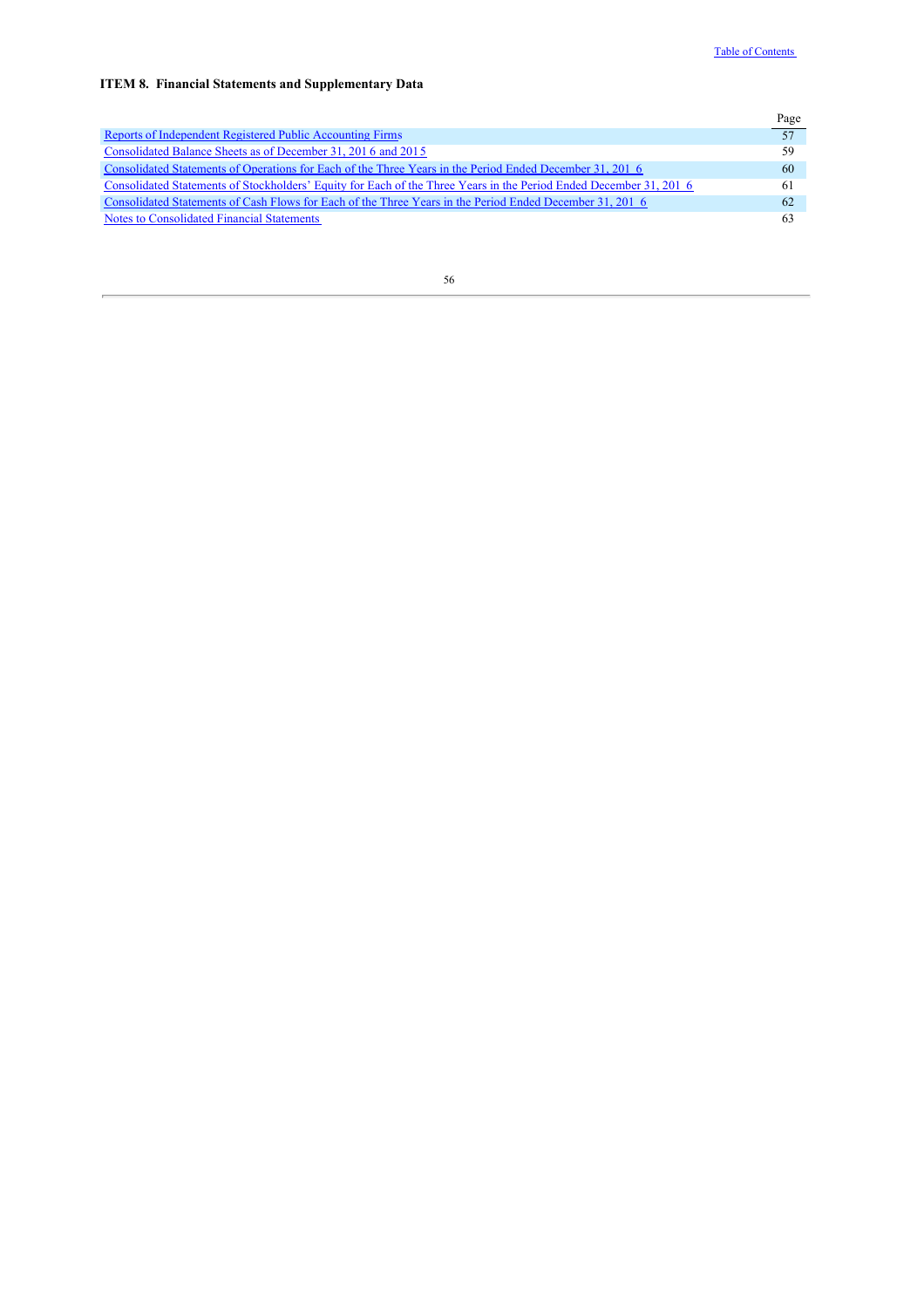**ITEM 8. Financial Statements and Supplementary Data**

| | Page |
|---|---|
| Reports of Independent Registered Public Accounting Firms | 57 |
| Consolidated Balance Sheets as of December 31, 2016 and 2015 | 59 |
| Consolidated Statements of Operations for Each of the Three Years in the Period Ended December 31, 2016 | 60 |
| Consolidated Statements of Stockholders' Equity for Each of the Three Years in the Period Ended December 31, 2016 | 61 |
| Consolidated Statements of Cash Flows for Each of the Three Years in the Period Ended December 31, 2016 | 62 |
| Notes to Consolidated Financial Statements | 63 |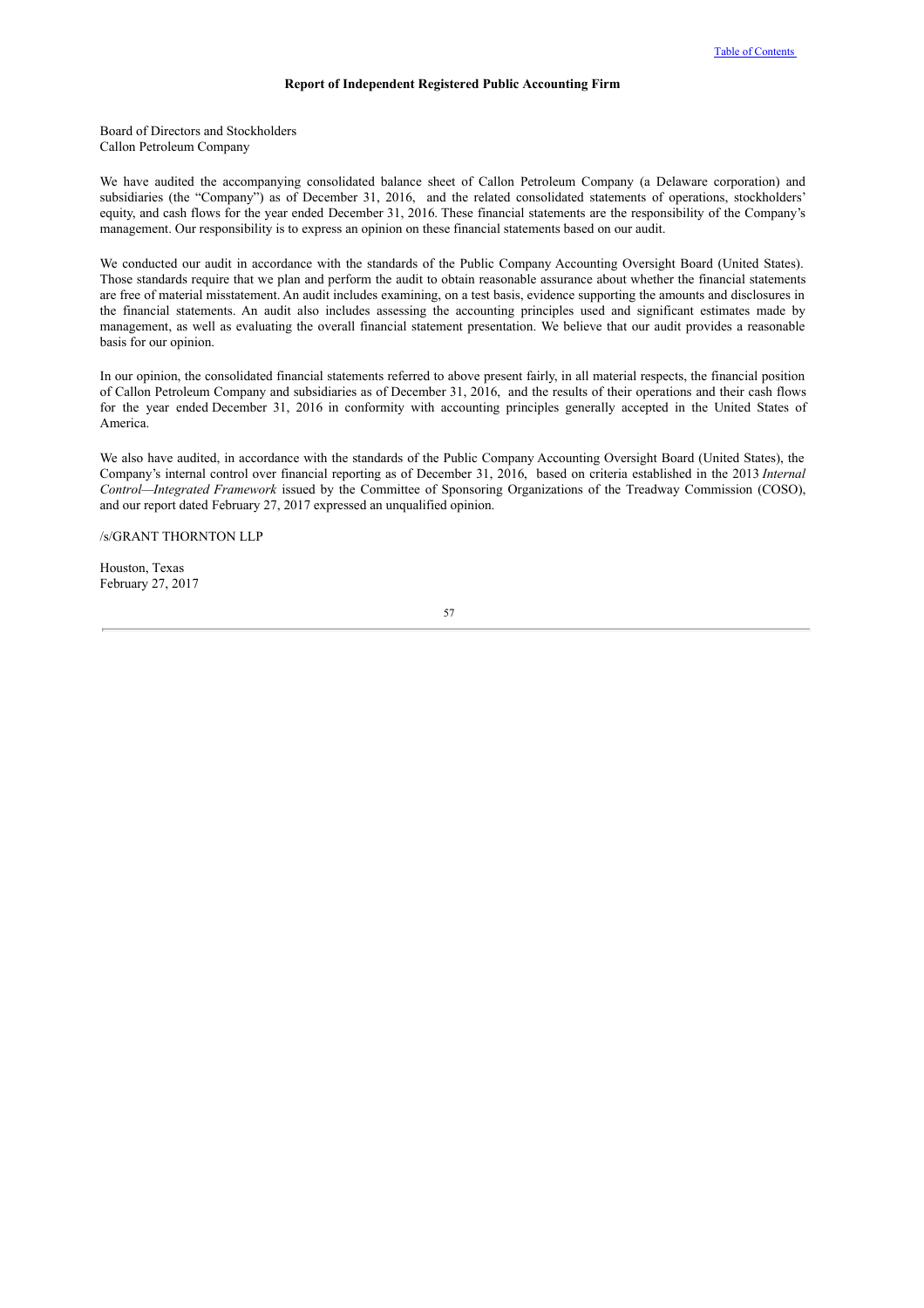## Report of Independent Registered Public Accounting Firm

Board of Directors and Stockholders
Callon Petroleum Company

We have audited the accompanying consolidated balance sheet of Callon Petroleum Company (a Delaware corporation) and subsidiaries (the "Company") as of December 31, 2016, and the related consolidated statements of operations, stockholders' equity, and cash flows for the year ended December 31, 2016. These financial statements are the responsibility of the Company's management. Our responsibility is to express an opinion on these financial statements based on our audit.

We conducted our audit in accordance with the standards of the Public Company Accounting Oversight Board (United States). Those standards require that we plan and perform the audit to obtain reasonable assurance about whether the financial statements are free of material misstatement. An audit includes examining, on a test basis, evidence supporting the amounts and disclosures in the financial statements. An audit also includes assessing the accounting principles used and significant estimates made by management, as well as evaluating the overall financial statement presentation. We believe that our audit provides a reasonable basis for our opinion.

In our opinion, the consolidated financial statements referred to above present fairly, in all material respects, the financial position of Callon Petroleum Company and subsidiaries as of December 31, 2016, and the results of their operations and their cash flows for the year ended December 31, 2016 in conformity with accounting principles generally accepted in the United States of America.

We also have audited, in accordance with the standards of the Public Company Accounting Oversight Board (United States), the Company's internal control over financial reporting as of December 31, 2016, based on criteria established in the 2013 *Internal Control—Integrated Framework* issued by the Committee of Sponsoring Organizations of the Treadway Commission (COSO), and our report dated February 27, 2017 expressed an unqualified opinion.

/s/GRANT THORNTON LLP

Houston, Texas
February 27, 2017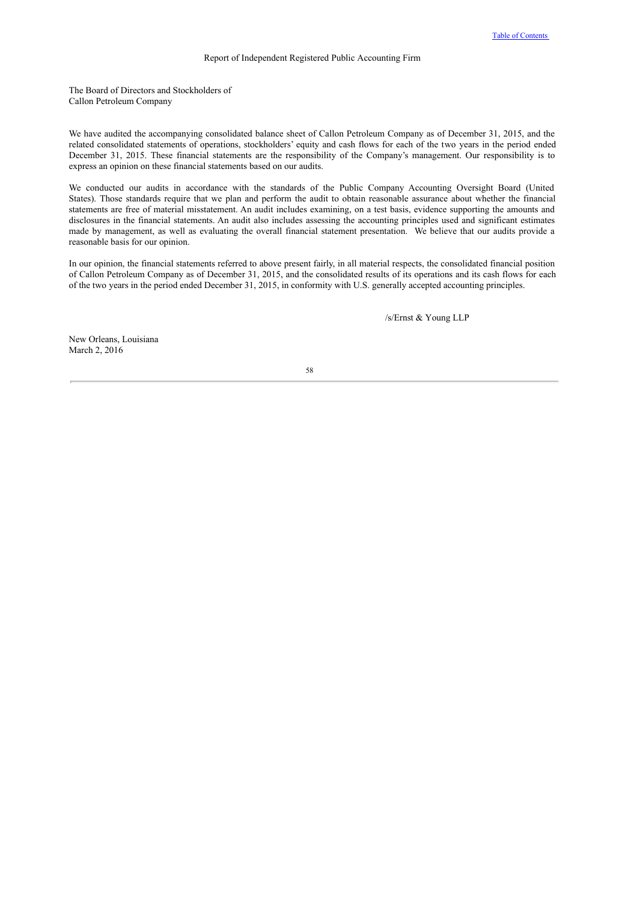## Report of Independent Registered Public Accounting Firm

The Board of Directors and Stockholders of
Callon Petroleum Company

We have audited the accompanying consolidated balance sheet of Callon Petroleum Company as of December 31, 2015, and the related consolidated statements of operations, stockholders' equity and cash flows for each of the two years in the period ended December 31, 2015. These financial statements are the responsibility of the Company's management. Our responsibility is to express an opinion on these financial statements based on our audits.

We conducted our audits in accordance with the standards of the Public Company Accounting Oversight Board (United States). Those standards require that we plan and perform the audit to obtain reasonable assurance about whether the financial statements are free of material misstatement. An audit includes examining, on a test basis, evidence supporting the amounts and disclosures in the financial statements. An audit also includes assessing the accounting principles used and significant estimates made by management, as well as evaluating the overall financial statement presentation. We believe that our audits provide a reasonable basis for our opinion.

In our opinion, the financial statements referred to above present fairly, in all material respects, the consolidated financial position of Callon Petroleum Company as of December 31, 2015, and the consolidated results of its operations and its cash flows for each of the two years in the period ended December 31, 2015, in conformity with U.S. generally accepted accounting principles.

/s/Ernst & Young LLP

New Orleans, Louisiana
March 2, 2016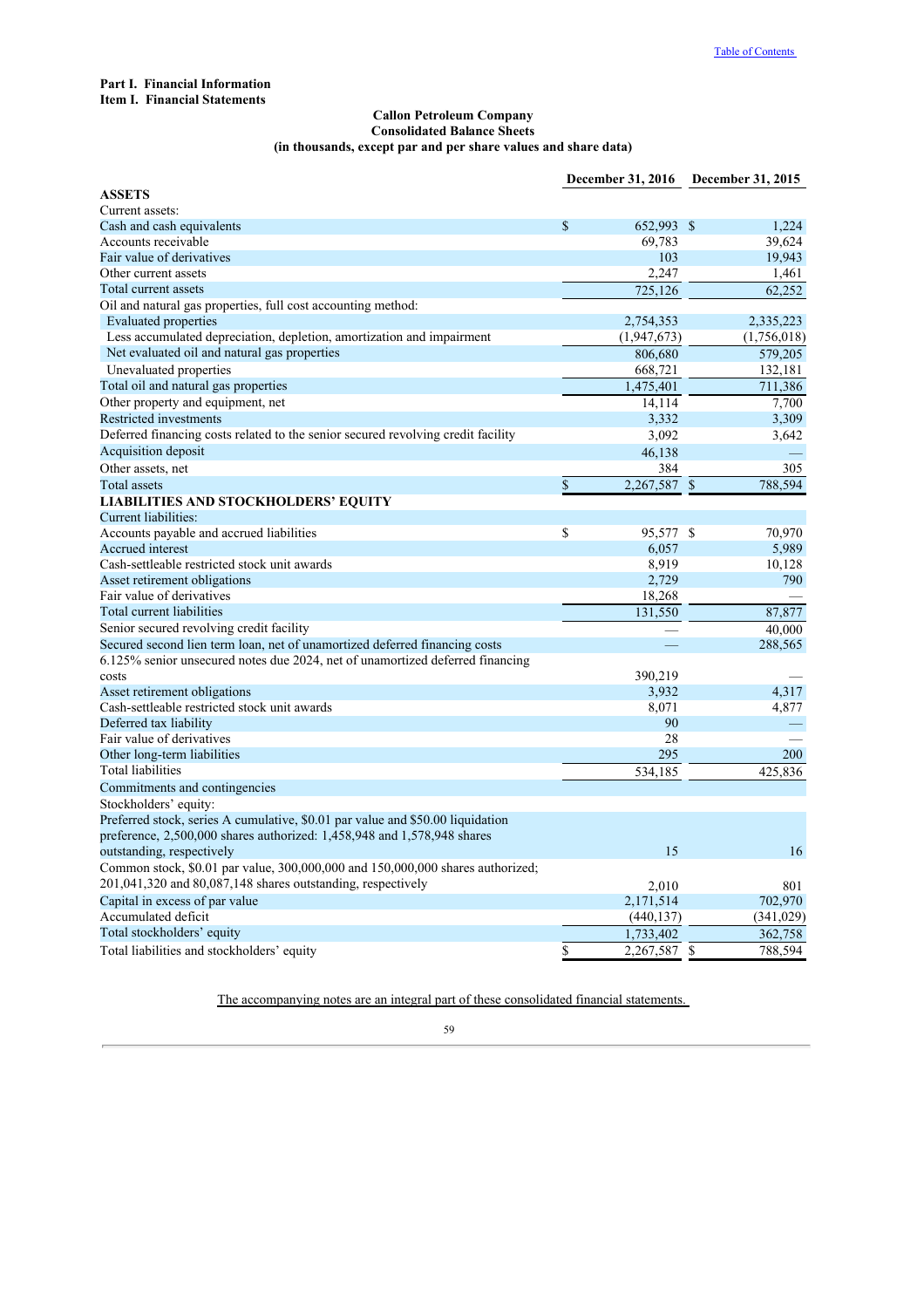**Part I. Financial Information**
**Item I. Financial Statements**

**Callon Petroleum Company**
**Consolidated Balance Sheets**
**(in thousands, except par and per share values and share data)**

| | December 31, 2016 | December 31, 2015 |
|---|---|---|
| **ASSETS** | | |
| Current assets: | | |
| Cash and cash equivalents | $ 652,993 | $ 1,224 |
| Accounts receivable | 69,783 | 39,624 |
| Fair value of derivatives | 103 | 19,943 |
| Other current assets | 2,247 | 1,461 |
| Total current assets | 725,126 | 62,252 |
| Oil and natural gas properties, full cost accounting method: | | |
| Evaluated properties | 2,754,353 | 2,335,223 |
| Less accumulated depreciation, depletion, amortization and impairment | (1,947,673) | (1,756,018) |
| Net evaluated oil and natural gas properties | 806,680 | 579,205 |
| Unevaluated properties | 668,721 | 132,181 |
| Total oil and natural gas properties | 1,475,401 | 711,386 |
| Other property and equipment, net | 14,114 | 7,700 |
| Restricted investments | 3,332 | 3,309 |
| Deferred financing costs related to the senior secured revolving credit facility | 3,092 | 3,642 |
| Acquisition deposit | 46,138 | — |
| Other assets, net | 384 | 305 |
| Total assets | $ 2,267,587 | $ 788,594 |
| **LIABILITIES AND STOCKHOLDERS' EQUITY** | | |
| Current liabilities: | | |
| Accounts payable and accrued liabilities | $ 95,577 | $ 70,970 |
| Accrued interest | 6,057 | 5,989 |
| Cash-settleable restricted stock unit awards | 8,919 | 10,128 |
| Asset retirement obligations | 2,729 | 790 |
| Fair value of derivatives | 18,268 | — |
| Total current liabilities | 131,550 | 87,877 |
| Senior secured revolving credit facility | — | 40,000 |
| Secured second lien term loan, net of unamortized deferred financing costs | — | 288,565 |
| 6.125% senior unsecured notes due 2024, net of unamortized deferred financing costs | 390,219 | — |
| Asset retirement obligations | 3,932 | 4,317 |
| Cash-settleable restricted stock unit awards | 8,071 | 4,877 |
| Deferred tax liability | 90 | — |
| Fair value of derivatives | 28 | — |
| Other long-term liabilities | 295 | 200 |
| Total liabilities | 534,185 | 425,836 |
| Commitments and contingencies | | |
| Stockholders' equity: | | |
| Preferred stock, series A cumulative, $0.01 par value and $50.00 liquidation preference, 2,500,000 shares authorized: 1,458,948 and 1,578,948 shares outstanding, respectively | 15 | 16 |
| Common stock, $0.01 par value, 300,000,000 and 150,000,000 shares authorized; 201,041,320 and 80,087,148 shares outstanding, respectively | 2,010 | 801 |
| Capital in excess of par value | 2,171,514 | 702,970 |
| Accumulated deficit | (440,137) | (341,029) |
| Total stockholders' equity | 1,733,402 | 362,758 |
| Total liabilities and stockholders' equity | $ 2,267,587 | $ 788,594 |

The accompanying notes are an integral part of these consolidated financial statements.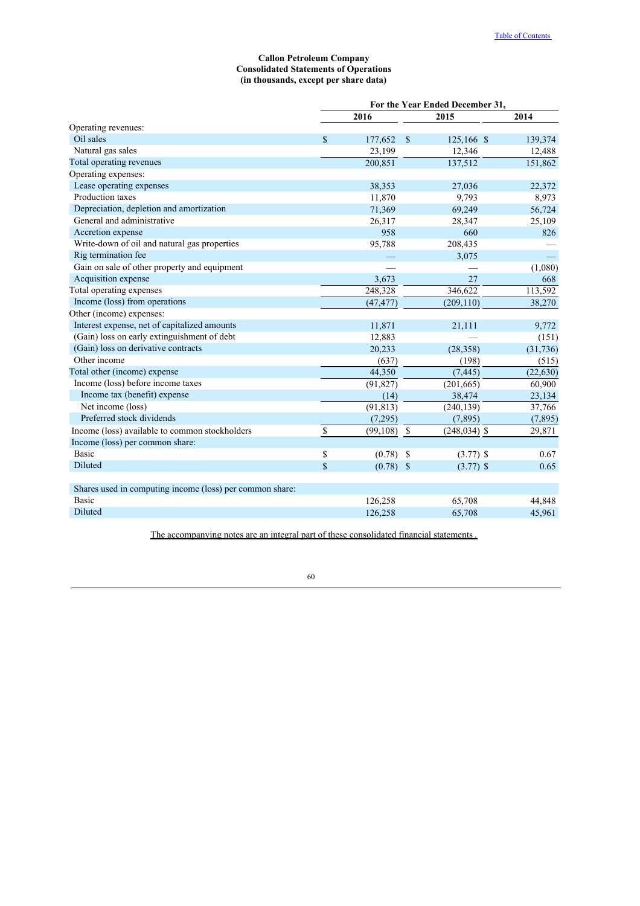Table of Contents

**Callon Petroleum Company**
**Consolidated Statements of Operations**
**(in thousands, except per share data)**

| | For the Year Ended December 31, | | |
|---|---|---|---|
| | 2016 | 2015 | 2014 |
| Operating revenues: | | | |
| Oil sales | $ 177,652 | $ 125,166 | $ 139,374 |
| Natural gas sales | 23,199 | 12,346 | 12,488 |
| Total operating revenues | 200,851 | 137,512 | 151,862 |
| Operating expenses: | | | |
| Lease operating expenses | 38,353 | 27,036 | 22,372 |
| Production taxes | 11,870 | 9,793 | 8,973 |
| Depreciation, depletion and amortization | 71,369 | 69,249 | 56,724 |
| General and administrative | 26,317 | 28,347 | 25,109 |
| Accretion expense | 958 | 660 | 826 |
| Write-down of oil and natural gas properties | 95,788 | 208,435 | — |
| Rig termination fee | — | 3,075 | — |
| Gain on sale of other property and equipment | — | — | (1,080) |
| Acquisition expense | 3,673 | 27 | 668 |
| Total operating expenses | 248,328 | 346,622 | 113,592 |
| Income (loss) from operations | (47,477) | (209,110) | 38,270 |
| Other (income) expenses: | | | |
| Interest expense, net of capitalized amounts | 11,871 | 21,111 | 9,772 |
| (Gain) loss on early extinguishment of debt | 12,883 | — | (151) |
| (Gain) loss on derivative contracts | 20,233 | (28,358) | (31,736) |
| Other income | (637) | (198) | (515) |
| Total other (income) expense | 44,350 | (7,445) | (22,630) |
| Income (loss) before income taxes | (91,827) | (201,665) | 60,900 |
| Income tax (benefit) expense | (14) | 38,474 | 23,134 |
| Net income (loss) | (91,813) | (240,139) | 37,766 |
| Preferred stock dividends | (7,295) | (7,895) | (7,895) |
| Income (loss) available to common stockholders | $ (99,108) | $ (248,034) | $ 29,871 |
| Income (loss) per common share: | | | |
| Basic | $ (0.78) | $ (3.77) | $ 0.67 |
| Diluted | $ (0.78) | $ (3.77) | $ 0.65 |
| | | | |
| Shares used in computing income (loss) per common share: | | | |
| Basic | 126,258 | 65,708 | 44,848 |
| Diluted | 126,258 | 65,708 | 45,961 |

The accompanying notes are an integral part of these consolidated financial statements .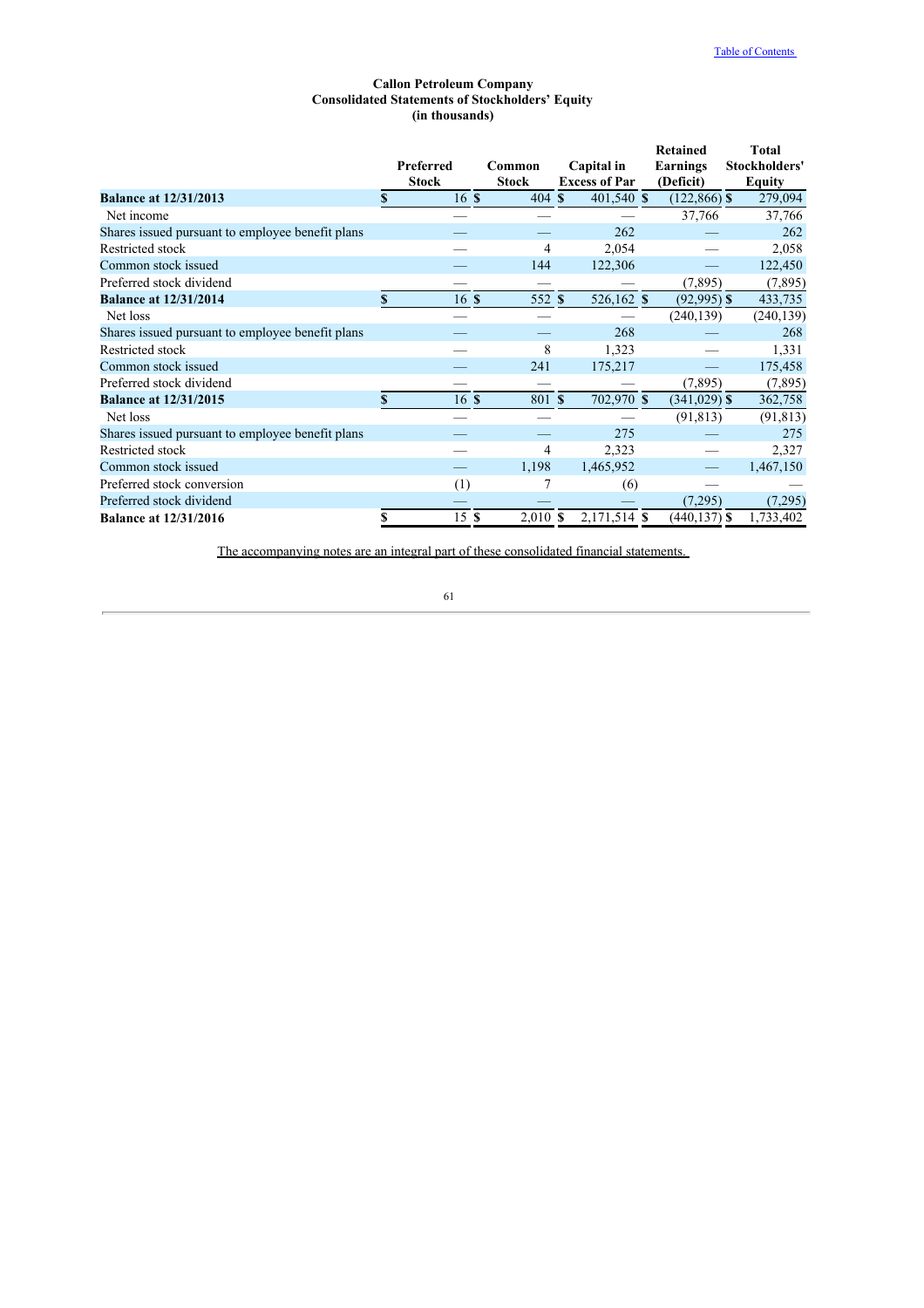Table of Contents

**Callon Petroleum Company**
**Consolidated Statements of Stockholders' Equity**
**(in thousands)**

| | Preferred Stock | Common Stock | Capital in Excess of Par | Retained Earnings (Deficit) | Total Stockholders' Equity |
|---|---|---|---|---|---|
| **Balance at 12/31/2013** | $ 16 | $ 404 | $ 401,540 | $ (122,866) | $ 279,094 |
| Net income | — | — | — | 37,766 | 37,766 |
| Shares issued pursuant to employee benefit plans | — | — | 262 | — | 262 |
| Restricted stock | — | 4 | 2,054 | — | 2,058 |
| Common stock issued | — | 144 | 122,306 | — | 122,450 |
| Preferred stock dividend | — | — | — | (7,895) | (7,895) |
| **Balance at 12/31/2014** | $ 16 | $ 552 | $ 526,162 | $ (92,995) | $ 433,735 |
| Net loss | — | — | — | (240,139) | (240,139) |
| Shares issued pursuant to employee benefit plans | — | — | 268 | — | 268 |
| Restricted stock | — | 8 | 1,323 | — | 1,331 |
| Common stock issued | — | 241 | 175,217 | — | 175,458 |
| Preferred stock dividend | — | — | — | (7,895) | (7,895) |
| **Balance at 12/31/2015** | $ 16 | $ 801 | $ 702,970 | $ (341,029) | $ 362,758 |
| Net loss | — | — | — | (91,813) | (91,813) |
| Shares issued pursuant to employee benefit plans | — | — | 275 | — | 275 |
| Restricted stock | — | 4 | 2,323 | — | 2,327 |
| Common stock issued | — | 1,198 | 1,465,952 | — | 1,467,150 |
| Preferred stock conversion | (1) | 7 | (6) | — | — |
| Preferred stock dividend | — | — | — | (7,295) | (7,295) |
| **Balance at 12/31/2016** | $ 15 | $ 2,010 | $ 2,171,514 | $ (440,137) | $ 1,733,402 |

The accompanying notes are an integral part of these consolidated financial statements.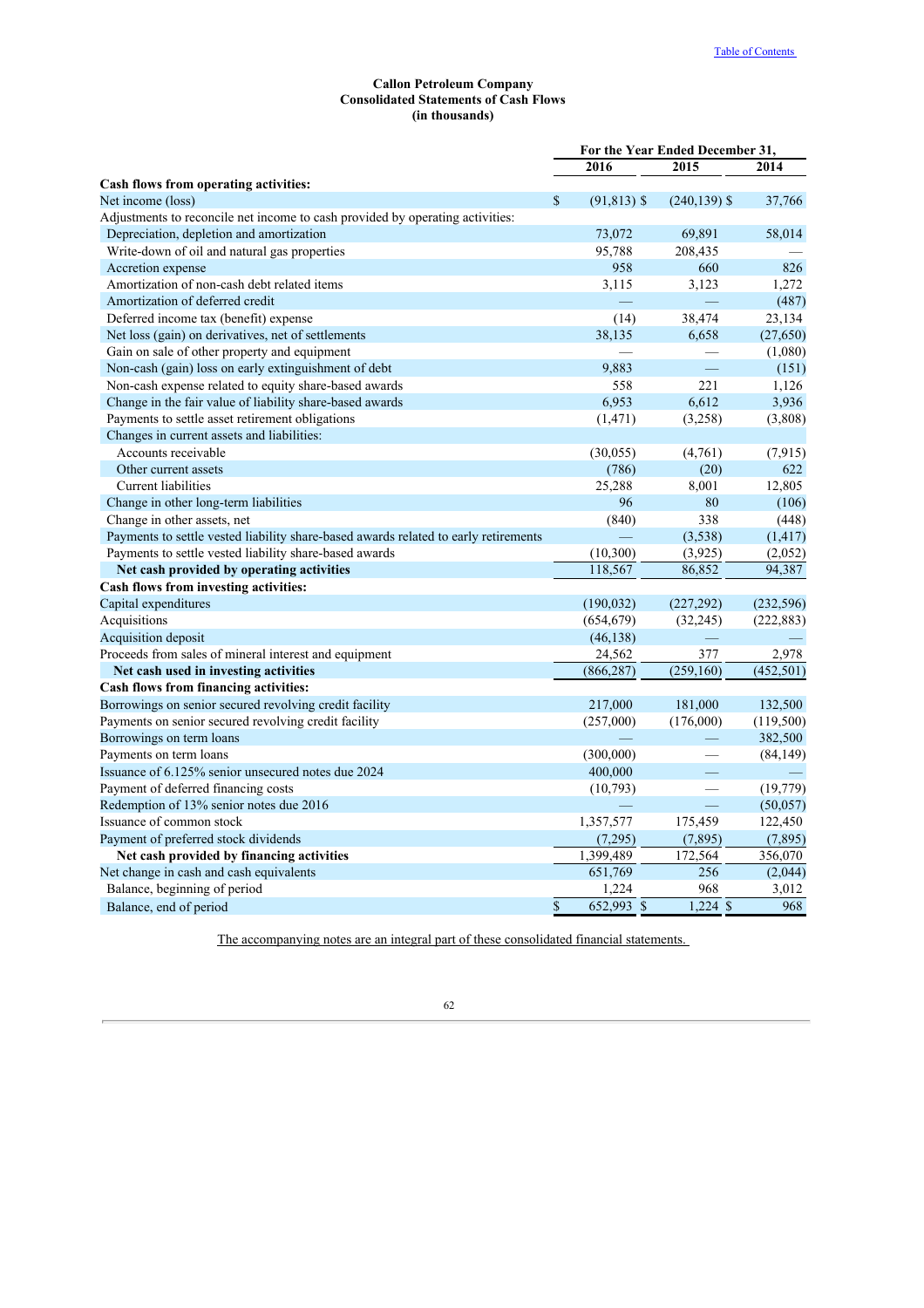**Callon Petroleum Company**
**Consolidated Statements of Cash Flows**
**(in thousands)**

| | For the Year Ended December 31, | | |
|---|---|---|---|
| | 2016 | 2015 | 2014 |
| **Cash flows from operating activities:** | | | |
| Net income (loss) | $ (91,813) | $ (240,139) | $ 37,766 |
| Adjustments to reconcile net income to cash provided by operating activities: | | | |
| Depreciation, depletion and amortization | 73,072 | 69,891 | 58,014 |
| Write-down of oil and natural gas properties | 95,788 | 208,435 | — |
| Accretion expense | 958 | 660 | 826 |
| Amortization of non-cash debt related items | 3,115 | 3,123 | 1,272 |
| Amortization of deferred credit | — | — | (487) |
| Deferred income tax (benefit) expense | (14) | 38,474 | 23,134 |
| Net loss (gain) on derivatives, net of settlements | 38,135 | 6,658 | (27,650) |
| Gain on sale of other property and equipment | — | — | (1,080) |
| Non-cash (gain) loss on early extinguishment of debt | 9,883 | — | (151) |
| Non-cash expense related to equity share-based awards | 558 | 221 | 1,126 |
| Change in the fair value of liability share-based awards | 6,953 | 6,612 | 3,936 |
| Payments to settle asset retirement obligations | (1,471) | (3,258) | (3,808) |
| Changes in current assets and liabilities: | | | |
| Accounts receivable | (30,055) | (4,761) | (7,915) |
| Other current assets | (786) | (20) | 622 |
| Current liabilities | 25,288 | 8,001 | 12,805 |
| Change in other long-term liabilities | 96 | 80 | (106) |
| Change in other assets, net | (840) | 338 | (448) |
| Payments to settle vested liability share-based awards related to early retirements | — | (3,538) | (1,417) |
| Payments to settle vested liability share-based awards | (10,300) | (3,925) | (2,052) |
| **Net cash provided by operating activities** | 118,567 | 86,852 | 94,387 |
| **Cash flows from investing activities:** | | | |
| Capital expenditures | (190,032) | (227,292) | (232,596) |
| Acquisitions | (654,679) | (32,245) | (222,883) |
| Acquisition deposit | (46,138) | — | — |
| Proceeds from sales of mineral interest and equipment | 24,562 | 377 | 2,978 |
| **Net cash used in investing activities** | (866,287) | (259,160) | (452,501) |
| **Cash flows from financing activities:** | | | |
| Borrowings on senior secured revolving credit facility | 217,000 | 181,000 | 132,500 |
| Payments on senior secured revolving credit facility | (257,000) | (176,000) | (119,500) |
| Borrowings on term loans | — | — | 382,500 |
| Payments on term loans | (300,000) | — | (84,149) |
| Issuance of 6.125% senior unsecured notes due 2024 | 400,000 | — | — |
| Payment of deferred financing costs | (10,793) | — | (19,779) |
| Redemption of 13% senior notes due 2016 | — | — | (50,057) |
| Issuance of common stock | 1,357,577 | 175,459 | 122,450 |
| Payment of preferred stock dividends | (7,295) | (7,895) | (7,895) |
| **Net cash provided by financing activities** | 1,399,489 | 172,564 | 356,070 |
| Net change in cash and cash equivalents | 651,769 | 256 | (2,044) |
| Balance, beginning of period | 1,224 | 968 | 3,012 |
| Balance, end of period | $ 652,993 | $ 1,224 | $ 968 |

The accompanying notes are an integral part of these consolidated financial statements.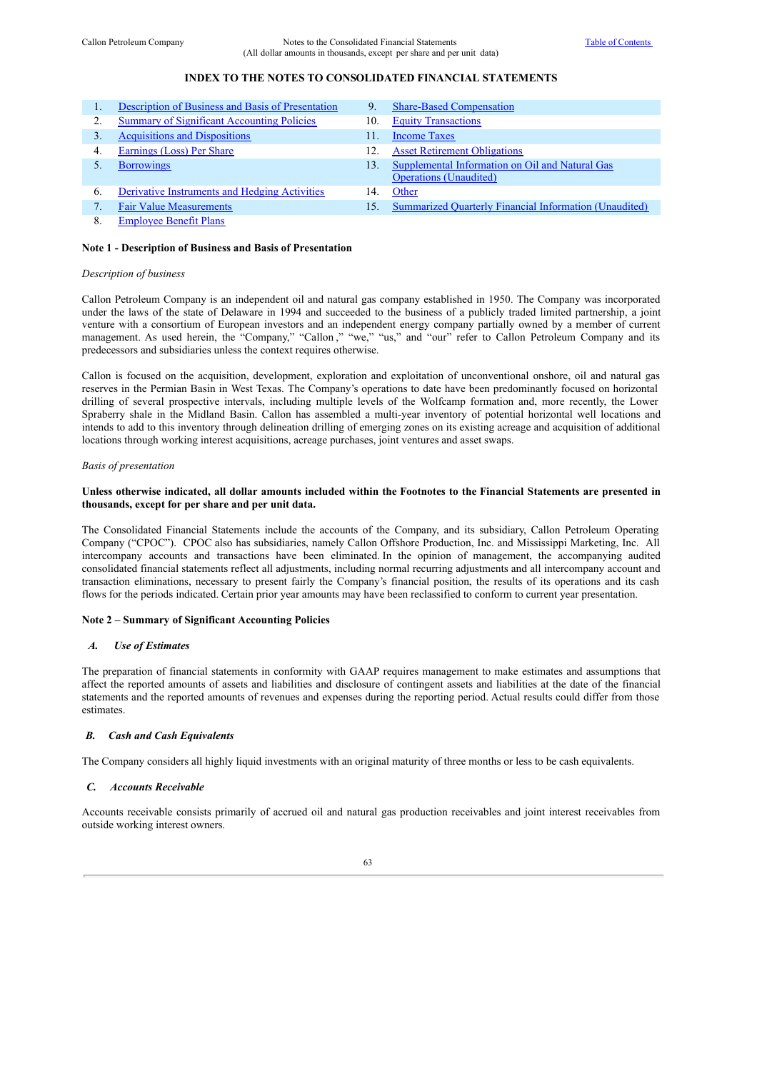## INDEX TO THE NOTES TO CONSOLIDATED FINANCIAL STATEMENTS

| | | | |
|---|---|---|---|
| 1. | Description of Business and Basis of Presentation | 9. | Share-Based Compensation |
| 2. | Summary of Significant Accounting Policies | 10. | Equity Transactions |
| 3. | Acquisitions and Dispositions | 11. | Income Taxes |
| 4. | Earnings (Loss) Per Share | 12. | Asset Retirement Obligations |
| 5. | Borrowings | 13. | Supplemental Information on Oil and Natural Gas Operations (Unaudited) |
| 6. | Derivative Instruments and Hedging Activities | 14. | Other |
| 7. | Fair Value Measurements | 15. | Summarized Quarterly Financial Information (Unaudited) |
| 8. | Employee Benefit Plans | | |

**Note 1 - Description of Business and Basis of Presentation**

*Description of business*

Callon Petroleum Company is an independent oil and natural gas company established in 1950. The Company was incorporated under the laws of the state of Delaware in 1994 and succeeded to the business of a publicly traded limited partnership, a joint venture with a consortium of European investors and an independent energy company partially owned by a member of current management. As used herein, the "Company," "Callon," "we," "us," and "our" refer to Callon Petroleum Company and its predecessors and subsidiaries unless the context requires otherwise.

Callon is focused on the acquisition, development, exploration and exploitation of unconventional onshore, oil and natural gas reserves in the Permian Basin in West Texas. The Company's operations to date have been predominantly focused on horizontal drilling of several prospective intervals, including multiple levels of the Wolfcamp formation and, more recently, the Lower Spraberry shale in the Midland Basin. Callon has assembled a multi-year inventory of potential horizontal well locations and intends to add to this inventory through delineation drilling of emerging zones on its existing acreage and acquisition of additional locations through working interest acquisitions, acreage purchases, joint ventures and asset swaps.

*Basis of presentation*

**Unless otherwise indicated, all dollar amounts included within the Footnotes to the Financial Statements are presented in thousands, except for per share and per unit data.**

The Consolidated Financial Statements include the accounts of the Company, and its subsidiary, Callon Petroleum Operating Company ("CPOC"). CPOC also has subsidiaries, namely Callon Offshore Production, Inc. and Mississippi Marketing, Inc. All intercompany accounts and transactions have been eliminated. In the opinion of management, the accompanying audited consolidated financial statements reflect all adjustments, including normal recurring adjustments and all intercompany account and transaction eliminations, necessary to present fairly the Company's financial position, the results of its operations and its cash flows for the periods indicated. Certain prior year amounts may have been reclassified to conform to current year presentation.

**Note 2 – Summary of Significant Accounting Policies**

***A. Use of Estimates***

The preparation of financial statements in conformity with GAAP requires management to make estimates and assumptions that affect the reported amounts of assets and liabilities and disclosure of contingent assets and liabilities at the date of the financial statements and the reported amounts of revenues and expenses during the reporting period. Actual results could differ from those estimates.

***B. Cash and Cash Equivalents***

The Company considers all highly liquid investments with an original maturity of three months or less to be cash equivalents.

***C. Accounts Receivable***

Accounts receivable consists primarily of accrued oil and natural gas production receivables and joint interest receivables from outside working interest owners.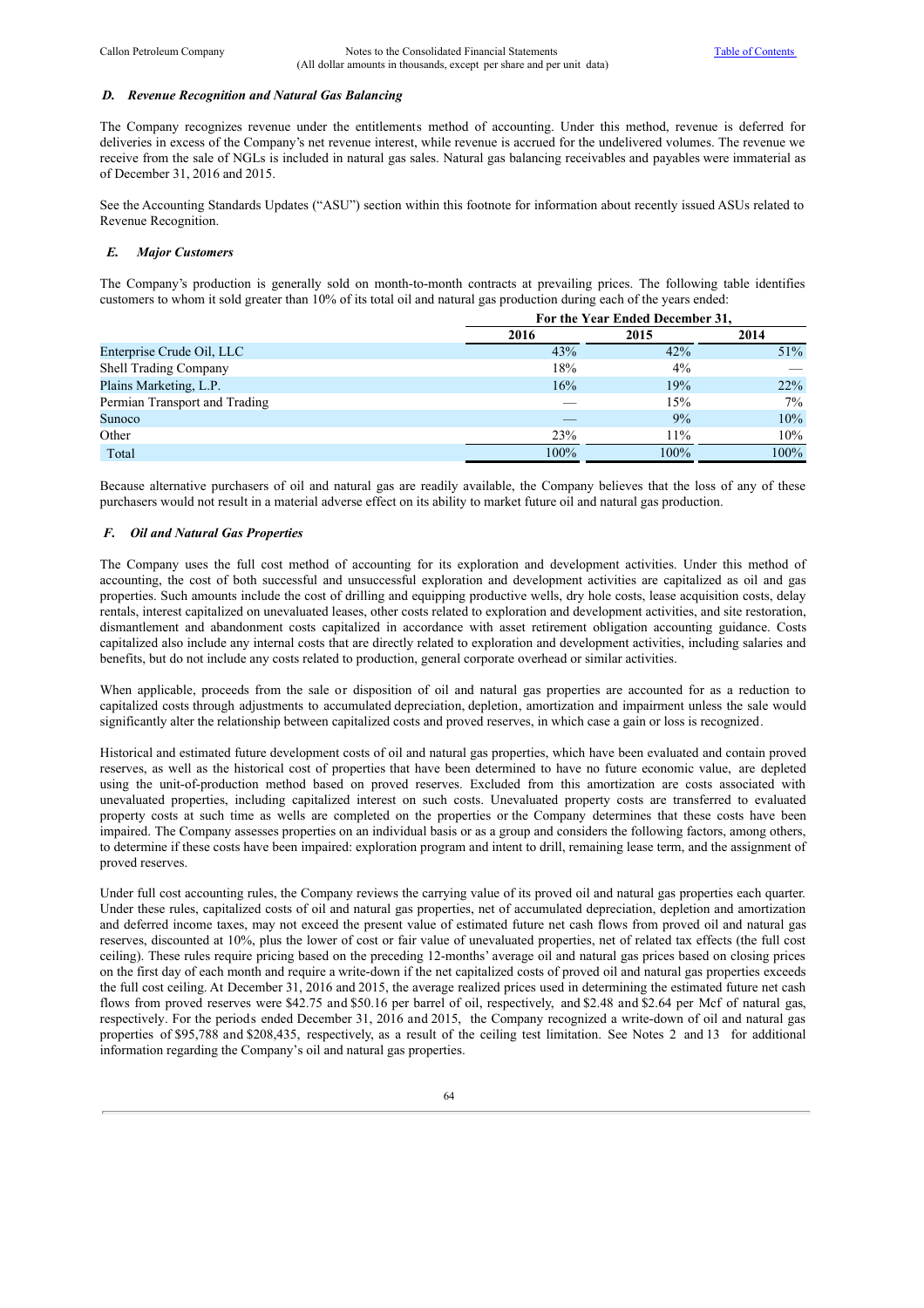#### *D. Revenue Recognition and Natural Gas Balancing*

The Company recognizes revenue under the entitlements method of accounting. Under this method, revenue is deferred for deliveries in excess of the Company's net revenue interest, while revenue is accrued for the undelivered volumes. The revenue we receive from the sale of NGLs is included in natural gas sales. Natural gas balancing receivables and payables were immaterial as of December 31, 2016 and 2015.

See the Accounting Standards Updates ("ASU") section within this footnote for information about recently issued ASUs related to Revenue Recognition.

#### *E. Major Customers*

The Company's production is generally sold on month-to-month contracts at prevailing prices. The following table identifies customers to whom it sold greater than 10% of its total oil and natural gas production during each of the years ended:

| | For the Year Ended December 31, | | |
|---|---|---|---|
| | 2016 | 2015 | 2014 |
| Enterprise Crude Oil, LLC | 43% | 42% | 51% |
| Shell Trading Company | 18% | 4% | — |
| Plains Marketing, L.P. | 16% | 19% | 22% |
| Permian Transport and Trading | — | 15% | 7% |
| Sunoco | — | 9% | 10% |
| Other | 23% | 11% | 10% |
| Total | 100% | 100% | 100% |

Because alternative purchasers of oil and natural gas are readily available, the Company believes that the loss of any of these purchasers would not result in a material adverse effect on its ability to market future oil and natural gas production.

#### *F. Oil and Natural Gas Properties*

The Company uses the full cost method of accounting for its exploration and development activities. Under this method of accounting, the cost of both successful and unsuccessful exploration and development activities are capitalized as oil and gas properties. Such amounts include the cost of drilling and equipping productive wells, dry hole costs, lease acquisition costs, delay rentals, interest capitalized on unevaluated leases, other costs related to exploration and development activities, and site restoration, dismantlement and abandonment costs capitalized in accordance with asset retirement obligation accounting guidance. Costs capitalized also include any internal costs that are directly related to exploration and development activities, including salaries and benefits, but do not include any costs related to production, general corporate overhead or similar activities.

When applicable, proceeds from the sale or disposition of oil and natural gas properties are accounted for as a reduction to capitalized costs through adjustments to accumulated depreciation, depletion, amortization and impairment unless the sale would significantly alter the relationship between capitalized costs and proved reserves, in which case a gain or loss is recognized.

Historical and estimated future development costs of oil and natural gas properties, which have been evaluated and contain proved reserves, as well as the historical cost of properties that have been determined to have no future economic value, are depleted using the unit-of-production method based on proved reserves. Excluded from this amortization are costs associated with unevaluated properties, including capitalized interest on such costs. Unevaluated property costs are transferred to evaluated property costs at such time as wells are completed on the properties or the Company determines that these costs have been impaired. The Company assesses properties on an individual basis or as a group and considers the following factors, among others, to determine if these costs have been impaired: exploration program and intent to drill, remaining lease term, and the assignment of proved reserves.

Under full cost accounting rules, the Company reviews the carrying value of its proved oil and natural gas properties each quarter. Under these rules, capitalized costs of oil and natural gas properties, net of accumulated depreciation, depletion and amortization and deferred income taxes, may not exceed the present value of estimated future net cash flows from proved oil and natural gas reserves, discounted at 10%, plus the lower of cost or fair value of unevaluated properties, net of related tax effects (the full cost ceiling). These rules require pricing based on the preceding 12-months' average oil and natural gas prices based on closing prices on the first day of each month and require a write-down if the net capitalized costs of proved oil and natural gas properties exceeds the full cost ceiling. At December 31, 2016 and 2015, the average realized prices used in determining the estimated future net cash flows from proved reserves were \$42.75 and \$50.16 per barrel of oil, respectively, and \$2.48 and \$2.64 per Mcf of natural gas, respectively. For the periods ended December 31, 2016 and 2015, the Company recognized a write-down of oil and natural gas properties of \$95,788 and \$208,435, respectively, as a result of the ceiling test limitation. See Notes 2 and 13 for additional information regarding the Company's oil and natural gas properties.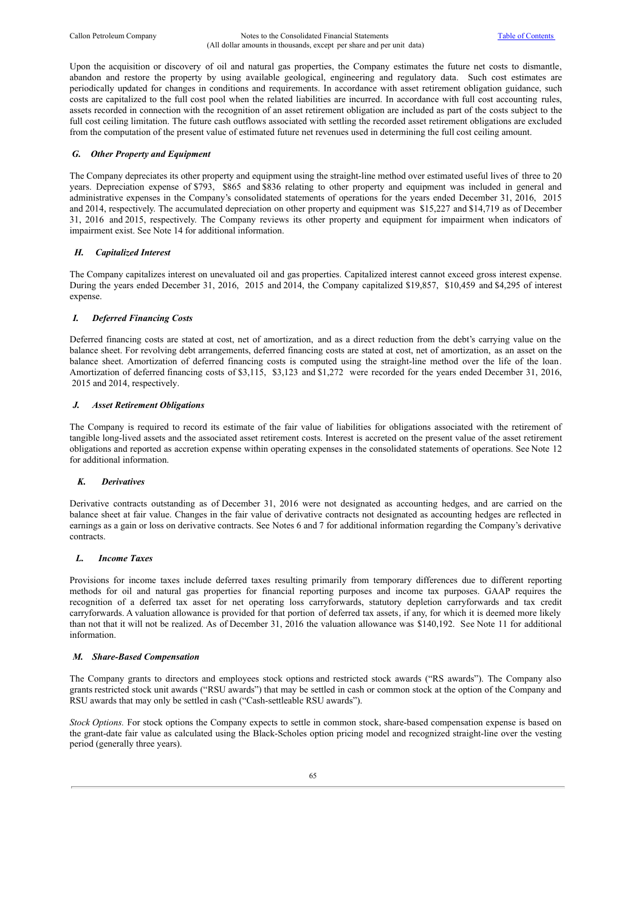Upon the acquisition or discovery of oil and natural gas properties, the Company estimates the future net costs to dismantle, abandon and restore the property by using available geological, engineering and regulatory data. Such cost estimates are periodically updated for changes in conditions and requirements. In accordance with asset retirement obligation guidance, such costs are capitalized to the full cost pool when the related liabilities are incurred. In accordance with full cost accounting rules, assets recorded in connection with the recognition of an asset retirement obligation are included as part of the costs subject to the full cost ceiling limitation. The future cash outflows associated with settling the recorded asset retirement obligations are excluded from the computation of the present value of estimated future net revenues used in determining the full cost ceiling amount.

### *G. Other Property and Equipment*

The Company depreciates its other property and equipment using the straight-line method over estimated useful lives of three to 20 years. Depreciation expense of $793, $865 and $836 relating to other property and equipment was included in general and administrative expenses in the Company's consolidated statements of operations for the years ended December 31, 2016, 2015 and 2014, respectively. The accumulated depreciation on other property and equipment was $15,227 and $14,719 as of December 31, 2016 and 2015, respectively. The Company reviews its other property and equipment for impairment when indicators of impairment exist. See Note 14 for additional information.

### *H. Capitalized Interest*

The Company capitalizes interest on unevaluated oil and gas properties. Capitalized interest cannot exceed gross interest expense. During the years ended December 31, 2016, 2015 and 2014, the Company capitalized $19,857, $10,459 and $4,295 of interest expense.

### *I. Deferred Financing Costs*

Deferred financing costs are stated at cost, net of amortization, and as a direct reduction from the debt's carrying value on the balance sheet. For revolving debt arrangements, deferred financing costs are stated at cost, net of amortization, as an asset on the balance sheet. Amortization of deferred financing costs is computed using the straight-line method over the life of the loan. Amortization of deferred financing costs of $3,115, $3,123 and $1,272 were recorded for the years ended December 31, 2016, 2015 and 2014, respectively.

### *J. Asset Retirement Obligations*

The Company is required to record its estimate of the fair value of liabilities for obligations associated with the retirement of tangible long-lived assets and the associated asset retirement costs. Interest is accreted on the present value of the asset retirement obligations and reported as accretion expense within operating expenses in the consolidated statements of operations. See Note 12 for additional information.

### *K. Derivatives*

Derivative contracts outstanding as of December 31, 2016 were not designated as accounting hedges, and are carried on the balance sheet at fair value. Changes in the fair value of derivative contracts not designated as accounting hedges are reflected in earnings as a gain or loss on derivative contracts. See Notes 6 and 7 for additional information regarding the Company's derivative contracts.

### *L. Income Taxes*

Provisions for income taxes include deferred taxes resulting primarily from temporary differences due to different reporting methods for oil and natural gas properties for financial reporting purposes and income tax purposes. GAAP requires the recognition of a deferred tax asset for net operating loss carryforwards, statutory depletion carryforwards and tax credit carryforwards. A valuation allowance is provided for that portion of deferred tax assets, if any, for which it is deemed more likely than not that it will not be realized. As of December 31, 2016 the valuation allowance was $140,192. See Note 11 for additional information.

### *M. Share-Based Compensation*

The Company grants to directors and employees stock options and restricted stock awards ("RS awards"). The Company also grants restricted stock unit awards ("RSU awards") that may be settled in cash or common stock at the option of the Company and RSU awards that may only be settled in cash ("Cash-settleable RSU awards").

*Stock Options.* For stock options the Company expects to settle in common stock, share-based compensation expense is based on the grant-date fair value as calculated using the Black-Scholes option pricing model and recognized straight-line over the vesting period (generally three years).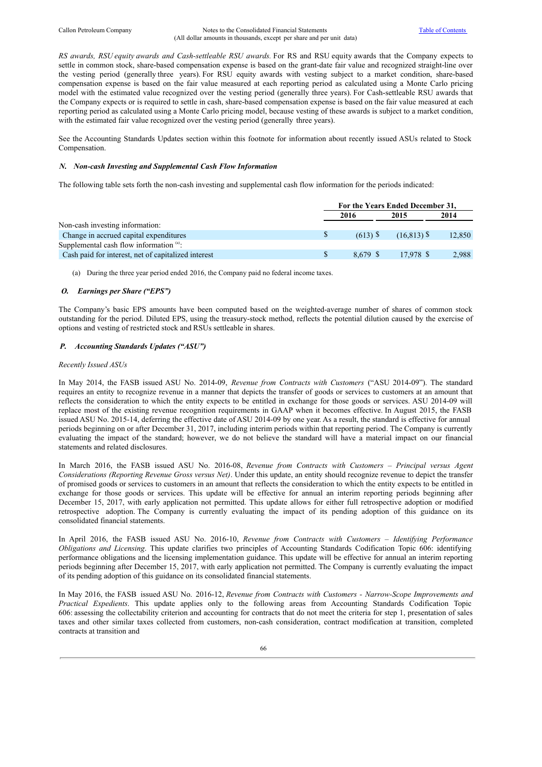*RS awards, RSU equity awards and Cash-settleable RSU awards.* For RS and RSU equity awards that the Company expects to settle in common stock, share-based compensation expense is based on the grant-date fair value and recognized straight-line over the vesting period (generally three years). For RSU equity awards with vesting subject to a market condition, share-based compensation expense is based on the fair value measured at each reporting period as calculated using a Monte Carlo pricing model with the estimated value recognized over the vesting period (generally three years). For Cash-settleable RSU awards that the Company expects or is required to settle in cash, share-based compensation expense is based on the fair value measured at each reporting period as calculated using a Monte Carlo pricing model, because vesting of these awards is subject to a market condition, with the estimated fair value recognized over the vesting period (generally three years).

See the Accounting Standards Updates section within this footnote for information about recently issued ASUs related to Stock Compensation.

### *N. Non-cash Investing and Supplemental Cash Flow Information*

The following table sets forth the non-cash investing and supplemental cash flow information for the periods indicated:

| | For the Years Ended December 31, | | |
|---|---|---|---|
| | 2016 | 2015 | 2014 |
| Non-cash investing information: | | | |
| Change in accrued capital expenditures | $ (613) | $ (16,813) | $ 12,850 |
| Supplemental cash flow information [(a)]: | | | |
| Cash paid for interest, net of capitalized interest | $ 8,679 | $ 17,978 | $ 2,988 |

(a) During the three year period ended 2016, the Company paid no federal income taxes.

### *O. Earnings per Share ("EPS")*

The Company's basic EPS amounts have been computed based on the weighted-average number of shares of common stock outstanding for the period. Diluted EPS, using the treasury-stock method, reflects the potential dilution caused by the exercise of options and vesting of restricted stock and RSUs settleable in shares.

### *P. Accounting Standards Updates ("ASU")*

*Recently Issued ASUs*

In May 2014, the FASB issued ASU No. 2014-09, *Revenue from Contracts with Customers* ("ASU 2014-09"). The standard requires an entity to recognize revenue in a manner that depicts the transfer of goods or services to customers at an amount that reflects the consideration to which the entity expects to be entitled in exchange for those goods or services. ASU 2014-09 will replace most of the existing revenue recognition requirements in GAAP when it becomes effective. In August 2015, the FASB issued ASU No. 2015-14, deferring the effective date of ASU 2014-09 by one year. As a result, the standard is effective for annual periods beginning on or after December 31, 2017, including interim periods within that reporting period. The Company is currently evaluating the impact of the standard; however, we do not believe the standard will have a material impact on our financial statements and related disclosures.

In March 2016, the FASB issued ASU No. 2016-08, *Revenue from Contracts with Customers – Principal versus Agent Considerations (Reporting Revenue Gross versus Net)*. Under this update, an entity should recognize revenue to depict the transfer of promised goods or services to customers in an amount that reflects the consideration to which the entity expects to be entitled in exchange for those goods or services. This update will be effective for annual and interim reporting periods beginning after December 15, 2017, with early application not permitted. This update allows for either full retrospective adoption or modified retrospective adoption. The Company is currently evaluating the impact of its pending adoption of this guidance on its consolidated financial statements.

In April 2016, the FASB issued ASU No. 2016-10, *Revenue from Contracts with Customers – Identifying Performance Obligations and Licensing*. This update clarifies two principles of Accounting Standards Codification Topic 606: identifying performance obligations and the licensing implementation guidance. This update will be effective for annual an interim reporting periods beginning after December 15, 2017, with early application not permitted. The Company is currently evaluating the impact of its pending adoption of this guidance on its consolidated financial statements.

In May 2016, the FASB issued ASU No. 2016-12, *Revenue from Contracts with Customers - Narrow-Scope Improvements and Practical Expedients*. This update applies only to the following areas from Accounting Standards Codification Topic 606: assessing the collectability criterion and accounting for contracts that do not meet the criteria for step 1, presentation of sales taxes and other similar taxes collected from customers, non-cash consideration, contract modification at transition, completed contracts at transition and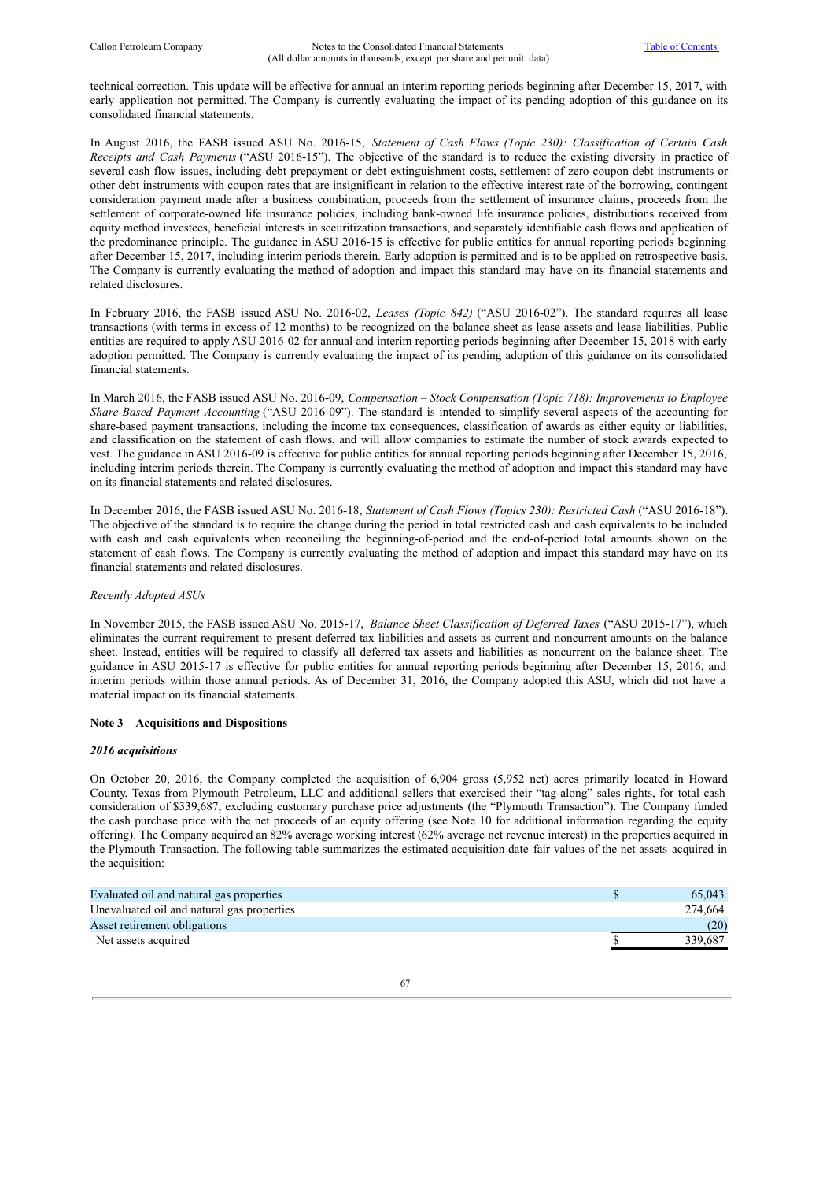technical correction. This update will be effective for annual an interim reporting periods beginning after December 15, 2017, with early application not permitted. The Company is currently evaluating the impact of its pending adoption of this guidance on its consolidated financial statements.

In August 2016, the FASB issued ASU No. 2016-15, *Statement of Cash Flows (Topic 230): Classification of Certain Cash Receipts and Cash Payments* ("ASU 2016-15"). The objective of the standard is to reduce the existing diversity in practice of several cash flow issues, including debt prepayment or debt extinguishment costs, settlement of zero-coupon debt instruments or other debt instruments with coupon rates that are insignificant in relation to the effective interest rate of the borrowing, contingent consideration payment made after a business combination, proceeds from the settlement of insurance claims, proceeds from the settlement of corporate-owned life insurance policies, including bank-owned life insurance policies, distributions received from equity method investees, beneficial interests in securitization transactions, and separately identifiable cash flows and application of the predominance principle. The guidance in ASU 2016-15 is effective for public entities for annual reporting periods beginning after December 15, 2017, including interim periods therein. Early adoption is permitted and is to be applied on retrospective basis. The Company is currently evaluating the method of adoption and impact this standard may have on its financial statements and related disclosures.

In February 2016, the FASB issued ASU No. 2016-02, *Leases (Topic 842)* ("ASU 2016-02"). The standard requires all lease transactions (with terms in excess of 12 months) to be recognized on the balance sheet as lease assets and lease liabilities. Public entities are required to apply ASU 2016-02 for annual and interim reporting periods beginning after December 15, 2018 with early adoption permitted. The Company is currently evaluating the impact of its pending adoption of this guidance on its consolidated financial statements.

In March 2016, the FASB issued ASU No. 2016-09, *Compensation – Stock Compensation (Topic 718): Improvements to Employee Share-Based Payment Accounting* ("ASU 2016-09"). The standard is intended to simplify several aspects of the accounting for share-based payment transactions, including the income tax consequences, classification of awards as either equity or liabilities, and classification on the statement of cash flows, and will allow companies to estimate the number of stock awards expected to vest. The guidance in ASU 2016-09 is effective for public entities for annual reporting periods beginning after December 15, 2016, including interim periods therein. The Company is currently evaluating the method of adoption and impact this standard may have on its financial statements and related disclosures.

In December 2016, the FASB issued ASU No. 2016-18, *Statement of Cash Flows (Topics 230): Restricted Cash* ("ASU 2016-18"). The objective of the standard is to require the change during the period in total restricted cash and cash equivalents to be included with cash and cash equivalents when reconciling the beginning-of-period and the end-of-period total amounts shown on the statement of cash flows. The Company is currently evaluating the method of adoption and impact this standard may have on its financial statements and related disclosures.

*Recently Adopted ASUs*

In November 2015, the FASB issued ASU No. 2015-17, *Balance Sheet Classification of Deferred Taxes* ("ASU 2015-17"), which eliminates the current requirement to present deferred tax liabilities and assets as current and noncurrent amounts on the balance sheet. Instead, entities will be required to classify all deferred tax assets and liabilities as noncurrent on the balance sheet. The guidance in ASU 2015-17 is effective for public entities for annual reporting periods beginning after December 15, 2016, and interim periods within those annual periods. As of December 31, 2016, the Company adopted this ASU, which did not have a material impact on its financial statements.

**Note 3 – Acquisitions and Dispositions**

***2016 acquisitions***

On October 20, 2016, the Company completed the acquisition of 6,904 gross (5,952 net) acres primarily located in Howard County, Texas from Plymouth Petroleum, LLC and additional sellers that exercised their "tag-along" sales rights, for total cash consideration of $339,687, excluding customary purchase price adjustments (the "Plymouth Transaction"). The Company funded the cash purchase price with the net proceeds of an equity offering (see Note 10 for additional information regarding the equity offering). The Company acquired an 82% average working interest (62% average net revenue interest) in the properties acquired in the Plymouth Transaction. The following table summarizes the estimated acquisition date fair values of the net assets acquired in the acquisition:

| | |
|---|---|
| Evaluated oil and natural gas properties | $ 65,043 |
| Unevaluated oil and natural gas properties | 274,664 |
| Asset retirement obligations | (20) |
| Net assets acquired | $ 339,687 |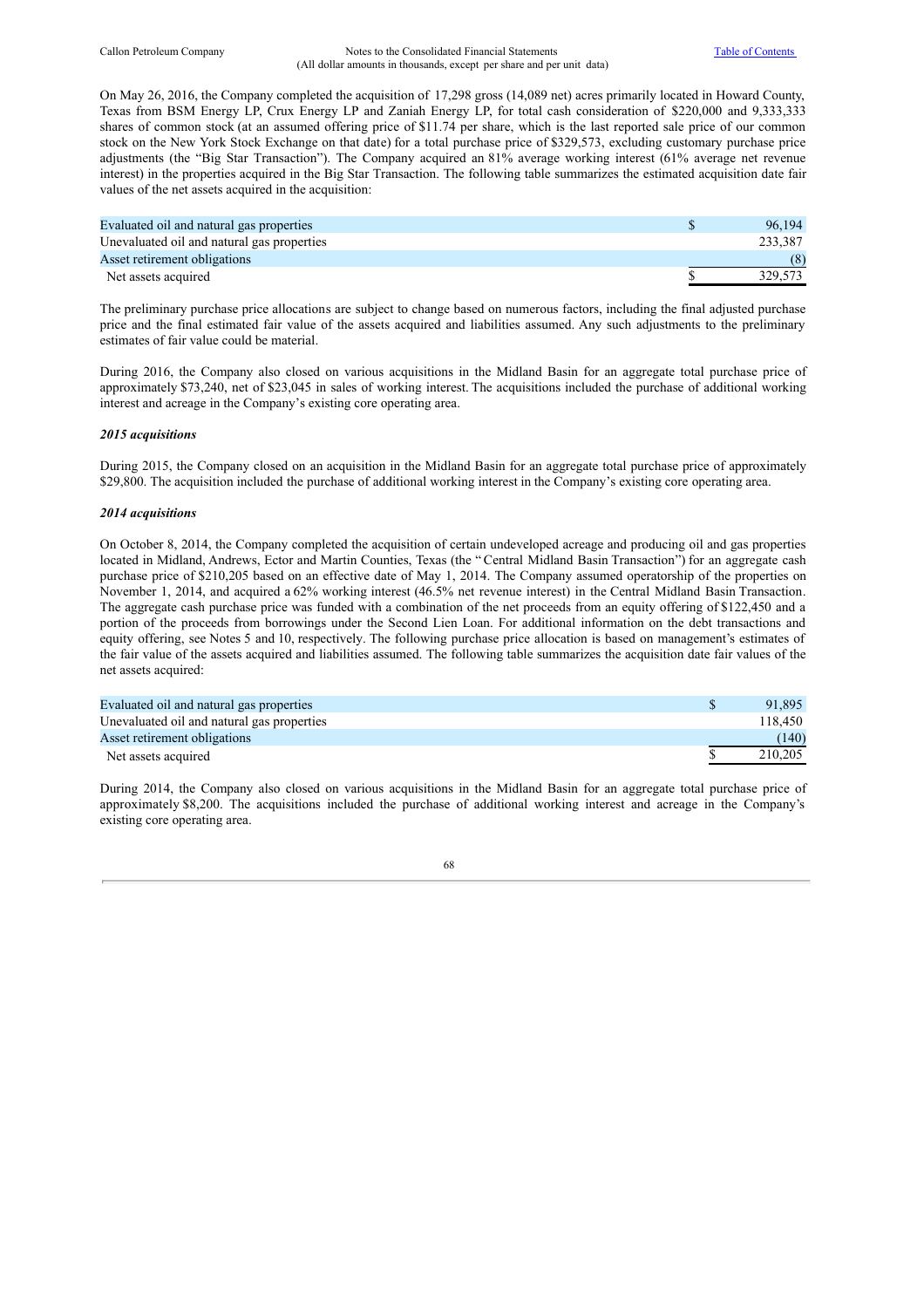On May 26, 2016, the Company completed the acquisition of 17,298 gross (14,089 net) acres primarily located in Howard County, Texas from BSM Energy LP, Crux Energy LP and Zaniah Energy LP, for total cash consideration of $220,000 and 9,333,333 shares of common stock (at an assumed offering price of $11.74 per share, which is the last reported sale price of our common stock on the New York Stock Exchange on that date) for a total purchase price of $329,573, excluding customary purchase price adjustments (the "Big Star Transaction"). The Company acquired an 81% average working interest (61% average net revenue interest) in the properties acquired in the Big Star Transaction. The following table summarizes the estimated acquisition date fair values of the net assets acquired in the acquisition:

| | | |
|---|---|---|
| Evaluated oil and natural gas properties | $ | 96,194 |
| Unevaluated oil and natural gas properties | | 233,387 |
| Asset retirement obligations | | (8) |
| Net assets acquired | $ | 329,573 |

The preliminary purchase price allocations are subject to change based on numerous factors, including the final adjusted purchase price and the final estimated fair value of the assets acquired and liabilities assumed. Any such adjustments to the preliminary estimates of fair value could be material.

During 2016, the Company also closed on various acquisitions in the Midland Basin for an aggregate total purchase price of approximately $73,240, net of $23,045 in sales of working interest. The acquisitions included the purchase of additional working interest and acreage in the Company's existing core operating area.

***2015 acquisitions***

During 2015, the Company closed on an acquisition in the Midland Basin for an aggregate total purchase price of approximately $29,800. The acquisition included the purchase of additional working interest in the Company's existing core operating area.

***2014 acquisitions***

On October 8, 2014, the Company completed the acquisition of certain undeveloped acreage and producing oil and gas properties located in Midland, Andrews, Ector and Martin Counties, Texas (the "Central Midland Basin Transaction") for an aggregate cash purchase price of $210,205 based on an effective date of May 1, 2014. The Company assumed operatorship of the properties on November 1, 2014, and acquired a 62% working interest (46.5% net revenue interest) in the Central Midland Basin Transaction. The aggregate cash purchase price was funded with a combination of the net proceeds from an equity offering of $122,450 and a portion of the proceeds from borrowings under the Second Lien Loan. For additional information on the debt transactions and equity offering, see Notes 5 and 10, respectively. The following purchase price allocation is based on management's estimates of the fair value of the assets acquired and liabilities assumed. The following table summarizes the acquisition date fair values of the net assets acquired:

| | | |
|---|---|---|
| Evaluated oil and natural gas properties | $ | 91,895 |
| Unevaluated oil and natural gas properties | | 118,450 |
| Asset retirement obligations | | (140) |
| Net assets acquired | $ | 210,205 |

During 2014, the Company also closed on various acquisitions in the Midland Basin for an aggregate total purchase price of approximately $8,200. The acquisitions included the purchase of additional working interest and acreage in the Company's existing core operating area.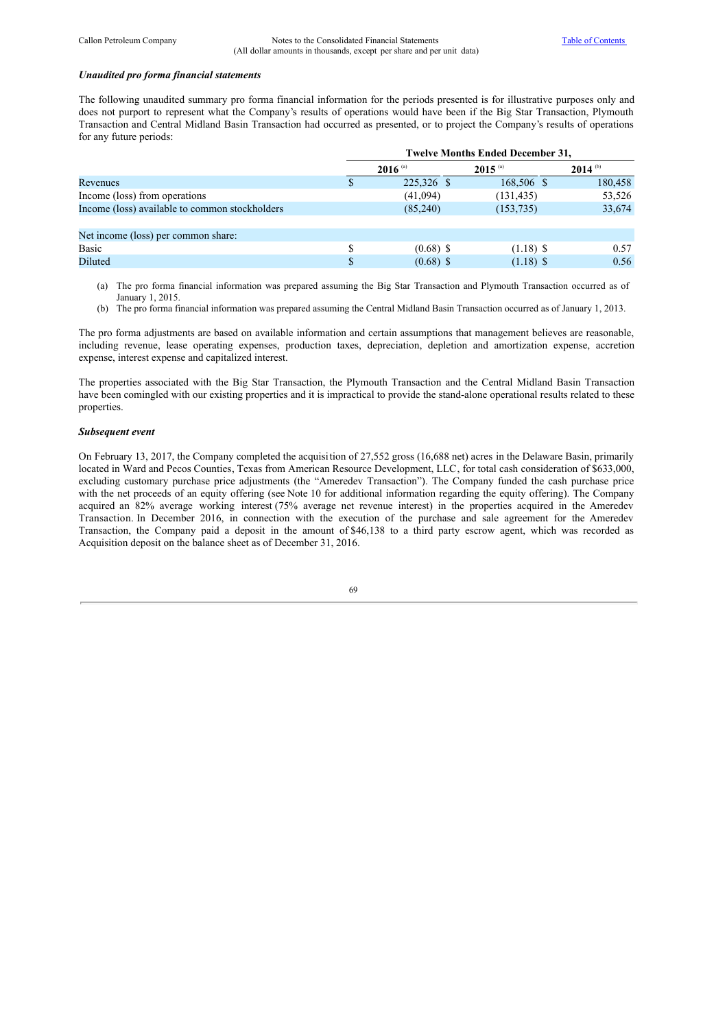### *Unaudited pro forma financial statements*

The following unaudited summary pro forma financial information for the periods presented is for illustrative purposes only and does not purport to represent what the Company's results of operations would have been if the Big Star Transaction, Plymouth Transaction and Central Midland Basin Transaction had occurred as presented, or to project the Company's results of operations for any future periods:

| | Twelve Months Ended December 31, | | |
|---|---|---|---|
| | 2016 [(a)] | 2015 [(a)] | 2014 [(b)] |
| Revenues | $ 225,326 | $ 168,506 | $ 180,458 |
| Income (loss) from operations | (41,094) | (131,435) | 53,526 |
| Income (loss) available to common stockholders | (85,240) | (153,735) | 33,674 |
| | | | |
| Net income (loss) per common share: | | | |
| Basic | $ (0.68) | $ (1.18) | $ 0.57 |
| Diluted | $ (0.68) | $ (1.18) | $ 0.56 |

(a) The pro forma financial information was prepared assuming the Big Star Transaction and Plymouth Transaction occurred as of January 1, 2015.

(b) The pro forma financial information was prepared assuming the Central Midland Basin Transaction occurred as of January 1, 2013.

The pro forma adjustments are based on available information and certain assumptions that management believes are reasonable, including revenue, lease operating expenses, production taxes, depreciation, depletion and amortization expense, accretion expense, interest expense and capitalized interest.

The properties associated with the Big Star Transaction, the Plymouth Transaction and the Central Midland Basin Transaction have been comingled with our existing properties and it is impractical to provide the stand-alone operational results related to these properties.

### *Subsequent event*

On February 13, 2017, the Company completed the acquisition of 27,552 gross (16,688 net) acres in the Delaware Basin, primarily located in Ward and Pecos Counties, Texas from American Resource Development, LLC, for total cash consideration of $633,000, excluding customary purchase price adjustments (the "Ameredev Transaction"). The Company funded the cash purchase price with the net proceeds of an equity offering (see Note 10 for additional information regarding the equity offering). The Company acquired an 82% average working interest (75% average net revenue interest) in the properties acquired in the Ameredev Transaction. In December 2016, in connection with the execution of the purchase and sale agreement for the Ameredev Transaction, the Company paid a deposit in the amount of $46,138 to a third party escrow agent, which was recorded as Acquisition deposit on the balance sheet as of December 31, 2016.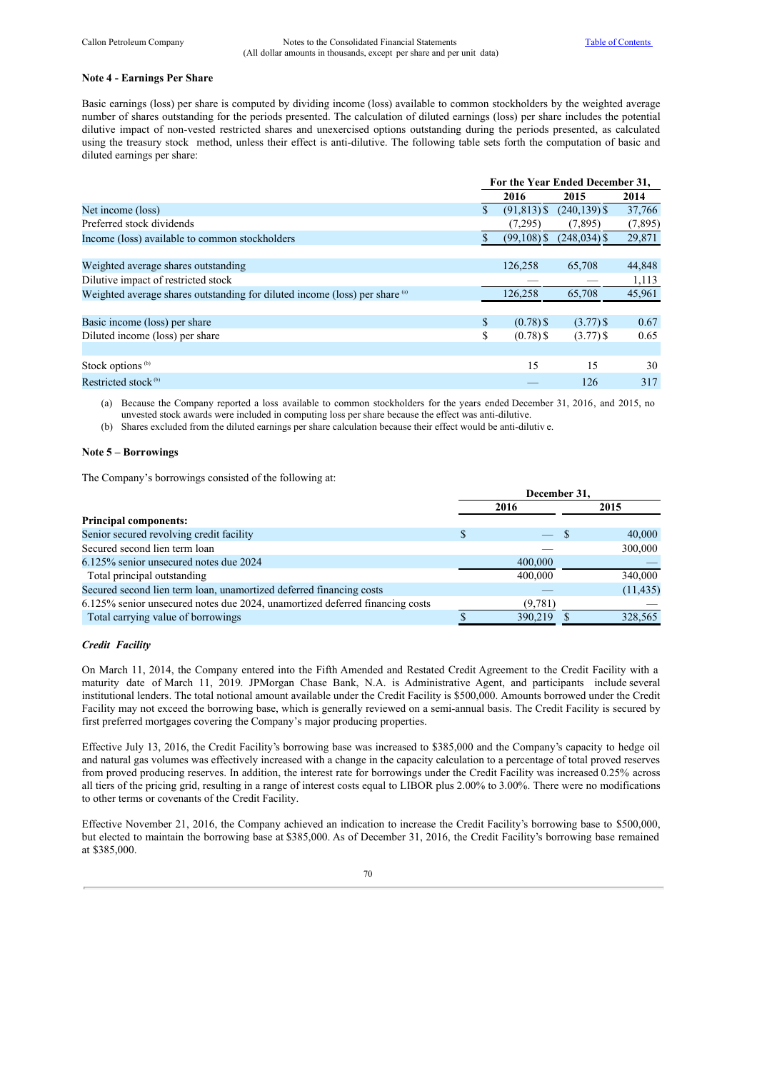### Note 4 - Earnings Per Share

Basic earnings (loss) per share is computed by dividing income (loss) available to common stockholders by the weighted average number of shares outstanding for the periods presented. The calculation of diluted earnings (loss) per share includes the potential dilutive impact of non-vested restricted shares and unexercised options outstanding during the periods presented, as calculated using the treasury stock method, unless their effect is anti-dilutive. The following table sets forth the computation of basic and diluted earnings per share:

| | For the Year Ended December 31, | | |
|---|---|---|---|
| | 2016 | 2015 | 2014 |
| Net income (loss) | $ (91,813) | $ (240,139) | $ 37,766 |
| Preferred stock dividends | (7,295) | (7,895) | (7,895) |
| Income (loss) available to common stockholders | $ (99,108) | $ (248,034) | $ 29,871 |
| | | | |
| Weighted average shares outstanding | 126,258 | 65,708 | 44,848 |
| Dilutive impact of restricted stock | — | — | 1,113 |
| Weighted average shares outstanding for diluted income (loss) per share [(a)] | 126,258 | 65,708 | 45,961 |
| | | | |
| Basic income (loss) per share | $ (0.78) | $ (3.77) | $ 0.67 |
| Diluted income (loss) per share | $ (0.78) | $ (3.77) | $ 0.65 |
| | | | |
| Stock options [(b)] | 15 | 15 | 30 |
| Restricted stock [(b)] | — | 126 | 317 |

(a) Because the Company reported a loss available to common stockholders for the years ended December 31, 2016, and 2015, no unvested stock awards were included in computing loss per share because the effect was anti-dilutive.

(b) Shares excluded from the diluted earnings per share calculation because their effect would be anti-dilutiv e.

### Note 5 – Borrowings

The Company's borrowings consisted of the following at:

| | December 31, | |
|---|---|---|
| | 2016 | 2015 |
| **Principal components:** | | |
| Senior secured revolving credit facility | $ — | $ 40,000 |
| Secured second lien term loan | — | 300,000 |
| 6.125% senior unsecured notes due 2024 | 400,000 | — |
| Total principal outstanding | 400,000 | 340,000 |
| Secured second lien term loan, unamortized deferred financing costs | — | (11,435) |
| 6.125% senior unsecured notes due 2024, unamortized deferred financing costs | (9,781) | — |
| Total carrying value of borrowings | $ 390,219 | $ 328,565 |

#### *Credit Facility*

On March 11, 2014, the Company entered into the Fifth Amended and Restated Credit Agreement to the Credit Facility with a maturity date of March 11, 2019. JPMorgan Chase Bank, N.A. is Administrative Agent, and participants include several institutional lenders. The total notional amount available under the Credit Facility is $500,000. Amounts borrowed under the Credit Facility may not exceed the borrowing base, which is generally reviewed on a semi-annual basis. The Credit Facility is secured by first preferred mortgages covering the Company's major producing properties.

Effective July 13, 2016, the Credit Facility's borrowing base was increased to $385,000 and the Company's capacity to hedge oil and natural gas volumes was effectively increased with a change in the capacity calculation to a percentage of total proved reserves from proved producing reserves. In addition, the interest rate for borrowings under the Credit Facility was increased 0.25% across all tiers of the pricing grid, resulting in a range of interest costs equal to LIBOR plus 2.00% to 3.00%. There were no modifications to other terms or covenants of the Credit Facility.

Effective November 21, 2016, the Company achieved an indication to increase the Credit Facility's borrowing base to $500,000, but elected to maintain the borrowing base at $385,000. As of December 31, 2016, the Credit Facility's borrowing base remained at $385,000.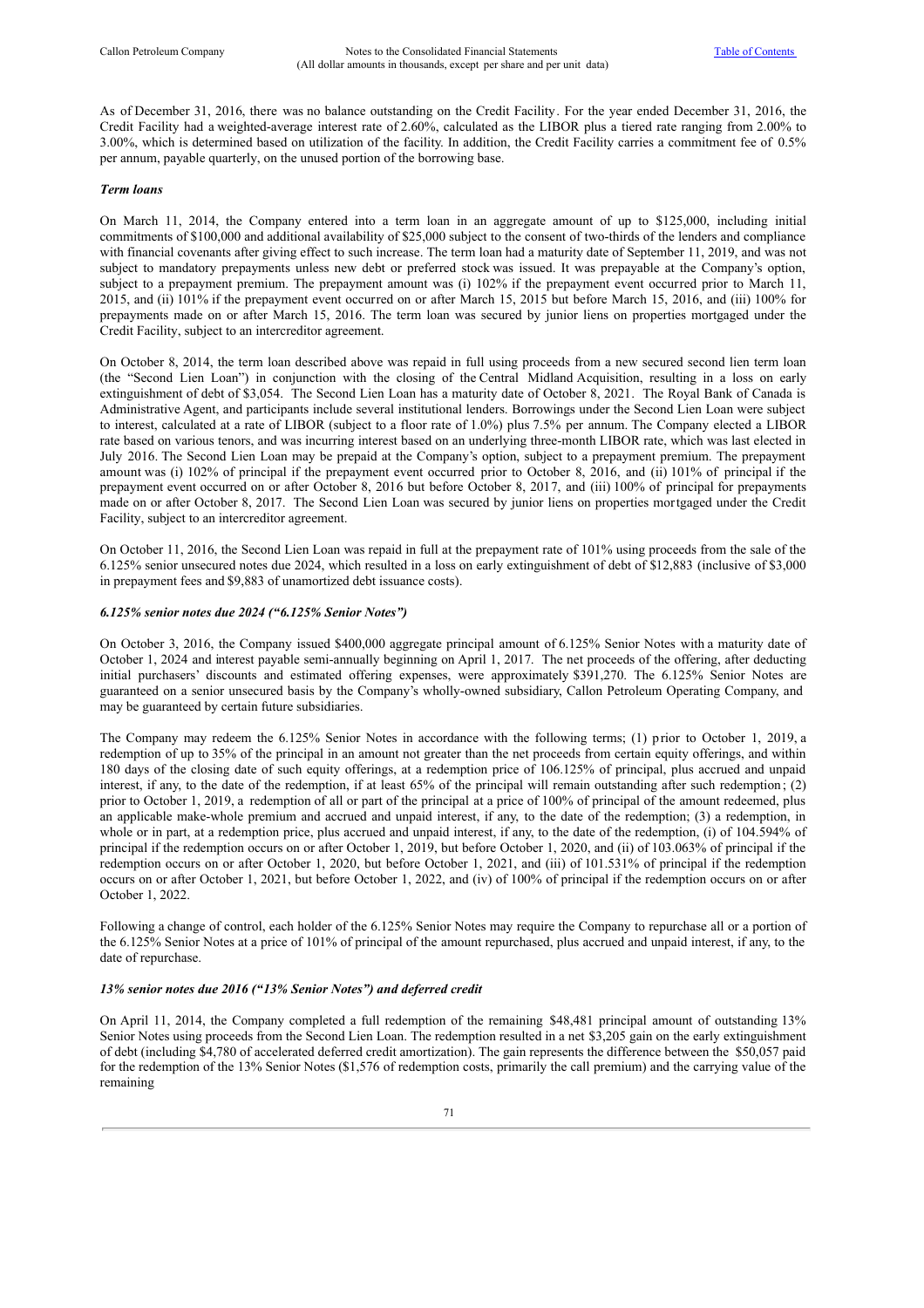As of December 31, 2016, there was no balance outstanding on the Credit Facility. For the year ended December 31, 2016, the Credit Facility had a weighted-average interest rate of 2.60%, calculated as the LIBOR plus a tiered rate ranging from 2.00% to 3.00%, which is determined based on utilization of the facility. In addition, the Credit Facility carries a commitment fee of 0.5% per annum, payable quarterly, on the unused portion of the borrowing base.

***Term loans***

On March 11, 2014, the Company entered into a term loan in an aggregate amount of up to $125,000, including initial commitments of $100,000 and additional availability of $25,000 subject to the consent of two-thirds of the lenders and compliance with financial covenants after giving effect to such increase. The term loan had a maturity date of September 11, 2019, and was not subject to mandatory prepayments unless new debt or preferred stock was issued. It was prepayable at the Company's option, subject to a prepayment premium. The prepayment amount was (i) 102% if the prepayment event occurred prior to March 11, 2015, and (ii) 101% if the prepayment event occurred on or after March 15, 2015 but before March 15, 2016, and (iii) 100% for prepayments made on or after March 15, 2016. The term loan was secured by junior liens on properties mortgaged under the Credit Facility, subject to an intercreditor agreement.

On October 8, 2014, the term loan described above was repaid in full using proceeds from a new secured second lien term loan (the "Second Lien Loan") in conjunction with the closing of the Central Midland Acquisition, resulting in a loss on early extinguishment of debt of $3,054. The Second Lien Loan has a maturity date of October 8, 2021. The Royal Bank of Canada is Administrative Agent, and participants include several institutional lenders. Borrowings under the Second Lien Loan were subject to interest, calculated at a rate of LIBOR (subject to a floor rate of 1.0%) plus 7.5% per annum. The Company elected a LIBOR rate based on various tenors, and was incurring interest based on an underlying three-month LIBOR rate, which was last elected in July 2016. The Second Lien Loan may be prepaid at the Company's option, subject to a prepayment premium. The prepayment amount was (i) 102% of principal if the prepayment event occurred prior to October 8, 2016, and (ii) 101% of principal if the prepayment event occurred on or after October 8, 2016 but before October 8, 2017, and (iii) 100% of principal for prepayments made on or after October 8, 2017. The Second Lien Loan was secured by junior liens on properties mortgaged under the Credit Facility, subject to an intercreditor agreement.

On October 11, 2016, the Second Lien Loan was repaid in full at the prepayment rate of 101% using proceeds from the sale of the 6.125% senior unsecured notes due 2024, which resulted in a loss on early extinguishment of debt of $12,883 (inclusive of $3,000 in prepayment fees and $9,883 of unamortized debt issuance costs).

***6.125% senior notes due 2024 ("6.125% Senior Notes")***

On October 3, 2016, the Company issued $400,000 aggregate principal amount of 6.125% Senior Notes with a maturity date of October 1, 2024 and interest payable semi-annually beginning on April 1, 2017. The net proceeds of the offering, after deducting initial purchasers' discounts and estimated offering expenses, were approximately $391,270. The 6.125% Senior Notes are guaranteed on a senior unsecured basis by the Company's wholly-owned subsidiary, Callon Petroleum Operating Company, and may be guaranteed by certain future subsidiaries.

The Company may redeem the 6.125% Senior Notes in accordance with the following terms; (1) prior to October 1, 2019, a redemption of up to 35% of the principal in an amount not greater than the net proceeds from certain equity offerings, and within 180 days of the closing date of such equity offerings, at a redemption price of 106.125% of principal, plus accrued and unpaid interest, if any, to the date of the redemption, if at least 65% of the principal will remain outstanding after such redemption; (2) prior to October 1, 2019, a redemption of all or part of the principal at a price of 100% of principal of the amount redeemed, plus an applicable make-whole premium and accrued and unpaid interest, if any, to the date of the redemption; (3) a redemption, in whole or in part, at a redemption price, plus accrued and unpaid interest, if any, to the date of the redemption, (i) of 104.594% of principal if the redemption occurs on or after October 1, 2019, but before October 1, 2020, and (ii) of 103.063% of principal if the redemption occurs on or after October 1, 2020, but before October 1, 2021, and (iii) of 101.531% of principal if the redemption occurs on or after October 1, 2021, but before October 1, 2022, and (iv) of 100% of principal if the redemption occurs on or after October 1, 2022.

Following a change of control, each holder of the 6.125% Senior Notes may require the Company to repurchase all or a portion of the 6.125% Senior Notes at a price of 101% of principal of the amount repurchased, plus accrued and unpaid interest, if any, to the date of repurchase.

***13% senior notes due 2016 ("13% Senior Notes") and deferred credit***

On April 11, 2014, the Company completed a full redemption of the remaining $48,481 principal amount of outstanding 13% Senior Notes using proceeds from the Second Lien Loan. The redemption resulted in a net $3,205 gain on the early extinguishment of debt (including $4,780 of accelerated deferred credit amortization). The gain represents the difference between the $50,057 paid for the redemption of the 13% Senior Notes ($1,576 of redemption costs, primarily the call premium) and the carrying value of the remaining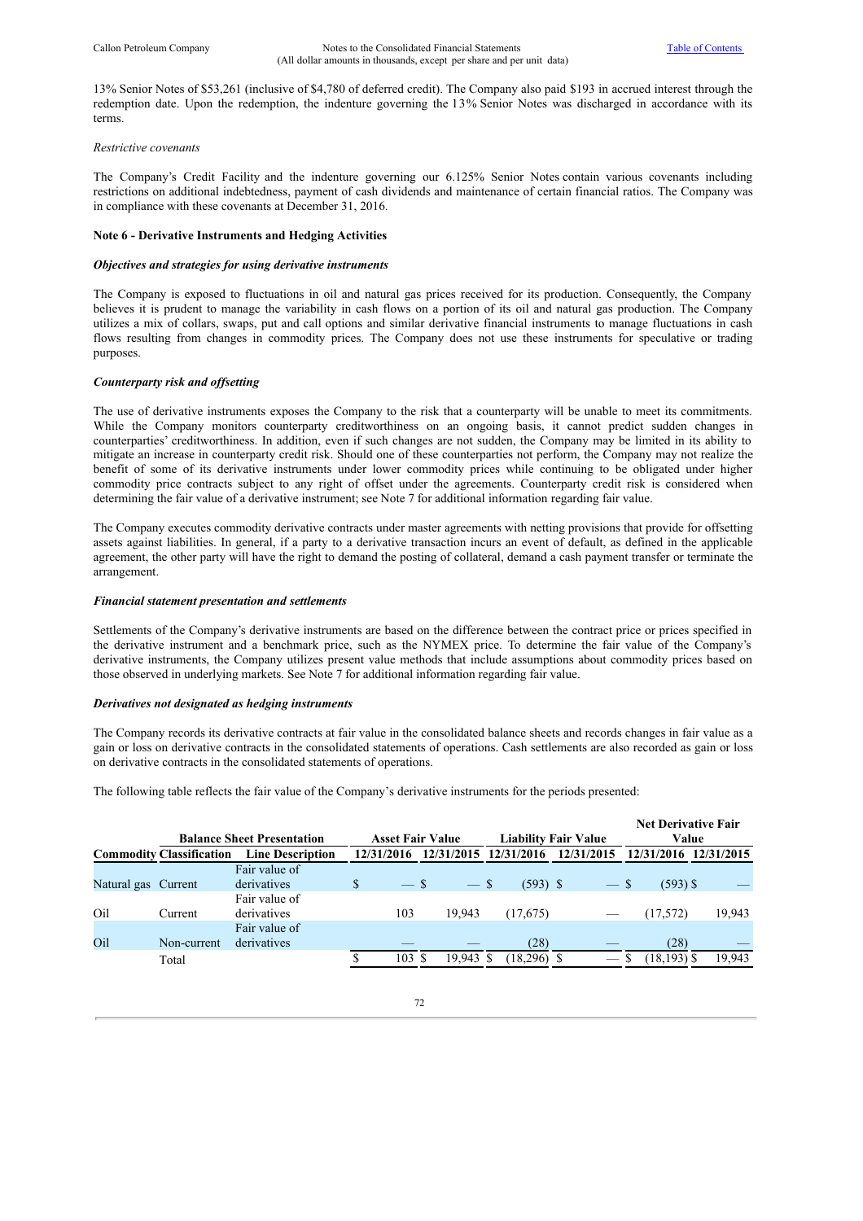13% Senior Notes of $53,261 (inclusive of $4,780 of deferred credit). The Company also paid $193 in accrued interest through the redemption date. Upon the redemption, the indenture governing the 13% Senior Notes was discharged in accordance with its terms.

*Restrictive covenants*

The Company's Credit Facility and the indenture governing our 6.125% Senior Notes contain various covenants including restrictions on additional indebtedness, payment of cash dividends and maintenance of certain financial ratios. The Company was in compliance with these covenants at December 31, 2016.

**Note 6 - Derivative Instruments and Hedging Activities**

***Objectives and strategies for using derivative instruments***

The Company is exposed to fluctuations in oil and natural gas prices received for its production. Consequently, the Company believes it is prudent to manage the variability in cash flows on a portion of its oil and natural gas production. The Company utilizes a mix of collars, swaps, put and call options and similar derivative financial instruments to manage fluctuations in cash flows resulting from changes in commodity prices. The Company does not use these instruments for speculative or trading purposes.

***Counterparty risk and offsetting***

The use of derivative instruments exposes the Company to the risk that a counterparty will be unable to meet its commitments. While the Company monitors counterparty creditworthiness on an ongoing basis, it cannot predict sudden changes in counterparties' creditworthiness. In addition, even if such changes are not sudden, the Company may be limited in its ability to mitigate an increase in counterparty credit risk. Should one of these counterparties not perform, the Company may not realize the benefit of some of its derivative instruments under lower commodity prices while continuing to be obligated under higher commodity price contracts subject to any right of offset under the agreements. Counterparty credit risk is considered when determining the fair value of a derivative instrument; see Note 7 for additional information regarding fair value.

The Company executes commodity derivative contracts under master agreements with netting provisions that provide for offsetting assets against liabilities. In general, if a party to a derivative transaction incurs an event of default, as defined in the applicable agreement, the other party will have the right to demand the posting of collateral, demand a cash payment transfer or terminate the arrangement.

***Financial statement presentation and settlements***

Settlements of the Company's derivative instruments are based on the difference between the contract price or prices specified in the derivative instrument and a benchmark price, such as the NYMEX price. To determine the fair value of the Company's derivative instruments, the Company utilizes present value methods that include assumptions about commodity prices based on those observed in underlying markets. See Note 7 for additional information regarding fair value.

***Derivatives not designated as hedging instruments***

The Company records its derivative contracts at fair value in the consolidated balance sheets and records changes in fair value as a gain or loss on derivative contracts in the consolidated statements of operations. Cash settlements are also recorded as gain or loss on derivative contracts in the consolidated statements of operations.

The following table reflects the fair value of the Company's derivative instruments for the periods presented:

| | Balance Sheet Presentation | | Asset Fair Value | | Liability Fair Value | | Net Derivative Fair Value | |
|---|---|---|---|---|---|---|---|---|
| **Commodity** | **Classification** | **Line Description** | **12/31/2016** | **12/31/2015** | **12/31/2016** | **12/31/2015** | **12/31/2016** | **12/31/2015** |
| Natural gas | Current | Fair value of derivatives | $ — | $ — | $ (593) | $ — | $ (593) | $ — |
| Oil | Current | Fair value of derivatives | 103 | 19,943 | (17,675) | — | (17,572) | 19,943 |
| Oil | Non-current | Fair value of derivatives | — | — | (28) | — | (28) | — |
| | Total | | $ 103 | $ 19,943 | $ (18,296) | $ — | $ (18,193) | $ 19,943 |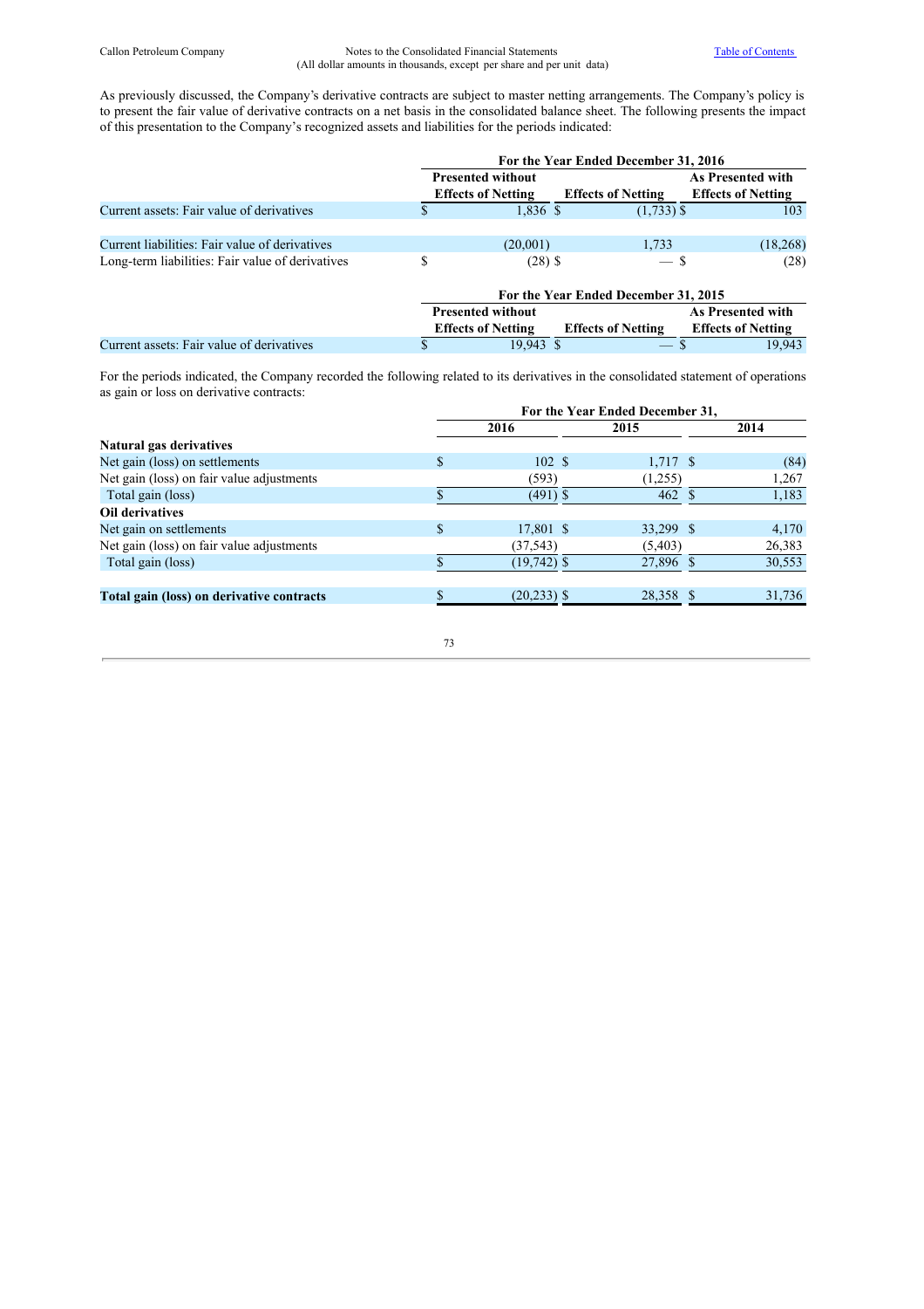As previously discussed, the Company's derivative contracts are subject to master netting arrangements. The Company's policy is to present the fair value of derivative contracts on a net basis in the consolidated balance sheet. The following presents the impact of this presentation to the Company's recognized assets and liabilities for the periods indicated:

| | For the Year Ended December 31, 2016 | | |
|---|---|---|---|
| | Presented without Effects of Netting | Effects of Netting | As Presented with Effects of Netting |
| Current assets: Fair value of derivatives | $ 1,836 | $ (1,733) | $ 103 |
| Current liabilities: Fair value of derivatives | (20,001) | 1,733 | (18,268) |
| Long-term liabilities: Fair value of derivatives | $ (28) | $ — | $ (28) |

| | For the Year Ended December 31, 2015 | | |
|---|---|---|---|
| | Presented without Effects of Netting | Effects of Netting | As Presented with Effects of Netting |
| Current assets: Fair value of derivatives | $ 19,943 | $ — | $ 19,943 |

For the periods indicated, the Company recorded the following related to its derivatives in the consolidated statement of operations as gain or loss on derivative contracts:

| | For the Year Ended December 31, | | |
|---|---|---|---|
| | 2016 | 2015 | 2014 |
| **Natural gas derivatives** | | | |
| Net gain (loss) on settlements | $ 102 | $ 1,717 | $ (84) |
| Net gain (loss) on fair value adjustments | (593) | (1,255) | 1,267 |
| Total gain (loss) | $ (491) | $ 462 | $ 1,183 |
| **Oil derivatives** | | | |
| Net gain on settlements | $ 17,801 | $ 33,299 | $ 4,170 |
| Net gain (loss) on fair value adjustments | (37,543) | (5,403) | 26,383 |
| Total gain (loss) | $ (19,742) | $ 27,896 | $ 30,553 |
| **Total gain (loss) on derivative contracts** | $ (20,233) | $ 28,358 | $ 31,736 |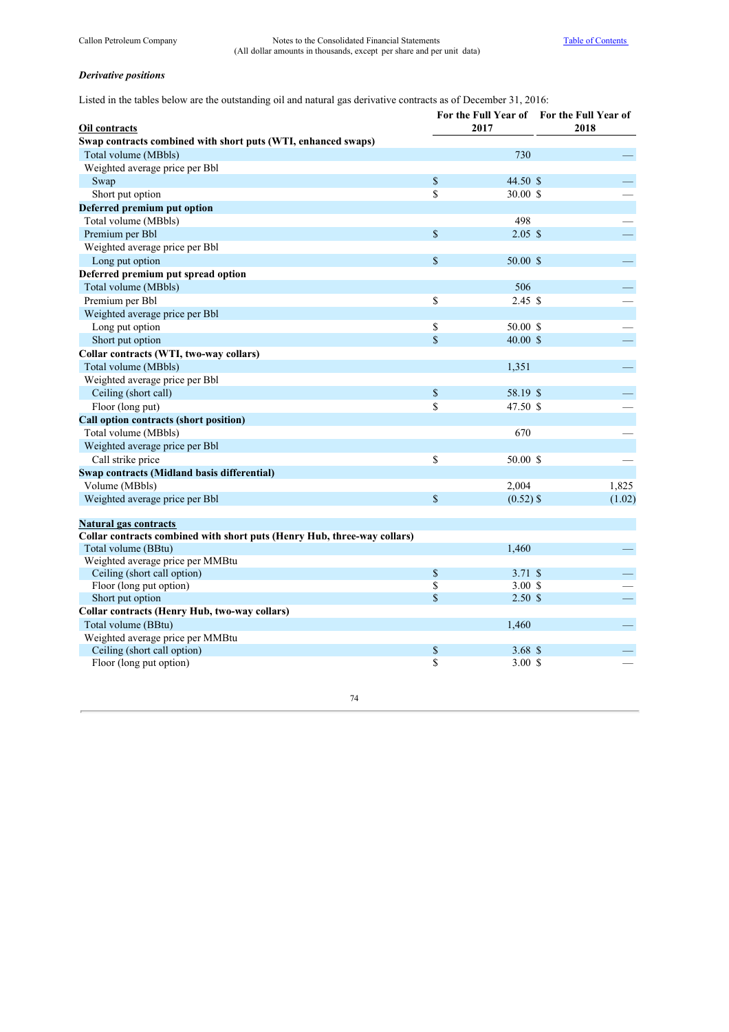***Derivative positions***

Listed in the tables below are the outstanding oil and natural gas derivative contracts as of December 31, 2016:

| Oil contracts | For the Full Year of 2017 | For the Full Year of 2018 |
|---|---|---|
| **Swap contracts combined with short puts (WTI, enhanced swaps)** | | |
| Total volume (MBbls) | 730 | — |
| Weighted average price per Bbl | | |
| Swap | $ 44.50 | $ — |
| Short put option | $ 30.00 | $ — |
| **Deferred premium put option** | | |
| Total volume (MBbls) | 498 | — |
| Premium per Bbl | $ 2.05 | $ — |
| Weighted average price per Bbl | | |
| Long put option | $ 50.00 | $ — |
| **Deferred premium put spread option** | | |
| Total volume (MBbls) | 506 | — |
| Premium per Bbl | $ 2.45 | $ — |
| Weighted average price per Bbl | | |
| Long put option | $ 50.00 | $ — |
| Short put option | $ 40.00 | $ — |
| **Collar contracts (WTI, two-way collars)** | | |
| Total volume (MBbls) | 1,351 | — |
| Weighted average price per Bbl | | |
| Ceiling (short call) | $ 58.19 | $ — |
| Floor (long put) | $ 47.50 | $ — |
| **Call option contracts (short position)** | | |
| Total volume (MBbls) | 670 | — |
| Weighted average price per Bbl | | |
| Call strike price | $ 50.00 | $ — |
| **Swap contracts (Midland basis differential)** | | |
| Volume (MBbls) | 2,004 | 1,825 |
| Weighted average price per Bbl | $ (0.52) | $ (1.02) |
| | | |
| **Natural gas contracts** | | |
| **Collar contracts combined with short puts (Henry Hub, three-way collars)** | | |
| Total volume (BBtu) | 1,460 | — |
| Weighted average price per MMBtu | | |
| Ceiling (short call option) | $ 3.71 | $ — |
| Floor (long put option) | $ 3.00 | $ — |
| Short put option | $ 2.50 | $ — |
| **Collar contracts (Henry Hub, two-way collars)** | | |
| Total volume (BBtu) | 1,460 | — |
| Weighted average price per MMBtu | | |
| Ceiling (short call option) | $ 3.68 | $ — |
| Floor (long put option) | $ 3.00 | $ — |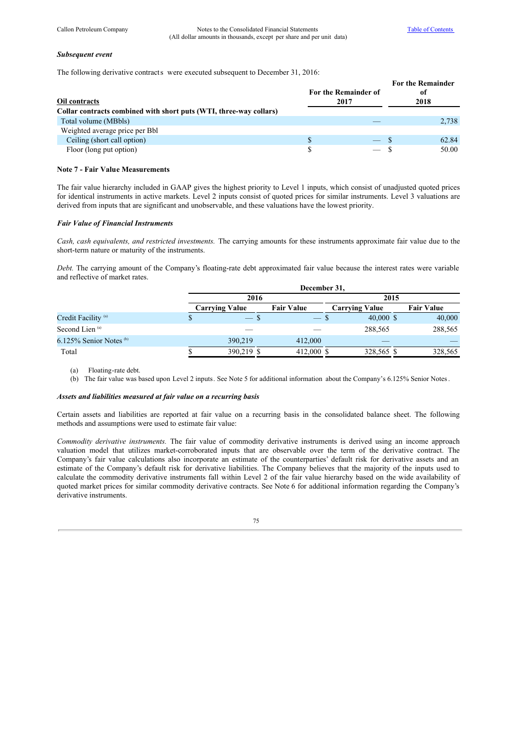***Subsequent event***

The following derivative contracts were executed subsequent to December 31, 2016:

| **Oil contracts** | **For the Remainder of 2017** | **For the Remainder of 2018** |
|---|---|---|
| **Collar contracts combined with short puts (WTI, three-way collars)** | | |
| Total volume (MBbls) | — | 2,738 |
| Weighted average price per Bbl | | |
| Ceiling (short call option) | $ — | $ 62.84 |
| Floor (long put option) | $ — | $ 50.00 |

**Note 7 - Fair Value Measurements**

The fair value hierarchy included in GAAP gives the highest priority to Level 1 inputs, which consist of unadjusted quoted prices for identical instruments in active markets. Level 2 inputs consist of quoted prices for similar instruments. Level 3 valuations are derived from inputs that are significant and unobservable, and these valuations have the lowest priority.

***Fair Value of Financial Instruments***

*Cash, cash equivalents, and restricted investments.* The carrying amounts for these instruments approximate fair value due to the short-term nature or maturity of the instruments.

*Debt.* The carrying amount of the Company's floating-rate debt approximated fair value because the interest rates were variable and reflective of market rates.

| | **December 31,** | | | |
|---|---|---|---|---|
| | **2016** | | **2015** | |
| | **Carrying Value** | **Fair Value** | **Carrying Value** | **Fair Value** |
| Credit Facility [(a)] | $ — | $ — | $ 40,000 | $ 40,000 |
| Second Lien [(a)] | — | — | 288,565 | 288,565 |
| 6.125% Senior Notes [(b)] | 390,219 | 412,000 | — | — |
| Total | $ 390,219 | $ 412,000 | $ 328,565 | $ 328,565 |

(a) Floating-rate debt.

(b) The fair value was based upon Level 2 inputs. See Note 5 for additional information about the Company's 6.125% Senior Notes.

***Assets and liabilities measured at fair value on a recurring basis***

Certain assets and liabilities are reported at fair value on a recurring basis in the consolidated balance sheet. The following methods and assumptions were used to estimate fair value:

*Commodity derivative instruments.* The fair value of commodity derivative instruments is derived using an income approach valuation model that utilizes market-corroborated inputs that are observable over the term of the derivative contract. The Company's fair value calculations also incorporate an estimate of the counterparties' default risk for derivative assets and an estimate of the Company's default risk for derivative liabilities. The Company believes that the majority of the inputs used to calculate the commodity derivative instruments fall within Level 2 of the fair value hierarchy based on the wide availability of quoted market prices for similar commodity derivative contracts. See Note 6 for additional information regarding the Company's derivative instruments.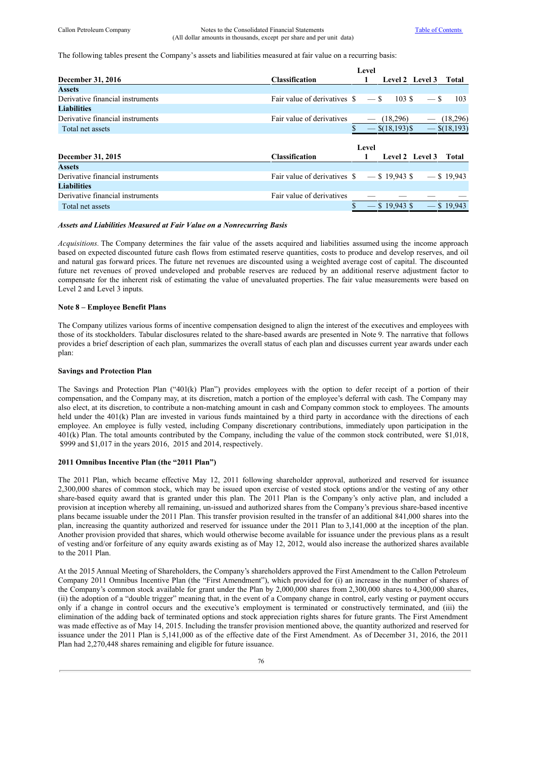The following tables present the Company's assets and liabilities measured at fair value on a recurring basis:

| December 31, 2016 | Classification | Level 1 | Level 2 | Level 3 | Total |
|---|---|---|---|---|---|
| **Assets** | | | | | |
| Derivative financial instruments | Fair value of derivatives | $ — | $ 103 | $ — | $ 103 |
| **Liabilities** | | | | | |
| Derivative financial instruments | Fair value of derivatives | — | (18,296) | — | (18,296) |
| Total net assets | | $ — | $(18,193) | $ — | $(18,193) |

| December 31, 2015 | Classification | Level 1 | Level 2 | Level 3 | Total |
|---|---|---|---|---|---|
| **Assets** | | | | | |
| Derivative financial instruments | Fair value of derivatives | $ — | $ 19,943 | $ — | $ 19,943 |
| **Liabilities** | | | | | |
| Derivative financial instruments | Fair value of derivatives | — | — | — | — |
| Total net assets | | $ — | $ 19,943 | $ — | $ 19,943 |

***Assets and Liabilities Measured at Fair Value on a Nonrecurring Basis***

*Acquisitions.* The Company determines the fair value of the assets acquired and liabilities assumed using the income approach based on expected discounted future cash flows from estimated reserve quantities, costs to produce and develop reserves, and oil and natural gas forward prices. The future net revenues are discounted using a weighted average cost of capital. The discounted future net revenues of proved undeveloped and probable reserves are reduced by an additional reserve adjustment factor to compensate for the inherent risk of estimating the value of unevaluated properties. The fair value measurements were based on Level 2 and Level 3 inputs.

**Note 8 – Employee Benefit Plans**

The Company utilizes various forms of incentive compensation designed to align the interest of the executives and employees with those of its stockholders. Tabular disclosures related to the share-based awards are presented in Note 9. The narrative that follows provides a brief description of each plan, summarizes the overall status of each plan and discusses current year awards under each plan:

**Savings and Protection Plan**

The Savings and Protection Plan ("401(k) Plan") provides employees with the option to defer receipt of a portion of their compensation, and the Company may, at its discretion, match a portion of the employee's deferral with cash. The Company may also elect, at its discretion, to contribute a non-matching amount in cash and Company common stock to employees. The amounts held under the 401(k) Plan are invested in various funds maintained by a third party in accordance with the directions of each employee. An employee is fully vested, including Company discretionary contributions, immediately upon participation in the 401(k) Plan. The total amounts contributed by the Company, including the value of the common stock contributed, were $1,018, $999 and $1,017 in the years 2016, 2015 and 2014, respectively.

**2011 Omnibus Incentive Plan (the "2011 Plan")**

The 2011 Plan, which became effective May 12, 2011 following shareholder approval, authorized and reserved for issuance 2,300,000 shares of common stock, which may be issued upon exercise of vested stock options and/or the vesting of any other share-based equity award that is granted under this plan. The 2011 Plan is the Company's only active plan, and included a provision at inception whereby all remaining, un-issued and authorized shares from the Company's previous share-based incentive plans became issuable under the 2011 Plan. This transfer provision resulted in the transfer of an additional 841,000 shares into the plan, increasing the quantity authorized and reserved for issuance under the 2011 Plan to 3,141,000 at the inception of the plan. Another provision provided that shares, which would otherwise become available for issuance under the previous plans as a result of vesting and/or forfeiture of any equity awards existing as of May 12, 2012, would also increase the authorized shares available to the 2011 Plan.

At the 2015 Annual Meeting of Shareholders, the Company's shareholders approved the First Amendment to the Callon Petroleum Company 2011 Omnibus Incentive Plan (the "First Amendment"), which provided for (i) an increase in the number of shares of the Company's common stock available for grant under the Plan by 2,000,000 shares from 2,300,000 shares to 4,300,000 shares, (ii) the adoption of a "double trigger" meaning that, in the event of a Company change in control, early vesting or payment occurs only if a change in control occurs and the executive's employment is terminated or constructively terminated, and (iii) the elimination of the adding back of terminated options and stock appreciation rights shares for future grants. The First Amendment was made effective as of May 14, 2015. Including the transfer provision mentioned above, the quantity authorized and reserved for issuance under the 2011 Plan is 5,141,000 as of the effective date of the First Amendment. As of December 31, 2016, the 2011 Plan had 2,270,448 shares remaining and eligible for future issuance.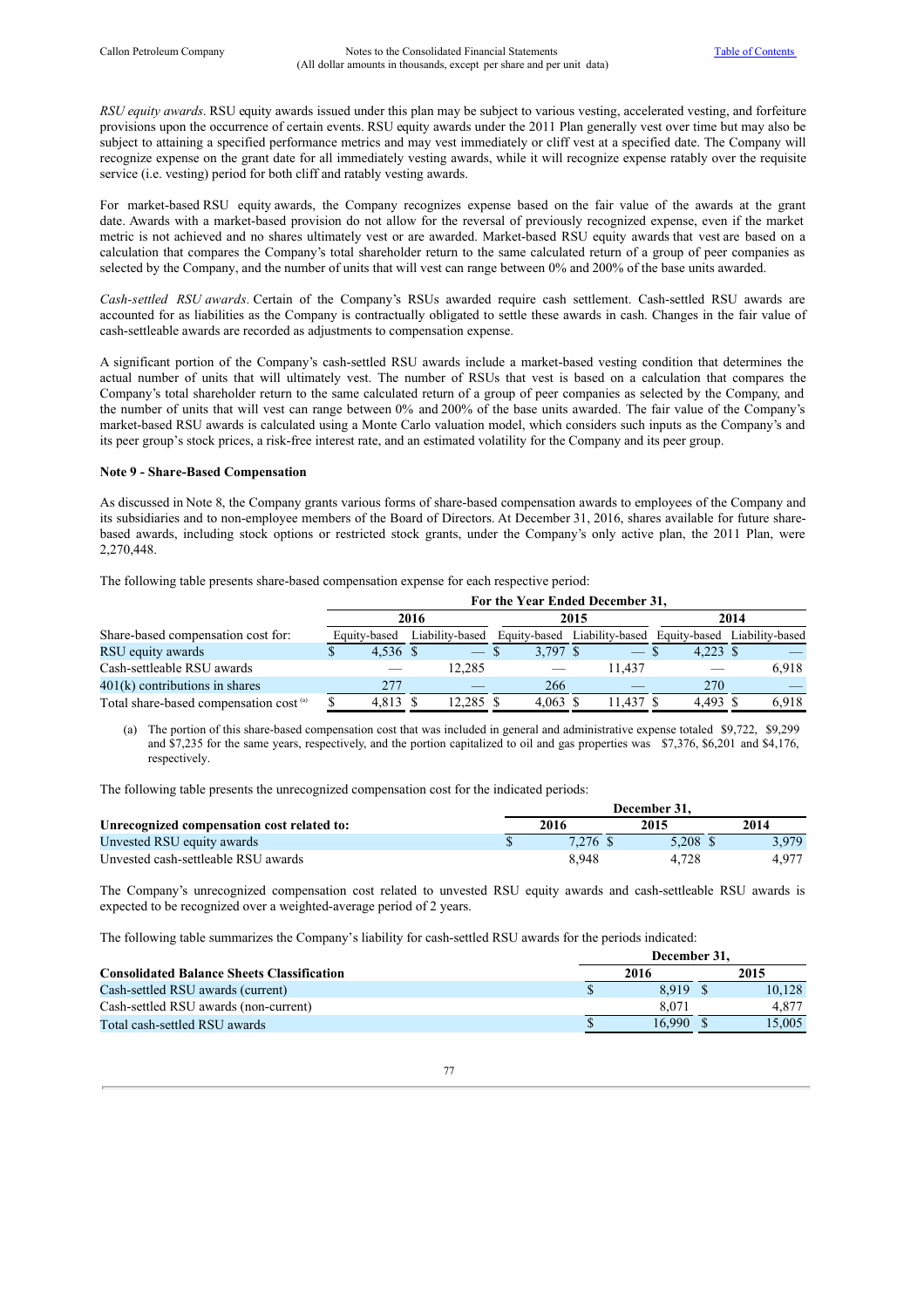*RSU equity awards*. RSU equity awards issued under this plan may be subject to various vesting, accelerated vesting, and forfeiture provisions upon the occurrence of certain events. RSU equity awards under the 2011 Plan generally vest over time but may also be subject to attaining a specified performance metrics and may vest immediately or cliff vest at a specified date. The Company will recognize expense on the grant date for all immediately vesting awards, while it will recognize expense ratably over the requisite service (i.e. vesting) period for both cliff and ratably vesting awards.

For market-based RSU equity awards, the Company recognizes expense based on the fair value of the awards at the grant date. Awards with a market-based provision do not allow for the reversal of previously recognized expense, even if the market metric is not achieved and no shares ultimately vest or are awarded. Market-based RSU equity awards that vest are based on a calculation that compares the Company's total shareholder return to the same calculated return of a group of peer companies as selected by the Company, and the number of units that will vest can range between 0% and 200% of the base units awarded.

*Cash-settled RSU awards*. Certain of the Company's RSUs awarded require cash settlement. Cash-settled RSU awards are accounted for as liabilities as the Company is contractually obligated to settle these awards in cash. Changes in the fair value of cash-settleable awards are recorded as adjustments to compensation expense.

A significant portion of the Company's cash-settled RSU awards include a market-based vesting condition that determines the actual number of units that will ultimately vest. The number of RSUs that vest is based on a calculation that compares the Company's total shareholder return to the same calculated return of a group of peer companies as selected by the Company, and the number of units that will vest can range between 0% and 200% of the base units awarded. The fair value of the Company's market-based RSU awards is calculated using a Monte Carlo valuation model, which considers such inputs as the Company's and its peer group's stock prices, a risk-free interest rate, and an estimated volatility for the Company and its peer group.

**Note 9 - Share-Based Compensation**

As discussed in Note 8, the Company grants various forms of share-based compensation awards to employees of the Company and its subsidiaries and to non-employee members of the Board of Directors. At December 31, 2016, shares available for future share-based awards, including stock options or restricted stock grants, under the Company's only active plan, the 2011 Plan, were 2,270,448.

The following table presents share-based compensation expense for each respective period:

| | For the Year Ended December 31, | | | | | |
|---|---|---|---|---|---|---|
| | 2016 | | 2015 | | 2014 | |
| Share-based compensation cost for: | Equity-based | Liability-based | Equity-based | Liability-based | Equity-based | Liability-based |
| RSU equity awards | $ 4,536 | $ — | $ 3,797 | $ — | $ 4,223 | $ — |
| Cash-settleable RSU awards | — | 12,285 | — | 11,437 | — | 6,918 |
| 401(k) contributions in shares | 277 | — | 266 | — | 270 | — |
| Total share-based compensation cost [(a)] | $ 4,813 | $ 12,285 | $ 4,063 | $ 11,437 | $ 4,493 | $ 6,918 |

(a) The portion of this share-based compensation cost that was included in general and administrative expense totaled $9,722, $9,299 and $7,235 for the same years, respectively, and the portion capitalized to oil and gas properties was $7,376, $6,201 and $4,176, respectively.

The following table presents the unrecognized compensation cost for the indicated periods:

| | December 31, | | |
|---|---|---|---|
| Unrecognized compensation cost related to: | 2016 | 2015 | 2014 |
| Unvested RSU equity awards | $ 7,276 | $ 5,208 | $ 3,979 |
| Unvested cash-settleable RSU awards | 8,948 | 4,728 | 4,977 |

The Company's unrecognized compensation cost related to unvested RSU equity awards and cash-settleable RSU awards is expected to be recognized over a weighted-average period of 2 years.

The following table summarizes the Company's liability for cash-settled RSU awards for the periods indicated:

| | December 31, | |
|---|---|---|
| Consolidated Balance Sheets Classification | 2016 | 2015 |
| Cash-settled RSU awards (current) | $ 8,919 | $ 10,128 |
| Cash-settled RSU awards (non-current) | 8,071 | 4,877 |
| Total cash-settled RSU awards | $ 16,990 | $ 15,005 |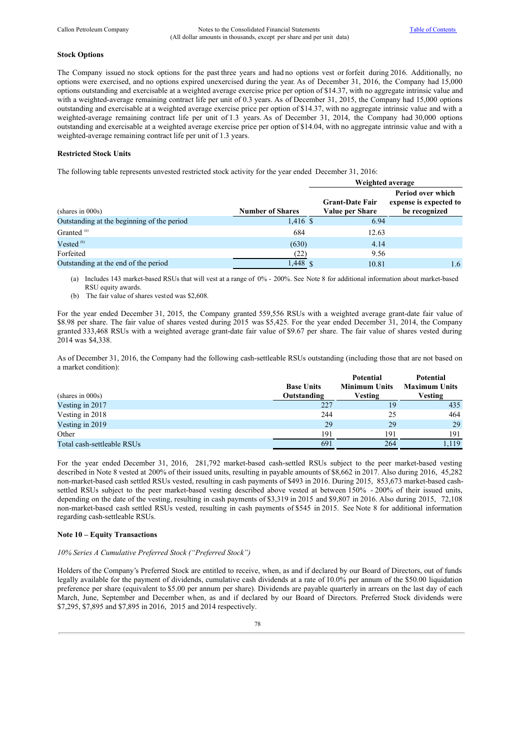### Stock Options

The Company issued no stock options for the past three years and had no options vest or forfeit during 2016. Additionally, no options were exercised, and no options expired unexercised during the year. As of December 31, 2016, the Company had 15,000 options outstanding and exercisable at a weighted average exercise price per option of $14.37, with no aggregate intrinsic value and with a weighted-average remaining contract life per unit of 0.3 years. As of December 31, 2015, the Company had 15,000 options outstanding and exercisable at a weighted average exercise price per option of $14.37, with no aggregate intrinsic value and with a weighted-average remaining contract life per unit of 1.3 years. As of December 31, 2014, the Company had 30,000 options outstanding and exercisable at a weighted average exercise price per option of $14.04, with no aggregate intrinsic value and with a weighted-average remaining contract life per unit of 1.3 years.

### Restricted Stock Units

The following table represents unvested restricted stock activity for the year ended December 31, 2016:

| | | Weighted average | |
|---|---|---|---|
| (shares in 000s) | **Number of Shares** | **Grant-Date Fair Value per Share** | **Period over which expense is expected to be recognized** |
| Outstanding at the beginning of the period | 1,416 | $ 6.94 | |
| Granted [(a)] | 684 | 12.63 | |
| Vested [(b)] | (630) | 4.14 | |
| Forfeited | (22) | 9.56 | |
| Outstanding at the end of the period | 1,448 | $ 10.81 | 1.6 |

(a) Includes 143 market-based RSUs that will vest at a range of 0% - 200%. See Note 8 for additional information about market-based RSU equity awards.

(b) The fair value of shares vested was $2,608.

For the year ended December 31, 2015, the Company granted 559,556 RSUs with a weighted average grant-date fair value of $8.98 per share. The fair value of shares vested during 2015 was $5,425. For the year ended December 31, 2014, the Company granted 333,468 RSUs with a weighted average grant-date fair value of $9.67 per share. The fair value of shares vested during 2014 was $4,338.

As of December 31, 2016, the Company had the following cash-settleable RSUs outstanding (including those that are not based on a market condition):

| (shares in 000s) | **Base Units Outstanding** | **Potential Minimum Units Vesting** | **Potential Maximum Units Vesting** |
|---|---|---|---|
| Vesting in 2017 | 227 | 19 | 435 |
| Vesting in 2018 | 244 | 25 | 464 |
| Vesting in 2019 | 29 | 29 | 29 |
| Other | 191 | 191 | 191 |
| Total cash-settleable RSUs | 691 | 264 | 1,119 |

For the year ended December 31, 2016, 281,792 market-based cash-settled RSUs subject to the peer market-based vesting described in Note 8 vested at 200% of their issued units, resulting in payable amounts of $8,662 in 2017. Also during 2016, 45,282 non-market-based cash settled RSUs vested, resulting in cash payments of $493 in 2016. During 2015, 853,673 market-based cash-settled RSUs subject to the peer market-based vesting described above vested at between 150% - 200% of their issued units, depending on the date of the vesting, resulting in cash payments of $3,319 in 2015 and $9,807 in 2016. Also during 2015, 72,108 non-market-based cash settled RSUs vested, resulting in cash payments of $545 in 2015. See Note 8 for additional information regarding cash-settleable RSUs.

## Note 10 – Equity Transactions

*10% Series A Cumulative Preferred Stock ("Preferred Stock")*

Holders of the Company's Preferred Stock are entitled to receive, when, as and if declared by our Board of Directors, out of funds legally available for the payment of dividends, cumulative cash dividends at a rate of 10.0% per annum of the $50.00 liquidation preference per share (equivalent to $5.00 per annum per share). Dividends are payable quarterly in arrears on the last day of each March, June, September and December when, as and if declared by our Board of Directors. Preferred Stock dividends were $7,295, $7,895 and $7,895 in 2016, 2015 and 2014 respectively.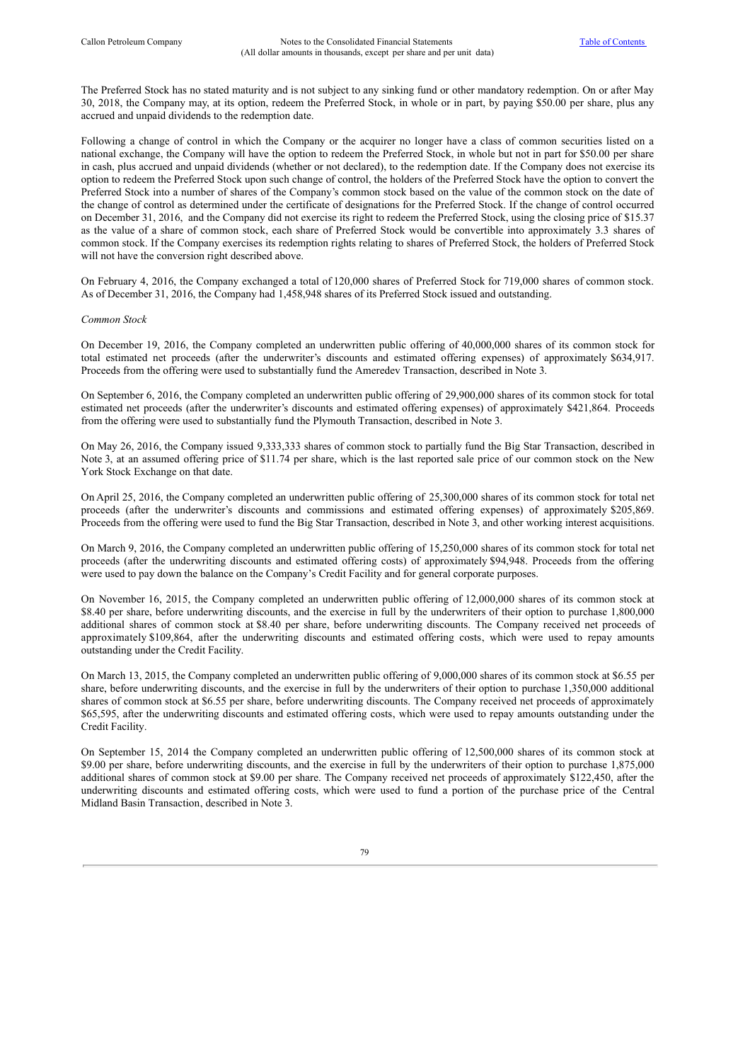The Preferred Stock has no stated maturity and is not subject to any sinking fund or other mandatory redemption. On or after May 30, 2018, the Company may, at its option, redeem the Preferred Stock, in whole or in part, by paying $50.00 per share, plus any accrued and unpaid dividends to the redemption date.

Following a change of control in which the Company or the acquirer no longer have a class of common securities listed on a national exchange, the Company will have the option to redeem the Preferred Stock, in whole but not in part for $50.00 per share in cash, plus accrued and unpaid dividends (whether or not declared), to the redemption date. If the Company does not exercise its option to redeem the Preferred Stock upon such change of control, the holders of the Preferred Stock have the option to convert the Preferred Stock into a number of shares of the Company's common stock based on the value of the common stock on the date of the change of control as determined under the certificate of designations for the Preferred Stock. If the change of control occurred on December 31, 2016, and the Company did not exercise its right to redeem the Preferred Stock, using the closing price of $15.37 as the value of a share of common stock, each share of Preferred Stock would be convertible into approximately 3.3 shares of common stock. If the Company exercises its redemption rights relating to shares of Preferred Stock, the holders of Preferred Stock will not have the conversion right described above.

On February 4, 2016, the Company exchanged a total of 120,000 shares of Preferred Stock for 719,000 shares of common stock. As of December 31, 2016, the Company had 1,458,948 shares of its Preferred Stock issued and outstanding.

*Common Stock*

On December 19, 2016, the Company completed an underwritten public offering of 40,000,000 shares of its common stock for total estimated net proceeds (after the underwriter's discounts and estimated offering expenses) of approximately $634,917. Proceeds from the offering were used to substantially fund the Ameredev Transaction, described in Note 3.

On September 6, 2016, the Company completed an underwritten public offering of 29,900,000 shares of its common stock for total estimated net proceeds (after the underwriter's discounts and estimated offering expenses) of approximately $421,864. Proceeds from the offering were used to substantially fund the Plymouth Transaction, described in Note 3.

On May 26, 2016, the Company issued 9,333,333 shares of common stock to partially fund the Big Star Transaction, described in Note 3, at an assumed offering price of $11.74 per share, which is the last reported sale price of our common stock on the New York Stock Exchange on that date.

On April 25, 2016, the Company completed an underwritten public offering of 25,300,000 shares of its common stock for total net proceeds (after the underwriter's discounts and commissions and estimated offering expenses) of approximately $205,869. Proceeds from the offering were used to fund the Big Star Transaction, described in Note 3, and other working interest acquisitions.

On March 9, 2016, the Company completed an underwritten public offering of 15,250,000 shares of its common stock for total net proceeds (after the underwriting discounts and estimated offering costs) of approximately $94,948. Proceeds from the offering were used to pay down the balance on the Company's Credit Facility and for general corporate purposes.

On November 16, 2015, the Company completed an underwritten public offering of 12,000,000 shares of its common stock at $8.40 per share, before underwriting discounts, and the exercise in full by the underwriters of their option to purchase 1,800,000 additional shares of common stock at $8.40 per share, before underwriting discounts. The Company received net proceeds of approximately $109,864, after the underwriting discounts and estimated offering costs, which were used to repay amounts outstanding under the Credit Facility.

On March 13, 2015, the Company completed an underwritten public offering of 9,000,000 shares of its common stock at $6.55 per share, before underwriting discounts, and the exercise in full by the underwriters of their option to purchase 1,350,000 additional shares of common stock at $6.55 per share, before underwriting discounts. The Company received net proceeds of approximately $65,595, after the underwriting discounts and estimated offering costs, which were used to repay amounts outstanding under the Credit Facility.

On September 15, 2014 the Company completed an underwritten public offering of 12,500,000 shares of its common stock at $9.00 per share, before underwriting discounts, and the exercise in full by the underwriters of their option to purchase 1,875,000 additional shares of common stock at $9.00 per share. The Company received net proceeds of approximately $122,450, after the underwriting discounts and estimated offering costs, which were used to fund a portion of the purchase price of the Central Midland Basin Transaction, described in Note 3.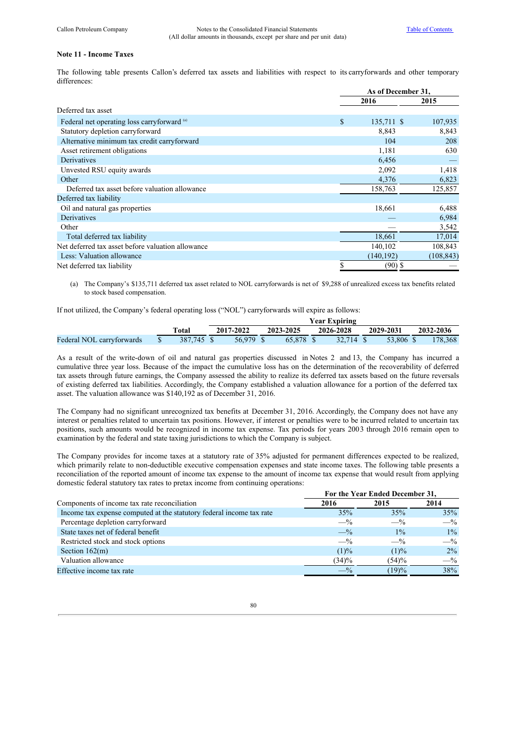### Note 11 - Income Taxes

The following table presents Callon's deferred tax assets and liabilities with respect to its carryforwards and other temporary differences:

| | As of December 31, | |
|---|---|---|
| | 2016 | 2015 |
| Deferred tax asset | | |
| Federal net operating loss carryforward [(a)] | $ 135,711 | $ 107,935 |
| Statutory depletion carryforward | 8,843 | 8,843 |
| Alternative minimum tax credit carryforward | 104 | 208 |
| Asset retirement obligations | 1,181 | 630 |
| Derivatives | 6,456 | — |
| Unvested RSU equity awards | 2,092 | 1,418 |
| Other | 4,376 | 6,823 |
| Deferred tax asset before valuation allowance | 158,763 | 125,857 |
| Deferred tax liability | | |
| Oil and natural gas properties | 18,661 | 6,488 |
| Derivatives | — | 6,984 |
| Other | — | 3,542 |
| Total deferred tax liability | 18,661 | 17,014 |
| Net deferred tax asset before valuation allowance | 140,102 | 108,843 |
| Less: Valuation allowance | (140,192) | (108,843) |
| Net deferred tax liability | $ (90) | $ — |

(a) The Company's $135,711 deferred tax asset related to NOL carryforwards is net of $9,288 of unrealized excess tax benefits related to stock based compensation.

If not utilized, the Company's federal operating loss ("NOL") carryforwards will expire as follows:

| | | Year Expiring | | | | |
|---|---|---|---|---|---|---|
| | Total | 2017-2022 | 2023-2025 | 2026-2028 | 2029-2031 | 2032-2036 |
| Federal NOL carryforwards | $ 387,745 | $ 56,979 | $ 65,878 | $ 32,714 | $ 53,806 | $ 178,368 |

As a result of the write-down of oil and natural gas properties discussed in Notes 2 and 13, the Company has incurred a cumulative three year loss. Because of the impact the cumulative loss has on the determination of the recoverability of deferred tax assets through future earnings, the Company assessed the ability to realize its deferred tax assets based on the future reversals of existing deferred tax liabilities. Accordingly, the Company established a valuation allowance for a portion of the deferred tax asset. The valuation allowance was $140,192 as of December 31, 2016.

The Company had no significant unrecognized tax benefits at December 31, 2016. Accordingly, the Company does not have any interest or penalties related to uncertain tax positions. However, if interest or penalties were to be incurred related to uncertain tax positions, such amounts would be recognized in income tax expense. Tax periods for years 2003 through 2016 remain open to examination by the federal and state taxing jurisdictions to which the Company is subject.

The Company provides for income taxes at a statutory rate of 35% adjusted for permanent differences expected to be realized, which primarily relate to non-deductible executive compensation expenses and state income taxes. The following table presents a reconciliation of the reported amount of income tax expense to the amount of income tax expense that would result from applying domestic federal statutory tax rates to pretax income from continuing operations:

| | For the Year Ended December 31, | | |
|---|---|---|---|
| Components of income tax rate reconciliation | 2016 | 2015 | 2014 |
| Income tax expense computed at the statutory federal income tax rate | 35% | 35% | 35% |
| Percentage depletion carryforward | —% | —% | —% |
| State taxes net of federal benefit | —% | 1% | 1% |
| Restricted stock and stock options | —% | —% | —% |
| Section 162(m) | (1)% | (1)% | 2% |
| Valuation allowance | (34)% | (54)% | —% |
| Effective income tax rate | —% | (19)% | 38% |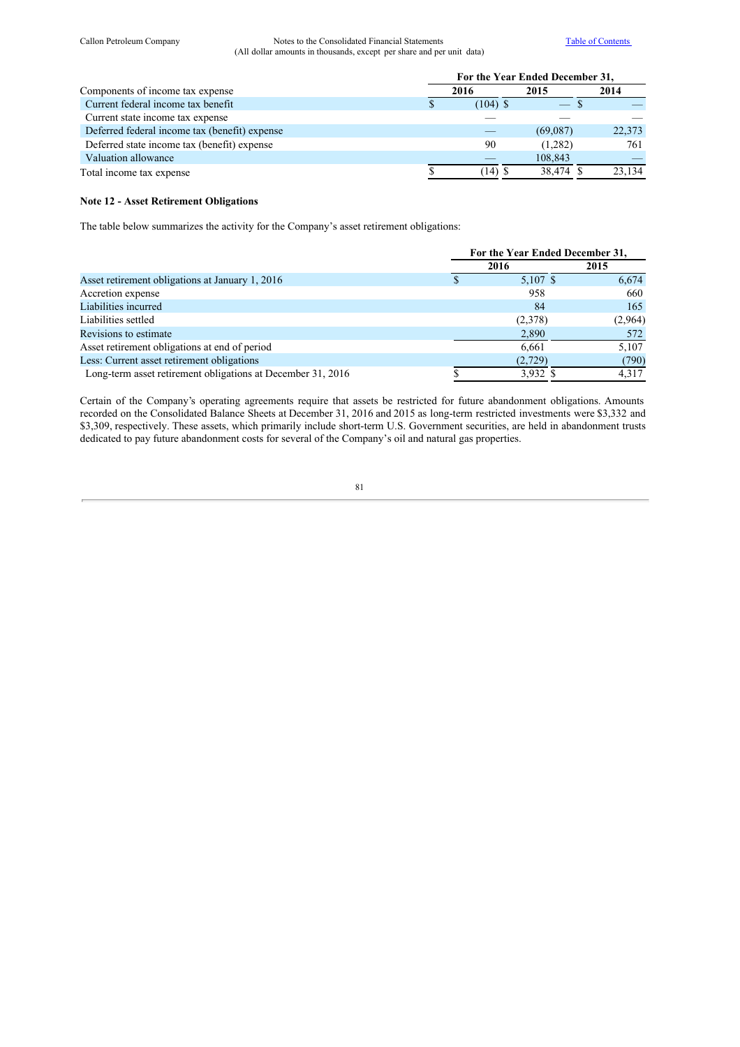| Components of income tax expense | For the Year Ended December 31, | | |
|---|---|---|---|
| | 2016 | 2015 | 2014 |
| Current federal income tax benefit | $ (104) | $ — | $ — |
| Current state income tax expense | — | — | — |
| Deferred federal income tax (benefit) expense | — | (69,087) | 22,373 |
| Deferred state income tax (benefit) expense | 90 | (1,282) | 761 |
| Valuation allowance | — | 108,843 | — |
| Total income tax expense | $ (14) | $ 38,474 | $ 23,134 |

**Note 12 - Asset Retirement Obligations**

The table below summarizes the activity for the Company's asset retirement obligations:

| | For the Year Ended December 31, | |
|---|---|---|
| | 2016 | 2015 |
| Asset retirement obligations at January 1, 2016 | $ 5,107 | $ 6,674 |
| Accretion expense | 958 | 660 |
| Liabilities incurred | 84 | 165 |
| Liabilities settled | (2,378) | (2,964) |
| Revisions to estimate | 2,890 | 572 |
| Asset retirement obligations at end of period | 6,661 | 5,107 |
| Less: Current asset retirement obligations | (2,729) | (790) |
| Long-term asset retirement obligations at December 31, 2016 | $ 3,932 | $ 4,317 |

Certain of the Company's operating agreements require that assets be restricted for future abandonment obligations. Amounts recorded on the Consolidated Balance Sheets at December 31, 2016 and 2015 as long-term restricted investments were $3,332 and $3,309, respectively. These assets, which primarily include short-term U.S. Government securities, are held in abandonment trusts dedicated to pay future abandonment costs for several of the Company's oil and natural gas properties.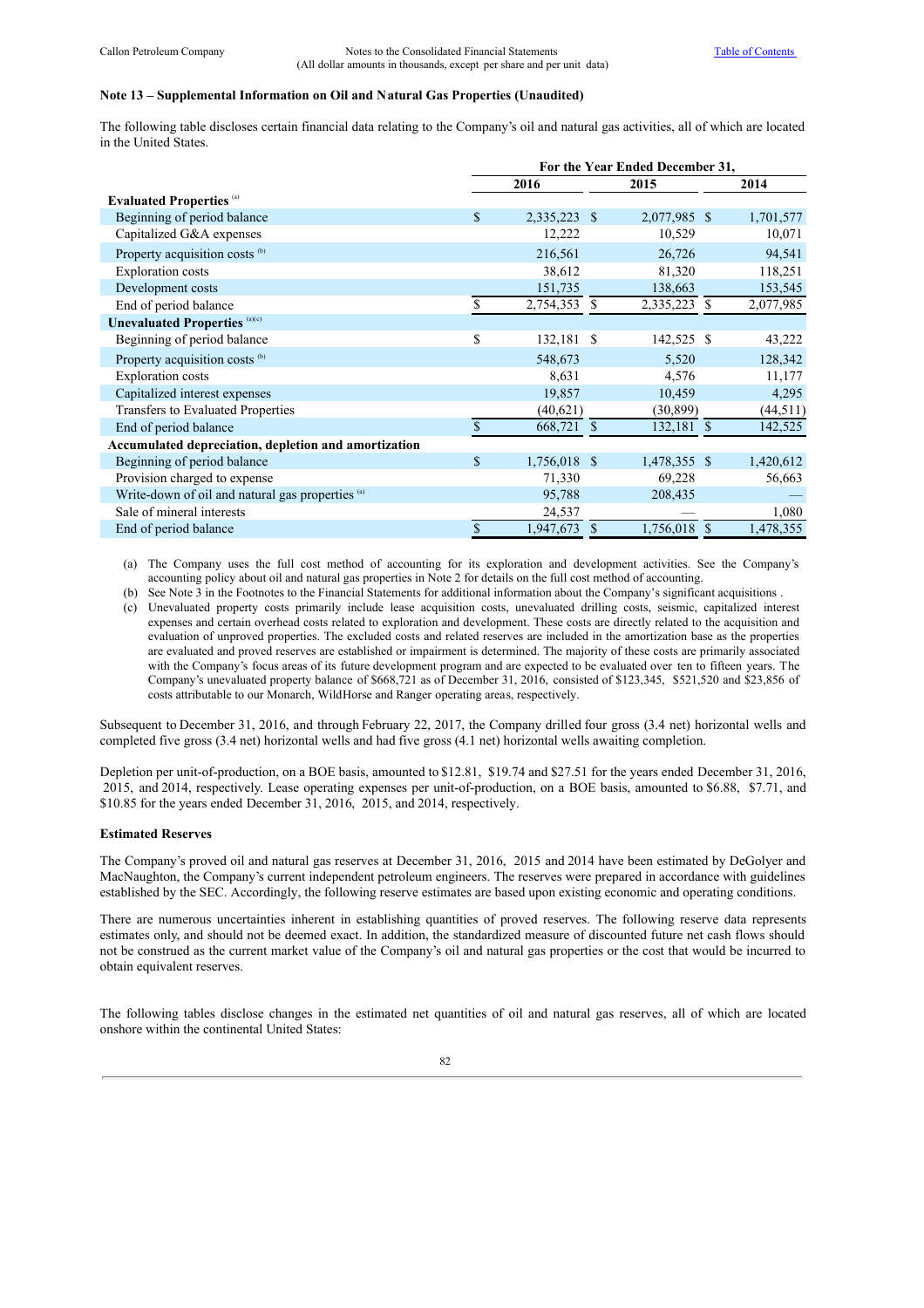### Note 13 – Supplemental Information on Oil and Natural Gas Properties (Unaudited)

The following table discloses certain financial data relating to the Company's oil and natural gas activities, all of which are located in the United States.

| | For the Year Ended December 31, | | |
|---|---|---|---|
| | 2016 | 2015 | 2014 |
| **Evaluated Properties** [(a)] | | | |
| Beginning of period balance | $ 2,335,223 | $ 2,077,985 | $ 1,701,577 |
| Capitalized G&A expenses | 12,222 | 10,529 | 10,071 |
| Property acquisition costs [(b)] | 216,561 | 26,726 | 94,541 |
| Exploration costs | 38,612 | 81,320 | 118,251 |
| Development costs | 151,735 | 138,663 | 153,545 |
| End of period balance | $ 2,754,353 | $ 2,335,223 | $ 2,077,985 |
| **Unevaluated Properties** [(a)(c)] | | | |
| Beginning of period balance | $ 132,181 | $ 142,525 | $ 43,222 |
| Property acquisition costs [(b)] | 548,673 | 5,520 | 128,342 |
| Exploration costs | 8,631 | 4,576 | 11,177 |
| Capitalized interest expenses | 19,857 | 10,459 | 4,295 |
| Transfers to Evaluated Properties | (40,621) | (30,899) | (44,511) |
| End of period balance | $ 668,721 | $ 132,181 | $ 142,525 |
| **Accumulated depreciation, depletion and amortization** | | | |
| Beginning of period balance | $ 1,756,018 | $ 1,478,355 | $ 1,420,612 |
| Provision charged to expense | 71,330 | 69,228 | 56,663 |
| Write-down of oil and natural gas properties [(a)] | 95,788 | 208,435 | — |
| Sale of mineral interests | 24,537 | — | 1,080 |
| End of period balance | $ 1,947,673 | $ 1,756,018 | $ 1,478,355 |

(a) The Company uses the full cost method of accounting for its exploration and development activities. See the Company's accounting policy about oil and natural gas properties in Note 2 for details on the full cost method of accounting.

(b) See Note 3 in the Footnotes to the Financial Statements for additional information about the Company's significant acquisitions .

(c) Unevaluated property costs primarily include lease acquisition costs, unevaluated drilling costs, seismic, capitalized interest expenses and certain overhead costs related to exploration and development. These costs are directly related to the acquisition and evaluation of unproved properties. The excluded costs and related reserves are included in the amortization base as the properties are evaluated and proved reserves are established or impairment is determined. The majority of these costs are primarily associated with the Company's focus areas of its future development program and are expected to be evaluated over ten to fifteen years. The Company's unevaluated property balance of $668,721 as of December 31, 2016, consisted of $123,345, $521,520 and $23,856 of costs attributable to our Monarch, WildHorse and Ranger operating areas, respectively.

Subsequent to December 31, 2016, and through February 22, 2017, the Company drilled four gross (3.4 net) horizontal wells and completed five gross (3.4 net) horizontal wells and had five gross (4.1 net) horizontal wells awaiting completion.

Depletion per unit-of-production, on a BOE basis, amounted to $12.81, $19.74 and $27.51 for the years ended December 31, 2016, 2015, and 2014, respectively. Lease operating expenses per unit-of-production, on a BOE basis, amounted to $6.88, $7.71, and $10.85 for the years ended December 31, 2016, 2015, and 2014, respectively.

#### Estimated Reserves

The Company's proved oil and natural gas reserves at December 31, 2016, 2015 and 2014 have been estimated by DeGolyer and MacNaughton, the Company's current independent petroleum engineers. The reserves were prepared in accordance with guidelines established by the SEC. Accordingly, the following reserve estimates are based upon existing economic and operating conditions.

There are numerous uncertainties inherent in establishing quantities of proved reserves. The following reserve data represents estimates only, and should not be deemed exact. In addition, the standardized measure of discounted future net cash flows should not be construed as the current market value of the Company's oil and natural gas properties or the cost that would be incurred to obtain equivalent reserves.

The following tables disclose changes in the estimated net quantities of oil and natural gas reserves, all of which are located onshore within the continental United States: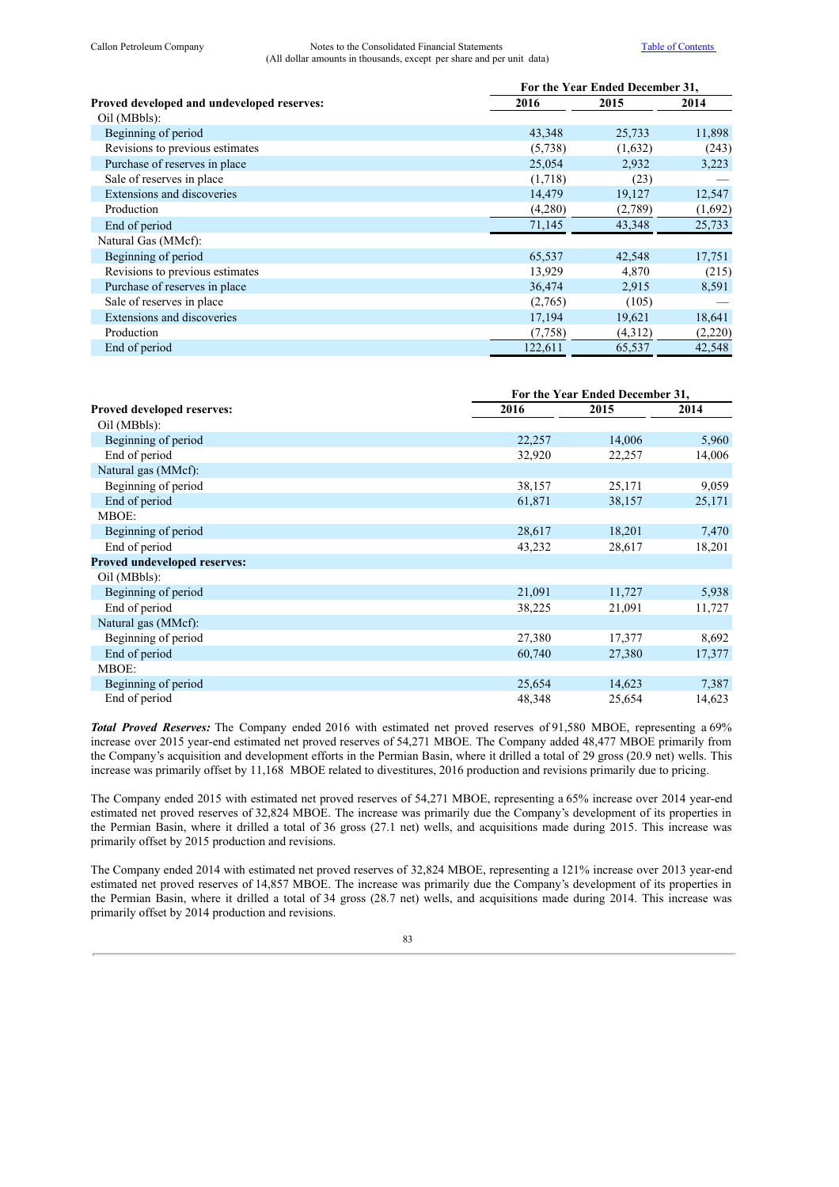| Proved developed and undeveloped reserves: | For the Year Ended December 31, | | |
|---|---|---|---|
| | 2016 | 2015 | 2014 |
| Oil (MBbls): | | | |
| Beginning of period | 43,348 | 25,733 | 11,898 |
| Revisions to previous estimates | (5,738) | (1,632) | (243) |
| Purchase of reserves in place | 25,054 | 2,932 | 3,223 |
| Sale of reserves in place | (1,718) | (23) | — |
| Extensions and discoveries | 14,479 | 19,127 | 12,547 |
| Production | (4,280) | (2,789) | (1,692) |
| End of period | 71,145 | 43,348 | 25,733 |
| Natural Gas (MMcf): | | | |
| Beginning of period | 65,537 | 42,548 | 17,751 |
| Revisions to previous estimates | 13,929 | 4,870 | (215) |
| Purchase of reserves in place | 36,474 | 2,915 | 8,591 |
| Sale of reserves in place | (2,765) | (105) | — |
| Extensions and discoveries | 17,194 | 19,621 | 18,641 |
| Production | (7,758) | (4,312) | (2,220) |
| End of period | 122,611 | 65,537 | 42,548 |

| Proved developed reserves: | For the Year Ended December 31, | | |
|---|---|---|---|
| | 2016 | 2015 | 2014 |
| Oil (MBbls): | | | |
| Beginning of period | 22,257 | 14,006 | 5,960 |
| End of period | 32,920 | 22,257 | 14,006 |
| Natural gas (MMcf): | | | |
| Beginning of period | 38,157 | 25,171 | 9,059 |
| End of period | 61,871 | 38,157 | 25,171 |
| MBOE: | | | |
| Beginning of period | 28,617 | 18,201 | 7,470 |
| End of period | 43,232 | 28,617 | 18,201 |
| **Proved undeveloped reserves:** | | | |
| Oil (MBbls): | | | |
| Beginning of period | 21,091 | 11,727 | 5,938 |
| End of period | 38,225 | 21,091 | 11,727 |
| Natural gas (MMcf): | | | |
| Beginning of period | 27,380 | 17,377 | 8,692 |
| End of period | 60,740 | 27,380 | 17,377 |
| MBOE: | | | |
| Beginning of period | 25,654 | 14,623 | 7,387 |
| End of period | 48,348 | 25,654 | 14,623 |

***Total Proved Reserves:*** The Company ended 2016 with estimated net proved reserves of 91,580 MBOE, representing a 69% increase over 2015 year-end estimated net proved reserves of 54,271 MBOE. The Company added 48,477 MBOE primarily from the Company's acquisition and development efforts in the Permian Basin, where it drilled a total of 29 gross (20.9 net) wells. This increase was primarily offset by 11,168 MBOE related to divestitures, 2016 production and revisions primarily due to pricing.

The Company ended 2015 with estimated net proved reserves of 54,271 MBOE, representing a 65% increase over 2014 year-end estimated net proved reserves of 32,824 MBOE. The increase was primarily due the Company's development of its properties in the Permian Basin, where it drilled a total of 36 gross (27.1 net) wells, and acquisitions made during 2015. This increase was primarily offset by 2015 production and revisions.

The Company ended 2014 with estimated net proved reserves of 32,824 MBOE, representing a 121% increase over 2013 year-end estimated net proved reserves of 14,857 MBOE. The increase was primarily due the Company's development of its properties in the Permian Basin, where it drilled a total of 34 gross (28.7 net) wells, and acquisitions made during 2014. This increase was primarily offset by 2014 production and revisions.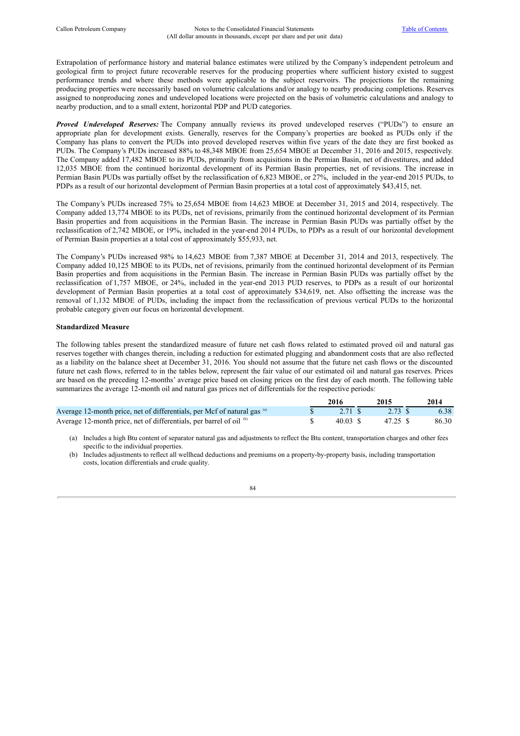Extrapolation of performance history and material balance estimates were utilized by the Company's independent petroleum and geological firm to project future recoverable reserves for the producing properties where sufficient history existed to suggest performance trends and where these methods were applicable to the subject reservoirs. The projections for the remaining producing properties were necessarily based on volumetric calculations and/or analogy to nearby producing completions. Reserves assigned to nonproducing zones and undeveloped locations were projected on the basis of volumetric calculations and analogy to nearby production, and to a small extent, horizontal PDP and PUD categories.

***Proved Undeveloped Reserves:*** The Company annually reviews its proved undeveloped reserves ("PUDs") to ensure an appropriate plan for development exists. Generally, reserves for the Company's properties are booked as PUDs only if the Company has plans to convert the PUDs into proved developed reserves within five years of the date they are first booked as PUDs. The Company's PUDs increased 88% to 48,348 MBOE from 25,654 MBOE at December 31, 2016 and 2015, respectively. The Company added 17,482 MBOE to its PUDs, primarily from acquisitions in the Permian Basin, net of divestitures, and added 12,035 MBOE from the continued horizontal development of its Permian Basin properties, net of revisions. The increase in Permian Basin PUDs was partially offset by the reclassification of 6,823 MBOE, or 27%, included in the year-end 2015 PUDs, to PDPs as a result of our horizontal development of Permian Basin properties at a total cost of approximately $43,415, net.

The Company's PUDs increased 75% to 25,654 MBOE from 14,623 MBOE at December 31, 2015 and 2014, respectively. The Company added 13,774 MBOE to its PUDs, net of revisions, primarily from the continued horizontal development of its Permian Basin properties and from acquisitions in the Permian Basin. The increase in Permian Basin PUDs was partially offset by the reclassification of 2,742 MBOE, or 19%, included in the year-end 2014 PUDs, to PDPs as a result of our horizontal development of Permian Basin properties at a total cost of approximately $55,933, net.

The Company's PUDs increased 98% to 14,623 MBOE from 7,387 MBOE at December 31, 2014 and 2013, respectively. The Company added 10,125 MBOE to its PUDs, net of revisions, primarily from the continued horizontal development of its Permian Basin properties and from acquisitions in the Permian Basin. The increase in Permian Basin PUDs was partially offset by the reclassification of 1,757 MBOE, or 24%, included in the year-end 2013 PUD reserves, to PDPs as a result of our horizontal development of Permian Basin properties at a total cost of approximately $34,619, net. Also offsetting the increase was the removal of 1,132 MBOE of PUDs, including the impact from the reclassification of previous vertical PUDs to the horizontal probable category given our focus on horizontal development.

**Standardized Measure**

The following tables present the standardized measure of future net cash flows related to estimated proved oil and natural gas reserves together with changes therein, including a reduction for estimated plugging and abandonment costs that are also reflected as a liability on the balance sheet at December 31, 2016. You should not assume that the future net cash flows or the discounted future net cash flows, referred to in the tables below, represent the fair value of our estimated oil and natural gas reserves. Prices are based on the preceding 12-months' average price based on closing prices on the first day of each month. The following table summarizes the average 12-month oil and natural gas prices net of differentials for the respective periods:

| | 2016 | 2015 | 2014 |
|---|---|---|---|
| Average 12-month price, net of differentials, per Mcf of natural gas [(a)] | $ 2.71 | $ 2.73 | $ 6.38 |
| Average 12-month price, net of differentials, per barrel of oil [(b)] | $ 40.03 | $ 47.25 | $ 86.30 |

(a) Includes a high Btu content of separator natural gas and adjustments to reflect the Btu content, transportation charges and other fees specific to the individual properties.

(b) Includes adjustments to reflect all wellhead deductions and premiums on a property-by-property basis, including transportation costs, location differentials and crude quality.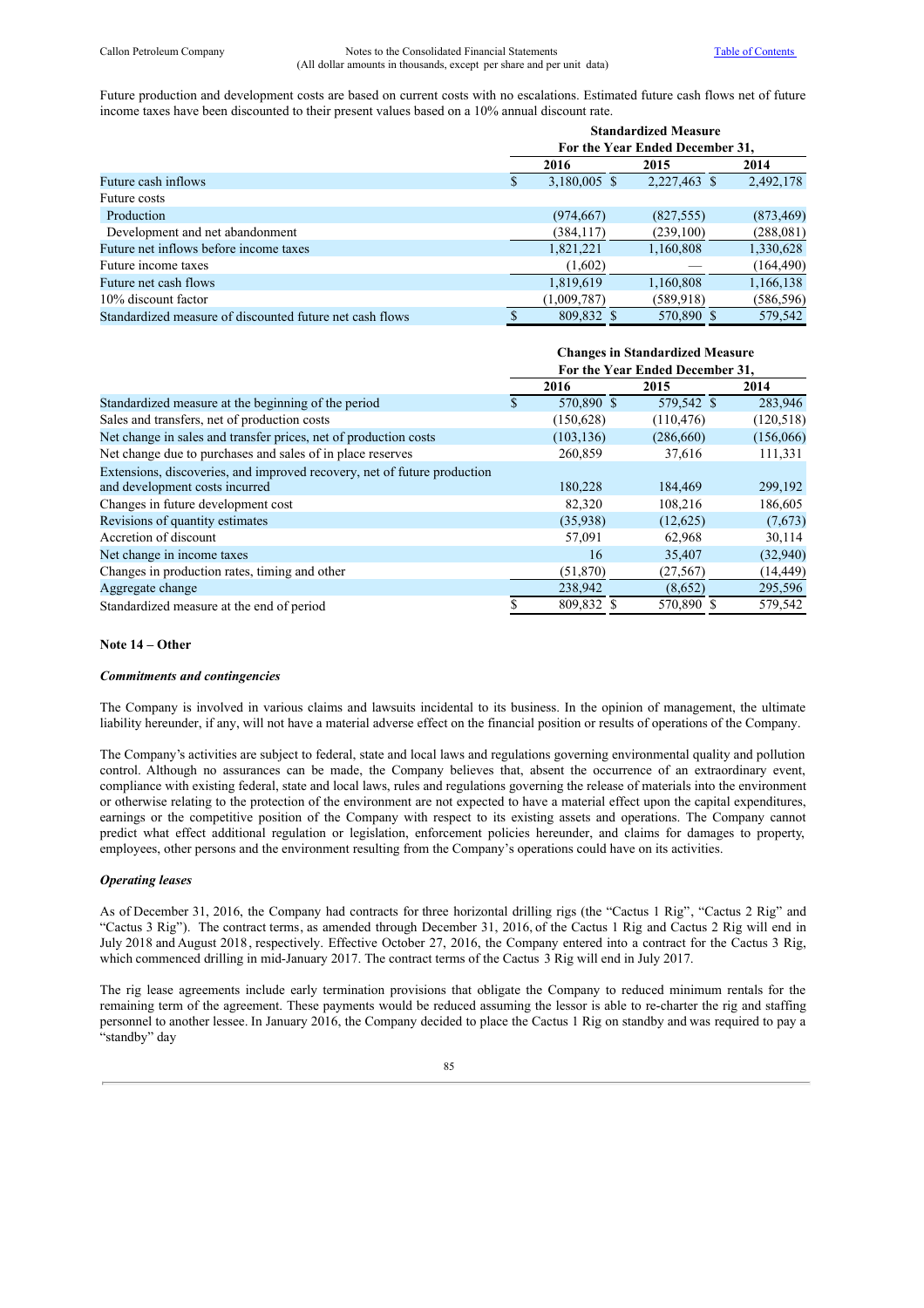Future production and development costs are based on current costs with no escalations. Estimated future cash flows net of future income taxes have been discounted to their present values based on a 10% annual discount rate.

| | Standardized Measure | | |
|---|---|---|---|
| | For the Year Ended December 31, | | |
| | 2016 | 2015 | 2014 |
| Future cash inflows | $ 3,180,005 | $ 2,227,463 | $ 2,492,178 |
| Future costs | | | |
| Production | (974,667) | (827,555) | (873,469) |
| Development and net abandonment | (384,117) | (239,100) | (288,081) |
| Future net inflows before income taxes | 1,821,221 | 1,160,808 | 1,330,628 |
| Future income taxes | (1,602) | — | (164,490) |
| Future net cash flows | 1,819,619 | 1,160,808 | 1,166,138 |
| 10% discount factor | (1,009,787) | (589,918) | (586,596) |
| Standardized measure of discounted future net cash flows | $ 809,832 | $ 570,890 | $ 579,542 |

| | Changes in Standardized Measure | | |
|---|---|---|---|
| | For the Year Ended December 31, | | |
| | 2016 | 2015 | 2014 |
| Standardized measure at the beginning of the period | $ 570,890 | $ 579,542 | $ 283,946 |
| Sales and transfers, net of production costs | (150,628) | (110,476) | (120,518) |
| Net change in sales and transfer prices, net of production costs | (103,136) | (286,660) | (156,066) |
| Net change due to purchases and sales of in place reserves | 260,859 | 37,616 | 111,331 |
| Extensions, discoveries, and improved recovery, net of future production and development costs incurred | 180,228 | 184,469 | 299,192 |
| Changes in future development cost | 82,320 | 108,216 | 186,605 |
| Revisions of quantity estimates | (35,938) | (12,625) | (7,673) |
| Accretion of discount | 57,091 | 62,968 | 30,114 |
| Net change in income taxes | 16 | 35,407 | (32,940) |
| Changes in production rates, timing and other | (51,870) | (27,567) | (14,449) |
| Aggregate change | 238,942 | (8,652) | 295,596 |
| Standardized measure at the end of period | $ 809,832 | $ 570,890 | $ 579,542 |

### Note 14 – Other

***Commitments and contingencies***

The Company is involved in various claims and lawsuits incidental to its business. In the opinion of management, the ultimate liability hereunder, if any, will not have a material adverse effect on the financial position or results of operations of the Company.

The Company's activities are subject to federal, state and local laws and regulations governing environmental quality and pollution control. Although no assurances can be made, the Company believes that, absent the occurrence of an extraordinary event, compliance with existing federal, state and local laws, rules and regulations governing the release of materials into the environment or otherwise relating to the protection of the environment are not expected to have a material effect upon the capital expenditures, earnings or the competitive position of the Company with respect to its existing assets and operations. The Company cannot predict what effect additional regulation or legislation, enforcement policies hereunder, and claims for damages to property, employees, other persons and the environment resulting from the Company's operations could have on its activities.

***Operating leases***

As of December 31, 2016, the Company had contracts for three horizontal drilling rigs (the "Cactus 1 Rig", "Cactus 2 Rig" and "Cactus 3 Rig"). The contract terms, as amended through December 31, 2016, of the Cactus 1 Rig and Cactus 2 Rig will end in July 2018 and August 2018, respectively. Effective October 27, 2016, the Company entered into a contract for the Cactus 3 Rig, which commenced drilling in mid-January 2017. The contract terms of the Cactus 3 Rig will end in July 2017.

The rig lease agreements include early termination provisions that obligate the Company to reduced minimum rentals for the remaining term of the agreement. These payments would be reduced assuming the lessor is able to re-charter the rig and staffing personnel to another lessee. In January 2016, the Company decided to place the Cactus 1 Rig on standby and was required to pay a "standby" day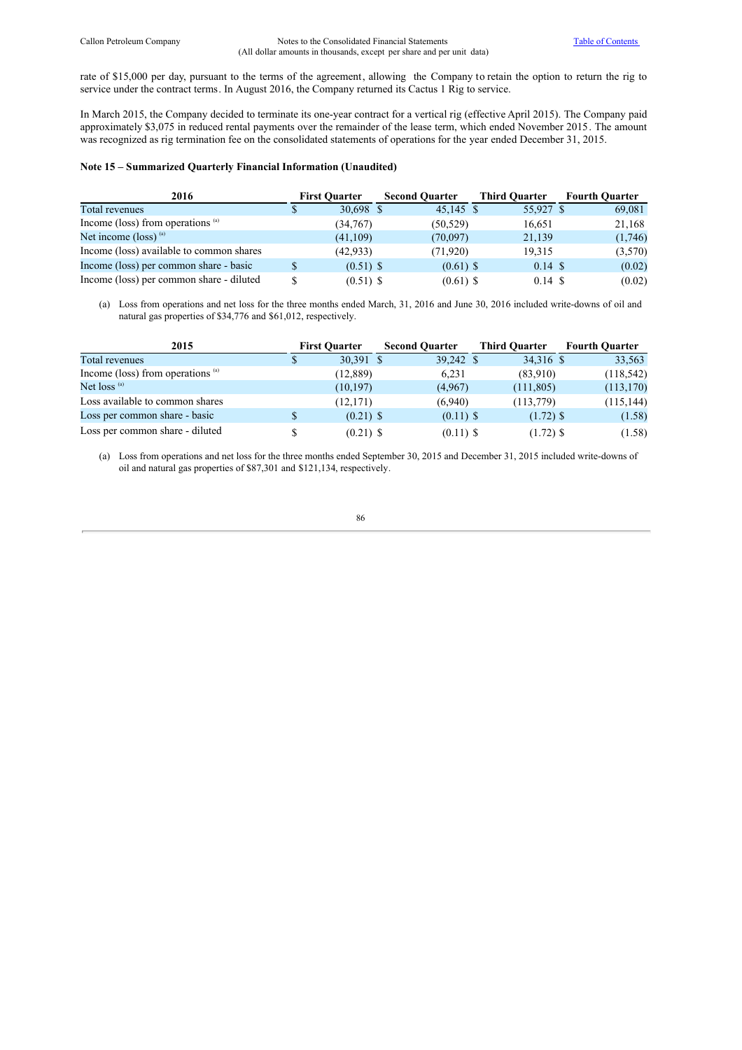rate of $15,000 per day, pursuant to the terms of the agreement, allowing the Company to retain the option to return the rig to service under the contract terms. In August 2016, the Company returned its Cactus 1 Rig to service.

In March 2015, the Company decided to terminate its one-year contract for a vertical rig (effective April 2015). The Company paid approximately $3,075 in reduced rental payments over the remainder of the lease term, which ended November 2015. The amount was recognized as rig termination fee on the consolidated statements of operations for the year ended December 31, 2015.

**Note 15 – Summarized Quarterly Financial Information (Unaudited)**

| 2016 | First Quarter | Second Quarter | Third Quarter | Fourth Quarter |
|---|---|---|---|---|
| Total revenues | $ 30,698 | $ 45,145 | $ 55,927 | $ 69,081 |
| Income (loss) from operations [(a)] | (34,767) | (50,529) | 16,651 | 21,168 |
| Net income (loss) [(a)] | (41,109) | (70,097) | 21,139 | (1,746) |
| Income (loss) available to common shares | (42,933) | (71,920) | 19,315 | (3,570) |
| Income (loss) per common share - basic | $ (0.51) | $ (0.61) | $ 0.14 | $ (0.02) |
| Income (loss) per common share - diluted | $ (0.51) | $ (0.61) | $ 0.14 | $ (0.02) |

(a) Loss from operations and net loss for the three months ended March, 31, 2016 and June 30, 2016 included write-downs of oil and natural gas properties of $34,776 and $61,012, respectively.

| 2015 | First Quarter | Second Quarter | Third Quarter | Fourth Quarter |
|---|---|---|---|---|
| Total revenues | $ 30,391 | $ 39,242 | $ 34,316 | $ 33,563 |
| Income (loss) from operations [(a)] | (12,889) | 6,231 | (83,910) | (118,542) |
| Net loss [(a)] | (10,197) | (4,967) | (111,805) | (113,170) |
| Loss available to common shares | (12,171) | (6,940) | (113,779) | (115,144) |
| Loss per common share - basic | $ (0.21) | $ (0.11) | $ (1.72) | $ (1.58) |
| Loss per common share - diluted | $ (0.21) | $ (0.11) | $ (1.72) | $ (1.58) |

(a) Loss from operations and net loss for the three months ended September 30, 2015 and December 31, 2015 included write-downs of oil and natural gas properties of $87,301 and $121,134, respectively.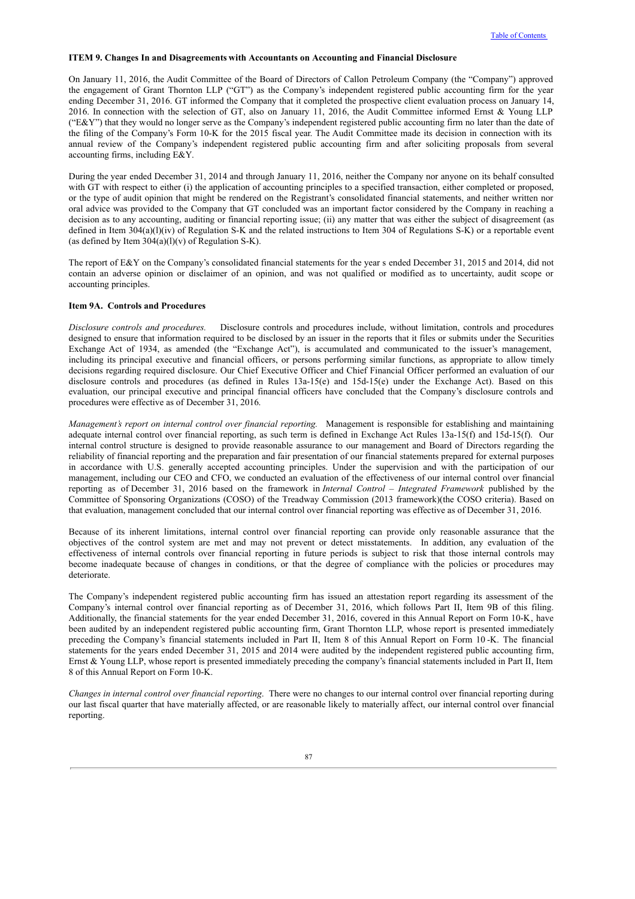### ITEM 9. Changes In and Disagreements with Accountants on Accounting and Financial Disclosure

On January 11, 2016, the Audit Committee of the Board of Directors of Callon Petroleum Company (the "Company") approved the engagement of Grant Thornton LLP ("GT") as the Company's independent registered public accounting firm for the year ending December 31, 2016. GT informed the Company that it completed the prospective client evaluation process on January 14, 2016. In connection with the selection of GT, also on January 11, 2016, the Audit Committee informed Ernst & Young LLP ("E&Y") that they would no longer serve as the Company's independent registered public accounting firm no later than the date of the filing of the Company's Form 10-K for the 2015 fiscal year. The Audit Committee made its decision in connection with its annual review of the Company's independent registered public accounting firm and after soliciting proposals from several accounting firms, including E&Y.

During the year ended December 31, 2014 and through January 11, 2016, neither the Company nor anyone on its behalf consulted with GT with respect to either (i) the application of accounting principles to a specified transaction, either completed or proposed, or the type of audit opinion that might be rendered on the Registrant's consolidated financial statements, and neither written nor oral advice was provided to the Company that GT concluded was an important factor considered by the Company in reaching a decision as to any accounting, auditing or financial reporting issue; (ii) any matter that was either the subject of disagreement (as defined in Item 304(a)(l)(iv) of Regulation S-K and the related instructions to Item 304 of Regulations S-K) or a reportable event (as defined by Item 304(a)(l)(v) of Regulation S-K).

The report of E&Y on the Company's consolidated financial statements for the year s ended December 31, 2015 and 2014, did not contain an adverse opinion or disclaimer of an opinion, and was not qualified or modified as to uncertainty, audit scope or accounting principles.

### Item 9A. Controls and Procedures

*Disclosure controls and procedures.* Disclosure controls and procedures include, without limitation, controls and procedures designed to ensure that information required to be disclosed by an issuer in the reports that it files or submits under the Securities Exchange Act of 1934, as amended (the "Exchange Act"), is accumulated and communicated to the issuer's management, including its principal executive and financial officers, or persons performing similar functions, as appropriate to allow timely decisions regarding required disclosure. Our Chief Executive Officer and Chief Financial Officer performed an evaluation of our disclosure controls and procedures (as defined in Rules 13a-15(e) and 15d-15(e) under the Exchange Act). Based on this evaluation, our principal executive and principal financial officers have concluded that the Company's disclosure controls and procedures were effective as of December 31, 2016.

*Management's report on internal control over financial reporting.* Management is responsible for establishing and maintaining adequate internal control over financial reporting, as such term is defined in Exchange Act Rules 13a-15(f) and 15d-15(f). Our internal control structure is designed to provide reasonable assurance to our management and Board of Directors regarding the reliability of financial reporting and the preparation and fair presentation of our financial statements prepared for external purposes in accordance with U.S. generally accepted accounting principles. Under the supervision and with the participation of our management, including our CEO and CFO, we conducted an evaluation of the effectiveness of our internal control over financial reporting as of December 31, 2016 based on the framework in *Internal Control – Integrated Framework* published by the Committee of Sponsoring Organizations (COSO) of the Treadway Commission (2013 framework)(the COSO criteria). Based on that evaluation, management concluded that our internal control over financial reporting was effective as of December 31, 2016.

Because of its inherent limitations, internal control over financial reporting can provide only reasonable assurance that the objectives of the control system are met and may not prevent or detect misstatements. In addition, any evaluation of the effectiveness of internal controls over financial reporting in future periods is subject to risk that those internal controls may become inadequate because of changes in conditions, or that the degree of compliance with the policies or procedures may deteriorate.

The Company's independent registered public accounting firm has issued an attestation report regarding its assessment of the Company's internal control over financial reporting as of December 31, 2016, which follows Part II, Item 9B of this filing. Additionally, the financial statements for the year ended December 31, 2016, covered in this Annual Report on Form 10-K, have been audited by an independent registered public accounting firm, Grant Thornton LLP, whose report is presented immediately preceding the Company's financial statements included in Part II, Item 8 of this Annual Report on Form 10 -K. The financial statements for the years ended December 31, 2015 and 2014 were audited by the independent registered public accounting firm, Ernst & Young LLP, whose report is presented immediately preceding the company's financial statements included in Part II, Item 8 of this Annual Report on Form 10-K.

*Changes in internal control over financial reporting*. There were no changes to our internal control over financial reporting during our last fiscal quarter that have materially affected, or are reasonable likely to materially affect, our internal control over financial reporting.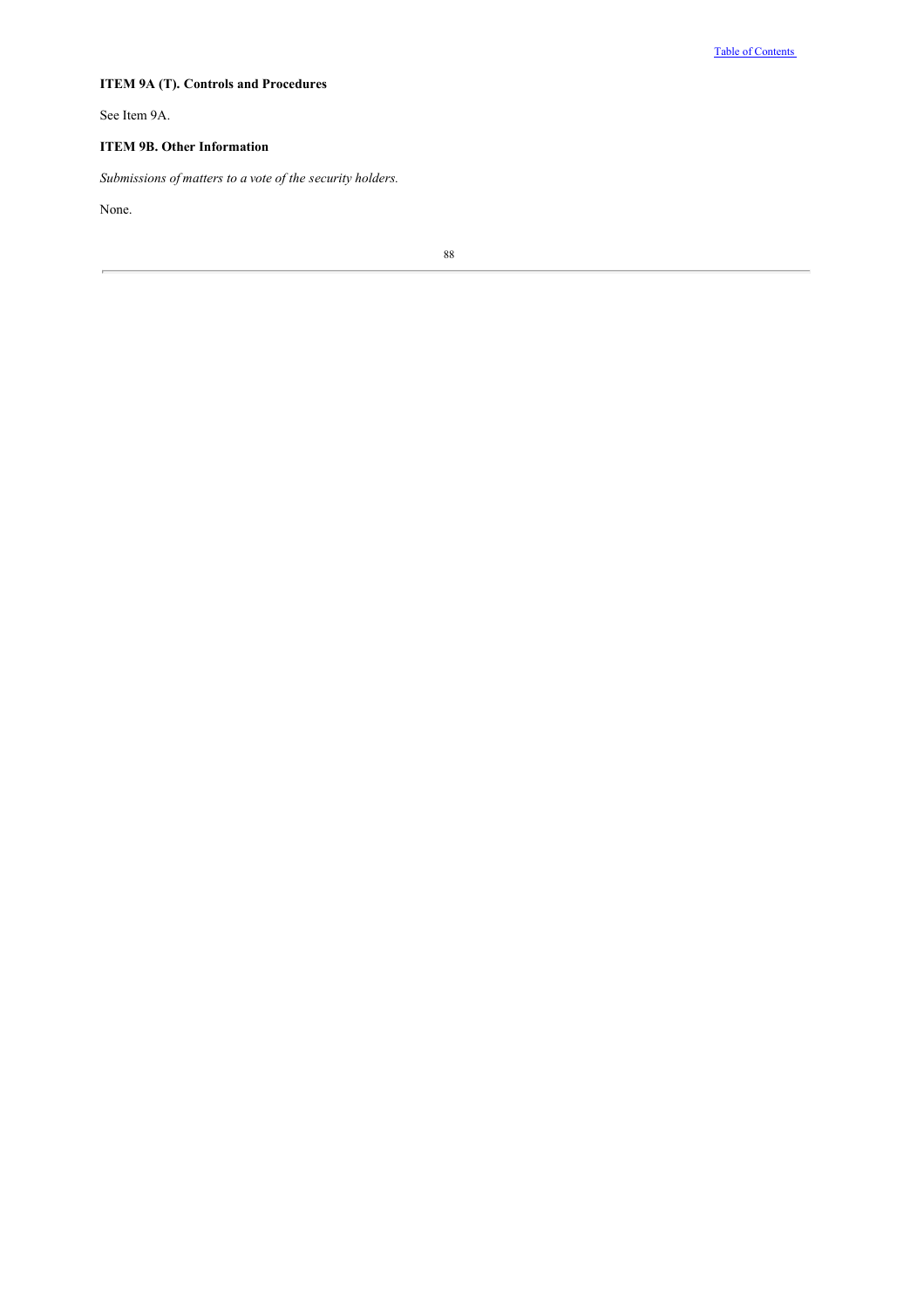### ITEM 9A (T). Controls and Procedures

See Item 9A.

### ITEM 9B. Other Information

*Submissions of matters to a vote of the security holders.*

None.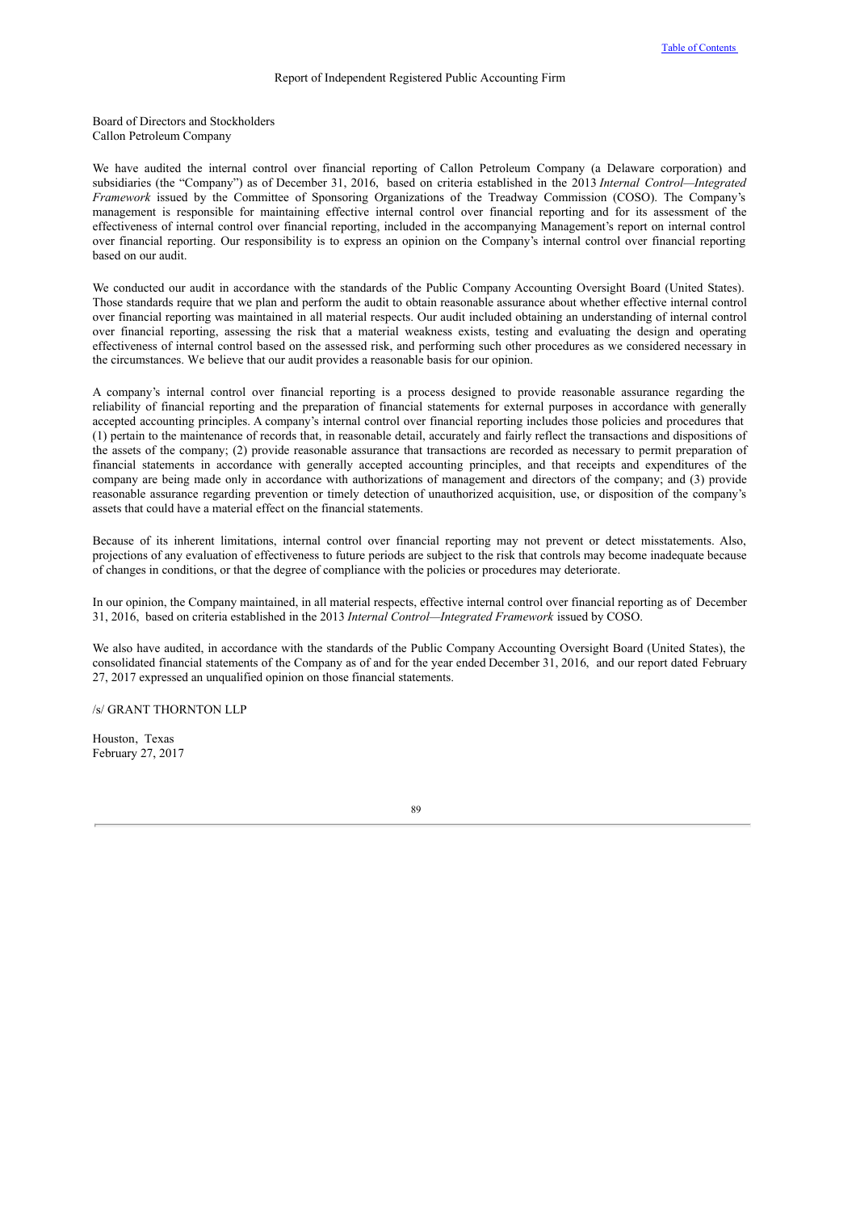## Report of Independent Registered Public Accounting Firm

Board of Directors and Stockholders
Callon Petroleum Company

We have audited the internal control over financial reporting of Callon Petroleum Company (a Delaware corporation) and subsidiaries (the "Company") as of December 31, 2016, based on criteria established in the 2013 *Internal Control—Integrated Framework* issued by the Committee of Sponsoring Organizations of the Treadway Commission (COSO). The Company's management is responsible for maintaining effective internal control over financial reporting and for its assessment of the effectiveness of internal control over financial reporting, included in the accompanying Management's report on internal control over financial reporting. Our responsibility is to express an opinion on the Company's internal control over financial reporting based on our audit.

We conducted our audit in accordance with the standards of the Public Company Accounting Oversight Board (United States). Those standards require that we plan and perform the audit to obtain reasonable assurance about whether effective internal control over financial reporting was maintained in all material respects. Our audit included obtaining an understanding of internal control over financial reporting, assessing the risk that a material weakness exists, testing and evaluating the design and operating effectiveness of internal control based on the assessed risk, and performing such other procedures as we considered necessary in the circumstances. We believe that our audit provides a reasonable basis for our opinion.

A company's internal control over financial reporting is a process designed to provide reasonable assurance regarding the reliability of financial reporting and the preparation of financial statements for external purposes in accordance with generally accepted accounting principles. A company's internal control over financial reporting includes those policies and procedures that (1) pertain to the maintenance of records that, in reasonable detail, accurately and fairly reflect the transactions and dispositions of the assets of the company; (2) provide reasonable assurance that transactions are recorded as necessary to permit preparation of financial statements in accordance with generally accepted accounting principles, and that receipts and expenditures of the company are being made only in accordance with authorizations of management and directors of the company; and (3) provide reasonable assurance regarding prevention or timely detection of unauthorized acquisition, use, or disposition of the company's assets that could have a material effect on the financial statements.

Because of its inherent limitations, internal control over financial reporting may not prevent or detect misstatements. Also, projections of any evaluation of effectiveness to future periods are subject to the risk that controls may become inadequate because of changes in conditions, or that the degree of compliance with the policies or procedures may deteriorate.

In our opinion, the Company maintained, in all material respects, effective internal control over financial reporting as of December 31, 2016, based on criteria established in the 2013 *Internal Control—Integrated Framework* issued by COSO.

We also have audited, in accordance with the standards of the Public Company Accounting Oversight Board (United States), the consolidated financial statements of the Company as of and for the year ended December 31, 2016, and our report dated February 27, 2017 expressed an unqualified opinion on those financial statements.

/s/ GRANT THORNTON LLP

Houston, Texas
February 27, 2017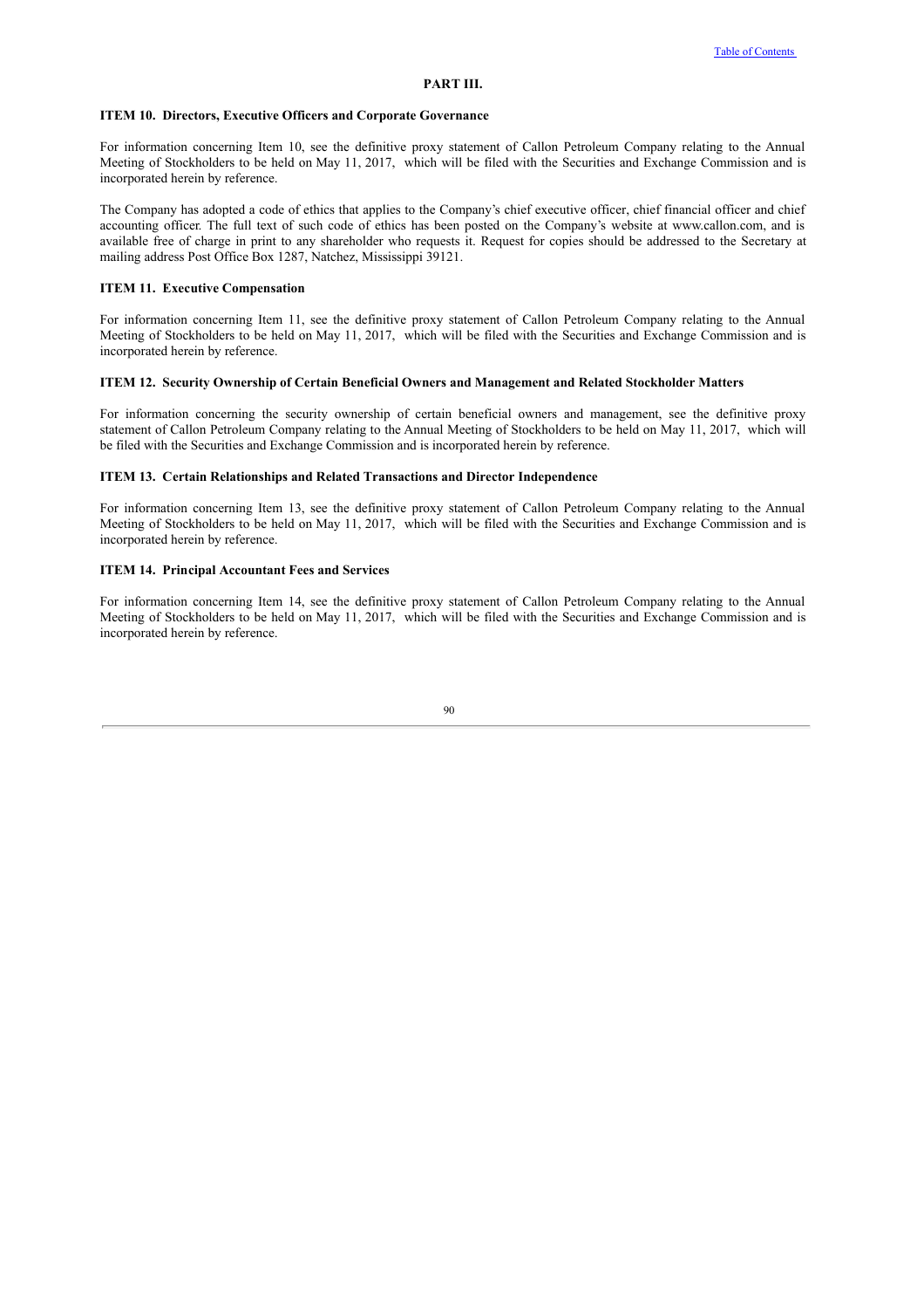## PART III.

### ITEM 10. Directors, Executive Officers and Corporate Governance

For information concerning Item 10, see the definitive proxy statement of Callon Petroleum Company relating to the Annual Meeting of Stockholders to be held on May 11, 2017, which will be filed with the Securities and Exchange Commission and is incorporated herein by reference.

The Company has adopted a code of ethics that applies to the Company's chief executive officer, chief financial officer and chief accounting officer. The full text of such code of ethics has been posted on the Company's website at www.callon.com, and is available free of charge in print to any shareholder who requests it. Request for copies should be addressed to the Secretary at mailing address Post Office Box 1287, Natchez, Mississippi 39121.

### ITEM 11. Executive Compensation

For information concerning Item 11, see the definitive proxy statement of Callon Petroleum Company relating to the Annual Meeting of Stockholders to be held on May 11, 2017, which will be filed with the Securities and Exchange Commission and is incorporated herein by reference.

### ITEM 12. Security Ownership of Certain Beneficial Owners and Management and Related Stockholder Matters

For information concerning the security ownership of certain beneficial owners and management, see the definitive proxy statement of Callon Petroleum Company relating to the Annual Meeting of Stockholders to be held on May 11, 2017, which will be filed with the Securities and Exchange Commission and is incorporated herein by reference.

### ITEM 13. Certain Relationships and Related Transactions and Director Independence

For information concerning Item 13, see the definitive proxy statement of Callon Petroleum Company relating to the Annual Meeting of Stockholders to be held on May 11, 2017, which will be filed with the Securities and Exchange Commission and is incorporated herein by reference.

### ITEM 14. Principal Accountant Fees and Services

For information concerning Item 14, see the definitive proxy statement of Callon Petroleum Company relating to the Annual Meeting of Stockholders to be held on May 11, 2017, which will be filed with the Securities and Exchange Commission and is incorporated herein by reference.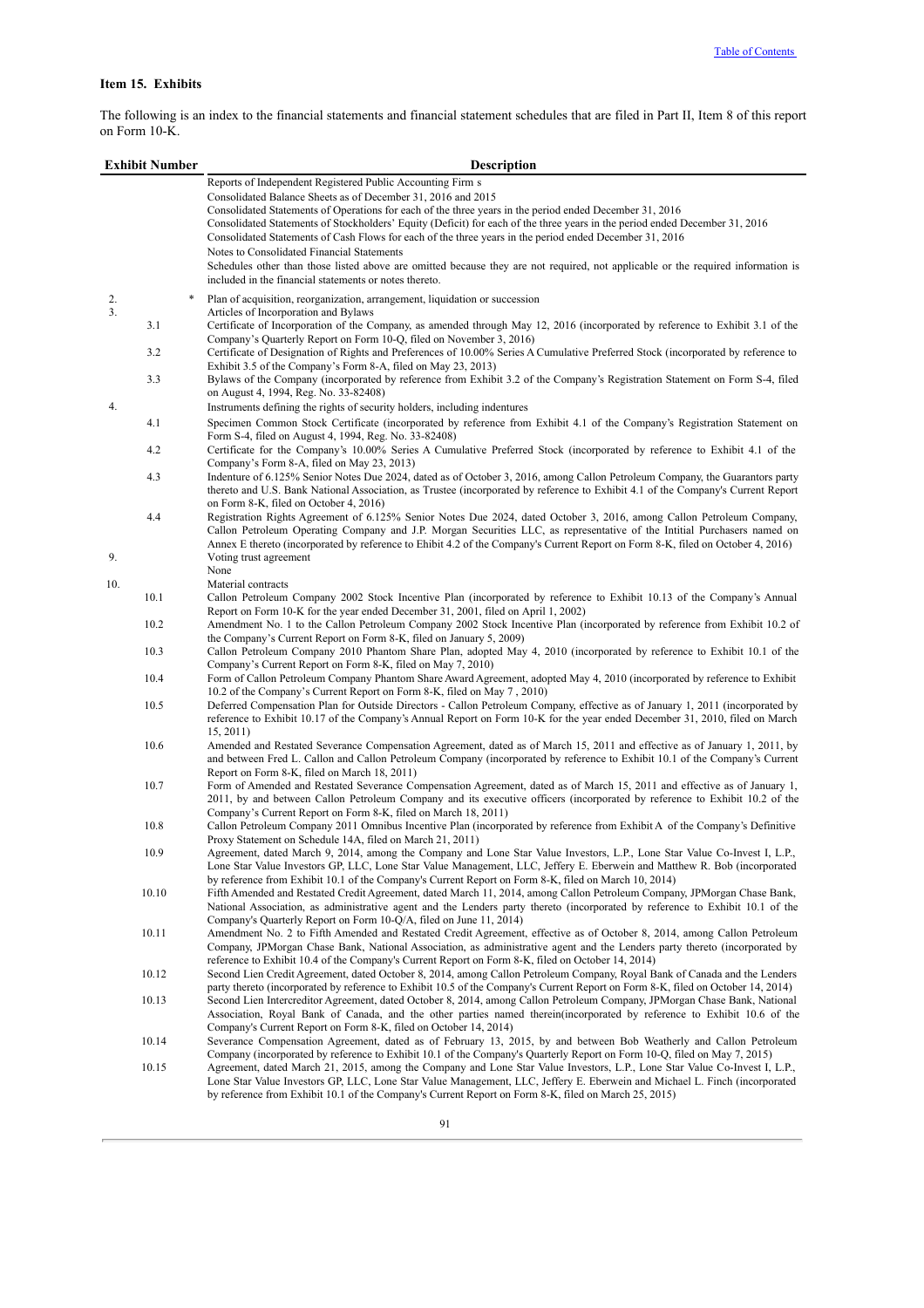### Item 15. Exhibits

The following is an index to the financial statements and financial statement schedules that are filed in Part II, Item 8 of this report on Form 10-K.

| Exhibit Number | | Description |
|---|---|---|
| | | Reports of Independent Registered Public Accounting Firm s |
| | | Consolidated Balance Sheets as of December 31, 2016 and 2015 |
| | | Consolidated Statements of Operations for each of the three years in the period ended December 31, 2016 |
| | | Consolidated Statements of Stockholders' Equity (Deficit) for each of the three years in the period ended December 31, 2016 |
| | | Consolidated Statements of Cash Flows for each of the three years in the period ended December 31, 2016 |
| | | Notes to Consolidated Financial Statements |
| | | Schedules other than those listed above are omitted because they are not required, not applicable or the required information is included in the financial statements or notes thereto. |
| 2. | * | Plan of acquisition, reorganization, arrangement, liquidation or succession |
| 3. | | Articles of Incorporation and Bylaws |
| | 3.1 | Certificate of Incorporation of the Company, as amended through May 12, 2016 (incorporated by reference to Exhibit 3.1 of the Company's Quarterly Report on Form 10-Q, filed on November 3, 2016) |
| | 3.2 | Certificate of Designation of Rights and Preferences of 10.00% Series A Cumulative Preferred Stock (incorporated by reference to Exhibit 3.5 of the Company's Form 8-A, filed on May 23, 2013) |
| | 3.3 | Bylaws of the Company (incorporated by reference from Exhibit 3.2 of the Company's Registration Statement on Form S-4, filed on August 4, 1994, Reg. No. 33-82408) |
| 4. | | Instruments defining the rights of security holders, including indentures |
| | 4.1 | Specimen Common Stock Certificate (incorporated by reference from Exhibit 4.1 of the Company's Registration Statement on Form S-4, filed on August 4, 1994, Reg. No. 33-82408) |
| | 4.2 | Certificate for the Company's 10.00% Series A Cumulative Preferred Stock (incorporated by reference to Exhibit 4.1 of the Company's Form 8-A, filed on May 23, 2013) |
| | 4.3 | Indenture of 6.125% Senior Notes Due 2024, dated as of October 3, 2016, among Callon Petroleum Company, the Guarantors party thereto and U.S. Bank National Association, as Trustee (incorporated by reference to Exhibit 4.1 of the Company's Current Report on Form 8-K, filed on October 4, 2016) |
| | 4.4 | Registration Rights Agreement of 6.125% Senior Notes Due 2024, dated October 3, 2016, among Callon Petroleum Company, Callon Petroleum Operating Company and J.P. Morgan Securities LLC, as representative of the Intitial Purchasers named on Annex E thereto (incorporated by reference to Ehibit 4.2 of the Company's Current Report on Form 8-K, filed on October 4, 2016) |
| 9. | | Voting trust agreement |
| | | None |
| 10. | | Material contracts |
| | 10.1 | Callon Petroleum Company 2002 Stock Incentive Plan (incorporated by reference to Exhibit 10.13 of the Company's Annual Report on Form 10-K for the year ended December 31, 2001, filed on April 1, 2002) |
| | 10.2 | Amendment No. 1 to the Callon Petroleum Company 2002 Stock Incentive Plan (incorporated by reference from Exhibit 10.2 of the Company's Current Report on Form 8-K, filed on January 5, 2009) |
| | 10.3 | Callon Petroleum Company 2010 Phantom Share Plan, adopted May 4, 2010 (incorporated by reference to Exhibit 10.1 of the Company's Current Report on Form 8-K, filed on May 7, 2010) |
| | 10.4 | Form of Callon Petroleum Company Phantom Share Award Agreement, adopted May 4, 2010 (incorporated by reference to Exhibit 10.2 of the Company's Current Report on Form 8-K, filed on May 7 , 2010) |
| | 10.5 | Deferred Compensation Plan for Outside Directors - Callon Petroleum Company, effective as of January 1, 2011 (incorporated by reference to Exhibit 10.17 of the Company's Annual Report on Form 10-K for the year ended December 31, 2010, filed on March 15, 2011) |
| | 10.6 | Amended and Restated Severance Compensation Agreement, dated as of March 15, 2011 and effective as of January 1, 2011, by and between Fred L. Callon and Callon Petroleum Company (incorporated by reference to Exhibit 10.1 of the Company's Current Report on Form 8-K, filed on March 18, 2011) |
| | 10.7 | Form of Amended and Restated Severance Compensation Agreement, dated as of March 15, 2011 and effective as of January 1, 2011, by and between Callon Petroleum Company and its executive officers (incorporated by reference to Exhibit 10.2 of the Company's Current Report on Form 8-K, filed on March 18, 2011) |
| | 10.8 | Callon Petroleum Company 2011 Omnibus Incentive Plan (incorporated by reference from Exhibit A of the Company's Definitive Proxy Statement on Schedule 14A, filed on March 21, 2011) |
| | 10.9 | Agreement, dated March 9, 2014, among the Company and Lone Star Value Investors, L.P., Lone Star Value Co-Invest I, L.P., Lone Star Value Investors GP, LLC, Lone Star Value Management, LLC, Jeffery E. Eberwein and Matthew R. Bob (incorporated by reference from Exhibit 10.1 of the Company's Current Report on Form 8-K, filed on March 10, 2014) |
| | 10.10 | Fifth Amended and Restated Credit Agreement, dated March 11, 2014, among Callon Petroleum Company, JPMorgan Chase Bank, National Association, as administrative agent and the Lenders party thereto (incorporated by reference to Exhibit 10.1 of the Company's Quarterly Report on Form 10-Q/A, filed on June 11, 2014) |
| | 10.11 | Amendment No. 2 to Fifth Amended and Restated Credit Agreement, effective as of October 8, 2014, among Callon Petroleum Company, JPMorgan Chase Bank, National Association, as administrative agent and the Lenders party thereto (incorporated by reference to Exhibit 10.4 of the Company's Current Report on Form 8-K, filed on October 14, 2014) |
| | 10.12 | Second Lien Credit Agreement, dated October 8, 2014, among Callon Petroleum Company, Royal Bank of Canada and the Lenders party thereto (incorporated by reference to Exhibit 10.5 of the Company's Current Report on Form 8-K, filed on October 14, 2014) |
| | 10.13 | Second Lien Intercreditor Agreement, dated October 8, 2014, among Callon Petroleum Company, JPMorgan Chase Bank, National Association, Royal Bank of Canada, and the other parties named therein(incorporated by reference to Exhibit 10.6 of the Company's Current Report on Form 8-K, filed on October 14, 2014) |
| | 10.14 | Severance Compensation Agreement, dated as of February 13, 2015, by and between Bob Weatherly and Callon Petroleum Company (incorporated by reference to Exhibit 10.1 of the Company's Quarterly Report on Form 10-Q, filed on May 7, 2015) |
| | 10.15 | Agreement, dated March 21, 2015, among the Company and Lone Star Value Investors, L.P., Lone Star Value Co-Invest I, L.P., Lone Star Value Investors GP, LLC, Lone Star Value Management, LLC, Jeffery E. Eberwein and Michael L. Finch (incorporated by reference from Exhibit 10.1 of the Company's Current Report on Form 8-K, filed on March 25, 2015) |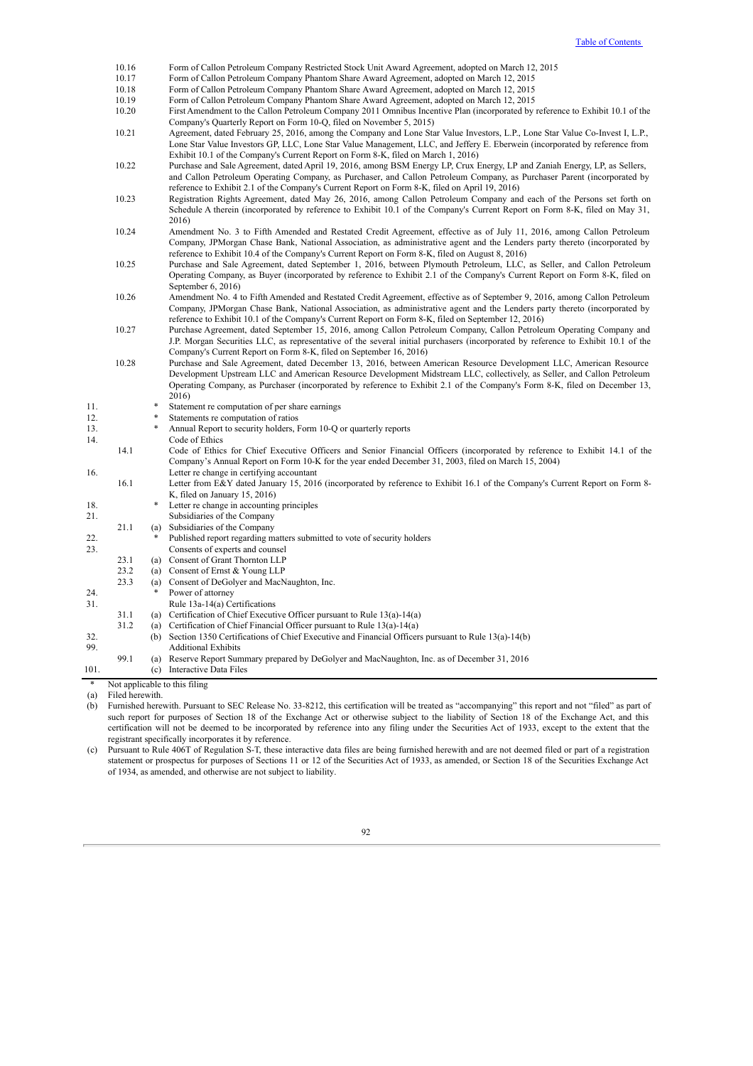| | | | |
|---|---|---|---|
| | 10.16 | | Form of Callon Petroleum Company Restricted Stock Unit Award Agreement, adopted on March 12, 2015 |
| | 10.17 | | Form of Callon Petroleum Company Phantom Share Award Agreement, adopted on March 12, 2015 |
| | 10.18 | | Form of Callon Petroleum Company Phantom Share Award Agreement, adopted on March 12, 2015 |
| | 10.19 | | Form of Callon Petroleum Company Phantom Share Award Agreement, adopted on March 12, 2015 |
| | 10.20 | | First Amendment to the Callon Petroleum Company 2011 Omnibus Incentive Plan (incorporated by reference to Exhibit 10.1 of the Company's Quarterly Report on Form 10-Q, filed on November 5, 2015) |
| | 10.21 | | Agreement, dated February 25, 2016, among the Company and Lone Star Value Investors, L.P., Lone Star Value Co-Invest I, L.P., Lone Star Value Investors GP, LLC, Lone Star Value Management, LLC, and Jeffery E. Eberwein (incorporated by reference from Exhibit 10.1 of the Company's Current Report on Form 8-K, filed on March 1, 2016) |
| | 10.22 | | Purchase and Sale Agreement, dated April 19, 2016, among BSM Energy LP, Crux Energy, LP and Zaniah Energy, LP, as Sellers, and Callon Petroleum Operating Company, as Purchaser, and Callon Petroleum Company, as Purchaser Parent (incorporated by reference to Exhibit 2.1 of the Company's Current Report on Form 8-K, filed on April 19, 2016) |
| | 10.23 | | Registration Rights Agreement, dated May 26, 2016, among Callon Petroleum Company and each of the Persons set forth on Schedule A therein (incorporated by reference to Exhibit 10.1 of the Company's Current Report on Form 8-K, filed on May 31, 2016) |
| | 10.24 | | Amendment No. 3 to Fifth Amended and Restated Credit Agreement, effective as of July 11, 2016, among Callon Petroleum Company, JPMorgan Chase Bank, National Association, as administrative agent and the Lenders party thereto (incorporated by reference to Exhibit 10.4 of the Company's Current Report on Form 8-K, filed on August 8, 2016) |
| | 10.25 | | Purchase and Sale Agreement, dated September 1, 2016, between Plymouth Petroleum, LLC, as Seller, and Callon Petroleum Operating Company, as Buyer (incorporated by reference to Exhibit 2.1 of the Company's Current Report on Form 8-K, filed on September 6, 2016) |
| | 10.26 | | Amendment No. 4 to Fifth Amended and Restated Credit Agreement, effective as of September 9, 2016, among Callon Petroleum Company, JPMorgan Chase Bank, National Association, as administrative agent and the Lenders party thereto (incorporated by reference to Exhibit 10.1 of the Company's Current Report on Form 8-K, filed on September 12, 2016) |
| | 10.27 | | Purchase Agreement, dated September 15, 2016, among Callon Petroleum Company, Callon Petroleum Operating Company and J.P. Morgan Securities LLC, as representative of the several initial purchasers (incorporated by reference to Exhibit 10.1 of the Company's Current Report on Form 8-K, filed on September 16, 2016) |
| | 10.28 | | Purchase and Sale Agreement, dated December 13, 2016, between American Resource Development LLC, American Resource Development Upstream LLC and American Resource Development Midstream LLC, collectively, as Seller, and Callon Petroleum Operating Company, as Purchaser (incorporated by reference to Exhibit 2.1 of the Company's Form 8-K, filed on December 13, 2016) |
| 11. | | * | Statement re computation of per share earnings |
| 12. | | * | Statements re computation of ratios |
| 13. | | * | Annual Report to security holders, Form 10-Q or quarterly reports |
| 14. | | | Code of Ethics |
| | 14.1 | | Code of Ethics for Chief Executive Officers and Senior Financial Officers (incorporated by reference to Exhibit 14.1 of the Company's Annual Report on Form 10-K for the year ended December 31, 2003, filed on March 15, 2004) |
| 16. | | | Letter re change in certifying accountant |
| | 16.1 | | Letter from E&Y dated January 15, 2016 (incorporated by reference to Exhibit 16.1 of the Company's Current Report on Form 8-K, filed on January 15, 2016) |
| 18. | | * | Letter re change in accounting principles |
| 21. | | | Subsidiaries of the Company |
| | 21.1 | (a) | Subsidiaries of the Company |
| 22. | | * | Published report regarding matters submitted to vote of security holders |
| 23. | | | Consents of experts and counsel |
| | 23.1 | (a) | Consent of Grant Thornton LLP |
| | 23.2 | (a) | Consent of Ernst & Young LLP |
| | 23.3 | (a) | Consent of DeGolyer and MacNaughton, Inc. |
| 24. | | * | Power of attorney |
| 31. | | | Rule 13a-14(a) Certifications |
| | 31.1 | (a) | Certification of Chief Executive Officer pursuant to Rule 13(a)-14(a) |
| | 31.2 | (a) | Certification of Chief Financial Officer pursuant to Rule 13(a)-14(a) |
| 32. | | (b) | Section 1350 Certifications of Chief Executive and Financial Officers pursuant to Rule 13(a)-14(b) |
| 99. | | | Additional Exhibits |
| | 99.1 | (a) | Reserve Report Summary prepared by DeGolyer and MacNaughton, Inc. as of December 31, 2016 |
| 101. | | (c) | Interactive Data Files |

\* Not applicable to this filing

(a) Filed herewith.

(b) Furnished herewith. Pursuant to SEC Release No. 33-8212, this certification will be treated as "accompanying" this report and not "filed" as part of such report for purposes of Section 18 of the Exchange Act or otherwise subject to the liability of Section 18 of the Exchange Act, and this certification will not be deemed to be incorporated by reference into any filing under the Securities Act of 1933, except to the extent that the registrant specifically incorporates it by reference.

(c) Pursuant to Rule 406T of Regulation S-T, these interactive data files are being furnished herewith and are not deemed filed or part of a registration statement or prospectus for purposes of Sections 11 or 12 of the Securities Act of 1933, as amended, or Section 18 of the Securities Exchange Act of 1934, as amended, and otherwise are not subject to liability.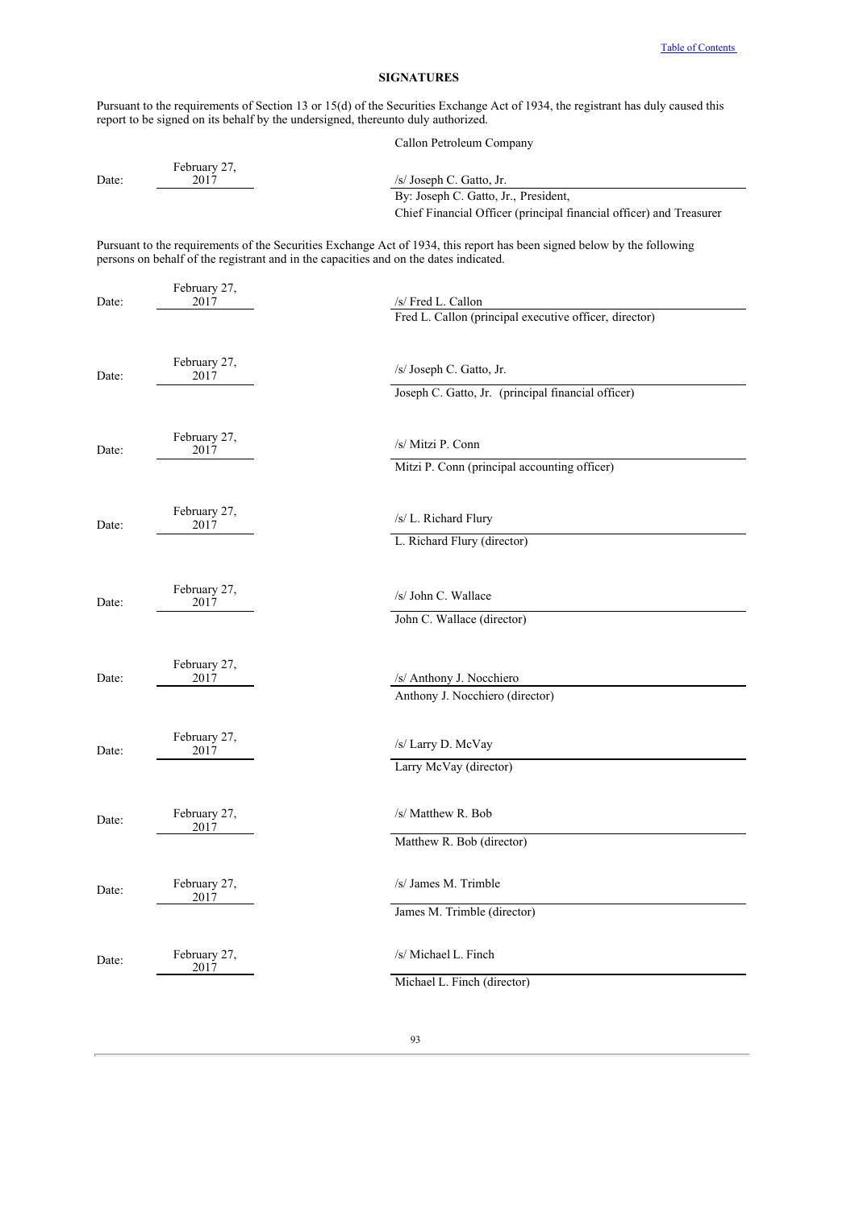## SIGNATURES

Pursuant to the requirements of Section 13 or 15(d) of the Securities Exchange Act of 1934, the registrant has duly caused this report to be signed on its behalf by the undersigned, thereunto duly authorized.

Callon Petroleum Company

| | | |
|---|---|---|
| Date: | February 27, 2017 | /s/ Joseph C. Gatto, Jr. |
| | | By: Joseph C. Gatto, Jr., President, Chief Financial Officer (principal financial officer) and Treasurer |

Pursuant to the requirements of the Securities Exchange Act of 1934, this report has been signed below by the following persons on behalf of the registrant and in the capacities and on the dates indicated.

| | | |
|---|---|---|
| Date: | February 27, 2017 | /s/ Fred L. Callon |
| | | Fred L. Callon (principal executive officer, director) |
| Date: | February 27, 2017 | /s/ Joseph C. Gatto, Jr. |
| | | Joseph C. Gatto, Jr. (principal financial officer) |
| Date: | February 27, 2017 | /s/ Mitzi P. Conn |
| | | Mitzi P. Conn (principal accounting officer) |
| Date: | February 27, 2017 | /s/ L. Richard Flury |
| | | L. Richard Flury (director) |
| Date: | February 27, 2017 | /s/ John C. Wallace |
| | | John C. Wallace (director) |
| Date: | February 27, 2017 | /s/ Anthony J. Nocchiero |
| | | Anthony J. Nocchiero (director) |
| Date: | February 27, 2017 | /s/ Larry D. McVay |
| | | Larry McVay (director) |
| Date: | February 27, 2017 | /s/ Matthew R. Bob |
| | | Matthew R. Bob (director) |
| Date: | February 27, 2017 | /s/ James M. Trimble |
| | | James M. Trimble (director) |
| Date: | February 27, 2017 | /s/ Michael L. Finch |
| | | Michael L. Finch (director) |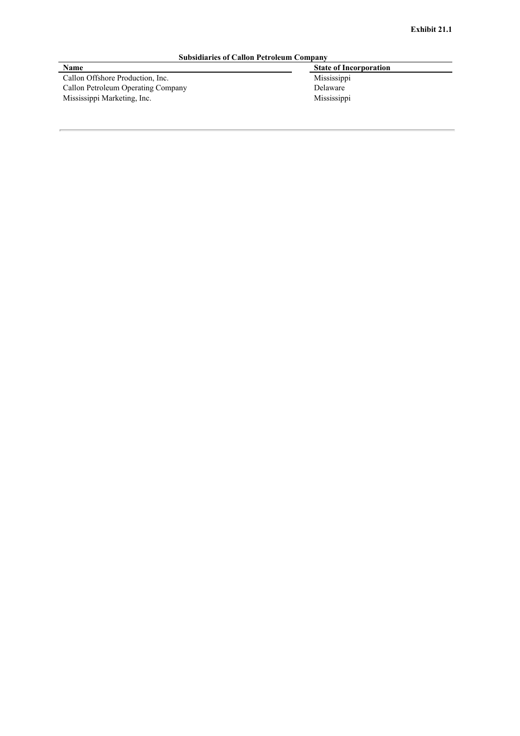**Exhibit 21.1**

**Subsidiaries of Callon Petroleum Company**

| Name | State of Incorporation |
| --- | --- |
| Callon Offshore Production, Inc. | Mississippi |
| Callon Petroleum Operating Company | Delaware |
| Mississippi Marketing, Inc. | Mississippi |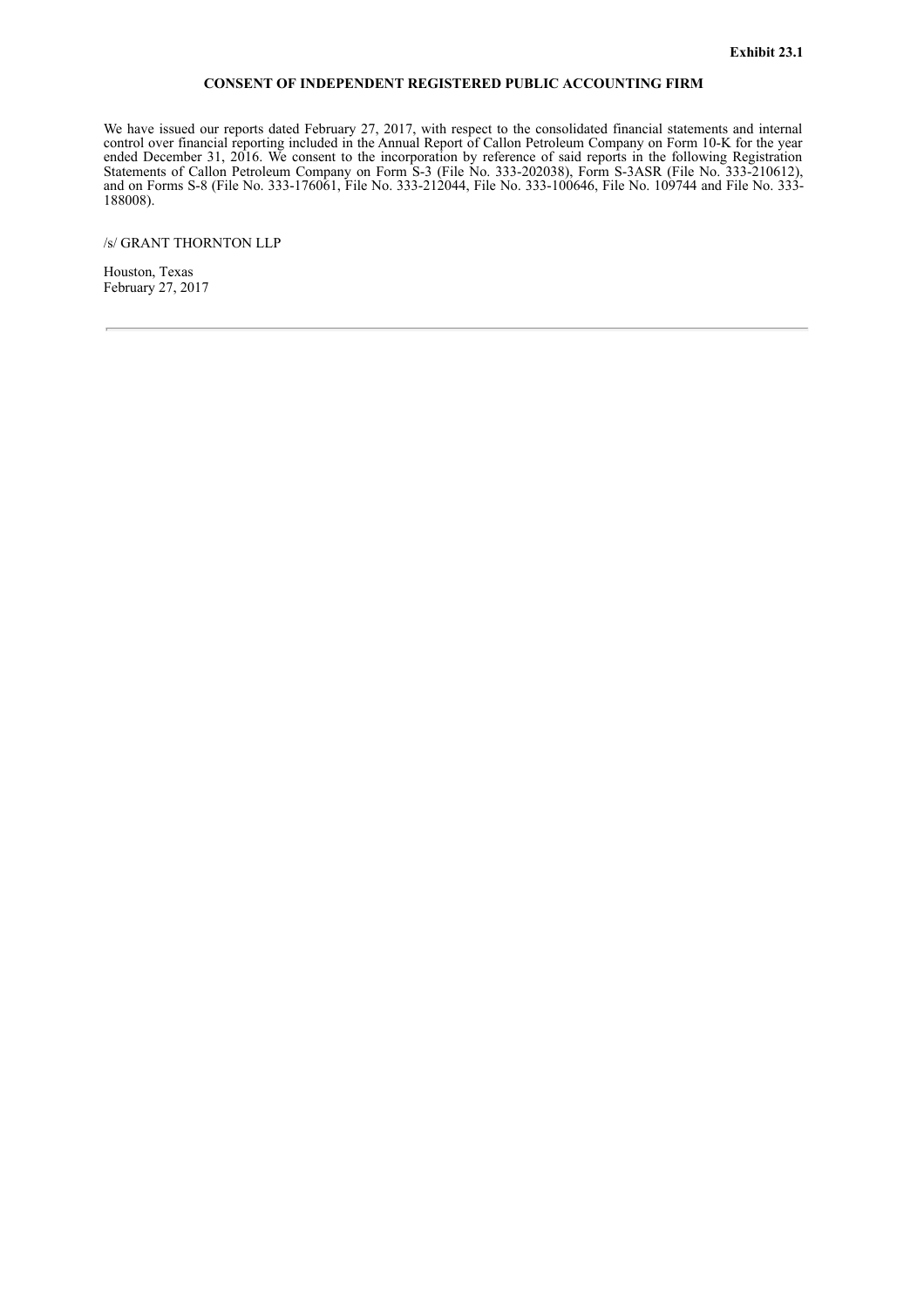**Exhibit 23.1**

**CONSENT OF INDEPENDENT REGISTERED PUBLIC ACCOUNTING FIRM**

We have issued our reports dated February 27, 2017, with respect to the consolidated financial statements and internal control over financial reporting included in the Annual Report of Callon Petroleum Company on Form 10-K for the year ended December 31, 2016. We consent to the incorporation by reference of said reports in the following Registration Statements of Callon Petroleum Company on Form S-3 (File No. 333-202038), Form S-3ASR (File No. 333-210612), and on Forms S-8 (File No. 333-176061, File No. 333-212044, File No. 333-100646, File No. 109744 and File No. 333-188008).

/s/ GRANT THORNTON LLP

Houston, Texas
February 27, 2017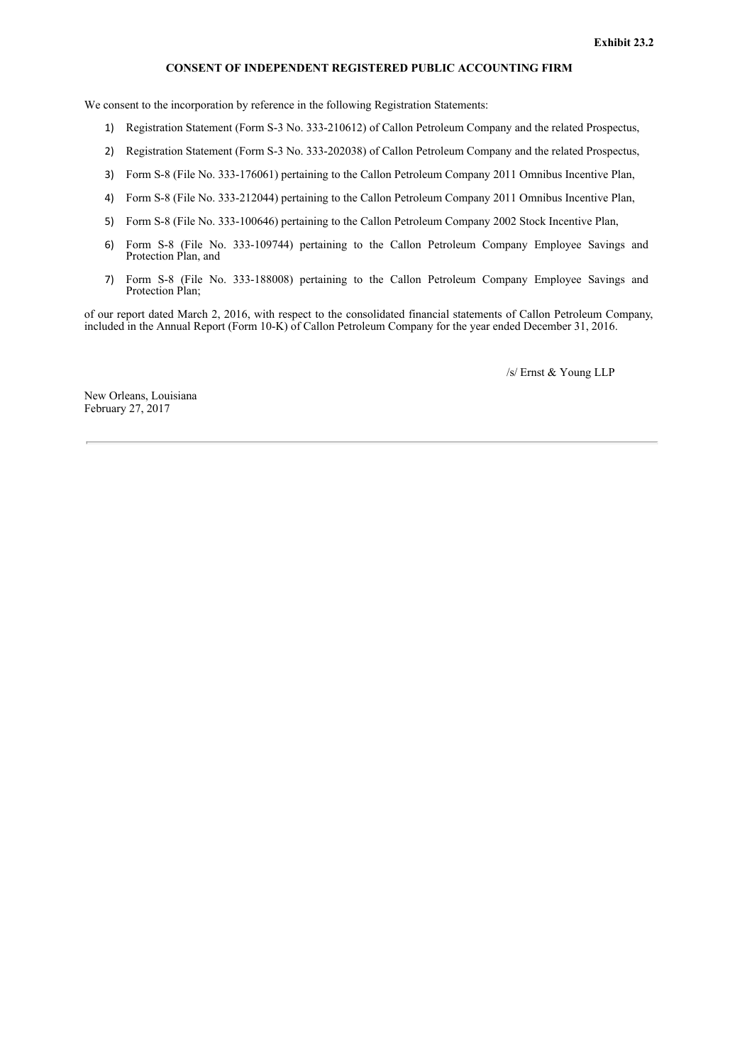**Exhibit 23.2**

**CONSENT OF INDEPENDENT REGISTERED PUBLIC ACCOUNTING FIRM**

We consent to the incorporation by reference in the following Registration Statements:

1) Registration Statement (Form S-3 No. 333-210612) of Callon Petroleum Company and the related Prospectus,
2) Registration Statement (Form S-3 No. 333-202038) of Callon Petroleum Company and the related Prospectus,
3) Form S-8 (File No. 333-176061) pertaining to the Callon Petroleum Company 2011 Omnibus Incentive Plan,
4) Form S-8 (File No. 333-212044) pertaining to the Callon Petroleum Company 2011 Omnibus Incentive Plan,
5) Form S-8 (File No. 333-100646) pertaining to the Callon Petroleum Company 2002 Stock Incentive Plan,
6) Form S-8 (File No. 333-109744) pertaining to the Callon Petroleum Company Employee Savings and Protection Plan, and
7) Form S-8 (File No. 333-188008) pertaining to the Callon Petroleum Company Employee Savings and Protection Plan;

of our report dated March 2, 2016, with respect to the consolidated financial statements of Callon Petroleum Company, included in the Annual Report (Form 10-K) of Callon Petroleum Company for the year ended December 31, 2016.

/s/ Ernst & Young LLP

New Orleans, Louisiana
February 27, 2017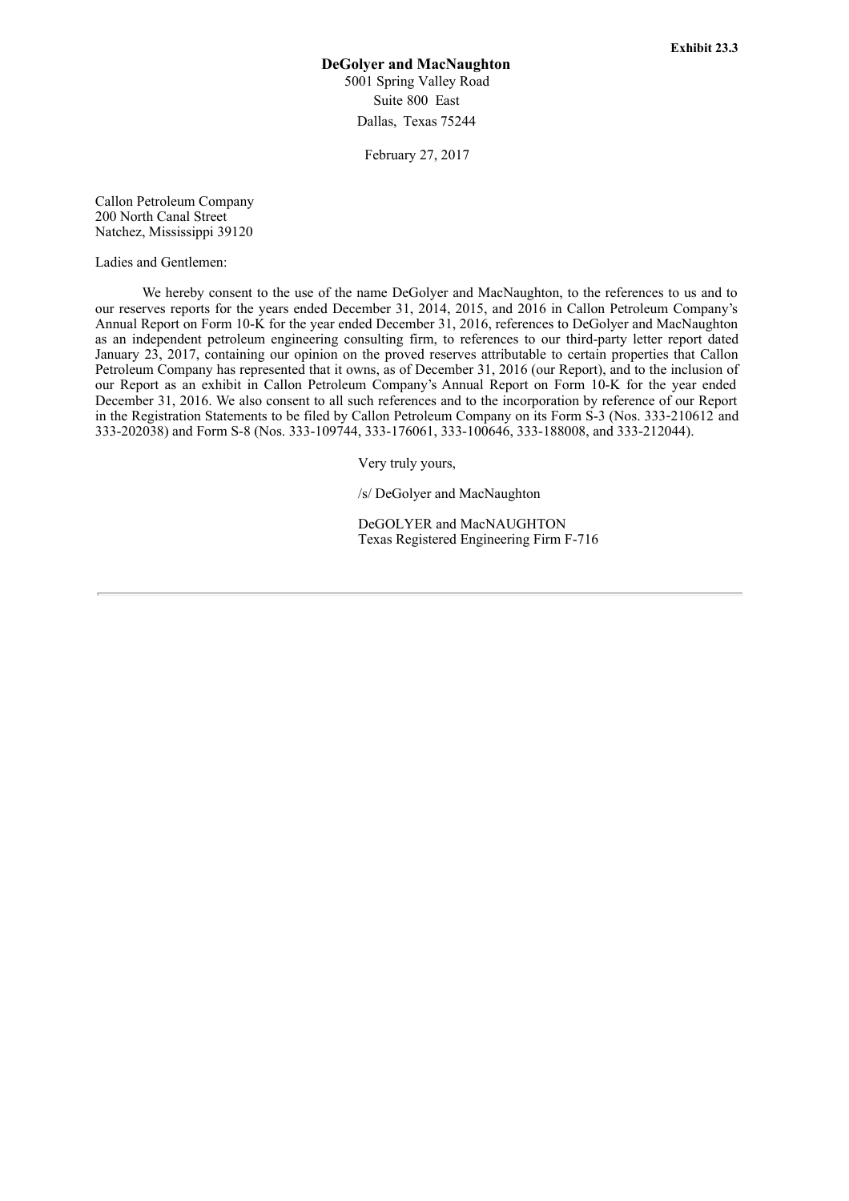**Exhibit 23.3**

**DeGolyer and MacNaughton**
5001 Spring Valley Road
Suite 800 East
Dallas, Texas 75244

February 27, 2017

Callon Petroleum Company
200 North Canal Street
Natchez, Mississippi 39120

Ladies and Gentlemen:

We hereby consent to the use of the name DeGolyer and MacNaughton, to the references to us and to our reserves reports for the years ended December 31, 2014, 2015, and 2016 in Callon Petroleum Company's Annual Report on Form 10-K for the year ended December 31, 2016, references to DeGolyer and MacNaughton as an independent petroleum engineering consulting firm, to references to our third-party letter report dated January 23, 2017, containing our opinion on the proved reserves attributable to certain properties that Callon Petroleum Company has represented that it owns, as of December 31, 2016 (our Report), and to the inclusion of our Report as an exhibit in Callon Petroleum Company's Annual Report on Form 10-K for the year ended December 31, 2016. We also consent to all such references and to the incorporation by reference of our Report in the Registration Statements to be filed by Callon Petroleum Company on its Form S-3 (Nos. 333-210612 and 333-202038) and Form S-8 (Nos. 333-109744, 333-176061, 333-100646, 333-188008, and 333-212044).

Very truly yours,

/s/ DeGolyer and MacNaughton

DeGOLYER and MacNAUGHTON
Texas Registered Engineering Firm F-716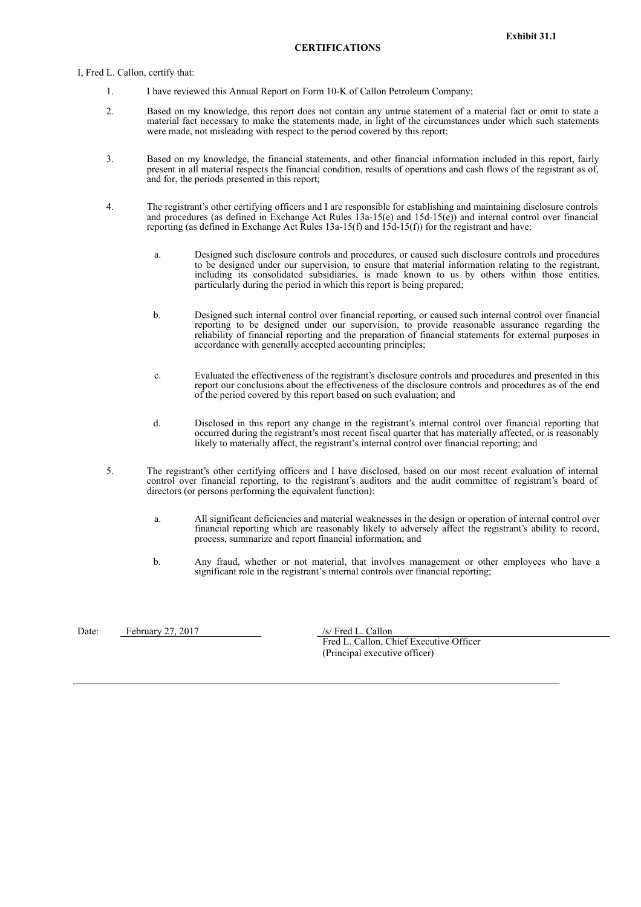**Exhibit 31.1**

**CERTIFICATIONS**

I, Fred L. Callon, certify that:

1. I have reviewed this Annual Report on Form 10-K of Callon Petroleum Company;

2. Based on my knowledge, this report does not contain any untrue statement of a material fact or omit to state a material fact necessary to make the statements made, in light of the circumstances under which such statements were made, not misleading with respect to the period covered by this report;

3. Based on my knowledge, the financial statements, and other financial information included in this report, fairly present in all material respects the financial condition, results of operations and cash flows of the registrant as of, and for, the periods presented in this report;

4. The registrant's other certifying officers and I are responsible for establishing and maintaining disclosure controls and procedures (as defined in Exchange Act Rules 13a-15(e) and 15d-15(e)) and internal control over financial reporting (as defined in Exchange Act Rules 13a-15(f) and 15d-15(f)) for the registrant and have:

   a. Designed such disclosure controls and procedures, or caused such disclosure controls and procedures to be designed under our supervision, to ensure that material information relating to the registrant, including its consolidated subsidiaries, is made known to us by others within those entities, particularly during the period in which this report is being prepared;

   b. Designed such internal control over financial reporting, or caused such internal control over financial reporting to be designed under our supervision, to provide reasonable assurance regarding the reliability of financial reporting and the preparation of financial statements for external purposes in accordance with generally accepted accounting principles;

   c. Evaluated the effectiveness of the registrant's disclosure controls and procedures and presented in this report our conclusions about the effectiveness of the disclosure controls and procedures as of the end of the period covered by this report based on such evaluation; and

   d. Disclosed in this report any change in the registrant's internal control over financial reporting that occurred during the registrant's most recent fiscal quarter that has materially affected, or is reasonably likely to materially affect, the registrant's internal control over financial reporting; and

5. The registrant's other certifying officers and I have disclosed, based on our most recent evaluation of internal control over financial reporting, to the registrant's auditors and the audit committee of registrant's board of directors (or persons performing the equivalent function):

   a. All significant deficiencies and material weaknesses in the design or operation of internal control over financial reporting which are reasonably likely to adversely affect the registrant's ability to record, process, summarize and report financial information; and

   b. Any fraud, whether or not material, that involves management or other employees who have a significant role in the registrant's internal controls over financial reporting;

Date: February 27, 2017

/s/ Fred L. Callon
Fred L. Callon, Chief Executive Officer
(Principal executive officer)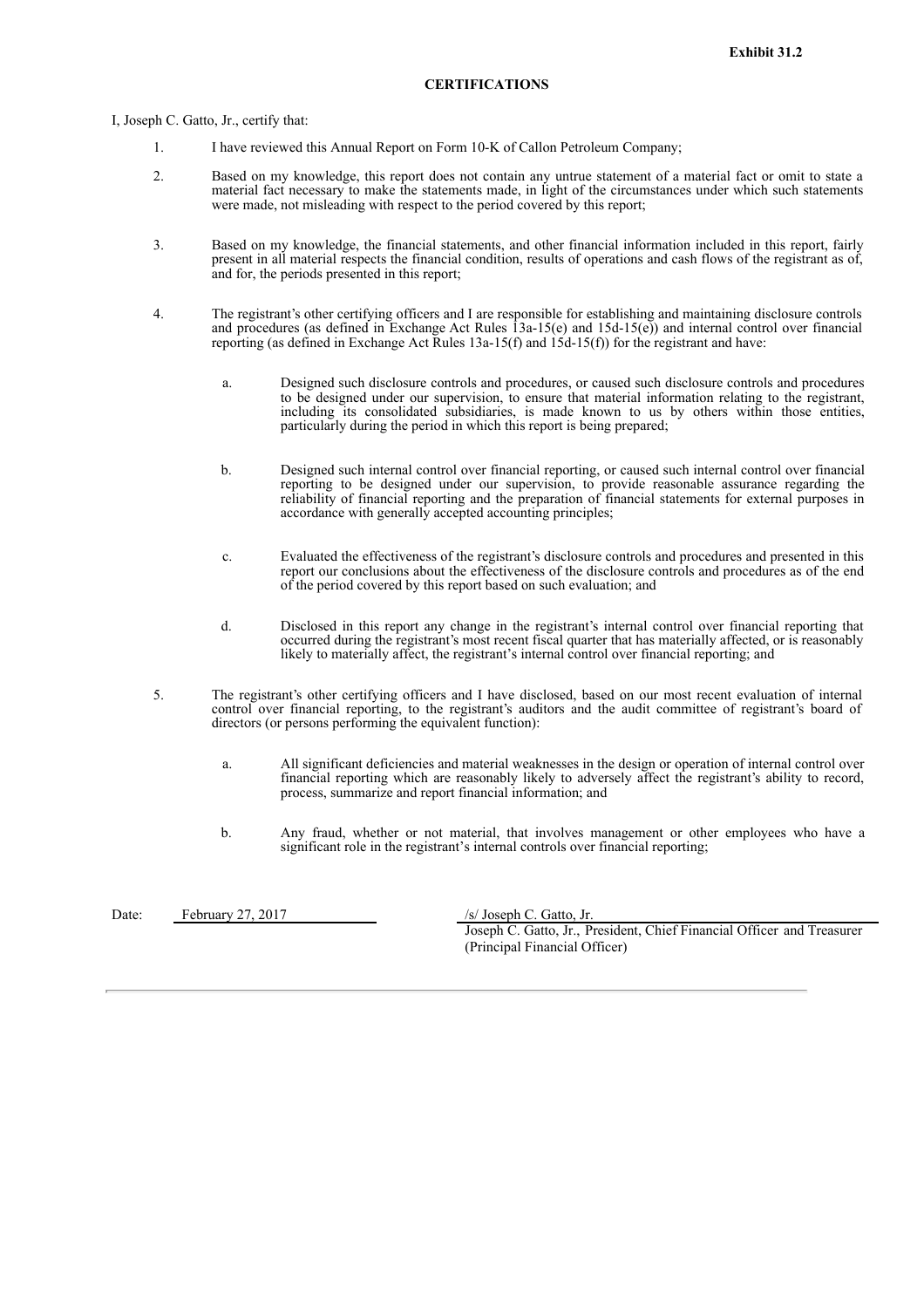**Exhibit 31.2**

**CERTIFICATIONS**

I, Joseph C. Gatto, Jr., certify that:

1. I have reviewed this Annual Report on Form 10-K of Callon Petroleum Company;

2. Based on my knowledge, this report does not contain any untrue statement of a material fact or omit to state a material fact necessary to make the statements made, in light of the circumstances under which such statements were made, not misleading with respect to the period covered by this report;

3. Based on my knowledge, the financial statements, and other financial information included in this report, fairly present in all material respects the financial condition, results of operations and cash flows of the registrant as of, and for, the periods presented in this report;

4. The registrant's other certifying officers and I are responsible for establishing and maintaining disclosure controls and procedures (as defined in Exchange Act Rules 13a-15(e) and 15d-15(e)) and internal control over financial reporting (as defined in Exchange Act Rules 13a-15(f) and 15d-15(f)) for the registrant and have:

   a. Designed such disclosure controls and procedures, or caused such disclosure controls and procedures to be designed under our supervision, to ensure that material information relating to the registrant, including its consolidated subsidiaries, is made known to us by others within those entities, particularly during the period in which this report is being prepared;

   b. Designed such internal control over financial reporting, or caused such internal control over financial reporting to be designed under our supervision, to provide reasonable assurance regarding the reliability of financial reporting and the preparation of financial statements for external purposes in accordance with generally accepted accounting principles;

   c. Evaluated the effectiveness of the registrant's disclosure controls and procedures and presented in this report our conclusions about the effectiveness of the disclosure controls and procedures as of the end of the period covered by this report based on such evaluation; and

   d. Disclosed in this report any change in the registrant's internal control over financial reporting that occurred during the registrant's most recent fiscal quarter that has materially affected, or is reasonably likely to materially affect, the registrant's internal control over financial reporting; and

5. The registrant's other certifying officers and I have disclosed, based on our most recent evaluation of internal control over financial reporting, to the registrant's auditors and the audit committee of registrant's board of directors (or persons performing the equivalent function):

   a. All significant deficiencies and material weaknesses in the design or operation of internal control over financial reporting which are reasonably likely to adversely affect the registrant's ability to record, process, summarize and report financial information; and

   b. Any fraud, whether or not material, that involves management or other employees who have a significant role in the registrant's internal controls over financial reporting;

Date: February 27, 2017

/s/ Joseph C. Gatto, Jr.
Joseph C. Gatto, Jr., President, Chief Financial Officer and Treasurer
(Principal Financial Officer)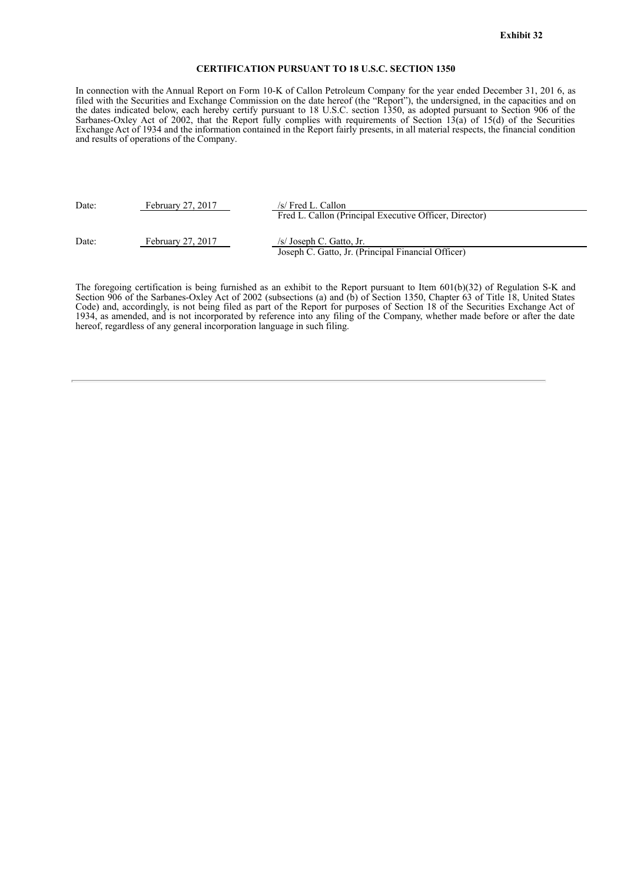**Exhibit 32**

**CERTIFICATION PURSUANT TO 18 U.S.C. SECTION 1350**

In connection with the Annual Report on Form 10-K of Callon Petroleum Company for the year ended December 31, 201 6, as filed with the Securities and Exchange Commission on the date hereof (the "Report"), the undersigned, in the capacities and on the dates indicated below, each hereby certify pursuant to 18 U.S.C. section 1350, as adopted pursuant to Section 906 of the Sarbanes-Oxley Act of 2002, that the Report fully complies with requirements of Section 13(a) of 15(d) of the Securities Exchange Act of 1934 and the information contained in the Report fairly presents, in all material respects, the financial condition and results of operations of the Company.

| Date: | February 27, 2017 | /s/ Fred L. Callon<br>Fred L. Callon (Principal Executive Officer, Director) |
|---|---|---|
| Date: | February 27, 2017 | /s/ Joseph C. Gatto, Jr.<br>Joseph C. Gatto, Jr. (Principal Financial Officer) |

The foregoing certification is being furnished as an exhibit to the Report pursuant to Item 601(b)(32) of Regulation S-K and Section 906 of the Sarbanes-Oxley Act of 2002 (subsections (a) and (b) of Section 1350, Chapter 63 of Title 18, United States Code) and, accordingly, is not being filed as part of the Report for purposes of Section 18 of the Securities Exchange Act of 1934, as amended, and is not incorporated by reference into any filing of the Company, whether made before or after the date hereof, regardless of any general incorporation language in such filing.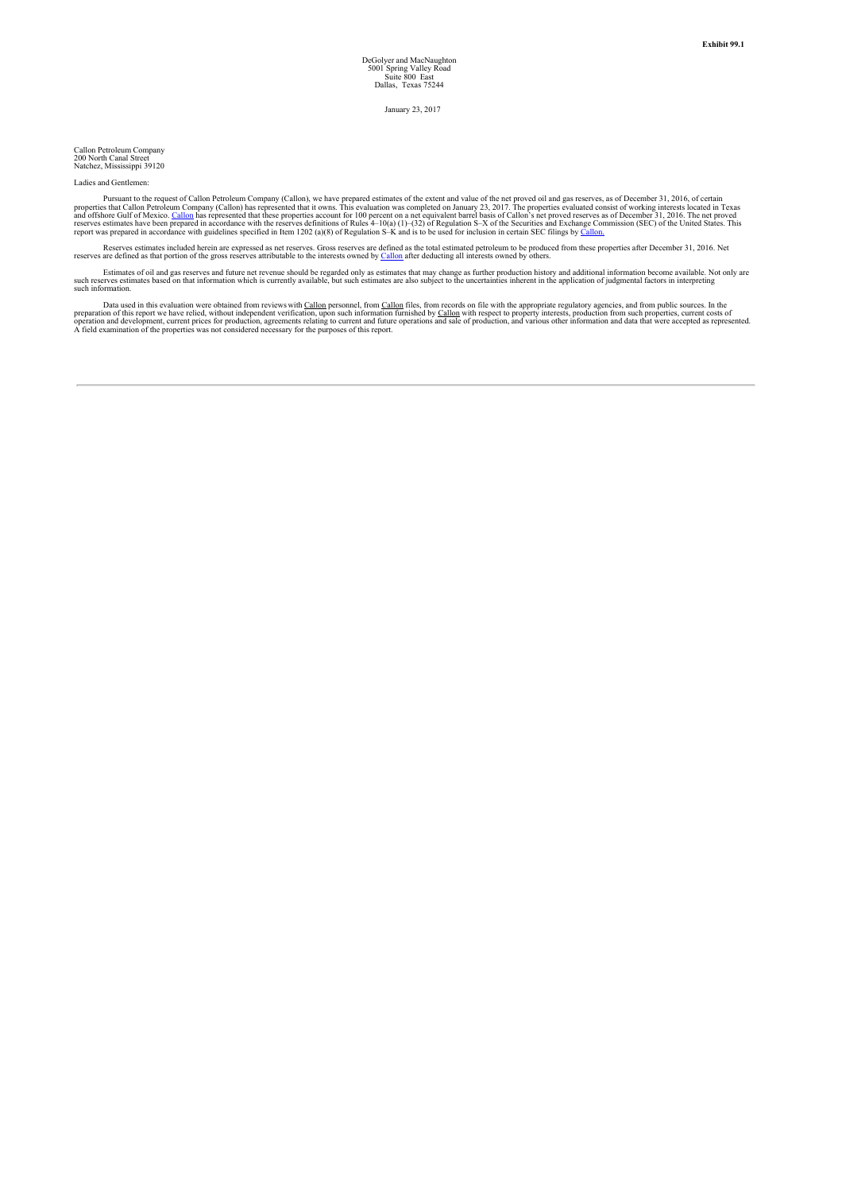**Exhibit 99.1**

DeGolyer and MacNaughton
5001 Spring Valley Road
Suite 800 East
Dallas, Texas 75244

January 23, 2017

Callon Petroleum Company
200 North Canal Street
Natchez, Mississippi 39120

Ladies and Gentlemen:

Pursuant to the request of Callon Petroleum Company (Callon), we have prepared estimates of the extent and value of the net proved oil and gas reserves, as of December 31, 2016, of certain properties that Callon Petroleum Company (Callon) has represented that it owns. This evaluation was completed on January 23, 2017. The properties evaluated consist of working interests located in Texas and offshore Gulf of Mexico. Callon has represented that these properties account for 100 percent on a net equivalent barrel basis of Callon's net proved reserves as of December 31, 2016. The net proved reserves estimates have been prepared in accordance with the reserves definitions of Rules 4–10(a) (1)–(32) of Regulation S–X of the Securities and Exchange Commission (SEC) of the United States. This report was prepared in accordance with guidelines specified in Item 1202 (a)(8) of Regulation S–K and is to be used for inclusion in certain SEC filings by Callon.

Reserves estimates included herein are expressed as net reserves. Gross reserves are defined as the total estimated petroleum to be produced from these properties after December 31, 2016. Net reserves are defined as that portion of the gross reserves attributable to the interests owned by Callon after deducting all interests owned by others.

Estimates of oil and gas reserves and future net revenue should be regarded only as estimates that may change as further production history and additional information become available. Not only are such reserves estimates based on that information which is currently available, but such estimates are also subject to the uncertainties inherent in the application of judgmental factors in interpreting such information.

Data used in this evaluation were obtained from reviews with Callon personnel, from Callon files, from records on file with the appropriate regulatory agencies, and from public sources. In the preparation of this report we have relied, without independent verification, upon such information furnished by Callon with respect to property interests, production from such properties, current costs of operation and development, current prices for production, agreements relating to current and future operations and sale of production, and various other information and data that were accepted as represented. A field examination of the properties was not considered necessary for the purposes of this report.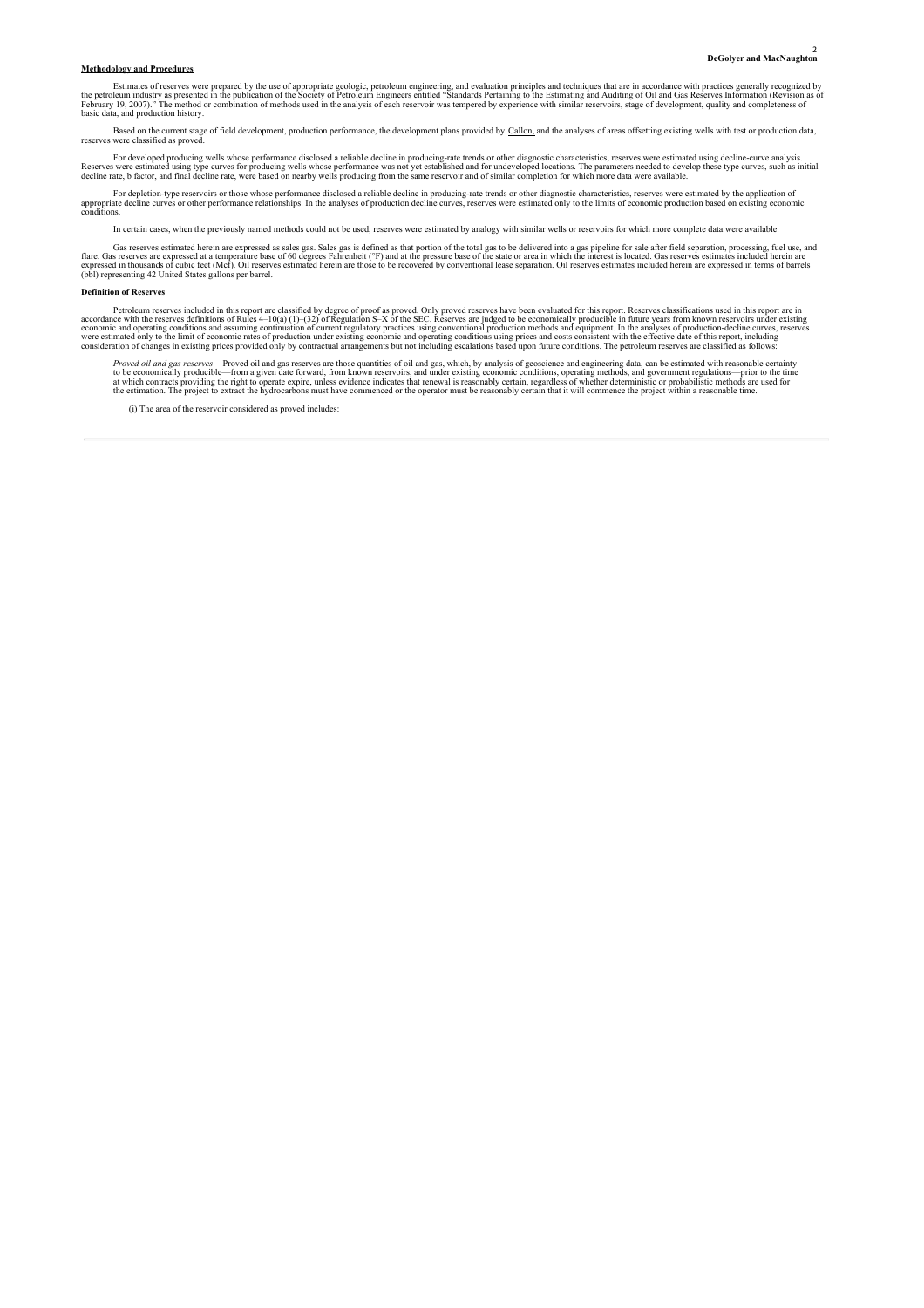**Methodology and Procedures**

Estimates of reserves were prepared by the use of appropriate geologic, petroleum engineering, and evaluation principles and techniques that are in accordance with practices generally recognized by the petroleum industry as presented in the publication of the Society of Petroleum Engineers entitled "Standards Pertaining to the Estimating and Auditing of Oil and Gas Reserves Information (Revision as of February 19, 2007)." The method or combination of methods used in the analysis of each reservoir was tempered by experience with similar reservoirs, stage of development, quality and completeness of basic data, and production history.

Based on the current stage of field development, production performance, the development plans provided by Callon, and the analyses of areas offsetting existing wells with test or production data, reserves were classified as proved.

For developed producing wells whose performance disclosed a reliable decline in producing-rate trends or other diagnostic characteristics, reserves were estimated using decline-curve analysis. Reserves were estimated using type curves for producing wells whose performance was not yet established and for undeveloped locations. The parameters needed to develop these type curves, such as initial decline rate, b factor, and final decline rate, were based on nearby wells producing from the same reservoir and of similar completion for which more data were available.

For depletion-type reservoirs or those whose performance disclosed a reliable decline in producing-rate trends or other diagnostic characteristics, reserves were estimated by the application of appropriate decline curves or other performance relationships. In the analyses of production decline curves, reserves were estimated only to the limits of economic production based on existing economic conditions.

In certain cases, when the previously named methods could not be used, reserves were estimated by analogy with similar wells or reservoirs for which more complete data were available.

Gas reserves estimated herein are expressed as sales gas. Sales gas is defined as that portion of the total gas to be delivered into a gas pipeline for sale after field separation, processing, fuel use, and flare. Gas reserves are expressed at a temperature base of 60 degrees Fahrenheit (°F) and at the pressure base of the state or area in which the interest is located. Gas reserves estimates included herein are expressed in thousands of cubic feet (Mcf). Oil reserves estimated herein are those to be recovered by conventional lease separation. Oil reserves estimates included herein are expressed in terms of barrels (bbl) representing 42 United States gallons per barrel.

**Definition of Reserves**

Petroleum reserves included in this report are classified by degree of proof as proved. Only proved reserves have been evaluated for this report. Reserves classifications used in this report are in accordance with the reserves definitions of Rules 4–10(a) (1)–(32) of Regulation S–X of the SEC. Reserves are judged to be economically producible in future years from known reservoirs under existing economic and operating conditions and assuming continuation of current regulatory practices using conventional production methods and equipment. In the analyses of production-decline curves, reserves were estimated only to the limit of economic rates of production under existing economic and operating conditions using prices and costs consistent with the effective date of this report, including consideration of changes in existing prices provided only by contractual arrangements but not including escalations based upon future conditions. The petroleum reserves are classified as follows:

*Proved oil and gas reserves* – Proved oil and gas reserves are those quantities of oil and gas, which, by analysis of geoscience and engineering data, can be estimated with reasonable certainty to be economically producible—from a given date forward, from known reservoirs, and under existing economic conditions, operating methods, and government regulations—prior to the time at which contracts providing the right to operate expire, unless evidence indicates that renewal is reasonably certain, regardless of whether deterministic or probabilistic methods are used for the estimation. The project to extract the hydrocarbons must have commenced or the operator must be reasonably certain that it will commence the project within a reasonable time.

(i) The area of the reservoir considered as proved includes: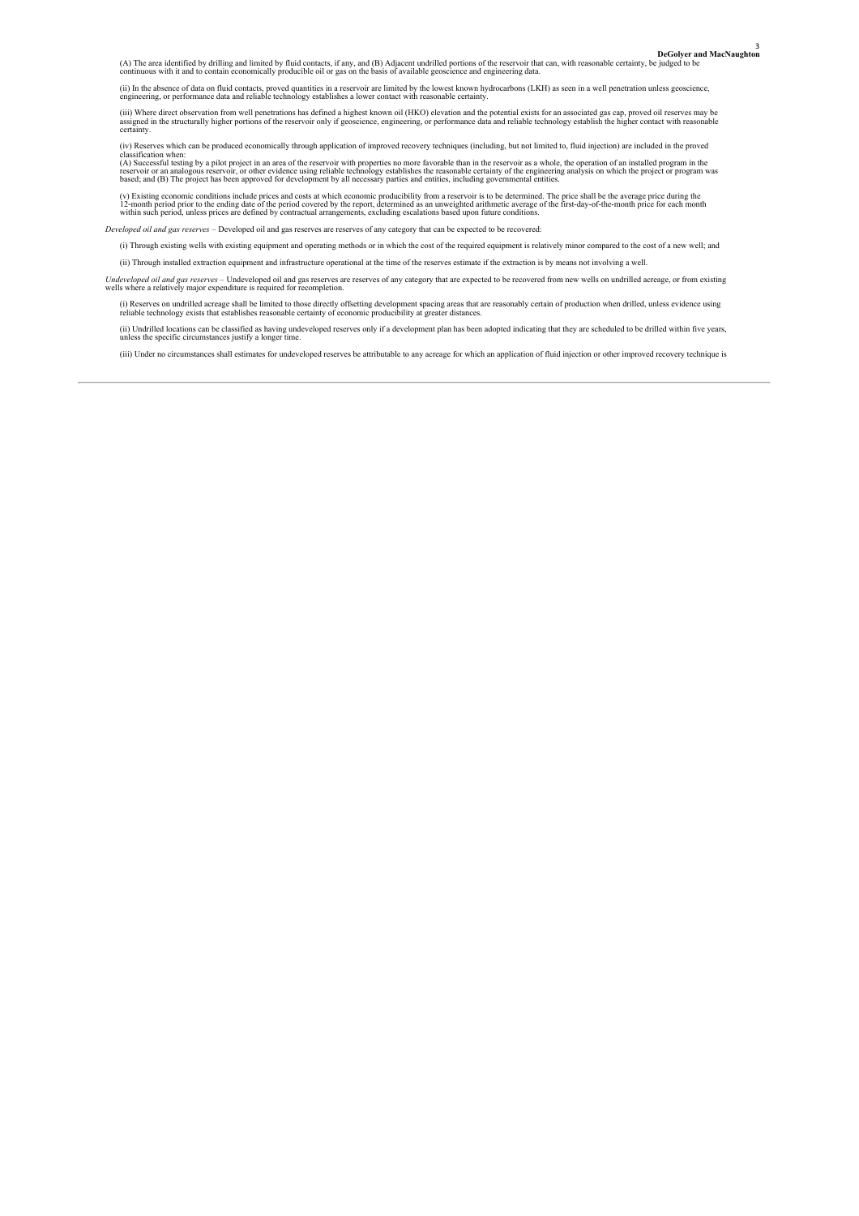(A) The area identified by drilling and limited by fluid contacts, if any, and (B) Adjacent undrilled portions of the reservoir that can, with reasonable certainty, be judged to be continuous with it and to contain economically producible oil or gas on the basis of available geoscience and engineering data.

(ii) In the absence of data on fluid contacts, proved quantities in a reservoir are limited by the lowest known hydrocarbons (LKH) as seen in a well penetration unless geoscience, engineering, or performance data and reliable technology establishes a lower contact with reasonable certainty.

(iii) Where direct observation from well penetrations has defined a highest known oil (HKO) elevation and the potential exists for an associated gas cap, proved oil reserves may be assigned in the structurally higher portions of the reservoir only if geoscience, engineering, or performance data and reliable technology establish the higher contact with reasonable certainty.

(iv) Reserves which can be produced economically through application of improved recovery techniques (including, but not limited to, fluid injection) are included in the proved classification when:
(A) Successful testing by a pilot project in an area of the reservoir with properties no more favorable than in the reservoir as a whole, the operation of an installed program in the reservoir or an analogous reservoir, or other evidence using reliable technology establishes the reasonable certainty of the engineering analysis on which the project or program was based; and (B) The project has been approved for development by all necessary parties and entities, including governmental entities.

(v) Existing economic conditions include prices and costs at which economic producibility from a reservoir is to be determined. The price shall be the average price during the 12-month period prior to the ending date of the period covered by the report, determined as an unweighted arithmetic average of the first-day-of-the-month price for each month within such period, unless prices are defined by contractual arrangements, excluding escalations based upon future conditions.

*Developed oil and gas reserves* – Developed oil and gas reserves are reserves of any category that can be expected to be recovered:

(i) Through existing wells with existing equipment and operating methods or in which the cost of the required equipment is relatively minor compared to the cost of a new well; and

(ii) Through installed extraction equipment and infrastructure operational at the time of the reserves estimate if the extraction is by means not involving a well.

*Undeveloped oil and gas reserves* – Undeveloped oil and gas reserves are reserves of any category that are expected to be recovered from new wells on undrilled acreage, or from existing wells where a relatively major expenditure is required for recompletion.

(i) Reserves on undrilled acreage shall be limited to those directly offsetting development spacing areas that are reasonably certain of production when drilled, unless evidence using reliable technology exists that establishes reasonable certainty of economic producibility at greater distances.

(ii) Undrilled locations can be classified as having undeveloped reserves only if a development plan has been adopted indicating that they are scheduled to be drilled within five years, unless the specific circumstances justify a longer time.

(iii) Under no circumstances shall estimates for undeveloped reserves be attributable to any acreage for which an application of fluid injection or other improved recovery technique is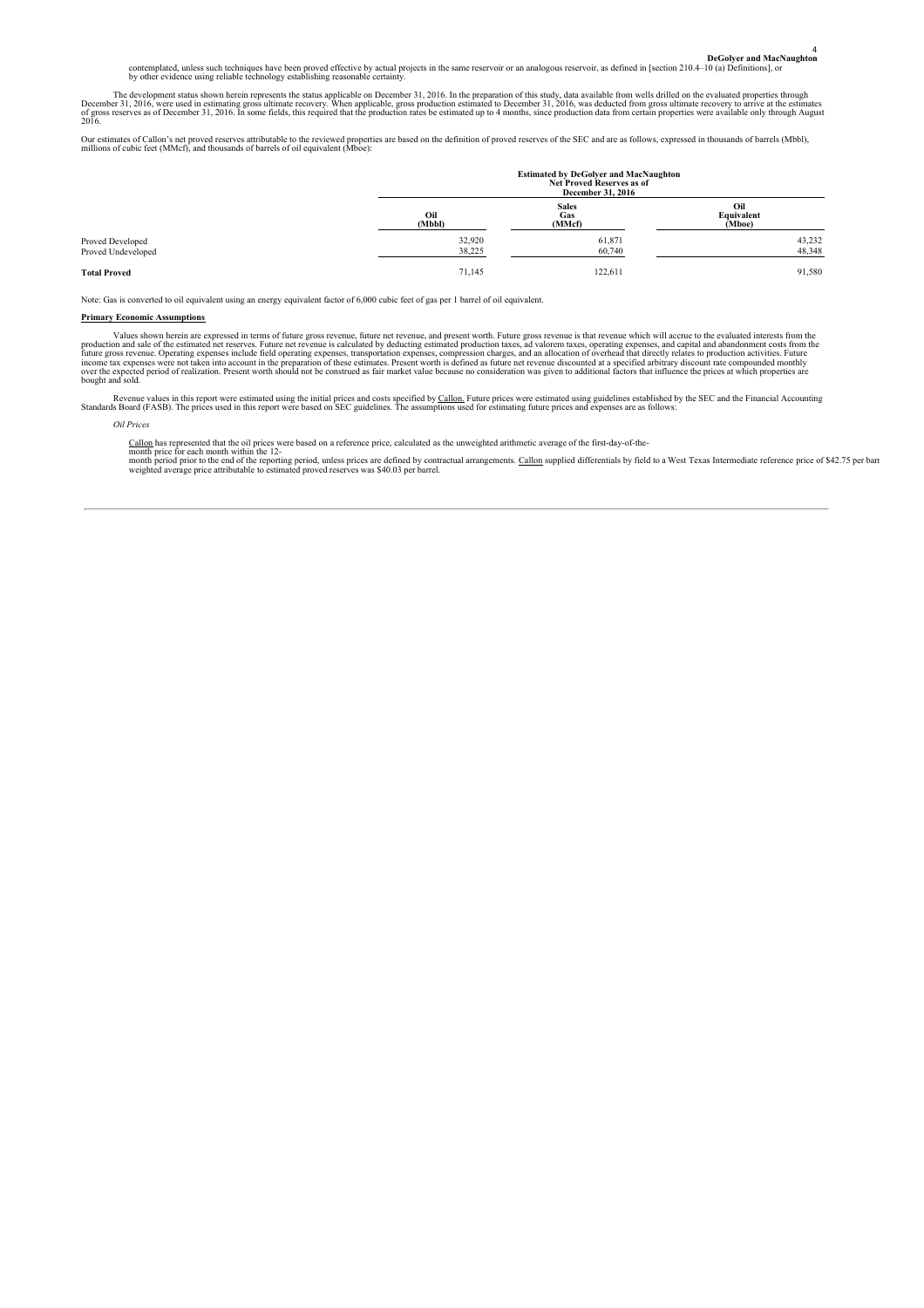contemplated, unless such techniques have been proved effective by actual projects in the same reservoir or an analogous reservoir, as defined in [section 210.4–10 (a) Definitions], or by other evidence using reliable technology establishing reasonable certainty.

The development status shown herein represents the status applicable on December 31, 2016. In the preparation of this study, data available from wells drilled on the evaluated properties through December 31, 2016, were used in estimating gross ultimate recovery. When applicable, gross production estimated to December 31, 2016, was deducted from gross ultimate recovery to arrive at the estimates of gross reserves as of December 31, 2016. In some fields, this required that the production rates be estimated up to 4 months, since production data from certain properties were available only through August 2016.

Our estimates of Callon's net proved reserves attributable to the reviewed properties are based on the definition of proved reserves of the SEC and are as follows, expressed in thousands of barrels (Mbbl), millions of cubic feet (MMcf), and thousands of barrels of oil equivalent (Mboe):

| | Estimated by DeGolyer and MacNaughton Net Proved Reserves as of December 31, 2016 | | |
|---|---|---|---|
| | Oil (Mbbl) | Sales Gas (MMcf) | Oil Equivalent (Mboe) |
| Proved Developed | 32,920 | 61,871 | 43,232 |
| Proved Undeveloped | 38,225 | 60,740 | 48,348 |
| **Total Proved** | 71,145 | 122,611 | 91,580 |

Note: Gas is converted to oil equivalent using an energy equivalent factor of 6,000 cubic feet of gas per 1 barrel of oil equivalent.

**Primary Economic Assumptions**

Values shown herein are expressed in terms of future gross revenue, future net revenue, and present worth. Future gross revenue is that revenue which will accrue to the evaluated interests from the production and sale of the estimated net reserves. Future net revenue is calculated by deducting estimated production taxes, ad valorem taxes, operating expenses, and capital and abandonment costs from the future gross revenue. Operating expenses include field operating expenses, transportation expenses, compression charges, and an allocation of overhead that directly relates to production activities. Future income tax expenses were not taken into account in the preparation of these estimates. Present worth is defined as future net revenue discounted at a specified arbitrary discount rate compounded monthly over the expected period of realization. Present worth should not be construed as fair market value because no consideration was given to additional factors that influence the prices at which properties are bought and sold.

Revenue values in this report were estimated using the initial prices and costs specified by Callon. Future prices were estimated using guidelines established by the SEC and the Financial Accounting Standards Board (FASB). The prices used in this report were based on SEC guidelines. The assumptions used for estimating future prices and expenses are as follows:

*Oil Prices*

Callon has represented that the oil prices were based on a reference price, calculated as the unweighted arithmetic average of the first-day-of-the-month price for each month within the 12-month period prior to the end of the reporting period, unless prices are defined by contractual arrangements. Callon supplied differentials by field to a West Texas Intermediate reference price of $42.75 per barrel and the prices were held constant thereafter. The volume-weighted average price attributable to estimated proved reserves was $40.03 per barrel.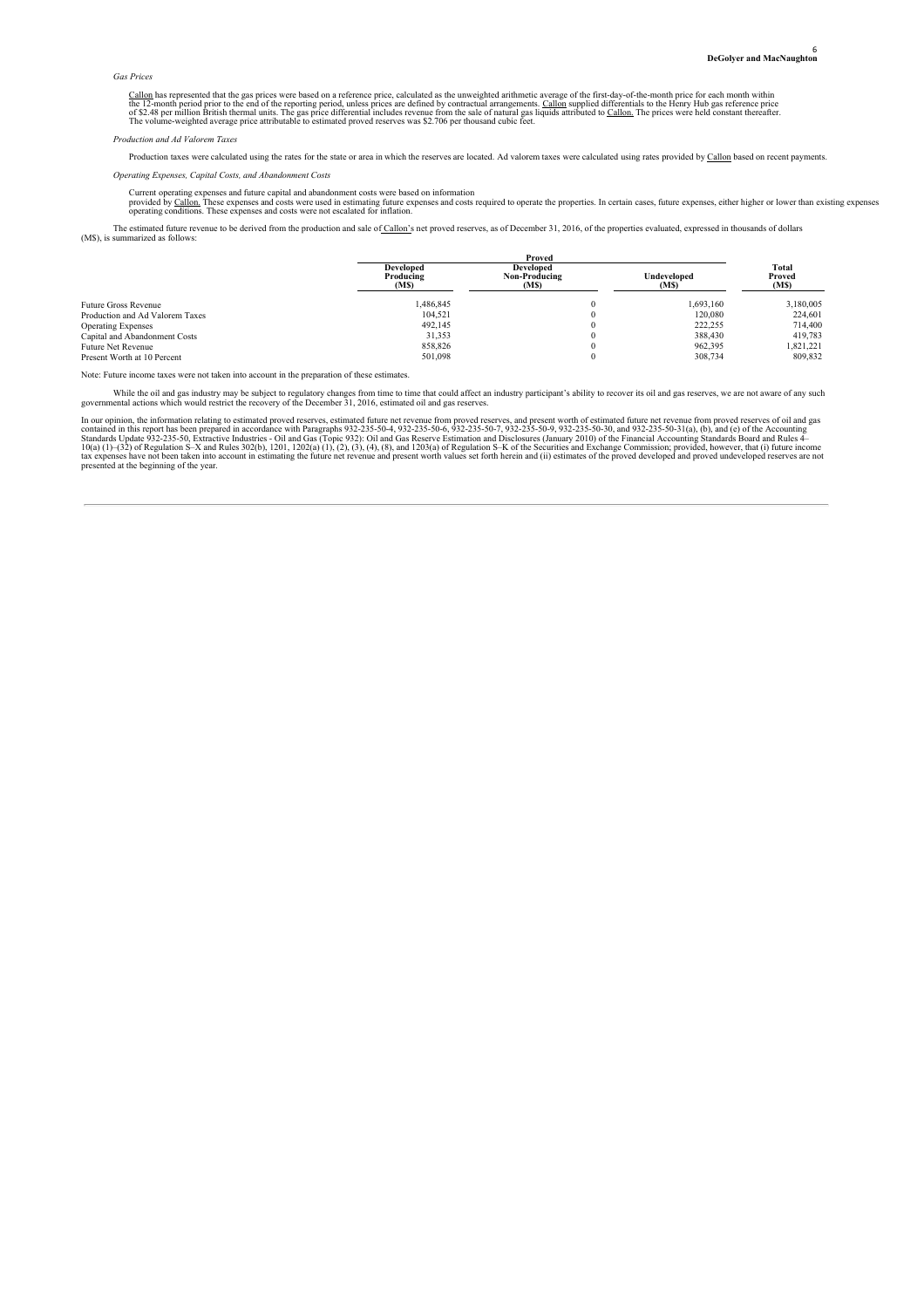*Gas Prices*

Callon has represented that the gas prices were based on a reference price, calculated as the unweighted arithmetic average of the first-day-of-the-month price for each month within the 12-month period prior to the end of the reporting period, unless prices are defined by contractual arrangements. Callon supplied differentials to the Henry Hub gas reference price of $2.48 per million British thermal units. The gas price differential includes revenue from the sale of natural gas liquids attributed to Callon. The prices were held constant thereafter. The volume-weighted average price attributable to estimated proved reserves was $2.706 per thousand cubic feet.

*Production and Ad Valorem Taxes*

Production taxes were calculated using the rates for the state or area in which the reserves are located. Ad valorem taxes were calculated using rates provided by Callon based on recent payments.

*Operating Expenses, Capital Costs, and Abandonment Costs*

Current operating expenses and future capital and abandonment costs were based on information provided by Callon. These expenses and costs were used in estimating future expenses and costs required to operate the properties. In certain cases, future expenses, either higher or lower than existing expenses operating conditions. These expenses and costs were not escalated for inflation.

The estimated future revenue to be derived from the production and sale of Callon's net proved reserves, as of December 31, 2016, of the properties evaluated, expressed in thousands of dollars (M$), is summarized as follows:

| | Proved | | | |
|---|---|---|---|---|
| | Developed Producing (M$) | Developed Non-Producing (M$) | Undeveloped (M$) | Total Proved (M$) |
| Future Gross Revenue | 1,486,845 | 0 | 1,693,160 | 3,180,005 |
| Production and Ad Valorem Taxes | 104,521 | 0 | 120,080 | 224,601 |
| Operating Expenses | 492,145 | 0 | 222,255 | 714,400 |
| Capital and Abandonment Costs | 31,353 | 0 | 388,430 | 419,783 |
| Future Net Revenue | 858,826 | 0 | 962,395 | 1,821,221 |
| Present Worth at 10 Percent | 501,098 | 0 | 308,734 | 809,832 |

Note: Future income taxes were not taken into account in the preparation of these estimates.

While the oil and gas industry may be subject to regulatory changes from time to time that could affect an industry participant's ability to recover its oil and gas reserves, we are not aware of any such governmental actions which would restrict the recovery of the December 31, 2016, estimated oil and gas reserves.

In our opinion, the information relating to estimated proved reserves, estimated future net revenue from proved reserves, and present worth of estimated future net revenue from proved reserves of oil and gas contained in this report has been prepared in accordance with Paragraphs 932-235-50-4, 932-235-50-6, 932-235-50-7, 932-235-50-9, 932-235-50-30, and 932-235-50-31(a), (b), and (e) of the Accounting Standards Update 932-235-50, Extractive Industries - Oil and Gas (Topic 932): Oil and Gas Reserve Estimation and Disclosures (January 2010) of the Financial Accounting Standards Board and Rules 4–10(a) (1)–(32) of Regulation S–X and Rules 302(b), 1201, 1202(a) (1), (2), (3), (4), (8), and 1203(a) of Regulation S–K of the Securities and Exchange Commission; provided, however, that (i) future income tax expenses have not been taken into account in estimating the future net revenue and present worth values set forth herein and (ii) estimates of the proved developed and proved undeveloped reserves are not presented at the beginning of the year.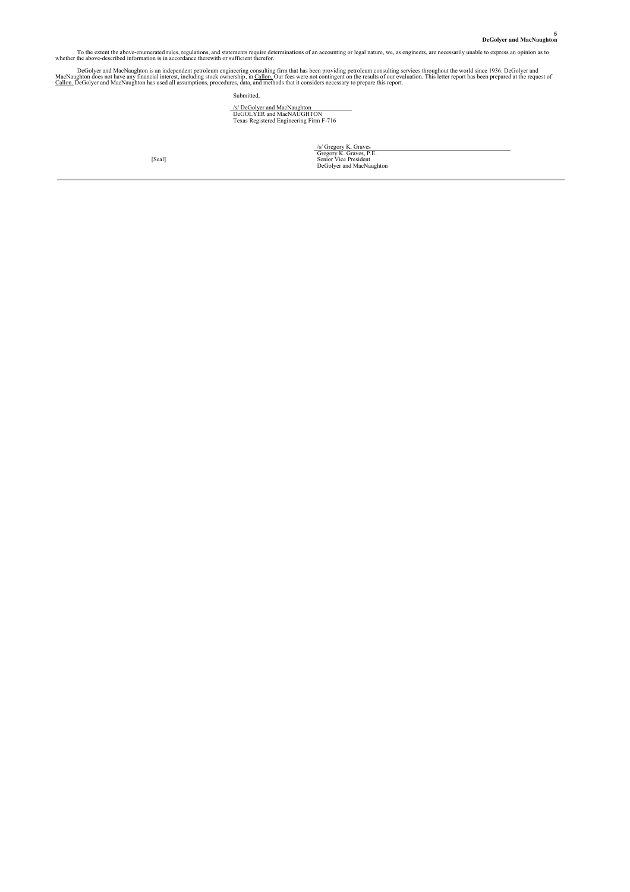To the extent the above-enumerated rules, regulations, and statements require determinations of an accounting or legal nature, we, as engineers, are necessarily unable to express an opinion as to whether the above-described information is in accordance therewith or sufficient therefor.

DeGolyer and MacNaughton is an independent petroleum engineering consulting firm that has been providing petroleum consulting services throughout the world since 1936. DeGolyer and MacNaughton does not have any financial interest, including stock ownership, in Callon. Our fees were not contingent on the results of our evaluation. This letter report has been prepared at the request of Callon. DeGolyer and MacNaughton has used all assumptions, procedures, data, and methods that it considers necessary to prepare this report.

Submitted,

/s/ DeGolyer and MacNaughton
DeGOLYER and MacNAUGHTON
Texas Registered Engineering Firm F-716

[Seal]

/s/ Gregory K. Graves
Gregory K. Graves, P.E.
Senior Vice President
DeGolyer and MacNaughton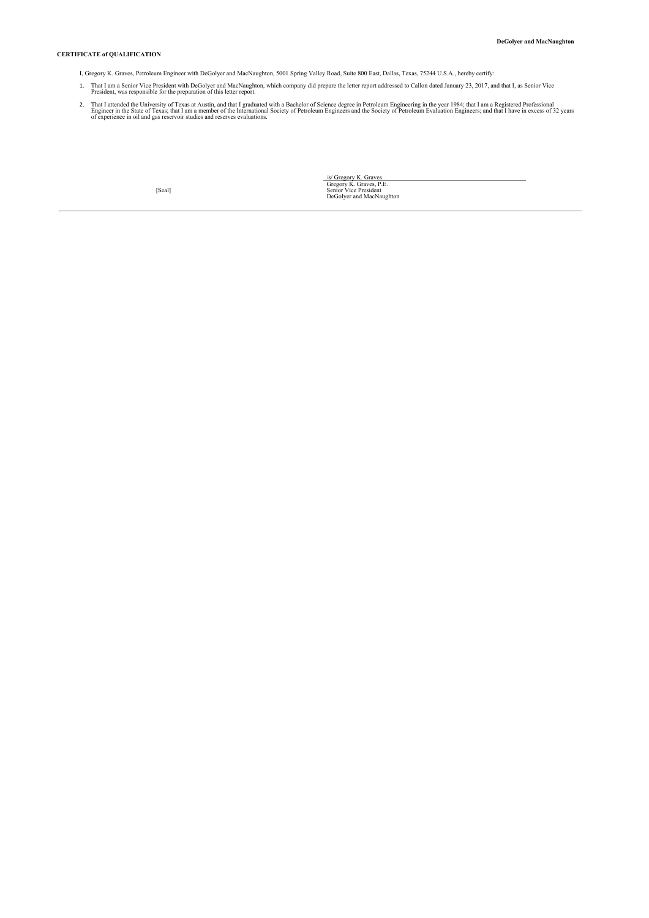**CERTIFICATE of QUALIFICATION**

I, Gregory K. Graves, Petroleum Engineer with DeGolyer and MacNaughton, 5001 Spring Valley Road, Suite 800 East, Dallas, Texas, 75244 U.S.A., hereby certify:

1. That I am a Senior Vice President with DeGolyer and MacNaughton, which company did prepare the letter report addressed to Callon dated January 23, 2017, and that I, as Senior Vice President, was responsible for the preparation of this letter report.

2. That I attended the University of Texas at Austin, and that I graduated with a Bachelor of Science degree in Petroleum Engineering in the year 1984; that I am a Registered Professional Engineer in the State of Texas; that I am a member of the International Society of Petroleum Engineers and the Society of Petroleum Evaluation Engineers; and that I have in excess of 32 years of experience in oil and gas reservoir studies and reserves evaluations.

[Seal]

/s/ Gregory K. Graves
Gregory K. Graves, P.E.
Senior Vice President
DeGolyer and MacNaughton